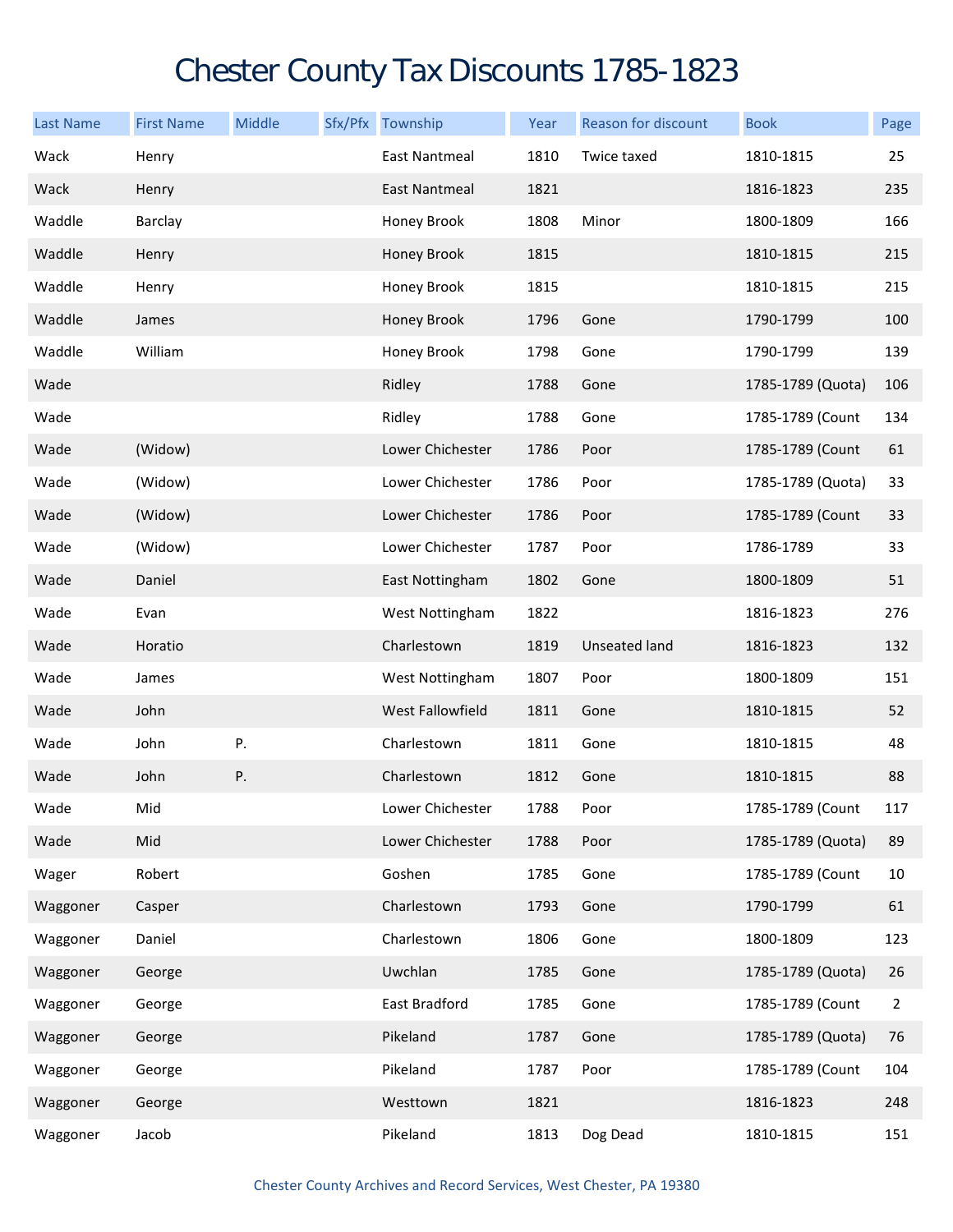# Chester County Tax Discounts 1785-1823

| Last Name | First Name | Middle | Sfx/Pfx | Township | Year | Reason for discount | Book | Page |
|---|---|---|---|---|---|---|---|---|
| Wack | Henry | | | East Nantmeal | 1810 | Twice taxed | 1810-1815 | 25 |
| Wack | Henry | | | East Nantmeal | 1821 | | 1816-1823 | 235 |
| Waddle | Barclay | | | Honey Brook | 1808 | Minor | 1800-1809 | 166 |
| Waddle | Henry | | | Honey Brook | 1815 | | 1810-1815 | 215 |
| Waddle | Henry | | | Honey Brook | 1815 | | 1810-1815 | 215 |
| Waddle | James | | | Honey Brook | 1796 | Gone | 1790-1799 | 100 |
| Waddle | William | | | Honey Brook | 1798 | Gone | 1790-1799 | 139 |
| Wade | | | | Ridley | 1788 | Gone | 1785-1789 (Quota) | 106 |
| Wade | | | | Ridley | 1788 | Gone | 1785-1789 (Count | 134 |
| Wade | (Widow) | | | Lower Chichester | 1786 | Poor | 1785-1789 (Count | 61 |
| Wade | (Widow) | | | Lower Chichester | 1786 | Poor | 1785-1789 (Quota) | 33 |
| Wade | (Widow) | | | Lower Chichester | 1786 | Poor | 1785-1789 (Count | 33 |
| Wade | (Widow) | | | Lower Chichester | 1787 | Poor | 1786-1789 | 33 |
| Wade | Daniel | | | East Nottingham | 1802 | Gone | 1800-1809 | 51 |
| Wade | Evan | | | West Nottingham | 1822 | | 1816-1823 | 276 |
| Wade | Horatio | | | Charlestown | 1819 | Unseated land | 1816-1823 | 132 |
| Wade | James | | | West Nottingham | 1807 | Poor | 1800-1809 | 151 |
| Wade | John | | | West Fallowfield | 1811 | Gone | 1810-1815 | 52 |
| Wade | John | P. | | Charlestown | 1811 | Gone | 1810-1815 | 48 |
| Wade | John | P. | | Charlestown | 1812 | Gone | 1810-1815 | 88 |
| Wade | Mid | | | Lower Chichester | 1788 | Poor | 1785-1789 (Count | 117 |
| Wade | Mid | | | Lower Chichester | 1788 | Poor | 1785-1789 (Quota) | 89 |
| Wager | Robert | | | Goshen | 1785 | Gone | 1785-1789 (Count | 10 |
| Waggoner | Casper | | | Charlestown | 1793 | Gone | 1790-1799 | 61 |
| Waggoner | Daniel | | | Charlestown | 1806 | Gone | 1800-1809 | 123 |
| Waggoner | George | | | Uwchlan | 1785 | Gone | 1785-1789 (Quota) | 26 |
| Waggoner | George | | | East Bradford | 1785 | Gone | 1785-1789 (Count | 2 |
| Waggoner | George | | | Pikeland | 1787 | Gone | 1785-1789 (Quota) | 76 |
| Waggoner | George | | | Pikeland | 1787 | Poor | 1785-1789 (Count | 104 |
| Waggoner | George | | | Westtown | 1821 | | 1816-1823 | 248 |
| Waggoner | Jacob | | | Pikeland | 1813 | Dog Dead | 1810-1815 | 151 |

Chester County Archives and Record Services, West Chester, PA 19380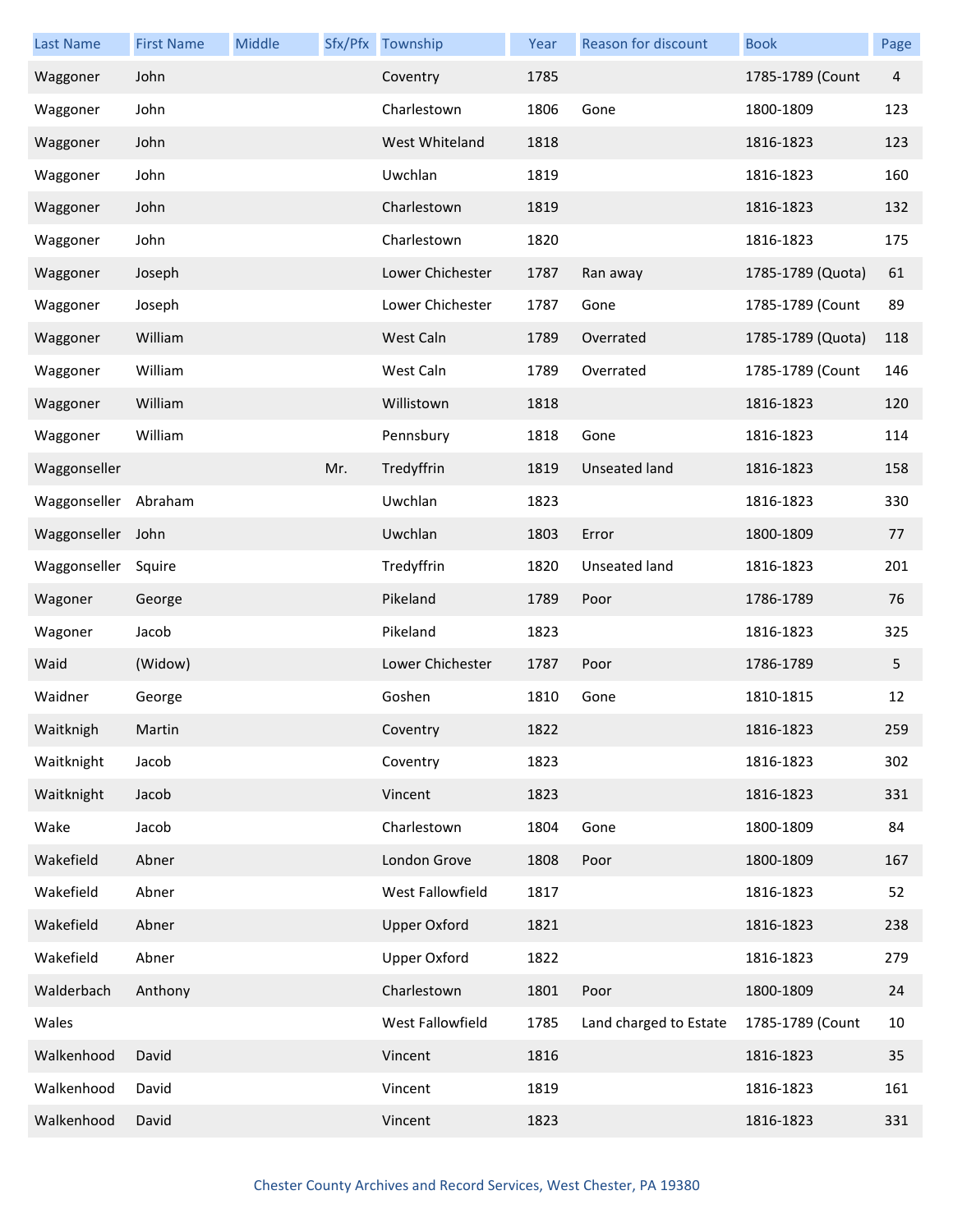| Last Name | First Name | Middle | Sfx/Pfx | Township | Year | Reason for discount | Book | Page |
| --- | --- | --- | --- | --- | --- | --- | --- | --- |
| Waggoner | John | | | Coventry | 1785 | | 1785-1789 (Count | 4 |
| Waggoner | John | | | Charlestown | 1806 | Gone | 1800-1809 | 123 |
| Waggoner | John | | | West Whiteland | 1818 | | 1816-1823 | 123 |
| Waggoner | John | | | Uwchlan | 1819 | | 1816-1823 | 160 |
| Waggoner | John | | | Charlestown | 1819 | | 1816-1823 | 132 |
| Waggoner | John | | | Charlestown | 1820 | | 1816-1823 | 175 |
| Waggoner | Joseph | | | Lower Chichester | 1787 | Ran away | 1785-1789 (Quota) | 61 |
| Waggoner | Joseph | | | Lower Chichester | 1787 | Gone | 1785-1789 (Count | 89 |
| Waggoner | William | | | West Caln | 1789 | Overrated | 1785-1789 (Quota) | 118 |
| Waggoner | William | | | West Caln | 1789 | Overrated | 1785-1789 (Count | 146 |
| Waggoner | William | | | Willistown | 1818 | | 1816-1823 | 120 |
| Waggoner | William | | | Pennsbury | 1818 | Gone | 1816-1823 | 114 |
| Waggonseller | | | Mr. | Tredyffrin | 1819 | Unseated land | 1816-1823 | 158 |
| Waggonseller | Abraham | | | Uwchlan | 1823 | | 1816-1823 | 330 |
| Waggonseller | John | | | Uwchlan | 1803 | Error | 1800-1809 | 77 |
| Waggonseller | Squire | | | Tredyffrin | 1820 | Unseated land | 1816-1823 | 201 |
| Wagoner | George | | | Pikeland | 1789 | Poor | 1786-1789 | 76 |
| Wagoner | Jacob | | | Pikeland | 1823 | | 1816-1823 | 325 |
| Waid | (Widow) | | | Lower Chichester | 1787 | Poor | 1786-1789 | 5 |
| Waidner | George | | | Goshen | 1810 | Gone | 1810-1815 | 12 |
| Waitknigh | Martin | | | Coventry | 1822 | | 1816-1823 | 259 |
| Waitknight | Jacob | | | Coventry | 1823 | | 1816-1823 | 302 |
| Waitknight | Jacob | | | Vincent | 1823 | | 1816-1823 | 331 |
| Wake | Jacob | | | Charlestown | 1804 | Gone | 1800-1809 | 84 |
| Wakefield | Abner | | | London Grove | 1808 | Poor | 1800-1809 | 167 |
| Wakefield | Abner | | | West Fallowfield | 1817 | | 1816-1823 | 52 |
| Wakefield | Abner | | | Upper Oxford | 1821 | | 1816-1823 | 238 |
| Wakefield | Abner | | | Upper Oxford | 1822 | | 1816-1823 | 279 |
| Walderbach | Anthony | | | Charlestown | 1801 | Poor | 1800-1809 | 24 |
| Wales | | | | West Fallowfield | 1785 | Land charged to Estate | 1785-1789 (Count | 10 |
| Walkenhood | David | | | Vincent | 1816 | | 1816-1823 | 35 |
| Walkenhood | David | | | Vincent | 1819 | | 1816-1823 | 161 |
| Walkenhood | David | | | Vincent | 1823 | | 1816-1823 | 331 |

Chester County Archives and Record Services, West Chester, PA 19380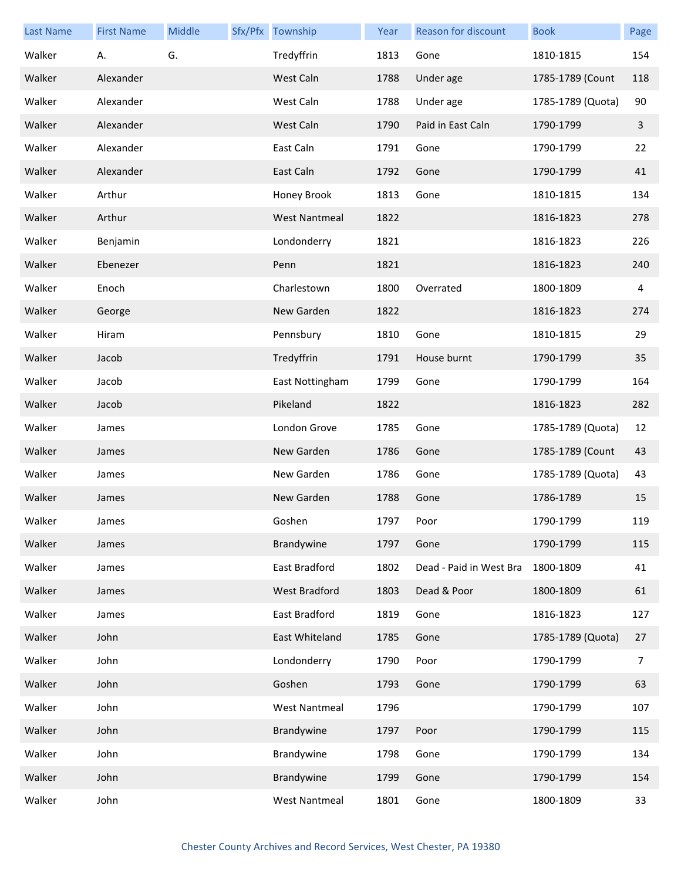| Last Name | First Name | Middle | Sfx/Pfx | Township | Year | Reason for discount | Book | Page |
|---|---|---|---|---|---|---|---|---|
| Walker | A. | G. | | Tredyffrin | 1813 | Gone | 1810-1815 | 154 |
| Walker | Alexander | | | West Caln | 1788 | Under age | 1785-1789 (Count | 118 |
| Walker | Alexander | | | West Caln | 1788 | Under age | 1785-1789 (Quota) | 90 |
| Walker | Alexander | | | West Caln | 1790 | Paid in East Caln | 1790-1799 | 3 |
| Walker | Alexander | | | East Caln | 1791 | Gone | 1790-1799 | 22 |
| Walker | Alexander | | | East Caln | 1792 | Gone | 1790-1799 | 41 |
| Walker | Arthur | | | Honey Brook | 1813 | Gone | 1810-1815 | 134 |
| Walker | Arthur | | | West Nantmeal | 1822 | | 1816-1823 | 278 |
| Walker | Benjamin | | | Londonderry | 1821 | | 1816-1823 | 226 |
| Walker | Ebenezer | | | Penn | 1821 | | 1816-1823 | 240 |
| Walker | Enoch | | | Charlestown | 1800 | Overrated | 1800-1809 | 4 |
| Walker | George | | | New Garden | 1822 | | 1816-1823 | 274 |
| Walker | Hiram | | | Pennsbury | 1810 | Gone | 1810-1815 | 29 |
| Walker | Jacob | | | Tredyffrin | 1791 | House burnt | 1790-1799 | 35 |
| Walker | Jacob | | | East Nottingham | 1799 | Gone | 1790-1799 | 164 |
| Walker | Jacob | | | Pikeland | 1822 | | 1816-1823 | 282 |
| Walker | James | | | London Grove | 1785 | Gone | 1785-1789 (Quota) | 12 |
| Walker | James | | | New Garden | 1786 | Gone | 1785-1789 (Count | 43 |
| Walker | James | | | New Garden | 1786 | Gone | 1785-1789 (Quota) | 43 |
| Walker | James | | | New Garden | 1788 | Gone | 1786-1789 | 15 |
| Walker | James | | | Goshen | 1797 | Poor | 1790-1799 | 119 |
| Walker | James | | | Brandywine | 1797 | Gone | 1790-1799 | 115 |
| Walker | James | | | East Bradford | 1802 | Dead - Paid in West Bra | 1800-1809 | 41 |
| Walker | James | | | West Bradford | 1803 | Dead & Poor | 1800-1809 | 61 |
| Walker | James | | | East Bradford | 1819 | Gone | 1816-1823 | 127 |
| Walker | John | | | East Whiteland | 1785 | Gone | 1785-1789 (Quota) | 27 |
| Walker | John | | | Londonderry | 1790 | Poor | 1790-1799 | 7 |
| Walker | John | | | Goshen | 1793 | Gone | 1790-1799 | 63 |
| Walker | John | | | West Nantmeal | 1796 | | 1790-1799 | 107 |
| Walker | John | | | Brandywine | 1797 | Poor | 1790-1799 | 115 |
| Walker | John | | | Brandywine | 1798 | Gone | 1790-1799 | 134 |
| Walker | John | | | Brandywine | 1799 | Gone | 1790-1799 | 154 |
| Walker | John | | | West Nantmeal | 1801 | Gone | 1800-1809 | 33 |

Chester County Archives and Record Services, West Chester, PA 19380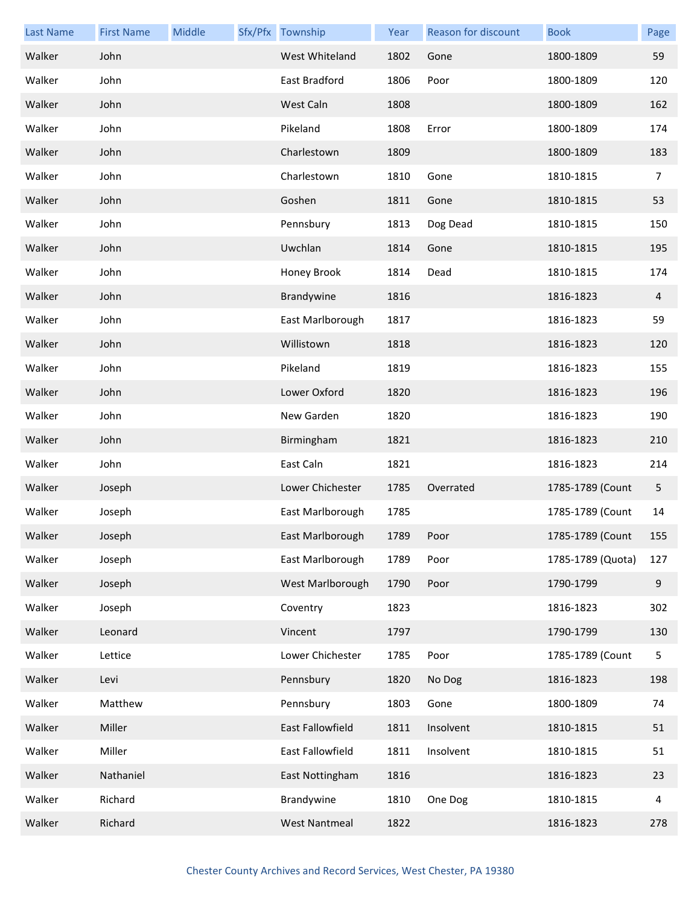| Last Name | First Name | Middle | Sfx/Pfx | Township | Year | Reason for discount | Book | Page |
|---|---|---|---|---|---|---|---|---|
| Walker | John | | | West Whiteland | 1802 | Gone | 1800-1809 | 59 |
| Walker | John | | | East Bradford | 1806 | Poor | 1800-1809 | 120 |
| Walker | John | | | West Caln | 1808 | | 1800-1809 | 162 |
| Walker | John | | | Pikeland | 1808 | Error | 1800-1809 | 174 |
| Walker | John | | | Charlestown | 1809 | | 1800-1809 | 183 |
| Walker | John | | | Charlestown | 1810 | Gone | 1810-1815 | 7 |
| Walker | John | | | Goshen | 1811 | Gone | 1810-1815 | 53 |
| Walker | John | | | Pennsbury | 1813 | Dog Dead | 1810-1815 | 150 |
| Walker | John | | | Uwchlan | 1814 | Gone | 1810-1815 | 195 |
| Walker | John | | | Honey Brook | 1814 | Dead | 1810-1815 | 174 |
| Walker | John | | | Brandywine | 1816 | | 1816-1823 | 4 |
| Walker | John | | | East Marlborough | 1817 | | 1816-1823 | 59 |
| Walker | John | | | Willistown | 1818 | | 1816-1823 | 120 |
| Walker | John | | | Pikeland | 1819 | | 1816-1823 | 155 |
| Walker | John | | | Lower Oxford | 1820 | | 1816-1823 | 196 |
| Walker | John | | | New Garden | 1820 | | 1816-1823 | 190 |
| Walker | John | | | Birmingham | 1821 | | 1816-1823 | 210 |
| Walker | John | | | East Caln | 1821 | | 1816-1823 | 214 |
| Walker | Joseph | | | Lower Chichester | 1785 | Overrated | 1785-1789 (Count | 5 |
| Walker | Joseph | | | East Marlborough | 1785 | | 1785-1789 (Count | 14 |
| Walker | Joseph | | | East Marlborough | 1789 | Poor | 1785-1789 (Count | 155 |
| Walker | Joseph | | | East Marlborough | 1789 | Poor | 1785-1789 (Quota) | 127 |
| Walker | Joseph | | | West Marlborough | 1790 | Poor | 1790-1799 | 9 |
| Walker | Joseph | | | Coventry | 1823 | | 1816-1823 | 302 |
| Walker | Leonard | | | Vincent | 1797 | | 1790-1799 | 130 |
| Walker | Lettice | | | Lower Chichester | 1785 | Poor | 1785-1789 (Count | 5 |
| Walker | Levi | | | Pennsbury | 1820 | No Dog | 1816-1823 | 198 |
| Walker | Matthew | | | Pennsbury | 1803 | Gone | 1800-1809 | 74 |
| Walker | Miller | | | East Fallowfield | 1811 | Insolvent | 1810-1815 | 51 |
| Walker | Miller | | | East Fallowfield | 1811 | Insolvent | 1810-1815 | 51 |
| Walker | Nathaniel | | | East Nottingham | 1816 | | 1816-1823 | 23 |
| Walker | Richard | | | Brandywine | 1810 | One Dog | 1810-1815 | 4 |
| Walker | Richard | | | West Nantmeal | 1822 | | 1816-1823 | 278 |

Chester County Archives and Record Services, West Chester, PA 19380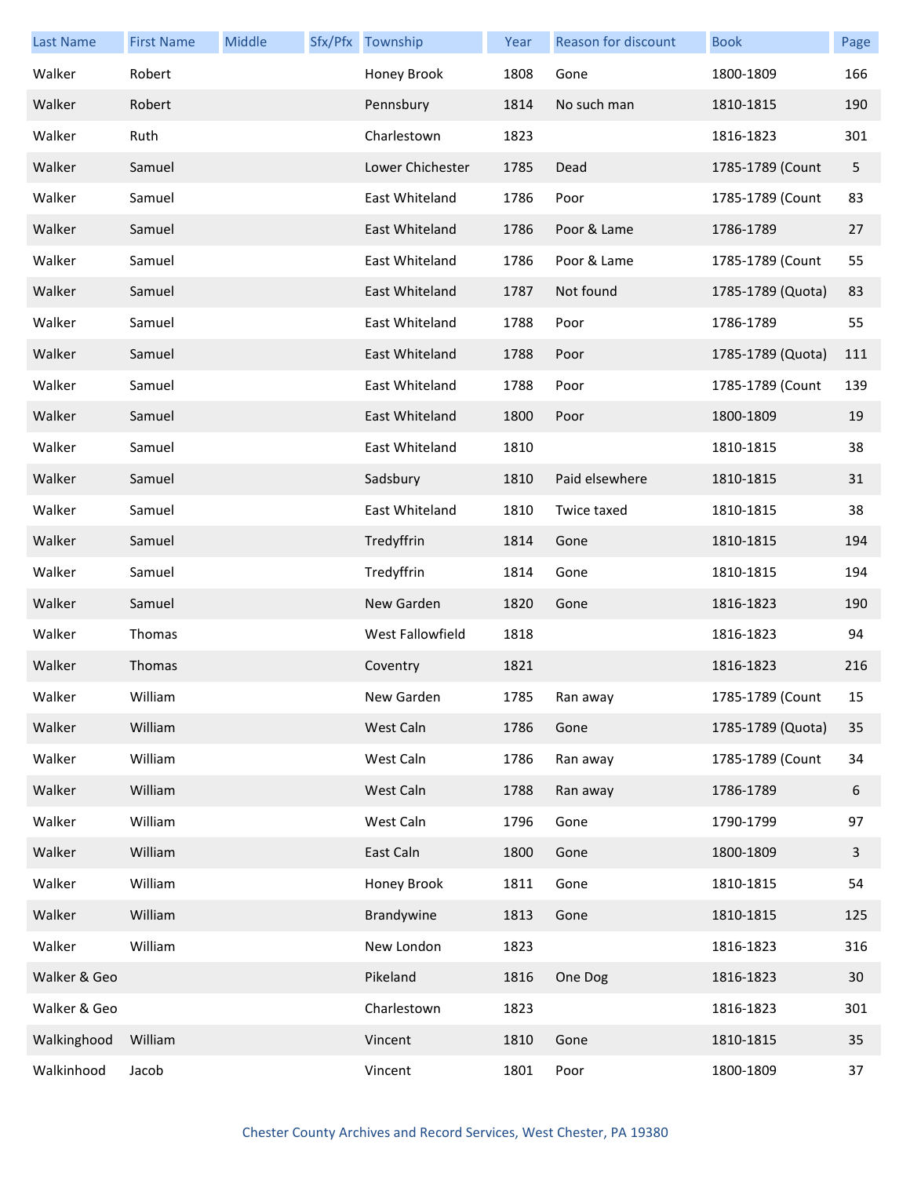| Last Name | First Name | Middle | Sfx/Pfx | Township | Year | Reason for discount | Book | Page |
|---|---|---|---|---|---|---|---|---|
| Walker | Robert | | | Honey Brook | 1808 | Gone | 1800-1809 | 166 |
| Walker | Robert | | | Pennsbury | 1814 | No such man | 1810-1815 | 190 |
| Walker | Ruth | | | Charlestown | 1823 | | 1816-1823 | 301 |
| Walker | Samuel | | | Lower Chichester | 1785 | Dead | 1785-1789 (Count | 5 |
| Walker | Samuel | | | East Whiteland | 1786 | Poor | 1785-1789 (Count | 83 |
| Walker | Samuel | | | East Whiteland | 1786 | Poor & Lame | 1786-1789 | 27 |
| Walker | Samuel | | | East Whiteland | 1786 | Poor & Lame | 1785-1789 (Count | 55 |
| Walker | Samuel | | | East Whiteland | 1787 | Not found | 1785-1789 (Quota) | 83 |
| Walker | Samuel | | | East Whiteland | 1788 | Poor | 1786-1789 | 55 |
| Walker | Samuel | | | East Whiteland | 1788 | Poor | 1785-1789 (Quota) | 111 |
| Walker | Samuel | | | East Whiteland | 1788 | Poor | 1785-1789 (Count | 139 |
| Walker | Samuel | | | East Whiteland | 1800 | Poor | 1800-1809 | 19 |
| Walker | Samuel | | | East Whiteland | 1810 | | 1810-1815 | 38 |
| Walker | Samuel | | | Sadsbury | 1810 | Paid elsewhere | 1810-1815 | 31 |
| Walker | Samuel | | | East Whiteland | 1810 | Twice taxed | 1810-1815 | 38 |
| Walker | Samuel | | | Tredyffrin | 1814 | Gone | 1810-1815 | 194 |
| Walker | Samuel | | | Tredyffrin | 1814 | Gone | 1810-1815 | 194 |
| Walker | Samuel | | | New Garden | 1820 | Gone | 1816-1823 | 190 |
| Walker | Thomas | | | West Fallowfield | 1818 | | 1816-1823 | 94 |
| Walker | Thomas | | | Coventry | 1821 | | 1816-1823 | 216 |
| Walker | William | | | New Garden | 1785 | Ran away | 1785-1789 (Count | 15 |
| Walker | William | | | West Caln | 1786 | Gone | 1785-1789 (Quota) | 35 |
| Walker | William | | | West Caln | 1786 | Ran away | 1785-1789 (Count | 34 |
| Walker | William | | | West Caln | 1788 | Ran away | 1786-1789 | 6 |
| Walker | William | | | West Caln | 1796 | Gone | 1790-1799 | 97 |
| Walker | William | | | East Caln | 1800 | Gone | 1800-1809 | 3 |
| Walker | William | | | Honey Brook | 1811 | Gone | 1810-1815 | 54 |
| Walker | William | | | Brandywine | 1813 | Gone | 1810-1815 | 125 |
| Walker | William | | | New London | 1823 | | 1816-1823 | 316 |
| Walker & Geo | | | | Pikeland | 1816 | One Dog | 1816-1823 | 30 |
| Walker & Geo | | | | Charlestown | 1823 | | 1816-1823 | 301 |
| Walkinghood | William | | | Vincent | 1810 | Gone | 1810-1815 | 35 |
| Walkinhood | Jacob | | | Vincent | 1801 | Poor | 1800-1809 | 37 |

Chester County Archives and Record Services, West Chester, PA 19380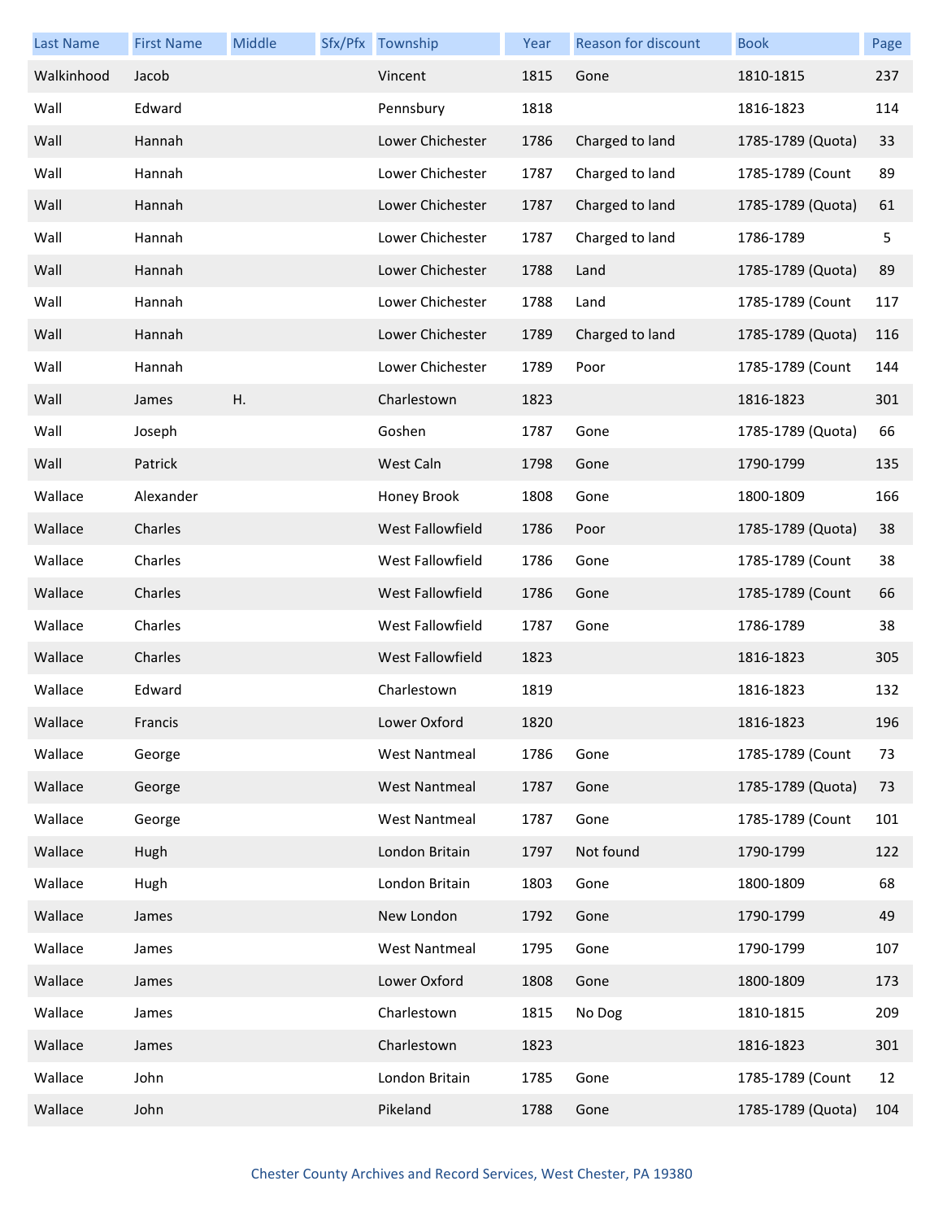| Last Name | First Name | Middle | Sfx/Pfx | Township | Year | Reason for discount | Book | Page |
|---|---|---|---|---|---|---|---|---|
| Walkinhood | Jacob | | | Vincent | 1815 | Gone | 1810-1815 | 237 |
| Wall | Edward | | | Pennsbury | 1818 | | 1816-1823 | 114 |
| Wall | Hannah | | | Lower Chichester | 1786 | Charged to land | 1785-1789 (Quota) | 33 |
| Wall | Hannah | | | Lower Chichester | 1787 | Charged to land | 1785-1789 (Count | 89 |
| Wall | Hannah | | | Lower Chichester | 1787 | Charged to land | 1785-1789 (Quota) | 61 |
| Wall | Hannah | | | Lower Chichester | 1787 | Charged to land | 1786-1789 | 5 |
| Wall | Hannah | | | Lower Chichester | 1788 | Land | 1785-1789 (Quota) | 89 |
| Wall | Hannah | | | Lower Chichester | 1788 | Land | 1785-1789 (Count | 117 |
| Wall | Hannah | | | Lower Chichester | 1789 | Charged to land | 1785-1789 (Quota) | 116 |
| Wall | Hannah | | | Lower Chichester | 1789 | Poor | 1785-1789 (Count | 144 |
| Wall | James | H. | | Charlestown | 1823 | | 1816-1823 | 301 |
| Wall | Joseph | | | Goshen | 1787 | Gone | 1785-1789 (Quota) | 66 |
| Wall | Patrick | | | West Caln | 1798 | Gone | 1790-1799 | 135 |
| Wallace | Alexander | | | Honey Brook | 1808 | Gone | 1800-1809 | 166 |
| Wallace | Charles | | | West Fallowfield | 1786 | Poor | 1785-1789 (Quota) | 38 |
| Wallace | Charles | | | West Fallowfield | 1786 | Gone | 1785-1789 (Count | 38 |
| Wallace | Charles | | | West Fallowfield | 1786 | Gone | 1785-1789 (Count | 66 |
| Wallace | Charles | | | West Fallowfield | 1787 | Gone | 1786-1789 | 38 |
| Wallace | Charles | | | West Fallowfield | 1823 | | 1816-1823 | 305 |
| Wallace | Edward | | | Charlestown | 1819 | | 1816-1823 | 132 |
| Wallace | Francis | | | Lower Oxford | 1820 | | 1816-1823 | 196 |
| Wallace | George | | | West Nantmeal | 1786 | Gone | 1785-1789 (Count | 73 |
| Wallace | George | | | West Nantmeal | 1787 | Gone | 1785-1789 (Quota) | 73 |
| Wallace | George | | | West Nantmeal | 1787 | Gone | 1785-1789 (Count | 101 |
| Wallace | Hugh | | | London Britain | 1797 | Not found | 1790-1799 | 122 |
| Wallace | Hugh | | | London Britain | 1803 | Gone | 1800-1809 | 68 |
| Wallace | James | | | New London | 1792 | Gone | 1790-1799 | 49 |
| Wallace | James | | | West Nantmeal | 1795 | Gone | 1790-1799 | 107 |
| Wallace | James | | | Lower Oxford | 1808 | Gone | 1800-1809 | 173 |
| Wallace | James | | | Charlestown | 1815 | No Dog | 1810-1815 | 209 |
| Wallace | James | | | Charlestown | 1823 | | 1816-1823 | 301 |
| Wallace | John | | | London Britain | 1785 | Gone | 1785-1789 (Count | 12 |
| Wallace | John | | | Pikeland | 1788 | Gone | 1785-1789 (Quota) | 104 |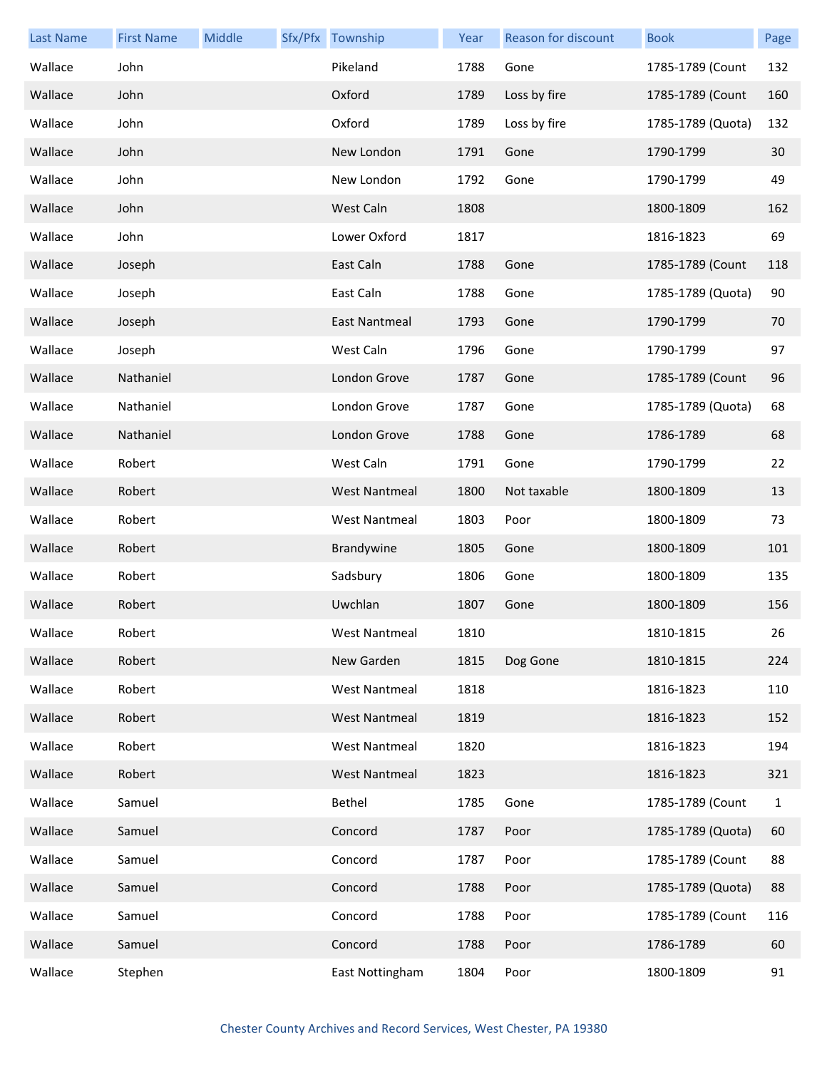| Last Name | First Name | Middle | Sfx/Pfx | Township | Year | Reason for discount | Book | Page |
|---|---|---|---|---|---|---|---|---|
| Wallace | John | | | Pikeland | 1788 | Gone | 1785-1789 (Count | 132 |
| Wallace | John | | | Oxford | 1789 | Loss by fire | 1785-1789 (Count | 160 |
| Wallace | John | | | Oxford | 1789 | Loss by fire | 1785-1789 (Quota) | 132 |
| Wallace | John | | | New London | 1791 | Gone | 1790-1799 | 30 |
| Wallace | John | | | New London | 1792 | Gone | 1790-1799 | 49 |
| Wallace | John | | | West Caln | 1808 | | 1800-1809 | 162 |
| Wallace | John | | | Lower Oxford | 1817 | | 1816-1823 | 69 |
| Wallace | Joseph | | | East Caln | 1788 | Gone | 1785-1789 (Count | 118 |
| Wallace | Joseph | | | East Caln | 1788 | Gone | 1785-1789 (Quota) | 90 |
| Wallace | Joseph | | | East Nantmeal | 1793 | Gone | 1790-1799 | 70 |
| Wallace | Joseph | | | West Caln | 1796 | Gone | 1790-1799 | 97 |
| Wallace | Nathaniel | | | London Grove | 1787 | Gone | 1785-1789 (Count | 96 |
| Wallace | Nathaniel | | | London Grove | 1787 | Gone | 1785-1789 (Quota) | 68 |
| Wallace | Nathaniel | | | London Grove | 1788 | Gone | 1786-1789 | 68 |
| Wallace | Robert | | | West Caln | 1791 | Gone | 1790-1799 | 22 |
| Wallace | Robert | | | West Nantmeal | 1800 | Not taxable | 1800-1809 | 13 |
| Wallace | Robert | | | West Nantmeal | 1803 | Poor | 1800-1809 | 73 |
| Wallace | Robert | | | Brandywine | 1805 | Gone | 1800-1809 | 101 |
| Wallace | Robert | | | Sadsbury | 1806 | Gone | 1800-1809 | 135 |
| Wallace | Robert | | | Uwchlan | 1807 | Gone | 1800-1809 | 156 |
| Wallace | Robert | | | West Nantmeal | 1810 | | 1810-1815 | 26 |
| Wallace | Robert | | | New Garden | 1815 | Dog Gone | 1810-1815 | 224 |
| Wallace | Robert | | | West Nantmeal | 1818 | | 1816-1823 | 110 |
| Wallace | Robert | | | West Nantmeal | 1819 | | 1816-1823 | 152 |
| Wallace | Robert | | | West Nantmeal | 1820 | | 1816-1823 | 194 |
| Wallace | Robert | | | West Nantmeal | 1823 | | 1816-1823 | 321 |
| Wallace | Samuel | | | Bethel | 1785 | Gone | 1785-1789 (Count | 1 |
| Wallace | Samuel | | | Concord | 1787 | Poor | 1785-1789 (Quota) | 60 |
| Wallace | Samuel | | | Concord | 1787 | Poor | 1785-1789 (Count | 88 |
| Wallace | Samuel | | | Concord | 1788 | Poor | 1785-1789 (Quota) | 88 |
| Wallace | Samuel | | | Concord | 1788 | Poor | 1785-1789 (Count | 116 |
| Wallace | Samuel | | | Concord | 1788 | Poor | 1786-1789 | 60 |
| Wallace | Stephen | | | East Nottingham | 1804 | Poor | 1800-1809 | 91 |

Chester County Archives and Record Services, West Chester, PA 19380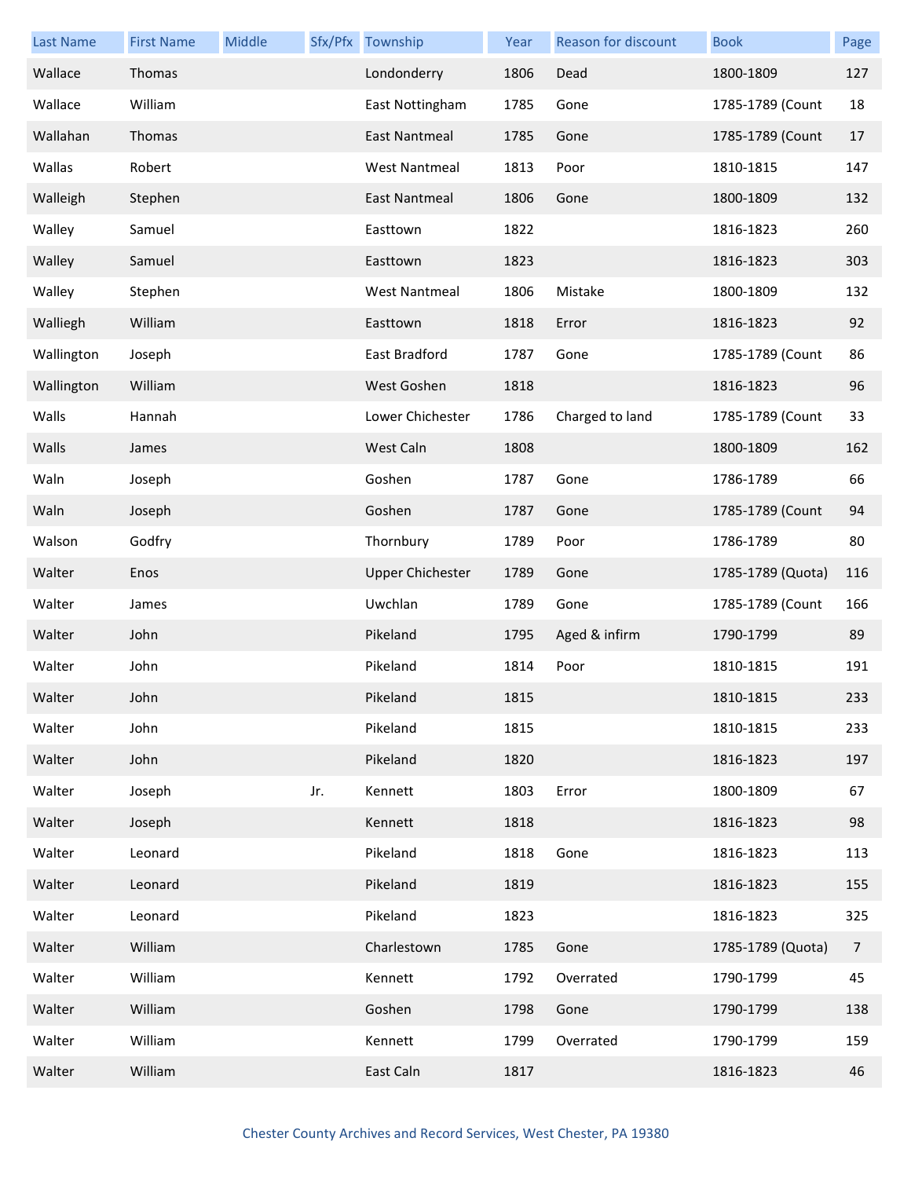| Last Name | First Name | Middle | Sfx/Pfx | Township | Year | Reason for discount | Book | Page |
|---|---|---|---|---|---|---|---|---|
| Wallace | Thomas | | | Londonderry | 1806 | Dead | 1800-1809 | 127 |
| Wallace | William | | | East Nottingham | 1785 | Gone | 1785-1789 (Count | 18 |
| Wallahan | Thomas | | | East Nantmeal | 1785 | Gone | 1785-1789 (Count | 17 |
| Wallas | Robert | | | West Nantmeal | 1813 | Poor | 1810-1815 | 147 |
| Walleigh | Stephen | | | East Nantmeal | 1806 | Gone | 1800-1809 | 132 |
| Walley | Samuel | | | Easttown | 1822 | | 1816-1823 | 260 |
| Walley | Samuel | | | Easttown | 1823 | | 1816-1823 | 303 |
| Walley | Stephen | | | West Nantmeal | 1806 | Mistake | 1800-1809 | 132 |
| Walliegh | William | | | Easttown | 1818 | Error | 1816-1823 | 92 |
| Wallington | Joseph | | | East Bradford | 1787 | Gone | 1785-1789 (Count | 86 |
| Wallington | William | | | West Goshen | 1818 | | 1816-1823 | 96 |
| Walls | Hannah | | | Lower Chichester | 1786 | Charged to land | 1785-1789 (Count | 33 |
| Walls | James | | | West Caln | 1808 | | 1800-1809 | 162 |
| Waln | Joseph | | | Goshen | 1787 | Gone | 1786-1789 | 66 |
| Waln | Joseph | | | Goshen | 1787 | Gone | 1785-1789 (Count | 94 |
| Walson | Godfry | | | Thornbury | 1789 | Poor | 1786-1789 | 80 |
| Walter | Enos | | | Upper Chichester | 1789 | Gone | 1785-1789 (Quota) | 116 |
| Walter | James | | | Uwchlan | 1789 | Gone | 1785-1789 (Count | 166 |
| Walter | John | | | Pikeland | 1795 | Aged & infirm | 1790-1799 | 89 |
| Walter | John | | | Pikeland | 1814 | Poor | 1810-1815 | 191 |
| Walter | John | | | Pikeland | 1815 | | 1810-1815 | 233 |
| Walter | John | | | Pikeland | 1815 | | 1810-1815 | 233 |
| Walter | John | | | Pikeland | 1820 | | 1816-1823 | 197 |
| Walter | Joseph | | Jr. | Kennett | 1803 | Error | 1800-1809 | 67 |
| Walter | Joseph | | | Kennett | 1818 | | 1816-1823 | 98 |
| Walter | Leonard | | | Pikeland | 1818 | Gone | 1816-1823 | 113 |
| Walter | Leonard | | | Pikeland | 1819 | | 1816-1823 | 155 |
| Walter | Leonard | | | Pikeland | 1823 | | 1816-1823 | 325 |
| Walter | William | | | Charlestown | 1785 | Gone | 1785-1789 (Quota) | 7 |
| Walter | William | | | Kennett | 1792 | Overrated | 1790-1799 | 45 |
| Walter | William | | | Goshen | 1798 | Gone | 1790-1799 | 138 |
| Walter | William | | | Kennett | 1799 | Overrated | 1790-1799 | 159 |
| Walter | William | | | East Caln | 1817 | | 1816-1823 | 46 |

Chester County Archives and Record Services, West Chester, PA 19380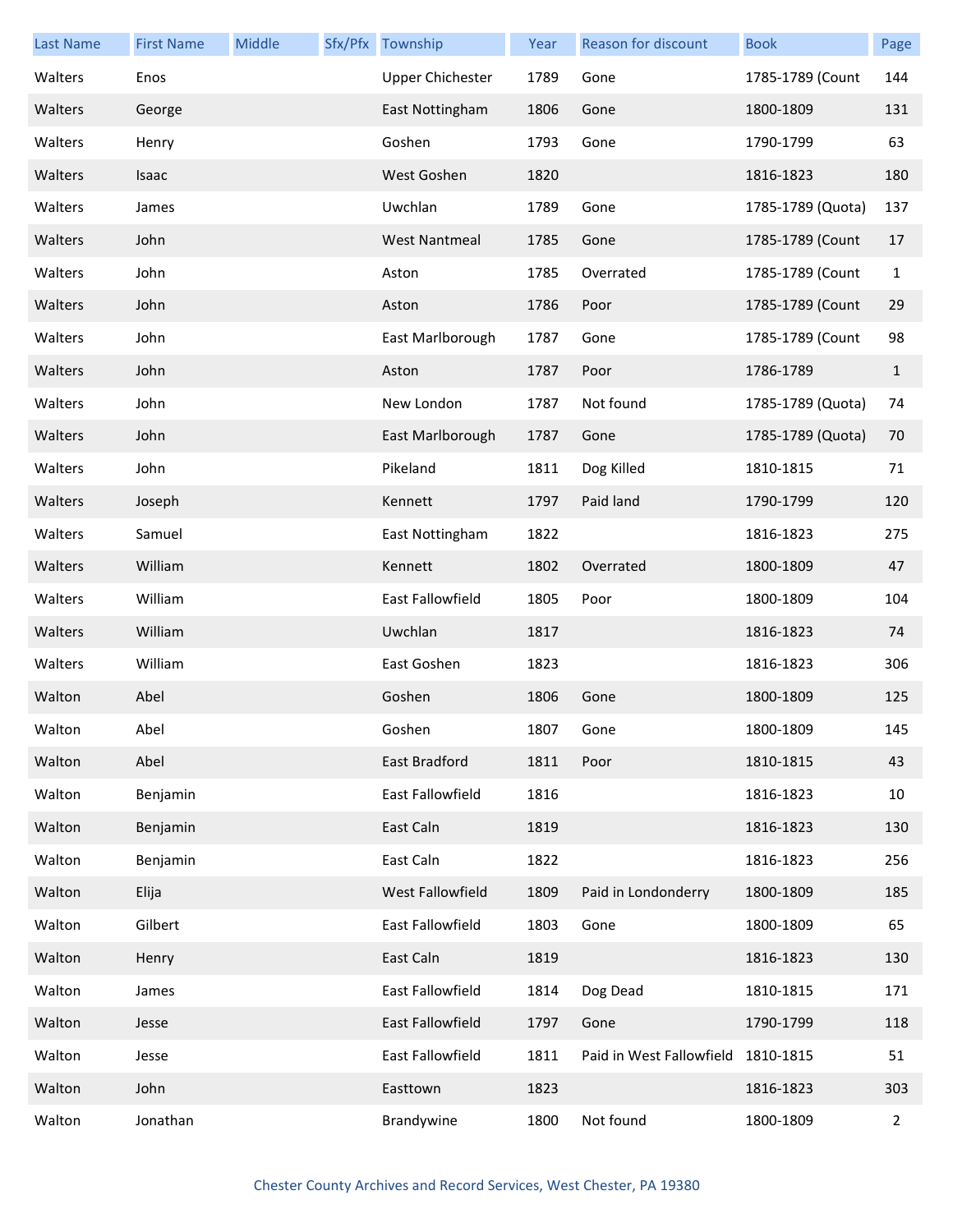| Last Name | First Name | Middle | Sfx/Pfx | Township | Year | Reason for discount | Book | Page |
|---|---|---|---|---|---|---|---|---|
| Walters | Enos | | | Upper Chichester | 1789 | Gone | 1785-1789 (Count | 144 |
| Walters | George | | | East Nottingham | 1806 | Gone | 1800-1809 | 131 |
| Walters | Henry | | | Goshen | 1793 | Gone | 1790-1799 | 63 |
| Walters | Isaac | | | West Goshen | 1820 | | 1816-1823 | 180 |
| Walters | James | | | Uwchlan | 1789 | Gone | 1785-1789 (Quota) | 137 |
| Walters | John | | | West Nantmeal | 1785 | Gone | 1785-1789 (Count | 17 |
| Walters | John | | | Aston | 1785 | Overrated | 1785-1789 (Count | 1 |
| Walters | John | | | Aston | 1786 | Poor | 1785-1789 (Count | 29 |
| Walters | John | | | East Marlborough | 1787 | Gone | 1785-1789 (Count | 98 |
| Walters | John | | | Aston | 1787 | Poor | 1786-1789 | 1 |
| Walters | John | | | New London | 1787 | Not found | 1785-1789 (Quota) | 74 |
| Walters | John | | | East Marlborough | 1787 | Gone | 1785-1789 (Quota) | 70 |
| Walters | John | | | Pikeland | 1811 | Dog Killed | 1810-1815 | 71 |
| Walters | Joseph | | | Kennett | 1797 | Paid land | 1790-1799 | 120 |
| Walters | Samuel | | | East Nottingham | 1822 | | 1816-1823 | 275 |
| Walters | William | | | Kennett | 1802 | Overrated | 1800-1809 | 47 |
| Walters | William | | | East Fallowfield | 1805 | Poor | 1800-1809 | 104 |
| Walters | William | | | Uwchlan | 1817 | | 1816-1823 | 74 |
| Walters | William | | | East Goshen | 1823 | | 1816-1823 | 306 |
| Walton | Abel | | | Goshen | 1806 | Gone | 1800-1809 | 125 |
| Walton | Abel | | | Goshen | 1807 | Gone | 1800-1809 | 145 |
| Walton | Abel | | | East Bradford | 1811 | Poor | 1810-1815 | 43 |
| Walton | Benjamin | | | East Fallowfield | 1816 | | 1816-1823 | 10 |
| Walton | Benjamin | | | East Caln | 1819 | | 1816-1823 | 130 |
| Walton | Benjamin | | | East Caln | 1822 | | 1816-1823 | 256 |
| Walton | Elija | | | West Fallowfield | 1809 | Paid in Londonderry | 1800-1809 | 185 |
| Walton | Gilbert | | | East Fallowfield | 1803 | Gone | 1800-1809 | 65 |
| Walton | Henry | | | East Caln | 1819 | | 1816-1823 | 130 |
| Walton | James | | | East Fallowfield | 1814 | Dog Dead | 1810-1815 | 171 |
| Walton | Jesse | | | East Fallowfield | 1797 | Gone | 1790-1799 | 118 |
| Walton | Jesse | | | East Fallowfield | 1811 | Paid in West Fallowfield | 1810-1815 | 51 |
| Walton | John | | | Easttown | 1823 | | 1816-1823 | 303 |
| Walton | Jonathan | | | Brandywine | 1800 | Not found | 1800-1809 | 2 |

Chester County Archives and Record Services, West Chester, PA 19380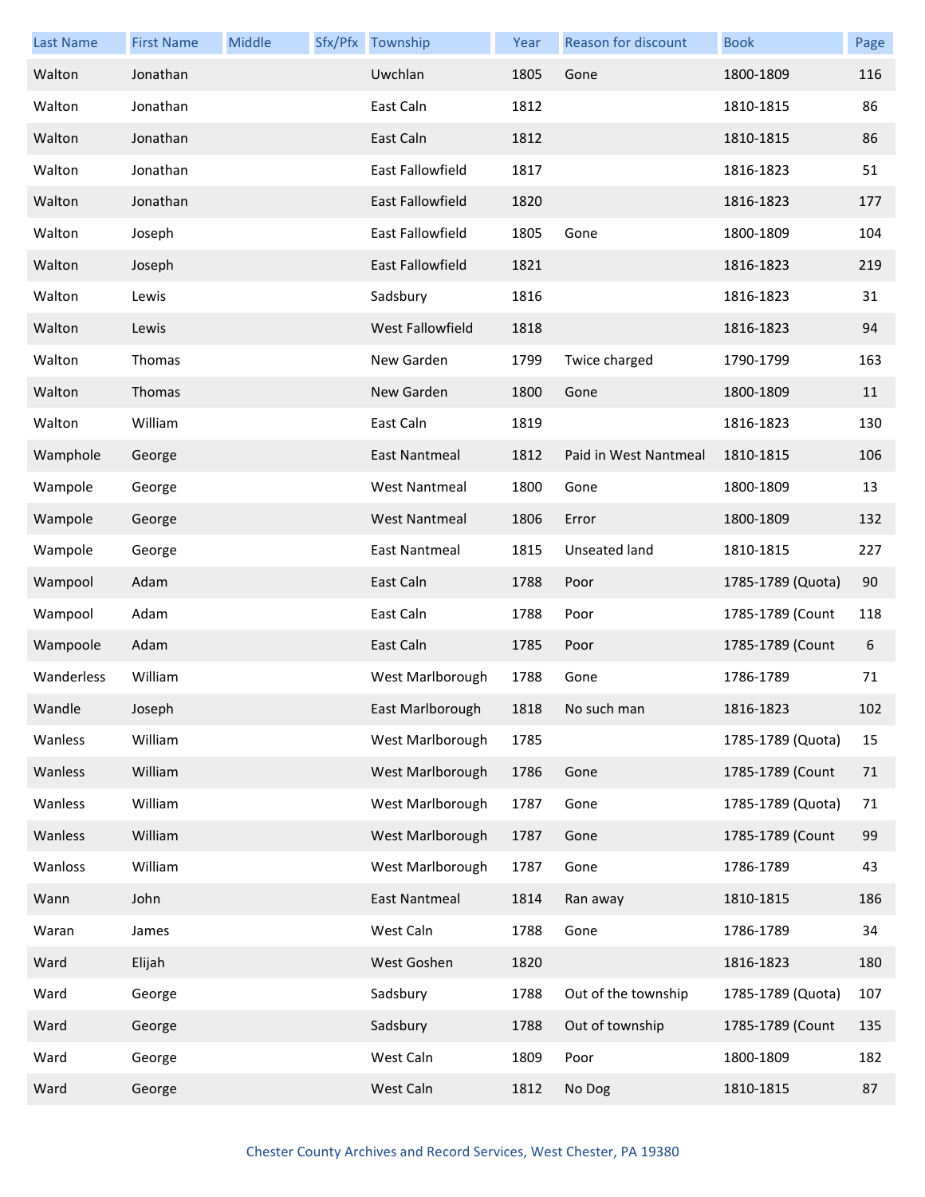| Last Name | First Name | Middle | Sfx/Pfx | Township | Year | Reason for discount | Book | Page |
|---|---|---|---|---|---|---|---|---|
| Walton | Jonathan | | | Uwchlan | 1805 | Gone | 1800-1809 | 116 |
| Walton | Jonathan | | | East Caln | 1812 | | 1810-1815 | 86 |
| Walton | Jonathan | | | East Caln | 1812 | | 1810-1815 | 86 |
| Walton | Jonathan | | | East Fallowfield | 1817 | | 1816-1823 | 51 |
| Walton | Jonathan | | | East Fallowfield | 1820 | | 1816-1823 | 177 |
| Walton | Joseph | | | East Fallowfield | 1805 | Gone | 1800-1809 | 104 |
| Walton | Joseph | | | East Fallowfield | 1821 | | 1816-1823 | 219 |
| Walton | Lewis | | | Sadsbury | 1816 | | 1816-1823 | 31 |
| Walton | Lewis | | | West Fallowfield | 1818 | | 1816-1823 | 94 |
| Walton | Thomas | | | New Garden | 1799 | Twice charged | 1790-1799 | 163 |
| Walton | Thomas | | | New Garden | 1800 | Gone | 1800-1809 | 11 |
| Walton | William | | | East Caln | 1819 | | 1816-1823 | 130 |
| Wamphole | George | | | East Nantmeal | 1812 | Paid in West Nantmeal | 1810-1815 | 106 |
| Wampole | George | | | West Nantmeal | 1800 | Gone | 1800-1809 | 13 |
| Wampole | George | | | West Nantmeal | 1806 | Error | 1800-1809 | 132 |
| Wampole | George | | | East Nantmeal | 1815 | Unseated land | 1810-1815 | 227 |
| Wampool | Adam | | | East Caln | 1788 | Poor | 1785-1789 (Quota) | 90 |
| Wampool | Adam | | | East Caln | 1788 | Poor | 1785-1789 (Count | 118 |
| Wampoole | Adam | | | East Caln | 1785 | Poor | 1785-1789 (Count | 6 |
| Wanderless | William | | | West Marlborough | 1788 | Gone | 1786-1789 | 71 |
| Wandle | Joseph | | | East Marlborough | 1818 | No such man | 1816-1823 | 102 |
| Wanless | William | | | West Marlborough | 1785 | | 1785-1789 (Quota) | 15 |
| Wanless | William | | | West Marlborough | 1786 | Gone | 1785-1789 (Count | 71 |
| Wanless | William | | | West Marlborough | 1787 | Gone | 1785-1789 (Quota) | 71 |
| Wanless | William | | | West Marlborough | 1787 | Gone | 1785-1789 (Count | 99 |
| Wanloss | William | | | West Marlborough | 1787 | Gone | 1786-1789 | 43 |
| Wann | John | | | East Nantmeal | 1814 | Ran away | 1810-1815 | 186 |
| Waran | James | | | West Caln | 1788 | Gone | 1786-1789 | 34 |
| Ward | Elijah | | | West Goshen | 1820 | | 1816-1823 | 180 |
| Ward | George | | | Sadsbury | 1788 | Out of the township | 1785-1789 (Quota) | 107 |
| Ward | George | | | Sadsbury | 1788 | Out of township | 1785-1789 (Count | 135 |
| Ward | George | | | West Caln | 1809 | Poor | 1800-1809 | 182 |
| Ward | George | | | West Caln | 1812 | No Dog | 1810-1815 | 87 |

Chester County Archives and Record Services, West Chester, PA 19380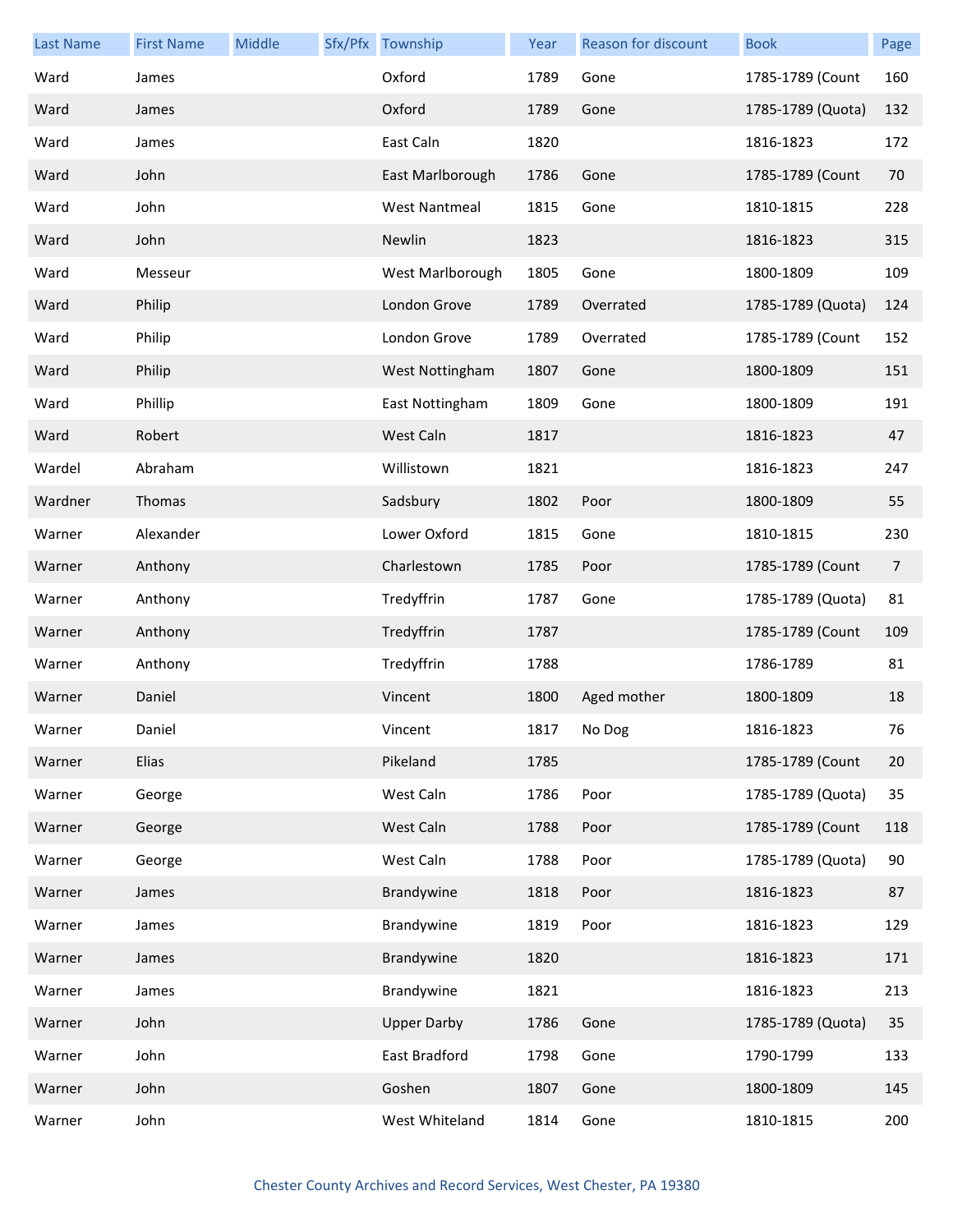| Last Name | First Name | Middle | Sfx/Pfx | Township | Year | Reason for discount | Book | Page |
|---|---|---|---|---|---|---|---|---|
| Ward | James | | | Oxford | 1789 | Gone | 1785-1789 (Count | 160 |
| Ward | James | | | Oxford | 1789 | Gone | 1785-1789 (Quota) | 132 |
| Ward | James | | | East Caln | 1820 | | 1816-1823 | 172 |
| Ward | John | | | East Marlborough | 1786 | Gone | 1785-1789 (Count | 70 |
| Ward | John | | | West Nantmeal | 1815 | Gone | 1810-1815 | 228 |
| Ward | John | | | Newlin | 1823 | | 1816-1823 | 315 |
| Ward | Messeur | | | West Marlborough | 1805 | Gone | 1800-1809 | 109 |
| Ward | Philip | | | London Grove | 1789 | Overrated | 1785-1789 (Quota) | 124 |
| Ward | Philip | | | London Grove | 1789 | Overrated | 1785-1789 (Count | 152 |
| Ward | Philip | | | West Nottingham | 1807 | Gone | 1800-1809 | 151 |
| Ward | Phillip | | | East Nottingham | 1809 | Gone | 1800-1809 | 191 |
| Ward | Robert | | | West Caln | 1817 | | 1816-1823 | 47 |
| Wardel | Abraham | | | Willistown | 1821 | | 1816-1823 | 247 |
| Wardner | Thomas | | | Sadsbury | 1802 | Poor | 1800-1809 | 55 |
| Warner | Alexander | | | Lower Oxford | 1815 | Gone | 1810-1815 | 230 |
| Warner | Anthony | | | Charlestown | 1785 | Poor | 1785-1789 (Count | 7 |
| Warner | Anthony | | | Tredyffrin | 1787 | Gone | 1785-1789 (Quota) | 81 |
| Warner | Anthony | | | Tredyffrin | 1787 | | 1785-1789 (Count | 109 |
| Warner | Anthony | | | Tredyffrin | 1788 | | 1786-1789 | 81 |
| Warner | Daniel | | | Vincent | 1800 | Aged mother | 1800-1809 | 18 |
| Warner | Daniel | | | Vincent | 1817 | No Dog | 1816-1823 | 76 |
| Warner | Elias | | | Pikeland | 1785 | | 1785-1789 (Count | 20 |
| Warner | George | | | West Caln | 1786 | Poor | 1785-1789 (Quota) | 35 |
| Warner | George | | | West Caln | 1788 | Poor | 1785-1789 (Count | 118 |
| Warner | George | | | West Caln | 1788 | Poor | 1785-1789 (Quota) | 90 |
| Warner | James | | | Brandywine | 1818 | Poor | 1816-1823 | 87 |
| Warner | James | | | Brandywine | 1819 | Poor | 1816-1823 | 129 |
| Warner | James | | | Brandywine | 1820 | | 1816-1823 | 171 |
| Warner | James | | | Brandywine | 1821 | | 1816-1823 | 213 |
| Warner | John | | | Upper Darby | 1786 | Gone | 1785-1789 (Quota) | 35 |
| Warner | John | | | East Bradford | 1798 | Gone | 1790-1799 | 133 |
| Warner | John | | | Goshen | 1807 | Gone | 1800-1809 | 145 |
| Warner | John | | | West Whiteland | 1814 | Gone | 1810-1815 | 200 |

Chester County Archives and Record Services, West Chester, PA 19380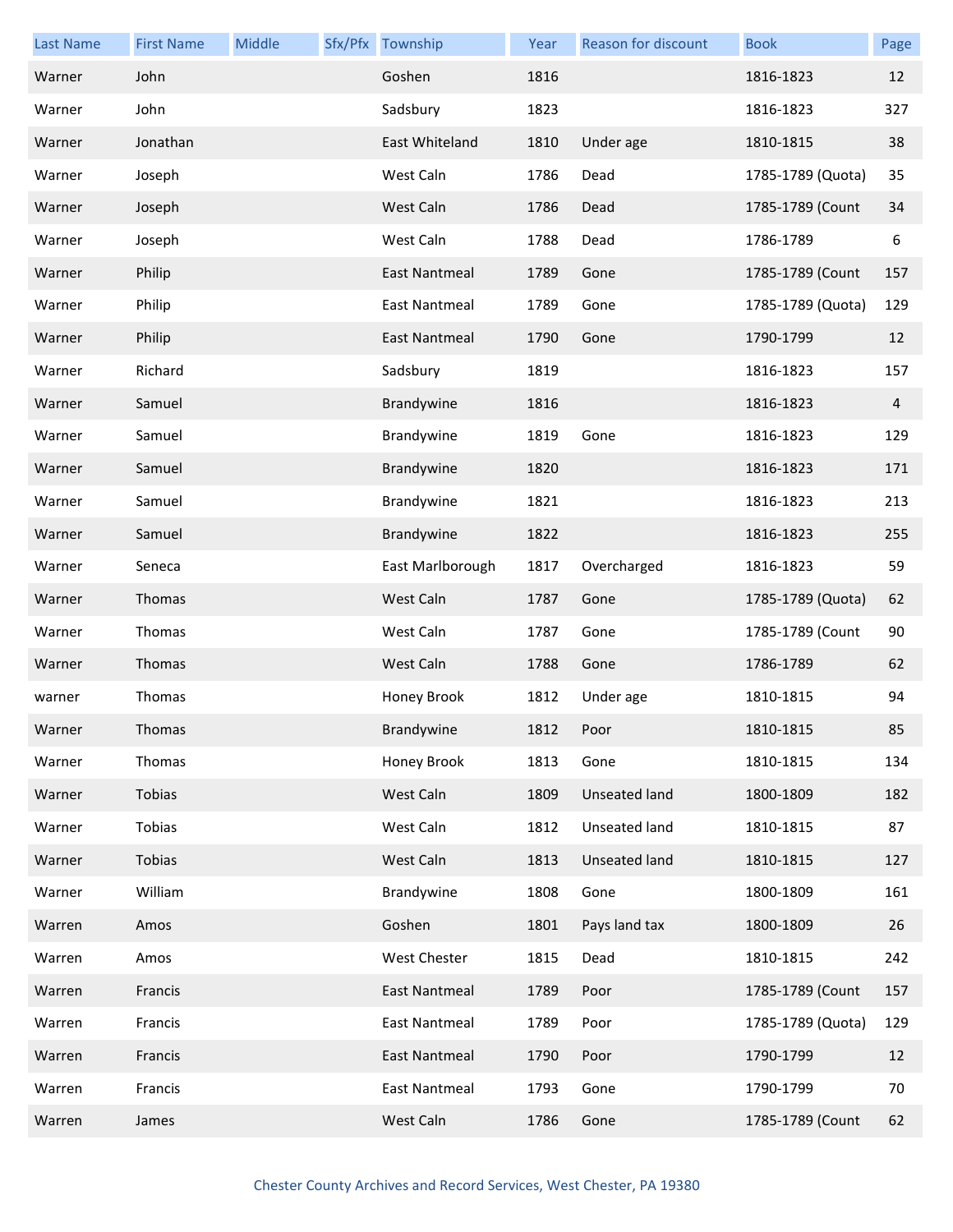| Last Name | First Name | Middle | Sfx/Pfx | Township | Year | Reason for discount | Book | Page |
|---|---|---|---|---|---|---|---|---|
| Warner | John | | | Goshen | 1816 | | 1816-1823 | 12 |
| Warner | John | | | Sadsbury | 1823 | | 1816-1823 | 327 |
| Warner | Jonathan | | | East Whiteland | 1810 | Under age | 1810-1815 | 38 |
| Warner | Joseph | | | West Caln | 1786 | Dead | 1785-1789 (Quota) | 35 |
| Warner | Joseph | | | West Caln | 1786 | Dead | 1785-1789 (Count | 34 |
| Warner | Joseph | | | West Caln | 1788 | Dead | 1786-1789 | 6 |
| Warner | Philip | | | East Nantmeal | 1789 | Gone | 1785-1789 (Count | 157 |
| Warner | Philip | | | East Nantmeal | 1789 | Gone | 1785-1789 (Quota) | 129 |
| Warner | Philip | | | East Nantmeal | 1790 | Gone | 1790-1799 | 12 |
| Warner | Richard | | | Sadsbury | 1819 | | 1816-1823 | 157 |
| Warner | Samuel | | | Brandywine | 1816 | | 1816-1823 | 4 |
| Warner | Samuel | | | Brandywine | 1819 | Gone | 1816-1823 | 129 |
| Warner | Samuel | | | Brandywine | 1820 | | 1816-1823 | 171 |
| Warner | Samuel | | | Brandywine | 1821 | | 1816-1823 | 213 |
| Warner | Samuel | | | Brandywine | 1822 | | 1816-1823 | 255 |
| Warner | Seneca | | | East Marlborough | 1817 | Overcharged | 1816-1823 | 59 |
| Warner | Thomas | | | West Caln | 1787 | Gone | 1785-1789 (Quota) | 62 |
| Warner | Thomas | | | West Caln | 1787 | Gone | 1785-1789 (Count | 90 |
| Warner | Thomas | | | West Caln | 1788 | Gone | 1786-1789 | 62 |
| warner | Thomas | | | Honey Brook | 1812 | Under age | 1810-1815 | 94 |
| Warner | Thomas | | | Brandywine | 1812 | Poor | 1810-1815 | 85 |
| Warner | Thomas | | | Honey Brook | 1813 | Gone | 1810-1815 | 134 |
| Warner | Tobias | | | West Caln | 1809 | Unseated land | 1800-1809 | 182 |
| Warner | Tobias | | | West Caln | 1812 | Unseated land | 1810-1815 | 87 |
| Warner | Tobias | | | West Caln | 1813 | Unseated land | 1810-1815 | 127 |
| Warner | William | | | Brandywine | 1808 | Gone | 1800-1809 | 161 |
| Warren | Amos | | | Goshen | 1801 | Pays land tax | 1800-1809 | 26 |
| Warren | Amos | | | West Chester | 1815 | Dead | 1810-1815 | 242 |
| Warren | Francis | | | East Nantmeal | 1789 | Poor | 1785-1789 (Count | 157 |
| Warren | Francis | | | East Nantmeal | 1789 | Poor | 1785-1789 (Quota) | 129 |
| Warren | Francis | | | East Nantmeal | 1790 | Poor | 1790-1799 | 12 |
| Warren | Francis | | | East Nantmeal | 1793 | Gone | 1790-1799 | 70 |
| Warren | James | | | West Caln | 1786 | Gone | 1785-1789 (Count | 62 |

Chester County Archives and Record Services, West Chester, PA 19380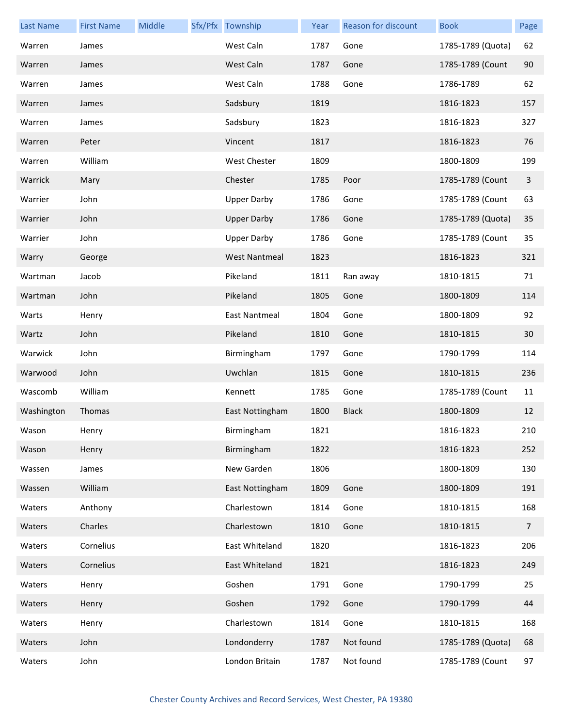| Last Name | First Name | Middle | Sfx/Pfx | Township | Year | Reason for discount | Book | Page |
|---|---|---|---|---|---|---|---|---|
| Warren | James | | | West Caln | 1787 | Gone | 1785-1789 (Quota) | 62 |
| Warren | James | | | West Caln | 1787 | Gone | 1785-1789 (Count | 90 |
| Warren | James | | | West Caln | 1788 | Gone | 1786-1789 | 62 |
| Warren | James | | | Sadsbury | 1819 | | 1816-1823 | 157 |
| Warren | James | | | Sadsbury | 1823 | | 1816-1823 | 327 |
| Warren | Peter | | | Vincent | 1817 | | 1816-1823 | 76 |
| Warren | William | | | West Chester | 1809 | | 1800-1809 | 199 |
| Warrick | Mary | | | Chester | 1785 | Poor | 1785-1789 (Count | 3 |
| Warrier | John | | | Upper Darby | 1786 | Gone | 1785-1789 (Count | 63 |
| Warrier | John | | | Upper Darby | 1786 | Gone | 1785-1789 (Quota) | 35 |
| Warrier | John | | | Upper Darby | 1786 | Gone | 1785-1789 (Count | 35 |
| Warry | George | | | West Nantmeal | 1823 | | 1816-1823 | 321 |
| Wartman | Jacob | | | Pikeland | 1811 | Ran away | 1810-1815 | 71 |
| Wartman | John | | | Pikeland | 1805 | Gone | 1800-1809 | 114 |
| Warts | Henry | | | East Nantmeal | 1804 | Gone | 1800-1809 | 92 |
| Wartz | John | | | Pikeland | 1810 | Gone | 1810-1815 | 30 |
| Warwick | John | | | Birmingham | 1797 | Gone | 1790-1799 | 114 |
| Warwood | John | | | Uwchlan | 1815 | Gone | 1810-1815 | 236 |
| Wascomb | William | | | Kennett | 1785 | Gone | 1785-1789 (Count | 11 |
| Washington | Thomas | | | East Nottingham | 1800 | Black | 1800-1809 | 12 |
| Wason | Henry | | | Birmingham | 1821 | | 1816-1823 | 210 |
| Wason | Henry | | | Birmingham | 1822 | | 1816-1823 | 252 |
| Wassen | James | | | New Garden | 1806 | | 1800-1809 | 130 |
| Wassen | William | | | East Nottingham | 1809 | Gone | 1800-1809 | 191 |
| Waters | Anthony | | | Charlestown | 1814 | Gone | 1810-1815 | 168 |
| Waters | Charles | | | Charlestown | 1810 | Gone | 1810-1815 | 7 |
| Waters | Cornelius | | | East Whiteland | 1820 | | 1816-1823 | 206 |
| Waters | Cornelius | | | East Whiteland | 1821 | | 1816-1823 | 249 |
| Waters | Henry | | | Goshen | 1791 | Gone | 1790-1799 | 25 |
| Waters | Henry | | | Goshen | 1792 | Gone | 1790-1799 | 44 |
| Waters | Henry | | | Charlestown | 1814 | Gone | 1810-1815 | 168 |
| Waters | John | | | Londonderry | 1787 | Not found | 1785-1789 (Quota) | 68 |
| Waters | John | | | London Britain | 1787 | Not found | 1785-1789 (Count | 97 |

Chester County Archives and Record Services, West Chester, PA 19380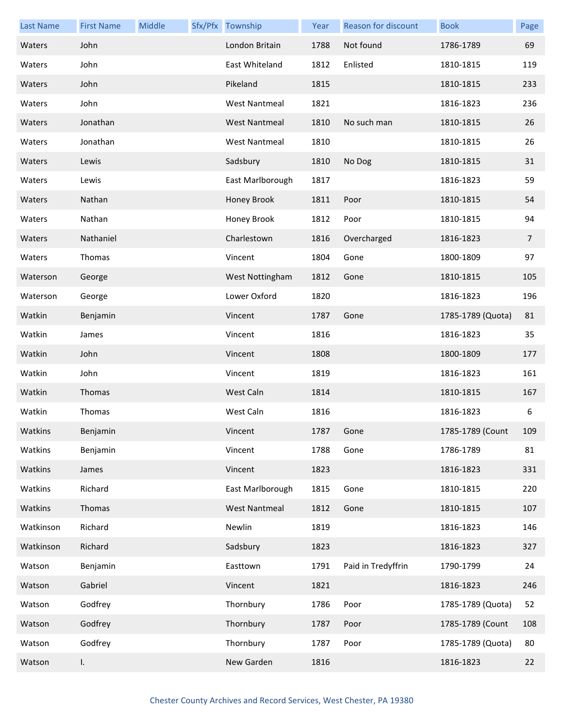| Last Name | First Name | Middle | Sfx/Pfx | Township | Year | Reason for discount | Book | Page |
|---|---|---|---|---|---|---|---|---|
| Waters | John | | | London Britain | 1788 | Not found | 1786-1789 | 69 |
| Waters | John | | | East Whiteland | 1812 | Enlisted | 1810-1815 | 119 |
| Waters | John | | | Pikeland | 1815 | | 1810-1815 | 233 |
| Waters | John | | | West Nantmeal | 1821 | | 1816-1823 | 236 |
| Waters | Jonathan | | | West Nantmeal | 1810 | No such man | 1810-1815 | 26 |
| Waters | Jonathan | | | West Nantmeal | 1810 | | 1810-1815 | 26 |
| Waters | Lewis | | | Sadsbury | 1810 | No Dog | 1810-1815 | 31 |
| Waters | Lewis | | | East Marlborough | 1817 | | 1816-1823 | 59 |
| Waters | Nathan | | | Honey Brook | 1811 | Poor | 1810-1815 | 54 |
| Waters | Nathan | | | Honey Brook | 1812 | Poor | 1810-1815 | 94 |
| Waters | Nathaniel | | | Charlestown | 1816 | Overcharged | 1816-1823 | 7 |
| Waters | Thomas | | | Vincent | 1804 | Gone | 1800-1809 | 97 |
| Waterson | George | | | West Nottingham | 1812 | Gone | 1810-1815 | 105 |
| Waterson | George | | | Lower Oxford | 1820 | | 1816-1823 | 196 |
| Watkin | Benjamin | | | Vincent | 1787 | Gone | 1785-1789 (Quota) | 81 |
| Watkin | James | | | Vincent | 1816 | | 1816-1823 | 35 |
| Watkin | John | | | Vincent | 1808 | | 1800-1809 | 177 |
| Watkin | John | | | Vincent | 1819 | | 1816-1823 | 161 |
| Watkin | Thomas | | | West Caln | 1814 | | 1810-1815 | 167 |
| Watkin | Thomas | | | West Caln | 1816 | | 1816-1823 | 6 |
| Watkins | Benjamin | | | Vincent | 1787 | Gone | 1785-1789 (Count | 109 |
| Watkins | Benjamin | | | Vincent | 1788 | Gone | 1786-1789 | 81 |
| Watkins | James | | | Vincent | 1823 | | 1816-1823 | 331 |
| Watkins | Richard | | | East Marlborough | 1815 | Gone | 1810-1815 | 220 |
| Watkins | Thomas | | | West Nantmeal | 1812 | Gone | 1810-1815 | 107 |
| Watkinson | Richard | | | Newlin | 1819 | | 1816-1823 | 146 |
| Watkinson | Richard | | | Sadsbury | 1823 | | 1816-1823 | 327 |
| Watson | Benjamin | | | Easttown | 1791 | Paid in Tredyffrin | 1790-1799 | 24 |
| Watson | Gabriel | | | Vincent | 1821 | | 1816-1823 | 246 |
| Watson | Godfrey | | | Thornbury | 1786 | Poor | 1785-1789 (Quota) | 52 |
| Watson | Godfrey | | | Thornbury | 1787 | Poor | 1785-1789 (Count | 108 |
| Watson | Godfrey | | | Thornbury | 1787 | Poor | 1785-1789 (Quota) | 80 |
| Watson | I. | | | New Garden | 1816 | | 1816-1823 | 22 |

Chester County Archives and Record Services, West Chester, PA 19380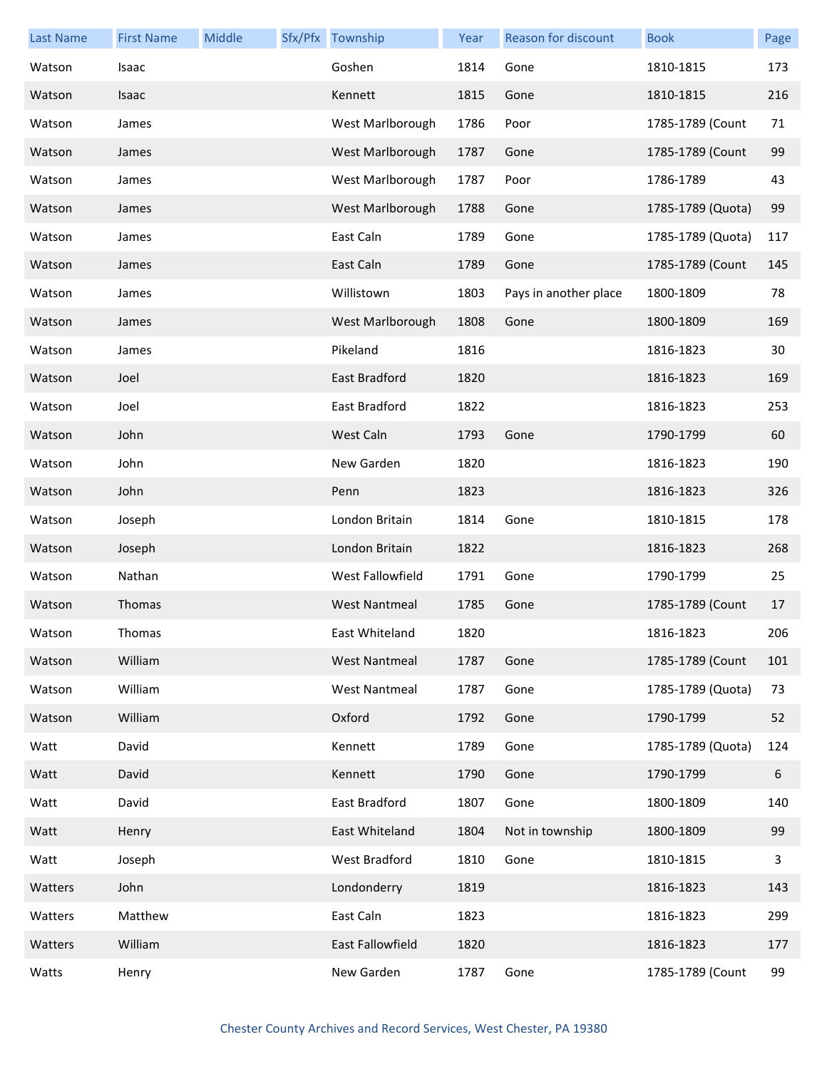| Last Name | First Name | Middle | Sfx/Pfx | Township | Year | Reason for discount | Book | Page |
|---|---|---|---|---|---|---|---|---|
| Watson | Isaac | | | Goshen | 1814 | Gone | 1810-1815 | 173 |
| Watson | Isaac | | | Kennett | 1815 | Gone | 1810-1815 | 216 |
| Watson | James | | | West Marlborough | 1786 | Poor | 1785-1789 (Count | 71 |
| Watson | James | | | West Marlborough | 1787 | Gone | 1785-1789 (Count | 99 |
| Watson | James | | | West Marlborough | 1787 | Poor | 1786-1789 | 43 |
| Watson | James | | | West Marlborough | 1788 | Gone | 1785-1789 (Quota) | 99 |
| Watson | James | | | East Caln | 1789 | Gone | 1785-1789 (Quota) | 117 |
| Watson | James | | | East Caln | 1789 | Gone | 1785-1789 (Count | 145 |
| Watson | James | | | Willistown | 1803 | Pays in another place | 1800-1809 | 78 |
| Watson | James | | | West Marlborough | 1808 | Gone | 1800-1809 | 169 |
| Watson | James | | | Pikeland | 1816 | | 1816-1823 | 30 |
| Watson | Joel | | | East Bradford | 1820 | | 1816-1823 | 169 |
| Watson | Joel | | | East Bradford | 1822 | | 1816-1823 | 253 |
| Watson | John | | | West Caln | 1793 | Gone | 1790-1799 | 60 |
| Watson | John | | | New Garden | 1820 | | 1816-1823 | 190 |
| Watson | John | | | Penn | 1823 | | 1816-1823 | 326 |
| Watson | Joseph | | | London Britain | 1814 | Gone | 1810-1815 | 178 |
| Watson | Joseph | | | London Britain | 1822 | | 1816-1823 | 268 |
| Watson | Nathan | | | West Fallowfield | 1791 | Gone | 1790-1799 | 25 |
| Watson | Thomas | | | West Nantmeal | 1785 | Gone | 1785-1789 (Count | 17 |
| Watson | Thomas | | | East Whiteland | 1820 | | 1816-1823 | 206 |
| Watson | William | | | West Nantmeal | 1787 | Gone | 1785-1789 (Count | 101 |
| Watson | William | | | West Nantmeal | 1787 | Gone | 1785-1789 (Quota) | 73 |
| Watson | William | | | Oxford | 1792 | Gone | 1790-1799 | 52 |
| Watt | David | | | Kennett | 1789 | Gone | 1785-1789 (Quota) | 124 |
| Watt | David | | | Kennett | 1790 | Gone | 1790-1799 | 6 |
| Watt | David | | | East Bradford | 1807 | Gone | 1800-1809 | 140 |
| Watt | Henry | | | East Whiteland | 1804 | Not in township | 1800-1809 | 99 |
| Watt | Joseph | | | West Bradford | 1810 | Gone | 1810-1815 | 3 |
| Watters | John | | | Londonderry | 1819 | | 1816-1823 | 143 |
| Watters | Matthew | | | East Caln | 1823 | | 1816-1823 | 299 |
| Watters | William | | | East Fallowfield | 1820 | | 1816-1823 | 177 |
| Watts | Henry | | | New Garden | 1787 | Gone | 1785-1789 (Count | 99 |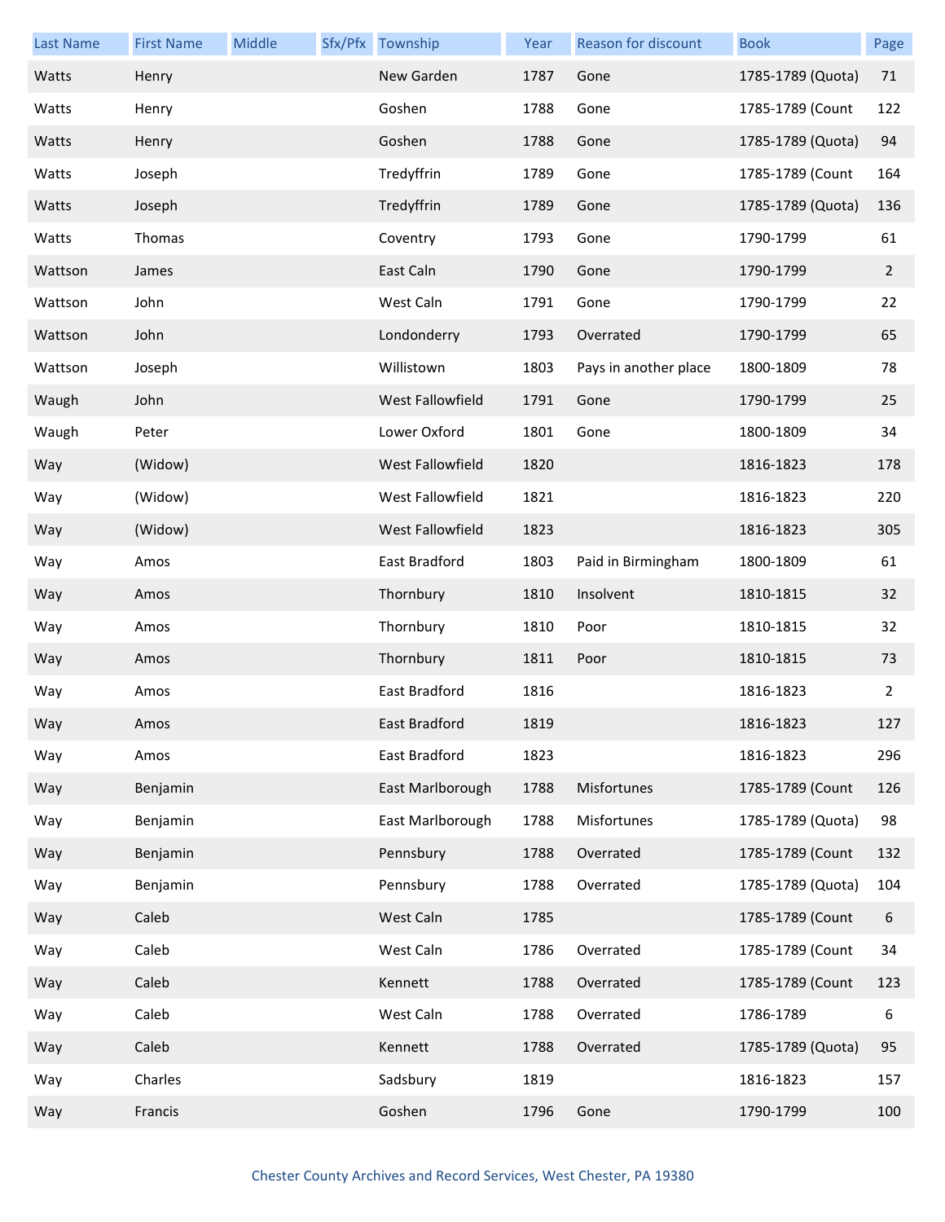| Last Name | First Name | Middle | Sfx/Pfx | Township | Year | Reason for discount | Book | Page |
|---|---|---|---|---|---|---|---|---|
| Watts | Henry | | | New Garden | 1787 | Gone | 1785-1789 (Quota) | 71 |
| Watts | Henry | | | Goshen | 1788 | Gone | 1785-1789 (Count | 122 |
| Watts | Henry | | | Goshen | 1788 | Gone | 1785-1789 (Quota) | 94 |
| Watts | Joseph | | | Tredyffrin | 1789 | Gone | 1785-1789 (Count | 164 |
| Watts | Joseph | | | Tredyffrin | 1789 | Gone | 1785-1789 (Quota) | 136 |
| Watts | Thomas | | | Coventry | 1793 | Gone | 1790-1799 | 61 |
| Wattson | James | | | East Caln | 1790 | Gone | 1790-1799 | 2 |
| Wattson | John | | | West Caln | 1791 | Gone | 1790-1799 | 22 |
| Wattson | John | | | Londonderry | 1793 | Overrated | 1790-1799 | 65 |
| Wattson | Joseph | | | Willistown | 1803 | Pays in another place | 1800-1809 | 78 |
| Waugh | John | | | West Fallowfield | 1791 | Gone | 1790-1799 | 25 |
| Waugh | Peter | | | Lower Oxford | 1801 | Gone | 1800-1809 | 34 |
| Way | (Widow) | | | West Fallowfield | 1820 | | 1816-1823 | 178 |
| Way | (Widow) | | | West Fallowfield | 1821 | | 1816-1823 | 220 |
| Way | (Widow) | | | West Fallowfield | 1823 | | 1816-1823 | 305 |
| Way | Amos | | | East Bradford | 1803 | Paid in Birmingham | 1800-1809 | 61 |
| Way | Amos | | | Thornbury | 1810 | Insolvent | 1810-1815 | 32 |
| Way | Amos | | | Thornbury | 1810 | Poor | 1810-1815 | 32 |
| Way | Amos | | | Thornbury | 1811 | Poor | 1810-1815 | 73 |
| Way | Amos | | | East Bradford | 1816 | | 1816-1823 | 2 |
| Way | Amos | | | East Bradford | 1819 | | 1816-1823 | 127 |
| Way | Amos | | | East Bradford | 1823 | | 1816-1823 | 296 |
| Way | Benjamin | | | East Marlborough | 1788 | Misfortunes | 1785-1789 (Count | 126 |
| Way | Benjamin | | | East Marlborough | 1788 | Misfortunes | 1785-1789 (Quota) | 98 |
| Way | Benjamin | | | Pennsbury | 1788 | Overrated | 1785-1789 (Count | 132 |
| Way | Benjamin | | | Pennsbury | 1788 | Overrated | 1785-1789 (Quota) | 104 |
| Way | Caleb | | | West Caln | 1785 | | 1785-1789 (Count | 6 |
| Way | Caleb | | | West Caln | 1786 | Overrated | 1785-1789 (Count | 34 |
| Way | Caleb | | | Kennett | 1788 | Overrated | 1785-1789 (Count | 123 |
| Way | Caleb | | | West Caln | 1788 | Overrated | 1786-1789 | 6 |
| Way | Caleb | | | Kennett | 1788 | Overrated | 1785-1789 (Quota) | 95 |
| Way | Charles | | | Sadsbury | 1819 | | 1816-1823 | 157 |
| Way | Francis | | | Goshen | 1796 | Gone | 1790-1799 | 100 |

Chester County Archives and Record Services, West Chester, PA 19380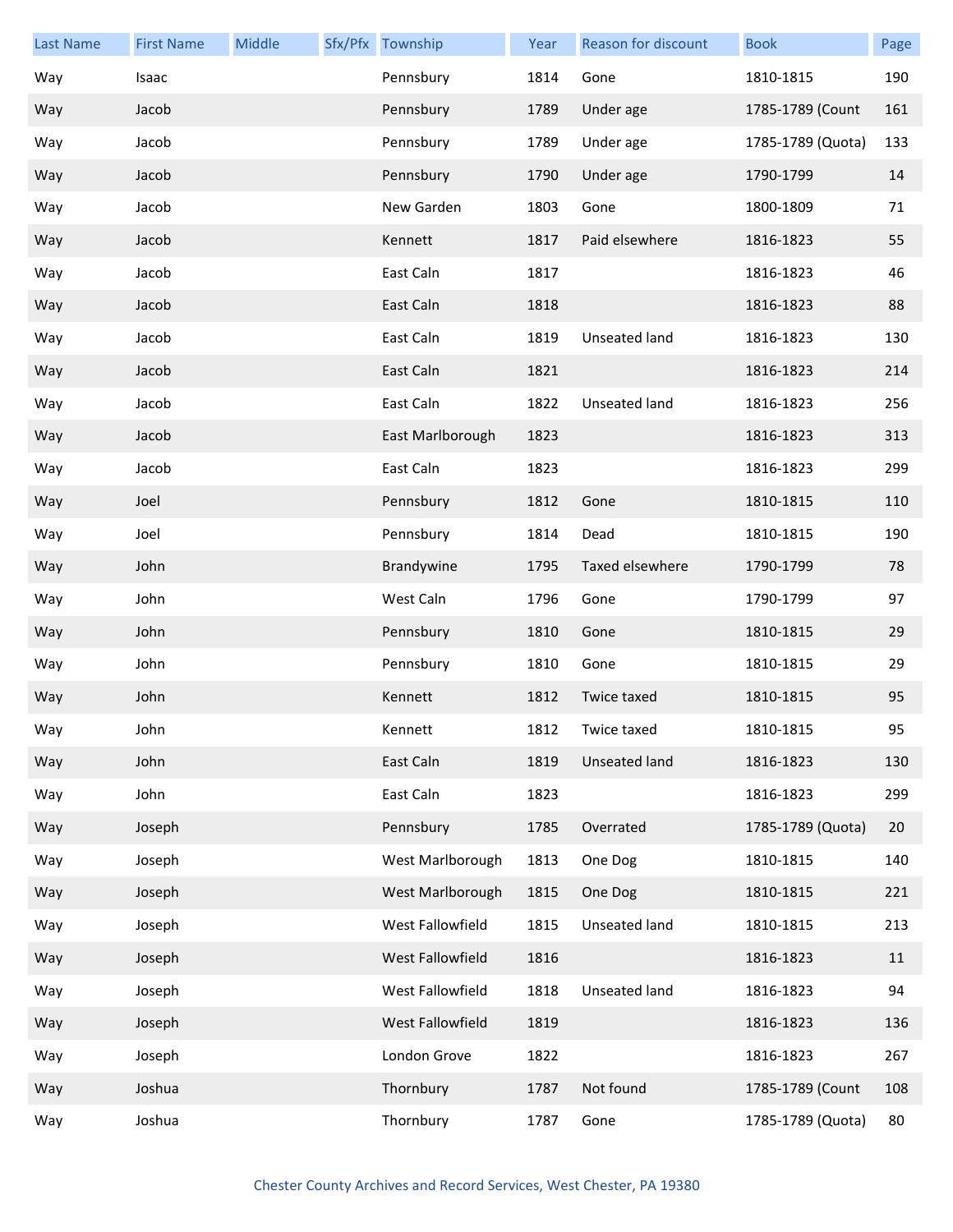| Last Name | First Name | Middle | Sfx/Pfx | Township | Year | Reason for discount | Book | Page |
|---|---|---|---|---|---|---|---|---|
| Way | Isaac | | | Pennsbury | 1814 | Gone | 1810-1815 | 190 |
| Way | Jacob | | | Pennsbury | 1789 | Under age | 1785-1789 (Count | 161 |
| Way | Jacob | | | Pennsbury | 1789 | Under age | 1785-1789 (Quota) | 133 |
| Way | Jacob | | | Pennsbury | 1790 | Under age | 1790-1799 | 14 |
| Way | Jacob | | | New Garden | 1803 | Gone | 1800-1809 | 71 |
| Way | Jacob | | | Kennett | 1817 | Paid elsewhere | 1816-1823 | 55 |
| Way | Jacob | | | East Caln | 1817 | | 1816-1823 | 46 |
| Way | Jacob | | | East Caln | 1818 | | 1816-1823 | 88 |
| Way | Jacob | | | East Caln | 1819 | Unseated land | 1816-1823 | 130 |
| Way | Jacob | | | East Caln | 1821 | | 1816-1823 | 214 |
| Way | Jacob | | | East Caln | 1822 | Unseated land | 1816-1823 | 256 |
| Way | Jacob | | | East Marlborough | 1823 | | 1816-1823 | 313 |
| Way | Jacob | | | East Caln | 1823 | | 1816-1823 | 299 |
| Way | Joel | | | Pennsbury | 1812 | Gone | 1810-1815 | 110 |
| Way | Joel | | | Pennsbury | 1814 | Dead | 1810-1815 | 190 |
| Way | John | | | Brandywine | 1795 | Taxed elsewhere | 1790-1799 | 78 |
| Way | John | | | West Caln | 1796 | Gone | 1790-1799 | 97 |
| Way | John | | | Pennsbury | 1810 | Gone | 1810-1815 | 29 |
| Way | John | | | Pennsbury | 1810 | Gone | 1810-1815 | 29 |
| Way | John | | | Kennett | 1812 | Twice taxed | 1810-1815 | 95 |
| Way | John | | | Kennett | 1812 | Twice taxed | 1810-1815 | 95 |
| Way | John | | | East Caln | 1819 | Unseated land | 1816-1823 | 130 |
| Way | John | | | East Caln | 1823 | | 1816-1823 | 299 |
| Way | Joseph | | | Pennsbury | 1785 | Overrated | 1785-1789 (Quota) | 20 |
| Way | Joseph | | | West Marlborough | 1813 | One Dog | 1810-1815 | 140 |
| Way | Joseph | | | West Marlborough | 1815 | One Dog | 1810-1815 | 221 |
| Way | Joseph | | | West Fallowfield | 1815 | Unseated land | 1810-1815 | 213 |
| Way | Joseph | | | West Fallowfield | 1816 | | 1816-1823 | 11 |
| Way | Joseph | | | West Fallowfield | 1818 | Unseated land | 1816-1823 | 94 |
| Way | Joseph | | | West Fallowfield | 1819 | | 1816-1823 | 136 |
| Way | Joseph | | | London Grove | 1822 | | 1816-1823 | 267 |
| Way | Joshua | | | Thornbury | 1787 | Not found | 1785-1789 (Count | 108 |
| Way | Joshua | | | Thornbury | 1787 | Gone | 1785-1789 (Quota) | 80 |

Chester County Archives and Record Services, West Chester, PA 19380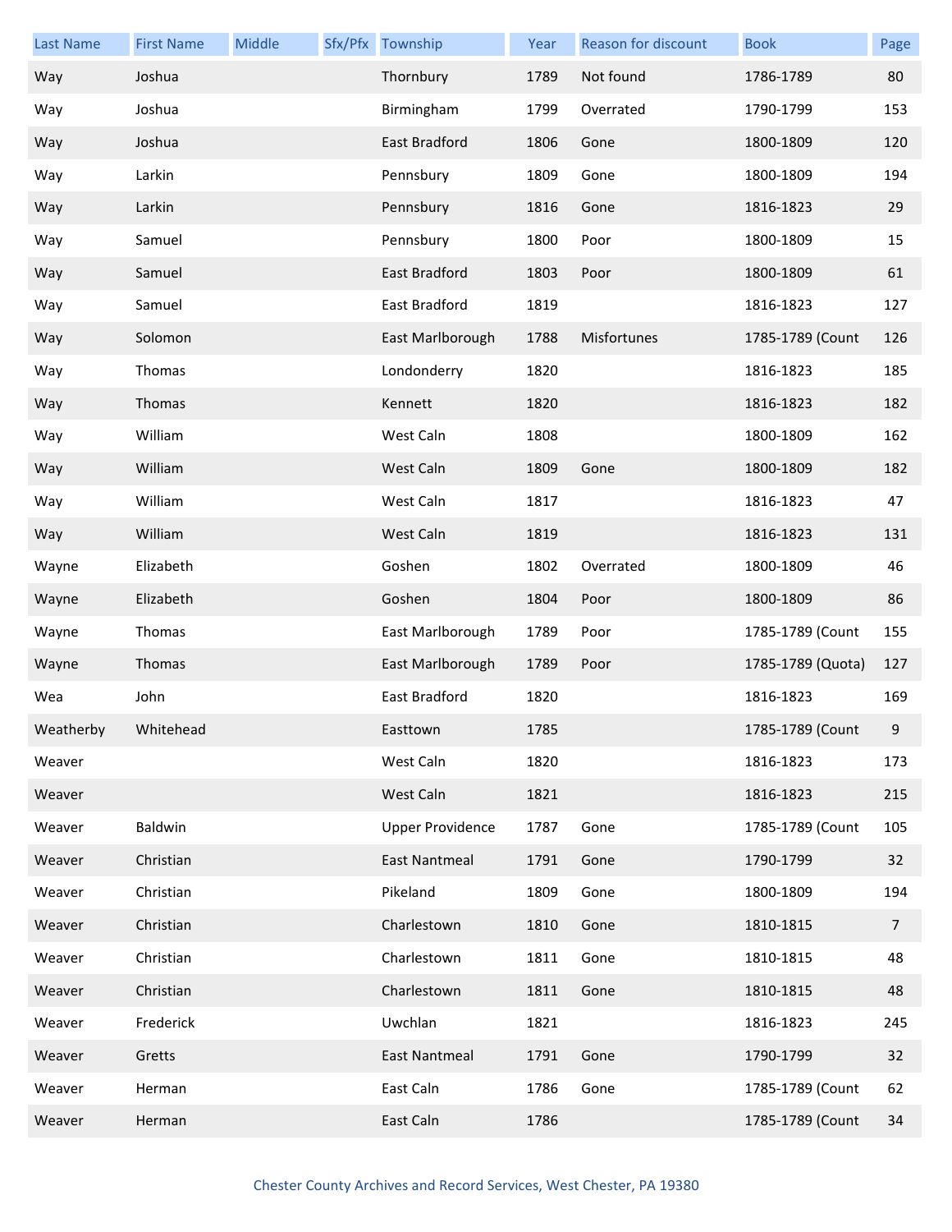| Last Name | First Name | Middle | Sfx/Pfx | Township | Year | Reason for discount | Book | Page |
|---|---|---|---|---|---|---|---|---|
| Way | Joshua | | | Thornbury | 1789 | Not found | 1786-1789 | 80 |
| Way | Joshua | | | Birmingham | 1799 | Overrated | 1790-1799 | 153 |
| Way | Joshua | | | East Bradford | 1806 | Gone | 1800-1809 | 120 |
| Way | Larkin | | | Pennsbury | 1809 | Gone | 1800-1809 | 194 |
| Way | Larkin | | | Pennsbury | 1816 | Gone | 1816-1823 | 29 |
| Way | Samuel | | | Pennsbury | 1800 | Poor | 1800-1809 | 15 |
| Way | Samuel | | | East Bradford | 1803 | Poor | 1800-1809 | 61 |
| Way | Samuel | | | East Bradford | 1819 | | 1816-1823 | 127 |
| Way | Solomon | | | East Marlborough | 1788 | Misfortunes | 1785-1789 (Count | 126 |
| Way | Thomas | | | Londonderry | 1820 | | 1816-1823 | 185 |
| Way | Thomas | | | Kennett | 1820 | | 1816-1823 | 182 |
| Way | William | | | West Caln | 1808 | | 1800-1809 | 162 |
| Way | William | | | West Caln | 1809 | Gone | 1800-1809 | 182 |
| Way | William | | | West Caln | 1817 | | 1816-1823 | 47 |
| Way | William | | | West Caln | 1819 | | 1816-1823 | 131 |
| Wayne | Elizabeth | | | Goshen | 1802 | Overrated | 1800-1809 | 46 |
| Wayne | Elizabeth | | | Goshen | 1804 | Poor | 1800-1809 | 86 |
| Wayne | Thomas | | | East Marlborough | 1789 | Poor | 1785-1789 (Count | 155 |
| Wayne | Thomas | | | East Marlborough | 1789 | Poor | 1785-1789 (Quota) | 127 |
| Wea | John | | | East Bradford | 1820 | | 1816-1823 | 169 |
| Weatherby | Whitehead | | | Easttown | 1785 | | 1785-1789 (Count | 9 |
| Weaver | | | | West Caln | 1820 | | 1816-1823 | 173 |
| Weaver | | | | West Caln | 1821 | | 1816-1823 | 215 |
| Weaver | Baldwin | | | Upper Providence | 1787 | Gone | 1785-1789 (Count | 105 |
| Weaver | Christian | | | East Nantmeal | 1791 | Gone | 1790-1799 | 32 |
| Weaver | Christian | | | Pikeland | 1809 | Gone | 1800-1809 | 194 |
| Weaver | Christian | | | Charlestown | 1810 | Gone | 1810-1815 | 7 |
| Weaver | Christian | | | Charlestown | 1811 | Gone | 1810-1815 | 48 |
| Weaver | Christian | | | Charlestown | 1811 | Gone | 1810-1815 | 48 |
| Weaver | Frederick | | | Uwchlan | 1821 | | 1816-1823 | 245 |
| Weaver | Gretts | | | East Nantmeal | 1791 | Gone | 1790-1799 | 32 |
| Weaver | Herman | | | East Caln | 1786 | Gone | 1785-1789 (Count | 62 |
| Weaver | Herman | | | East Caln | 1786 | | 1785-1789 (Count | 34 |

Chester County Archives and Record Services, West Chester, PA 19380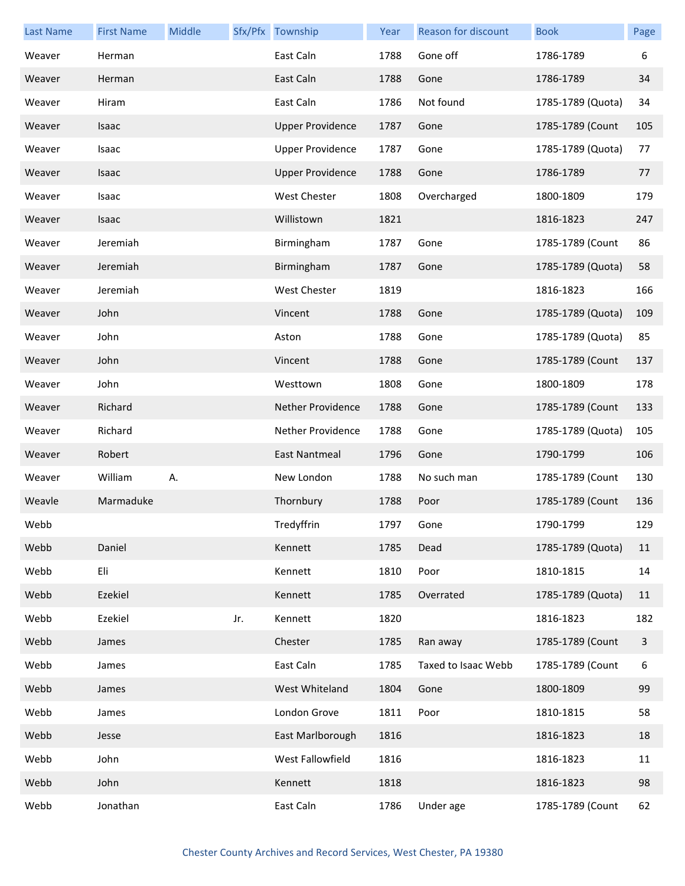| Last Name | First Name | Middle | Sfx/Pfx | Township | Year | Reason for discount | Book | Page |
|---|---|---|---|---|---|---|---|---|
| Weaver | Herman | | | East Caln | 1788 | Gone off | 1786-1789 | 6 |
| Weaver | Herman | | | East Caln | 1788 | Gone | 1786-1789 | 34 |
| Weaver | Hiram | | | East Caln | 1786 | Not found | 1785-1789 (Quota) | 34 |
| Weaver | Isaac | | | Upper Providence | 1787 | Gone | 1785-1789 (Count | 105 |
| Weaver | Isaac | | | Upper Providence | 1787 | Gone | 1785-1789 (Quota) | 77 |
| Weaver | Isaac | | | Upper Providence | 1788 | Gone | 1786-1789 | 77 |
| Weaver | Isaac | | | West Chester | 1808 | Overcharged | 1800-1809 | 179 |
| Weaver | Isaac | | | Willistown | 1821 | | 1816-1823 | 247 |
| Weaver | Jeremiah | | | Birmingham | 1787 | Gone | 1785-1789 (Count | 86 |
| Weaver | Jeremiah | | | Birmingham | 1787 | Gone | 1785-1789 (Quota) | 58 |
| Weaver | Jeremiah | | | West Chester | 1819 | | 1816-1823 | 166 |
| Weaver | John | | | Vincent | 1788 | Gone | 1785-1789 (Quota) | 109 |
| Weaver | John | | | Aston | 1788 | Gone | 1785-1789 (Quota) | 85 |
| Weaver | John | | | Vincent | 1788 | Gone | 1785-1789 (Count | 137 |
| Weaver | John | | | Westtown | 1808 | Gone | 1800-1809 | 178 |
| Weaver | Richard | | | Nether Providence | 1788 | Gone | 1785-1789 (Count | 133 |
| Weaver | Richard | | | Nether Providence | 1788 | Gone | 1785-1789 (Quota) | 105 |
| Weaver | Robert | | | East Nantmeal | 1796 | Gone | 1790-1799 | 106 |
| Weaver | William | A. | | New London | 1788 | No such man | 1785-1789 (Count | 130 |
| Weavle | Marmaduke | | | Thornbury | 1788 | Poor | 1785-1789 (Count | 136 |
| Webb | | | | Tredyffrin | 1797 | Gone | 1790-1799 | 129 |
| Webb | Daniel | | | Kennett | 1785 | Dead | 1785-1789 (Quota) | 11 |
| Webb | Eli | | | Kennett | 1810 | Poor | 1810-1815 | 14 |
| Webb | Ezekiel | | | Kennett | 1785 | Overrated | 1785-1789 (Quota) | 11 |
| Webb | Ezekiel | | Jr. | Kennett | 1820 | | 1816-1823 | 182 |
| Webb | James | | | Chester | 1785 | Ran away | 1785-1789 (Count | 3 |
| Webb | James | | | East Caln | 1785 | Taxed to Isaac Webb | 1785-1789 (Count | 6 |
| Webb | James | | | West Whiteland | 1804 | Gone | 1800-1809 | 99 |
| Webb | James | | | London Grove | 1811 | Poor | 1810-1815 | 58 |
| Webb | Jesse | | | East Marlborough | 1816 | | 1816-1823 | 18 |
| Webb | John | | | West Fallowfield | 1816 | | 1816-1823 | 11 |
| Webb | John | | | Kennett | 1818 | | 1816-1823 | 98 |
| Webb | Jonathan | | | East Caln | 1786 | Under age | 1785-1789 (Count | 62 |

Chester County Archives and Record Services, West Chester, PA 19380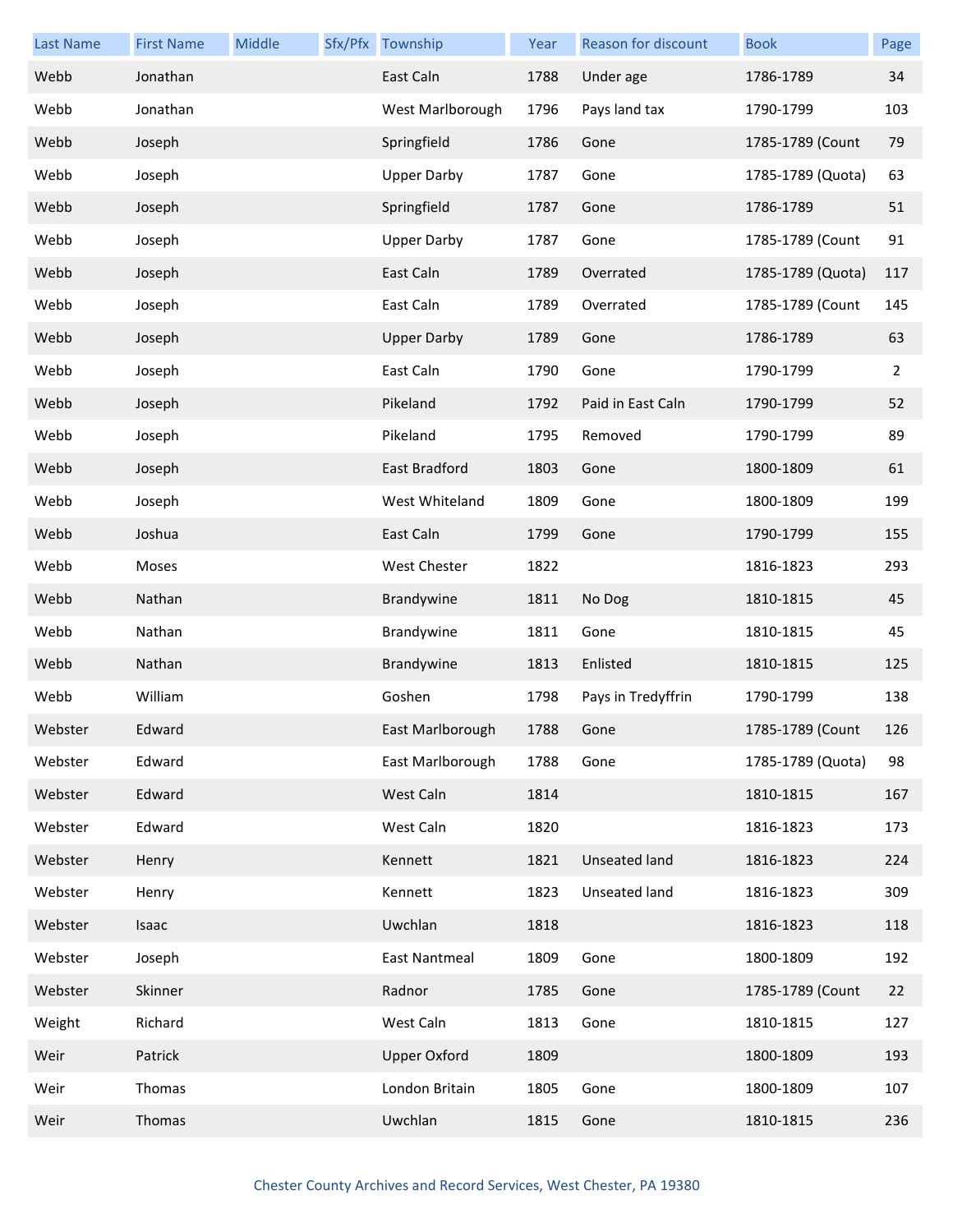| Last Name | First Name | Middle | Sfx/Pfx | Township | Year | Reason for discount | Book | Page |
|---|---|---|---|---|---|---|---|---|
| Webb | Jonathan | | | East Caln | 1788 | Under age | 1786-1789 | 34 |
| Webb | Jonathan | | | West Marlborough | 1796 | Pays land tax | 1790-1799 | 103 |
| Webb | Joseph | | | Springfield | 1786 | Gone | 1785-1789 (Count | 79 |
| Webb | Joseph | | | Upper Darby | 1787 | Gone | 1785-1789 (Quota) | 63 |
| Webb | Joseph | | | Springfield | 1787 | Gone | 1786-1789 | 51 |
| Webb | Joseph | | | Upper Darby | 1787 | Gone | 1785-1789 (Count | 91 |
| Webb | Joseph | | | East Caln | 1789 | Overrated | 1785-1789 (Quota) | 117 |
| Webb | Joseph | | | East Caln | 1789 | Overrated | 1785-1789 (Count | 145 |
| Webb | Joseph | | | Upper Darby | 1789 | Gone | 1786-1789 | 63 |
| Webb | Joseph | | | East Caln | 1790 | Gone | 1790-1799 | 2 |
| Webb | Joseph | | | Pikeland | 1792 | Paid in East Caln | 1790-1799 | 52 |
| Webb | Joseph | | | Pikeland | 1795 | Removed | 1790-1799 | 89 |
| Webb | Joseph | | | East Bradford | 1803 | Gone | 1800-1809 | 61 |
| Webb | Joseph | | | West Whiteland | 1809 | Gone | 1800-1809 | 199 |
| Webb | Joshua | | | East Caln | 1799 | Gone | 1790-1799 | 155 |
| Webb | Moses | | | West Chester | 1822 | | 1816-1823 | 293 |
| Webb | Nathan | | | Brandywine | 1811 | No Dog | 1810-1815 | 45 |
| Webb | Nathan | | | Brandywine | 1811 | Gone | 1810-1815 | 45 |
| Webb | Nathan | | | Brandywine | 1813 | Enlisted | 1810-1815 | 125 |
| Webb | William | | | Goshen | 1798 | Pays in Tredyffrin | 1790-1799 | 138 |
| Webster | Edward | | | East Marlborough | 1788 | Gone | 1785-1789 (Count | 126 |
| Webster | Edward | | | East Marlborough | 1788 | Gone | 1785-1789 (Quota) | 98 |
| Webster | Edward | | | West Caln | 1814 | | 1810-1815 | 167 |
| Webster | Edward | | | West Caln | 1820 | | 1816-1823 | 173 |
| Webster | Henry | | | Kennett | 1821 | Unseated land | 1816-1823 | 224 |
| Webster | Henry | | | Kennett | 1823 | Unseated land | 1816-1823 | 309 |
| Webster | Isaac | | | Uwchlan | 1818 | | 1816-1823 | 118 |
| Webster | Joseph | | | East Nantmeal | 1809 | Gone | 1800-1809 | 192 |
| Webster | Skinner | | | Radnor | 1785 | Gone | 1785-1789 (Count | 22 |
| Weight | Richard | | | West Caln | 1813 | Gone | 1810-1815 | 127 |
| Weir | Patrick | | | Upper Oxford | 1809 | | 1800-1809 | 193 |
| Weir | Thomas | | | London Britain | 1805 | Gone | 1800-1809 | 107 |
| Weir | Thomas | | | Uwchlan | 1815 | Gone | 1810-1815 | 236 |

Chester County Archives and Record Services, West Chester, PA 19380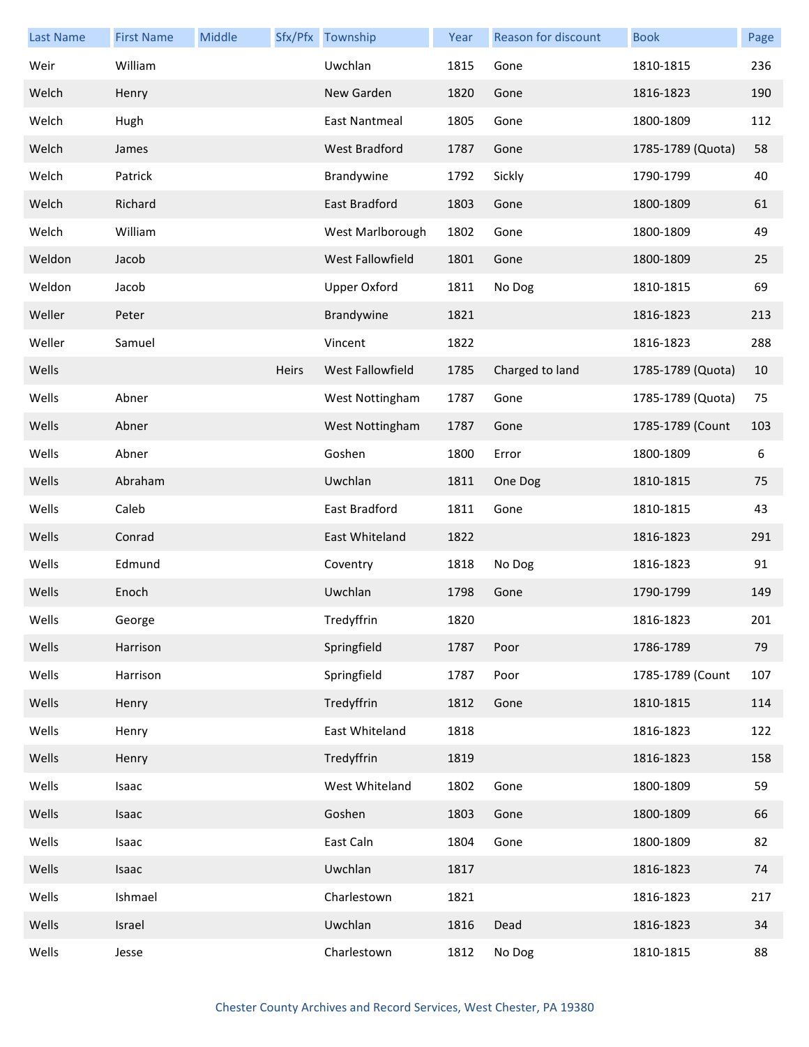| Last Name | First Name | Middle | Sfx/Pfx | Township | Year | Reason for discount | Book | Page |
|---|---|---|---|---|---|---|---|---|
| Weir | William | | | Uwchlan | 1815 | Gone | 1810-1815 | 236 |
| Welch | Henry | | | New Garden | 1820 | Gone | 1816-1823 | 190 |
| Welch | Hugh | | | East Nantmeal | 1805 | Gone | 1800-1809 | 112 |
| Welch | James | | | West Bradford | 1787 | Gone | 1785-1789 (Quota) | 58 |
| Welch | Patrick | | | Brandywine | 1792 | Sickly | 1790-1799 | 40 |
| Welch | Richard | | | East Bradford | 1803 | Gone | 1800-1809 | 61 |
| Welch | William | | | West Marlborough | 1802 | Gone | 1800-1809 | 49 |
| Weldon | Jacob | | | West Fallowfield | 1801 | Gone | 1800-1809 | 25 |
| Weldon | Jacob | | | Upper Oxford | 1811 | No Dog | 1810-1815 | 69 |
| Weller | Peter | | | Brandywine | 1821 | | 1816-1823 | 213 |
| Weller | Samuel | | | Vincent | 1822 | | 1816-1823 | 288 |
| Wells | | | Heirs | West Fallowfield | 1785 | Charged to land | 1785-1789 (Quota) | 10 |
| Wells | Abner | | | West Nottingham | 1787 | Gone | 1785-1789 (Quota) | 75 |
| Wells | Abner | | | West Nottingham | 1787 | Gone | 1785-1789 (Count | 103 |
| Wells | Abner | | | Goshen | 1800 | Error | 1800-1809 | 6 |
| Wells | Abraham | | | Uwchlan | 1811 | One Dog | 1810-1815 | 75 |
| Wells | Caleb | | | East Bradford | 1811 | Gone | 1810-1815 | 43 |
| Wells | Conrad | | | East Whiteland | 1822 | | 1816-1823 | 291 |
| Wells | Edmund | | | Coventry | 1818 | No Dog | 1816-1823 | 91 |
| Wells | Enoch | | | Uwchlan | 1798 | Gone | 1790-1799 | 149 |
| Wells | George | | | Tredyffrin | 1820 | | 1816-1823 | 201 |
| Wells | Harrison | | | Springfield | 1787 | Poor | 1786-1789 | 79 |
| Wells | Harrison | | | Springfield | 1787 | Poor | 1785-1789 (Count | 107 |
| Wells | Henry | | | Tredyffrin | 1812 | Gone | 1810-1815 | 114 |
| Wells | Henry | | | East Whiteland | 1818 | | 1816-1823 | 122 |
| Wells | Henry | | | Tredyffrin | 1819 | | 1816-1823 | 158 |
| Wells | Isaac | | | West Whiteland | 1802 | Gone | 1800-1809 | 59 |
| Wells | Isaac | | | Goshen | 1803 | Gone | 1800-1809 | 66 |
| Wells | Isaac | | | East Caln | 1804 | Gone | 1800-1809 | 82 |
| Wells | Isaac | | | Uwchlan | 1817 | | 1816-1823 | 74 |
| Wells | Ishmael | | | Charlestown | 1821 | | 1816-1823 | 217 |
| Wells | Israel | | | Uwchlan | 1816 | Dead | 1816-1823 | 34 |
| Wells | Jesse | | | Charlestown | 1812 | No Dog | 1810-1815 | 88 |

Chester County Archives and Record Services, West Chester, PA 19380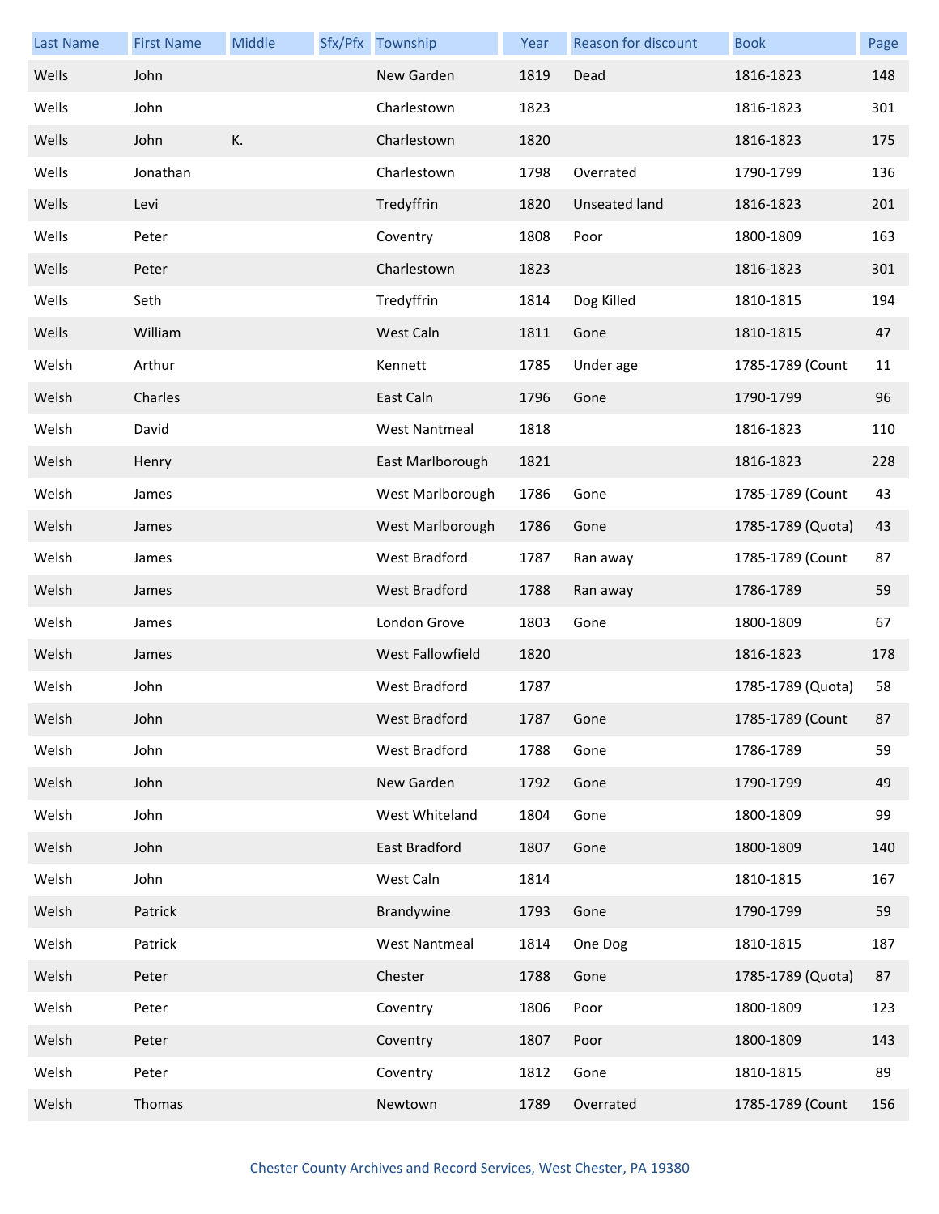| Last Name | First Name | Middle | Sfx/Pfx | Township | Year | Reason for discount | Book | Page |
|---|---|---|---|---|---|---|---|---|
| Wells | John | | | New Garden | 1819 | Dead | 1816-1823 | 148 |
| Wells | John | | | Charlestown | 1823 | | 1816-1823 | 301 |
| Wells | John | K. | | Charlestown | 1820 | | 1816-1823 | 175 |
| Wells | Jonathan | | | Charlestown | 1798 | Overrated | 1790-1799 | 136 |
| Wells | Levi | | | Tredyffrin | 1820 | Unseated land | 1816-1823 | 201 |
| Wells | Peter | | | Coventry | 1808 | Poor | 1800-1809 | 163 |
| Wells | Peter | | | Charlestown | 1823 | | 1816-1823 | 301 |
| Wells | Seth | | | Tredyffrin | 1814 | Dog Killed | 1810-1815 | 194 |
| Wells | William | | | West Caln | 1811 | Gone | 1810-1815 | 47 |
| Welsh | Arthur | | | Kennett | 1785 | Under age | 1785-1789 (Count | 11 |
| Welsh | Charles | | | East Caln | 1796 | Gone | 1790-1799 | 96 |
| Welsh | David | | | West Nantmeal | 1818 | | 1816-1823 | 110 |
| Welsh | Henry | | | East Marlborough | 1821 | | 1816-1823 | 228 |
| Welsh | James | | | West Marlborough | 1786 | Gone | 1785-1789 (Count | 43 |
| Welsh | James | | | West Marlborough | 1786 | Gone | 1785-1789 (Quota) | 43 |
| Welsh | James | | | West Bradford | 1787 | Ran away | 1785-1789 (Count | 87 |
| Welsh | James | | | West Bradford | 1788 | Ran away | 1786-1789 | 59 |
| Welsh | James | | | London Grove | 1803 | Gone | 1800-1809 | 67 |
| Welsh | James | | | West Fallowfield | 1820 | | 1816-1823 | 178 |
| Welsh | John | | | West Bradford | 1787 | | 1785-1789 (Quota) | 58 |
| Welsh | John | | | West Bradford | 1787 | Gone | 1785-1789 (Count | 87 |
| Welsh | John | | | West Bradford | 1788 | Gone | 1786-1789 | 59 |
| Welsh | John | | | New Garden | 1792 | Gone | 1790-1799 | 49 |
| Welsh | John | | | West Whiteland | 1804 | Gone | 1800-1809 | 99 |
| Welsh | John | | | East Bradford | 1807 | Gone | 1800-1809 | 140 |
| Welsh | John | | | West Caln | 1814 | | 1810-1815 | 167 |
| Welsh | Patrick | | | Brandywine | 1793 | Gone | 1790-1799 | 59 |
| Welsh | Patrick | | | West Nantmeal | 1814 | One Dog | 1810-1815 | 187 |
| Welsh | Peter | | | Chester | 1788 | Gone | 1785-1789 (Quota) | 87 |
| Welsh | Peter | | | Coventry | 1806 | Poor | 1800-1809 | 123 |
| Welsh | Peter | | | Coventry | 1807 | Poor | 1800-1809 | 143 |
| Welsh | Peter | | | Coventry | 1812 | Gone | 1810-1815 | 89 |
| Welsh | Thomas | | | Newtown | 1789 | Overrated | 1785-1789 (Count | 156 |

Chester County Archives and Record Services, West Chester, PA 19380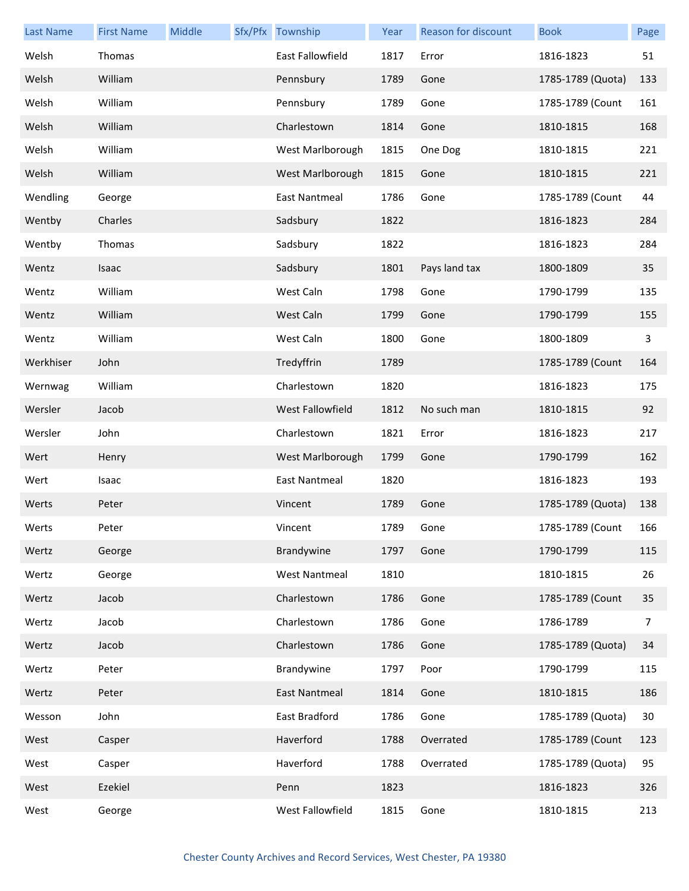| Last Name | First Name | Middle | Sfx/Pfx | Township | Year | Reason for discount | Book | Page |
|---|---|---|---|---|---|---|---|---|
| Welsh | Thomas | | | East Fallowfield | 1817 | Error | 1816-1823 | 51 |
| Welsh | William | | | Pennsbury | 1789 | Gone | 1785-1789 (Quota) | 133 |
| Welsh | William | | | Pennsbury | 1789 | Gone | 1785-1789 (Count | 161 |
| Welsh | William | | | Charlestown | 1814 | Gone | 1810-1815 | 168 |
| Welsh | William | | | West Marlborough | 1815 | One Dog | 1810-1815 | 221 |
| Welsh | William | | | West Marlborough | 1815 | Gone | 1810-1815 | 221 |
| Wendling | George | | | East Nantmeal | 1786 | Gone | 1785-1789 (Count | 44 |
| Wentby | Charles | | | Sadsbury | 1822 | | 1816-1823 | 284 |
| Wentby | Thomas | | | Sadsbury | 1822 | | 1816-1823 | 284 |
| Wentz | Isaac | | | Sadsbury | 1801 | Pays land tax | 1800-1809 | 35 |
| Wentz | William | | | West Caln | 1798 | Gone | 1790-1799 | 135 |
| Wentz | William | | | West Caln | 1799 | Gone | 1790-1799 | 155 |
| Wentz | William | | | West Caln | 1800 | Gone | 1800-1809 | 3 |
| Werkhiser | John | | | Tredyffrin | 1789 | | 1785-1789 (Count | 164 |
| Wernwag | William | | | Charlestown | 1820 | | 1816-1823 | 175 |
| Wersler | Jacob | | | West Fallowfield | 1812 | No such man | 1810-1815 | 92 |
| Wersler | John | | | Charlestown | 1821 | Error | 1816-1823 | 217 |
| Wert | Henry | | | West Marlborough | 1799 | Gone | 1790-1799 | 162 |
| Wert | Isaac | | | East Nantmeal | 1820 | | 1816-1823 | 193 |
| Werts | Peter | | | Vincent | 1789 | Gone | 1785-1789 (Quota) | 138 |
| Werts | Peter | | | Vincent | 1789 | Gone | 1785-1789 (Count | 166 |
| Wertz | George | | | Brandywine | 1797 | Gone | 1790-1799 | 115 |
| Wertz | George | | | West Nantmeal | 1810 | | 1810-1815 | 26 |
| Wertz | Jacob | | | Charlestown | 1786 | Gone | 1785-1789 (Count | 35 |
| Wertz | Jacob | | | Charlestown | 1786 | Gone | 1786-1789 | 7 |
| Wertz | Jacob | | | Charlestown | 1786 | Gone | 1785-1789 (Quota) | 34 |
| Wertz | Peter | | | Brandywine | 1797 | Poor | 1790-1799 | 115 |
| Wertz | Peter | | | East Nantmeal | 1814 | Gone | 1810-1815 | 186 |
| Wesson | John | | | East Bradford | 1786 | Gone | 1785-1789 (Quota) | 30 |
| West | Casper | | | Haverford | 1788 | Overrated | 1785-1789 (Count | 123 |
| West | Casper | | | Haverford | 1788 | Overrated | 1785-1789 (Quota) | 95 |
| West | Ezekiel | | | Penn | 1823 | | 1816-1823 | 326 |
| West | George | | | West Fallowfield | 1815 | Gone | 1810-1815 | 213 |

Chester County Archives and Record Services, West Chester, PA 19380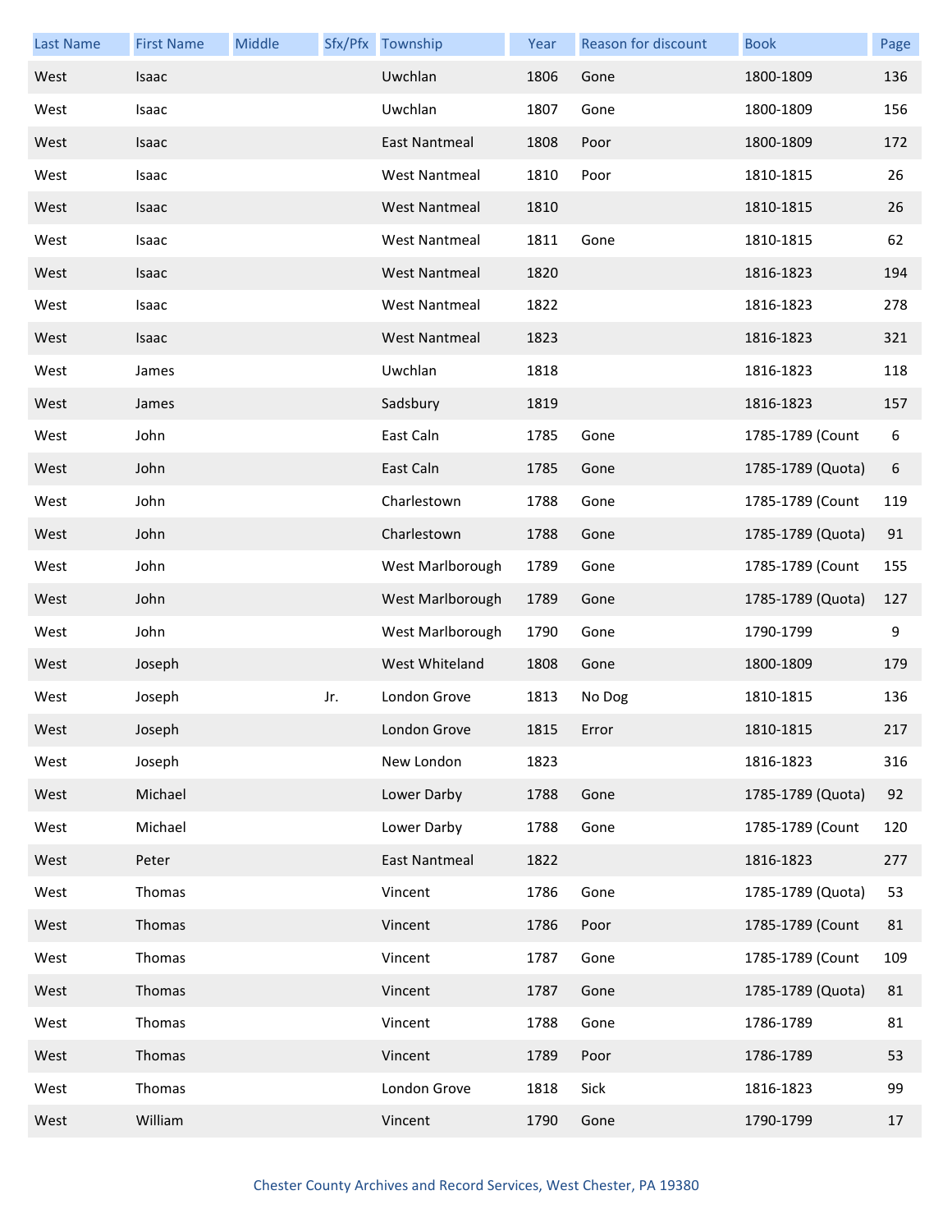| Last Name | First Name | Middle | Sfx/Pfx | Township | Year | Reason for discount | Book | Page |
|---|---|---|---|---|---|---|---|---|
| West | Isaac | | | Uwchlan | 1806 | Gone | 1800-1809 | 136 |
| West | Isaac | | | Uwchlan | 1807 | Gone | 1800-1809 | 156 |
| West | Isaac | | | East Nantmeal | 1808 | Poor | 1800-1809 | 172 |
| West | Isaac | | | West Nantmeal | 1810 | Poor | 1810-1815 | 26 |
| West | Isaac | | | West Nantmeal | 1810 | | 1810-1815 | 26 |
| West | Isaac | | | West Nantmeal | 1811 | Gone | 1810-1815 | 62 |
| West | Isaac | | | West Nantmeal | 1820 | | 1816-1823 | 194 |
| West | Isaac | | | West Nantmeal | 1822 | | 1816-1823 | 278 |
| West | Isaac | | | West Nantmeal | 1823 | | 1816-1823 | 321 |
| West | James | | | Uwchlan | 1818 | | 1816-1823 | 118 |
| West | James | | | Sadsbury | 1819 | | 1816-1823 | 157 |
| West | John | | | East Caln | 1785 | Gone | 1785-1789 (Count | 6 |
| West | John | | | East Caln | 1785 | Gone | 1785-1789 (Quota) | 6 |
| West | John | | | Charlestown | 1788 | Gone | 1785-1789 (Count | 119 |
| West | John | | | Charlestown | 1788 | Gone | 1785-1789 (Quota) | 91 |
| West | John | | | West Marlborough | 1789 | Gone | 1785-1789 (Count | 155 |
| West | John | | | West Marlborough | 1789 | Gone | 1785-1789 (Quota) | 127 |
| West | John | | | West Marlborough | 1790 | Gone | 1790-1799 | 9 |
| West | Joseph | | | West Whiteland | 1808 | Gone | 1800-1809 | 179 |
| West | Joseph | | Jr. | London Grove | 1813 | No Dog | 1810-1815 | 136 |
| West | Joseph | | | London Grove | 1815 | Error | 1810-1815 | 217 |
| West | Joseph | | | New London | 1823 | | 1816-1823 | 316 |
| West | Michael | | | Lower Darby | 1788 | Gone | 1785-1789 (Quota) | 92 |
| West | Michael | | | Lower Darby | 1788 | Gone | 1785-1789 (Count | 120 |
| West | Peter | | | East Nantmeal | 1822 | | 1816-1823 | 277 |
| West | Thomas | | | Vincent | 1786 | Gone | 1785-1789 (Quota) | 53 |
| West | Thomas | | | Vincent | 1786 | Poor | 1785-1789 (Count | 81 |
| West | Thomas | | | Vincent | 1787 | Gone | 1785-1789 (Count | 109 |
| West | Thomas | | | Vincent | 1787 | Gone | 1785-1789 (Quota) | 81 |
| West | Thomas | | | Vincent | 1788 | Gone | 1786-1789 | 81 |
| West | Thomas | | | Vincent | 1789 | Poor | 1786-1789 | 53 |
| West | Thomas | | | London Grove | 1818 | Sick | 1816-1823 | 99 |
| West | William | | | Vincent | 1790 | Gone | 1790-1799 | 17 |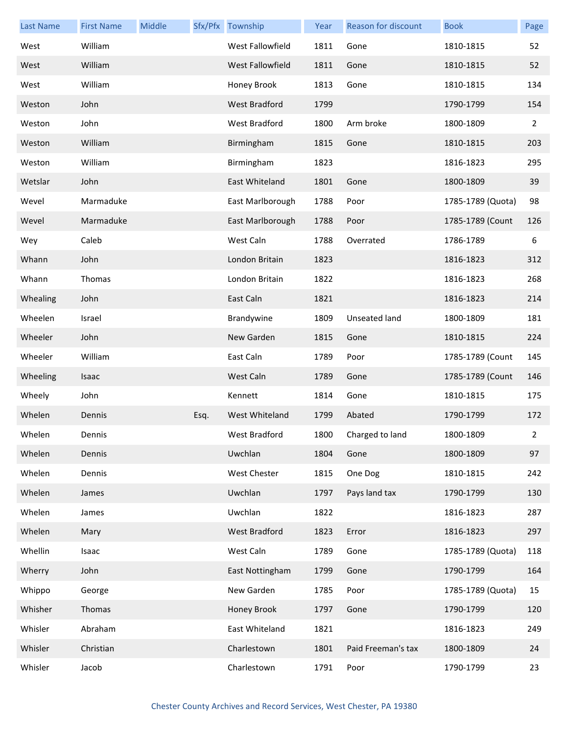| Last Name | First Name | Middle | Sfx/Pfx | Township | Year | Reason for discount | Book | Page |
|---|---|---|---|---|---|---|---|---|
| West | William | | | West Fallowfield | 1811 | Gone | 1810-1815 | 52 |
| West | William | | | West Fallowfield | 1811 | Gone | 1810-1815 | 52 |
| West | William | | | Honey Brook | 1813 | Gone | 1810-1815 | 134 |
| Weston | John | | | West Bradford | 1799 | | 1790-1799 | 154 |
| Weston | John | | | West Bradford | 1800 | Arm broke | 1800-1809 | 2 |
| Weston | William | | | Birmingham | 1815 | Gone | 1810-1815 | 203 |
| Weston | William | | | Birmingham | 1823 | | 1816-1823 | 295 |
| Wetslar | John | | | East Whiteland | 1801 | Gone | 1800-1809 | 39 |
| Wevel | Marmaduke | | | East Marlborough | 1788 | Poor | 1785-1789 (Quota) | 98 |
| Wevel | Marmaduke | | | East Marlborough | 1788 | Poor | 1785-1789 (Count | 126 |
| Wey | Caleb | | | West Caln | 1788 | Overrated | 1786-1789 | 6 |
| Whann | John | | | London Britain | 1823 | | 1816-1823 | 312 |
| Whann | Thomas | | | London Britain | 1822 | | 1816-1823 | 268 |
| Whealing | John | | | East Caln | 1821 | | 1816-1823 | 214 |
| Wheelen | Israel | | | Brandywine | 1809 | Unseated land | 1800-1809 | 181 |
| Wheeler | John | | | New Garden | 1815 | Gone | 1810-1815 | 224 |
| Wheeler | William | | | East Caln | 1789 | Poor | 1785-1789 (Count | 145 |
| Wheeling | Isaac | | | West Caln | 1789 | Gone | 1785-1789 (Count | 146 |
| Wheely | John | | | Kennett | 1814 | Gone | 1810-1815 | 175 |
| Whelen | Dennis | | Esq. | West Whiteland | 1799 | Abated | 1790-1799 | 172 |
| Whelen | Dennis | | | West Bradford | 1800 | Charged to land | 1800-1809 | 2 |
| Whelen | Dennis | | | Uwchlan | 1804 | Gone | 1800-1809 | 97 |
| Whelen | Dennis | | | West Chester | 1815 | One Dog | 1810-1815 | 242 |
| Whelen | James | | | Uwchlan | 1797 | Pays land tax | 1790-1799 | 130 |
| Whelen | James | | | Uwchlan | 1822 | | 1816-1823 | 287 |
| Whelen | Mary | | | West Bradford | 1823 | Error | 1816-1823 | 297 |
| Whellin | Isaac | | | West Caln | 1789 | Gone | 1785-1789 (Quota) | 118 |
| Wherry | John | | | East Nottingham | 1799 | Gone | 1790-1799 | 164 |
| Whippo | George | | | New Garden | 1785 | Poor | 1785-1789 (Quota) | 15 |
| Whisher | Thomas | | | Honey Brook | 1797 | Gone | 1790-1799 | 120 |
| Whisler | Abraham | | | East Whiteland | 1821 | | 1816-1823 | 249 |
| Whisler | Christian | | | Charlestown | 1801 | Paid Freeman's tax | 1800-1809 | 24 |
| Whisler | Jacob | | | Charlestown | 1791 | Poor | 1790-1799 | 23 |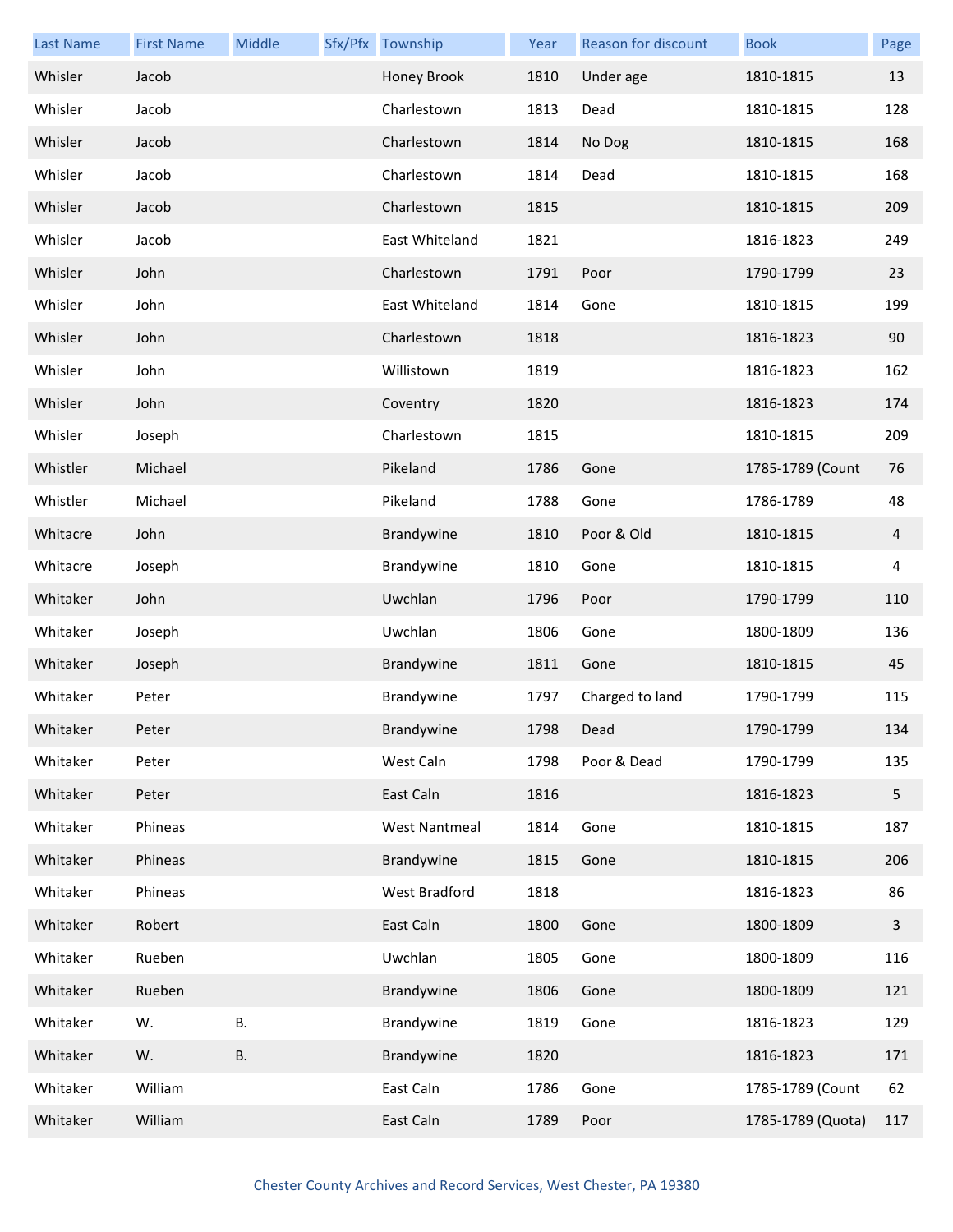| Last Name | First Name | Middle | Sfx/Pfx | Township | Year | Reason for discount | Book | Page |
|---|---|---|---|---|---|---|---|---|
| Whisler | Jacob | | | Honey Brook | 1810 | Under age | 1810-1815 | 13 |
| Whisler | Jacob | | | Charlestown | 1813 | Dead | 1810-1815 | 128 |
| Whisler | Jacob | | | Charlestown | 1814 | No Dog | 1810-1815 | 168 |
| Whisler | Jacob | | | Charlestown | 1814 | Dead | 1810-1815 | 168 |
| Whisler | Jacob | | | Charlestown | 1815 | | 1810-1815 | 209 |
| Whisler | Jacob | | | East Whiteland | 1821 | | 1816-1823 | 249 |
| Whisler | John | | | Charlestown | 1791 | Poor | 1790-1799 | 23 |
| Whisler | John | | | East Whiteland | 1814 | Gone | 1810-1815 | 199 |
| Whisler | John | | | Charlestown | 1818 | | 1816-1823 | 90 |
| Whisler | John | | | Willistown | 1819 | | 1816-1823 | 162 |
| Whisler | John | | | Coventry | 1820 | | 1816-1823 | 174 |
| Whisler | Joseph | | | Charlestown | 1815 | | 1810-1815 | 209 |
| Whistler | Michael | | | Pikeland | 1786 | Gone | 1785-1789 (Count | 76 |
| Whistler | Michael | | | Pikeland | 1788 | Gone | 1786-1789 | 48 |
| Whitacre | John | | | Brandywine | 1810 | Poor & Old | 1810-1815 | 4 |
| Whitacre | Joseph | | | Brandywine | 1810 | Gone | 1810-1815 | 4 |
| Whitaker | John | | | Uwchlan | 1796 | Poor | 1790-1799 | 110 |
| Whitaker | Joseph | | | Uwchlan | 1806 | Gone | 1800-1809 | 136 |
| Whitaker | Joseph | | | Brandywine | 1811 | Gone | 1810-1815 | 45 |
| Whitaker | Peter | | | Brandywine | 1797 | Charged to land | 1790-1799 | 115 |
| Whitaker | Peter | | | Brandywine | 1798 | Dead | 1790-1799 | 134 |
| Whitaker | Peter | | | West Caln | 1798 | Poor & Dead | 1790-1799 | 135 |
| Whitaker | Peter | | | East Caln | 1816 | | 1816-1823 | 5 |
| Whitaker | Phineas | | | West Nantmeal | 1814 | Gone | 1810-1815 | 187 |
| Whitaker | Phineas | | | Brandywine | 1815 | Gone | 1810-1815 | 206 |
| Whitaker | Phineas | | | West Bradford | 1818 | | 1816-1823 | 86 |
| Whitaker | Robert | | | East Caln | 1800 | Gone | 1800-1809 | 3 |
| Whitaker | Rueben | | | Uwchlan | 1805 | Gone | 1800-1809 | 116 |
| Whitaker | Rueben | | | Brandywine | 1806 | Gone | 1800-1809 | 121 |
| Whitaker | W. | B. | | Brandywine | 1819 | Gone | 1816-1823 | 129 |
| Whitaker | W. | B. | | Brandywine | 1820 | | 1816-1823 | 171 |
| Whitaker | William | | | East Caln | 1786 | Gone | 1785-1789 (Count | 62 |
| Whitaker | William | | | East Caln | 1789 | Poor | 1785-1789 (Quota) | 117 |

Chester County Archives and Record Services, West Chester, PA 19380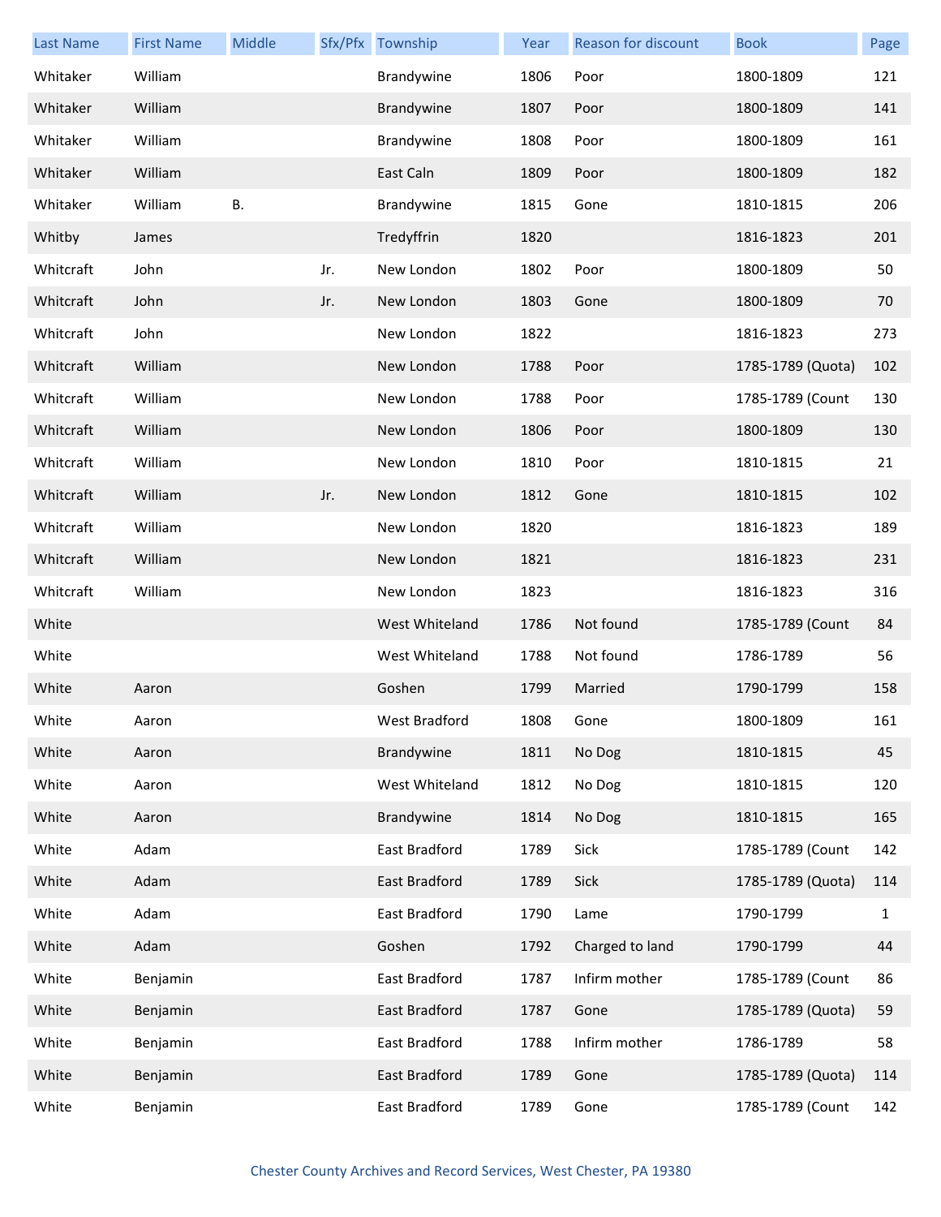| Last Name | First Name | Middle | Sfx/Pfx | Township | Year | Reason for discount | Book | Page |
|---|---|---|---|---|---|---|---|---|
| Whitaker | William | | | Brandywine | 1806 | Poor | 1800-1809 | 121 |
| Whitaker | William | | | Brandywine | 1807 | Poor | 1800-1809 | 141 |
| Whitaker | William | | | Brandywine | 1808 | Poor | 1800-1809 | 161 |
| Whitaker | William | | | East Caln | 1809 | Poor | 1800-1809 | 182 |
| Whitaker | William | B. | | Brandywine | 1815 | Gone | 1810-1815 | 206 |
| Whitby | James | | | Tredyffrin | 1820 | | 1816-1823 | 201 |
| Whitcraft | John | | Jr. | New London | 1802 | Poor | 1800-1809 | 50 |
| Whitcraft | John | | Jr. | New London | 1803 | Gone | 1800-1809 | 70 |
| Whitcraft | John | | | New London | 1822 | | 1816-1823 | 273 |
| Whitcraft | William | | | New London | 1788 | Poor | 1785-1789 (Quota) | 102 |
| Whitcraft | William | | | New London | 1788 | Poor | 1785-1789 (Count | 130 |
| Whitcraft | William | | | New London | 1806 | Poor | 1800-1809 | 130 |
| Whitcraft | William | | | New London | 1810 | Poor | 1810-1815 | 21 |
| Whitcraft | William | | Jr. | New London | 1812 | Gone | 1810-1815 | 102 |
| Whitcraft | William | | | New London | 1820 | | 1816-1823 | 189 |
| Whitcraft | William | | | New London | 1821 | | 1816-1823 | 231 |
| Whitcraft | William | | | New London | 1823 | | 1816-1823 | 316 |
| White | | | | West Whiteland | 1786 | Not found | 1785-1789 (Count | 84 |
| White | | | | West Whiteland | 1788 | Not found | 1786-1789 | 56 |
| White | Aaron | | | Goshen | 1799 | Married | 1790-1799 | 158 |
| White | Aaron | | | West Bradford | 1808 | Gone | 1800-1809 | 161 |
| White | Aaron | | | Brandywine | 1811 | No Dog | 1810-1815 | 45 |
| White | Aaron | | | West Whiteland | 1812 | No Dog | 1810-1815 | 120 |
| White | Aaron | | | Brandywine | 1814 | No Dog | 1810-1815 | 165 |
| White | Adam | | | East Bradford | 1789 | Sick | 1785-1789 (Count | 142 |
| White | Adam | | | East Bradford | 1789 | Sick | 1785-1789 (Quota) | 114 |
| White | Adam | | | East Bradford | 1790 | Lame | 1790-1799 | 1 |
| White | Adam | | | Goshen | 1792 | Charged to land | 1790-1799 | 44 |
| White | Benjamin | | | East Bradford | 1787 | Infirm mother | 1785-1789 (Count | 86 |
| White | Benjamin | | | East Bradford | 1787 | Gone | 1785-1789 (Quota) | 59 |
| White | Benjamin | | | East Bradford | 1788 | Infirm mother | 1786-1789 | 58 |
| White | Benjamin | | | East Bradford | 1789 | Gone | 1785-1789 (Quota) | 114 |
| White | Benjamin | | | East Bradford | 1789 | Gone | 1785-1789 (Count | 142 |

Chester County Archives and Record Services, West Chester, PA 19380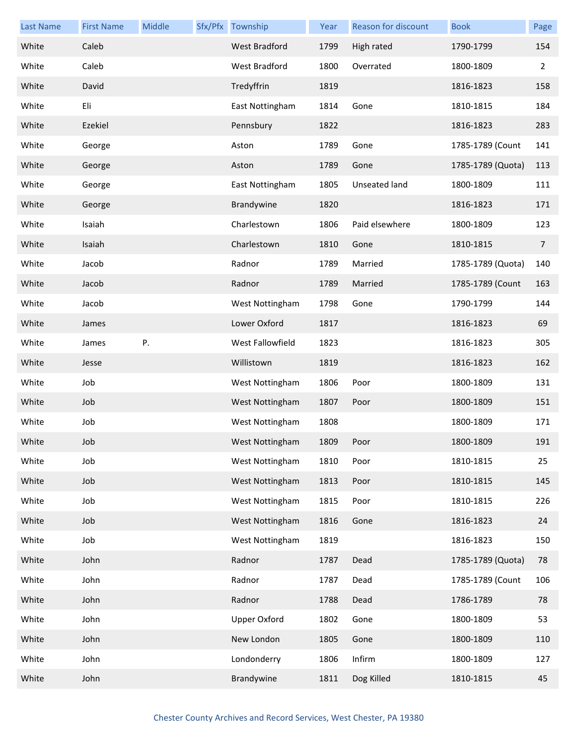| Last Name | First Name | Middle | Sfx/Pfx | Township | Year | Reason for discount | Book | Page |
|---|---|---|---|---|---|---|---|---|
| White | Caleb | | | West Bradford | 1799 | High rated | 1790-1799 | 154 |
| White | Caleb | | | West Bradford | 1800 | Overrated | 1800-1809 | 2 |
| White | David | | | Tredyffrin | 1819 | | 1816-1823 | 158 |
| White | Eli | | | East Nottingham | 1814 | Gone | 1810-1815 | 184 |
| White | Ezekiel | | | Pennsbury | 1822 | | 1816-1823 | 283 |
| White | George | | | Aston | 1789 | Gone | 1785-1789 (Count | 141 |
| White | George | | | Aston | 1789 | Gone | 1785-1789 (Quota) | 113 |
| White | George | | | East Nottingham | 1805 | Unseated land | 1800-1809 | 111 |
| White | George | | | Brandywine | 1820 | | 1816-1823 | 171 |
| White | Isaiah | | | Charlestown | 1806 | Paid elsewhere | 1800-1809 | 123 |
| White | Isaiah | | | Charlestown | 1810 | Gone | 1810-1815 | 7 |
| White | Jacob | | | Radnor | 1789 | Married | 1785-1789 (Quota) | 140 |
| White | Jacob | | | Radnor | 1789 | Married | 1785-1789 (Count | 163 |
| White | Jacob | | | West Nottingham | 1798 | Gone | 1790-1799 | 144 |
| White | James | | | Lower Oxford | 1817 | | 1816-1823 | 69 |
| White | James | P. | | West Fallowfield | 1823 | | 1816-1823 | 305 |
| White | Jesse | | | Willistown | 1819 | | 1816-1823 | 162 |
| White | Job | | | West Nottingham | 1806 | Poor | 1800-1809 | 131 |
| White | Job | | | West Nottingham | 1807 | Poor | 1800-1809 | 151 |
| White | Job | | | West Nottingham | 1808 | | 1800-1809 | 171 |
| White | Job | | | West Nottingham | 1809 | Poor | 1800-1809 | 191 |
| White | Job | | | West Nottingham | 1810 | Poor | 1810-1815 | 25 |
| White | Job | | | West Nottingham | 1813 | Poor | 1810-1815 | 145 |
| White | Job | | | West Nottingham | 1815 | Poor | 1810-1815 | 226 |
| White | Job | | | West Nottingham | 1816 | Gone | 1816-1823 | 24 |
| White | Job | | | West Nottingham | 1819 | | 1816-1823 | 150 |
| White | John | | | Radnor | 1787 | Dead | 1785-1789 (Quota) | 78 |
| White | John | | | Radnor | 1787 | Dead | 1785-1789 (Count | 106 |
| White | John | | | Radnor | 1788 | Dead | 1786-1789 | 78 |
| White | John | | | Upper Oxford | 1802 | Gone | 1800-1809 | 53 |
| White | John | | | New London | 1805 | Gone | 1800-1809 | 110 |
| White | John | | | Londonderry | 1806 | Infirm | 1800-1809 | 127 |
| White | John | | | Brandywine | 1811 | Dog Killed | 1810-1815 | 45 |

Chester County Archives and Record Services, West Chester, PA 19380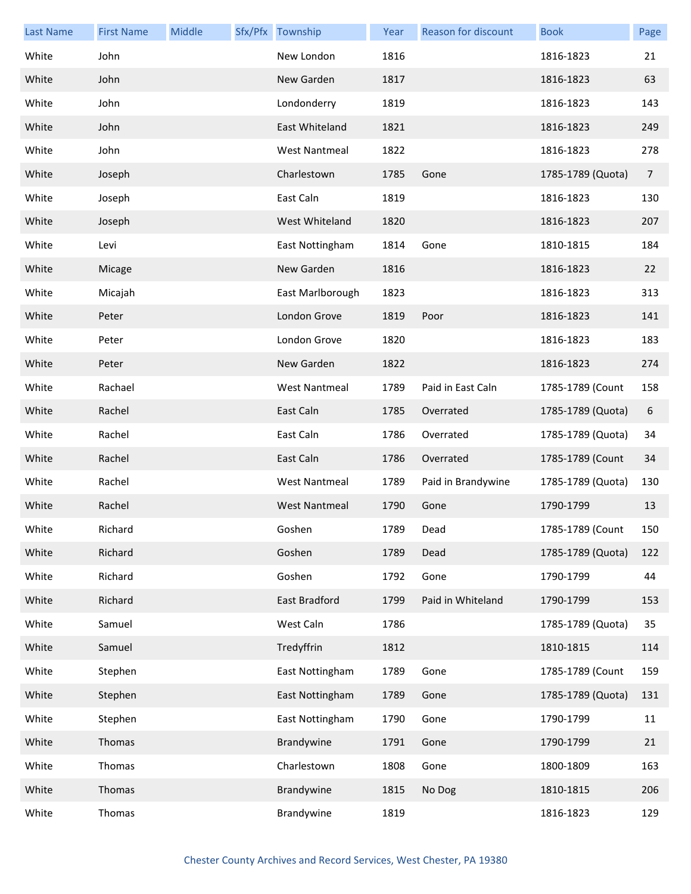| Last Name | First Name | Middle | Sfx/Pfx | Township | Year | Reason for discount | Book | Page |
|---|---|---|---|---|---|---|---|---|
| White | John | | | New London | 1816 | | 1816-1823 | 21 |
| White | John | | | New Garden | 1817 | | 1816-1823 | 63 |
| White | John | | | Londonderry | 1819 | | 1816-1823 | 143 |
| White | John | | | East Whiteland | 1821 | | 1816-1823 | 249 |
| White | John | | | West Nantmeal | 1822 | | 1816-1823 | 278 |
| White | Joseph | | | Charlestown | 1785 | Gone | 1785-1789 (Quota) | 7 |
| White | Joseph | | | East Caln | 1819 | | 1816-1823 | 130 |
| White | Joseph | | | West Whiteland | 1820 | | 1816-1823 | 207 |
| White | Levi | | | East Nottingham | 1814 | Gone | 1810-1815 | 184 |
| White | Micage | | | New Garden | 1816 | | 1816-1823 | 22 |
| White | Micajah | | | East Marlborough | 1823 | | 1816-1823 | 313 |
| White | Peter | | | London Grove | 1819 | Poor | 1816-1823 | 141 |
| White | Peter | | | London Grove | 1820 | | 1816-1823 | 183 |
| White | Peter | | | New Garden | 1822 | | 1816-1823 | 274 |
| White | Rachael | | | West Nantmeal | 1789 | Paid in East Caln | 1785-1789 (Count | 158 |
| White | Rachel | | | East Caln | 1785 | Overrated | 1785-1789 (Quota) | 6 |
| White | Rachel | | | East Caln | 1786 | Overrated | 1785-1789 (Quota) | 34 |
| White | Rachel | | | East Caln | 1786 | Overrated | 1785-1789 (Count | 34 |
| White | Rachel | | | West Nantmeal | 1789 | Paid in Brandywine | 1785-1789 (Quota) | 130 |
| White | Rachel | | | West Nantmeal | 1790 | Gone | 1790-1799 | 13 |
| White | Richard | | | Goshen | 1789 | Dead | 1785-1789 (Count | 150 |
| White | Richard | | | Goshen | 1789 | Dead | 1785-1789 (Quota) | 122 |
| White | Richard | | | Goshen | 1792 | Gone | 1790-1799 | 44 |
| White | Richard | | | East Bradford | 1799 | Paid in Whiteland | 1790-1799 | 153 |
| White | Samuel | | | West Caln | 1786 | | 1785-1789 (Quota) | 35 |
| White | Samuel | | | Tredyffrin | 1812 | | 1810-1815 | 114 |
| White | Stephen | | | East Nottingham | 1789 | Gone | 1785-1789 (Count | 159 |
| White | Stephen | | | East Nottingham | 1789 | Gone | 1785-1789 (Quota) | 131 |
| White | Stephen | | | East Nottingham | 1790 | Gone | 1790-1799 | 11 |
| White | Thomas | | | Brandywine | 1791 | Gone | 1790-1799 | 21 |
| White | Thomas | | | Charlestown | 1808 | Gone | 1800-1809 | 163 |
| White | Thomas | | | Brandywine | 1815 | No Dog | 1810-1815 | 206 |
| White | Thomas | | | Brandywine | 1819 | | 1816-1823 | 129 |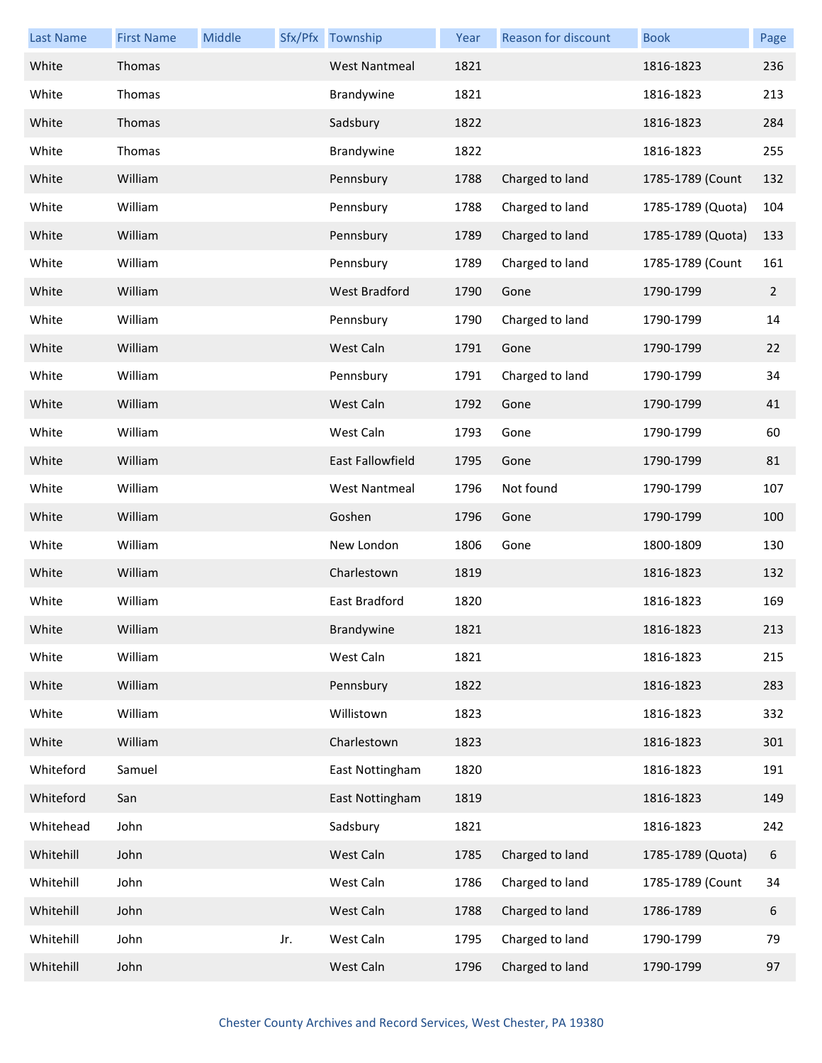| Last Name | First Name | Middle | Sfx/Pfx | Township | Year | Reason for discount | Book | Page |
| --- | --- | --- | --- | --- | --- | --- | --- | --- |
| White | Thomas | | | West Nantmeal | 1821 | | 1816-1823 | 236 |
| White | Thomas | | | Brandywine | 1821 | | 1816-1823 | 213 |
| White | Thomas | | | Sadsbury | 1822 | | 1816-1823 | 284 |
| White | Thomas | | | Brandywine | 1822 | | 1816-1823 | 255 |
| White | William | | | Pennsbury | 1788 | Charged to land | 1785-1789 (Count | 132 |
| White | William | | | Pennsbury | 1788 | Charged to land | 1785-1789 (Quota) | 104 |
| White | William | | | Pennsbury | 1789 | Charged to land | 1785-1789 (Quota) | 133 |
| White | William | | | Pennsbury | 1789 | Charged to land | 1785-1789 (Count | 161 |
| White | William | | | West Bradford | 1790 | Gone | 1790-1799 | 2 |
| White | William | | | Pennsbury | 1790 | Charged to land | 1790-1799 | 14 |
| White | William | | | West Caln | 1791 | Gone | 1790-1799 | 22 |
| White | William | | | Pennsbury | 1791 | Charged to land | 1790-1799 | 34 |
| White | William | | | West Caln | 1792 | Gone | 1790-1799 | 41 |
| White | William | | | West Caln | 1793 | Gone | 1790-1799 | 60 |
| White | William | | | East Fallowfield | 1795 | Gone | 1790-1799 | 81 |
| White | William | | | West Nantmeal | 1796 | Not found | 1790-1799 | 107 |
| White | William | | | Goshen | 1796 | Gone | 1790-1799 | 100 |
| White | William | | | New London | 1806 | Gone | 1800-1809 | 130 |
| White | William | | | Charlestown | 1819 | | 1816-1823 | 132 |
| White | William | | | East Bradford | 1820 | | 1816-1823 | 169 |
| White | William | | | Brandywine | 1821 | | 1816-1823 | 213 |
| White | William | | | West Caln | 1821 | | 1816-1823 | 215 |
| White | William | | | Pennsbury | 1822 | | 1816-1823 | 283 |
| White | William | | | Willistown | 1823 | | 1816-1823 | 332 |
| White | William | | | Charlestown | 1823 | | 1816-1823 | 301 |
| Whiteford | Samuel | | | East Nottingham | 1820 | | 1816-1823 | 191 |
| Whiteford | San | | | East Nottingham | 1819 | | 1816-1823 | 149 |
| Whitehead | John | | | Sadsbury | 1821 | | 1816-1823 | 242 |
| Whitehill | John | | | West Caln | 1785 | Charged to land | 1785-1789 (Quota) | 6 |
| Whitehill | John | | | West Caln | 1786 | Charged to land | 1785-1789 (Count | 34 |
| Whitehill | John | | | West Caln | 1788 | Charged to land | 1786-1789 | 6 |
| Whitehill | John | | Jr. | West Caln | 1795 | Charged to land | 1790-1799 | 79 |
| Whitehill | John | | | West Caln | 1796 | Charged to land | 1790-1799 | 97 |

Chester County Archives and Record Services, West Chester, PA 19380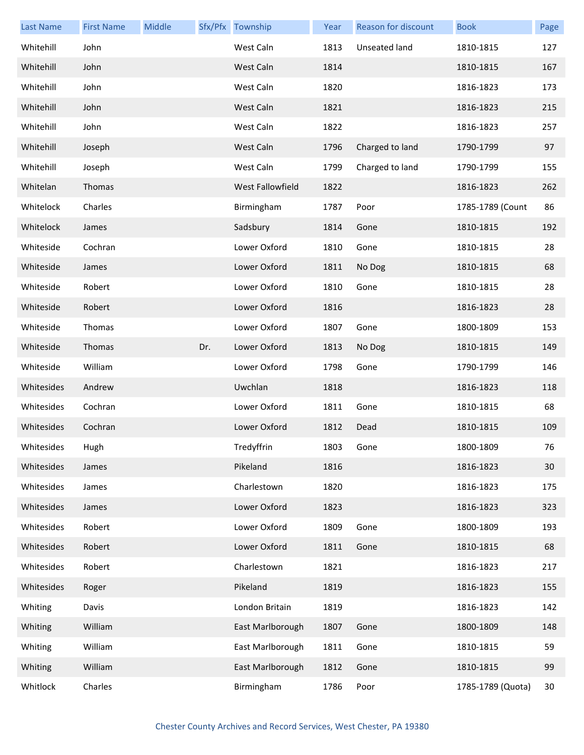| Last Name | First Name | Middle | Sfx/Pfx | Township | Year | Reason for discount | Book | Page |
|---|---|---|---|---|---|---|---|---|
| Whitehill | John | | | West Caln | 1813 | Unseated land | 1810-1815 | 127 |
| Whitehill | John | | | West Caln | 1814 | | 1810-1815 | 167 |
| Whitehill | John | | | West Caln | 1820 | | 1816-1823 | 173 |
| Whitehill | John | | | West Caln | 1821 | | 1816-1823 | 215 |
| Whitehill | John | | | West Caln | 1822 | | 1816-1823 | 257 |
| Whitehill | Joseph | | | West Caln | 1796 | Charged to land | 1790-1799 | 97 |
| Whitehill | Joseph | | | West Caln | 1799 | Charged to land | 1790-1799 | 155 |
| Whitelan | Thomas | | | West Fallowfield | 1822 | | 1816-1823 | 262 |
| Whitelock | Charles | | | Birmingham | 1787 | Poor | 1785-1789 (Count | 86 |
| Whitelock | James | | | Sadsbury | 1814 | Gone | 1810-1815 | 192 |
| Whiteside | Cochran | | | Lower Oxford | 1810 | Gone | 1810-1815 | 28 |
| Whiteside | James | | | Lower Oxford | 1811 | No Dog | 1810-1815 | 68 |
| Whiteside | Robert | | | Lower Oxford | 1810 | Gone | 1810-1815 | 28 |
| Whiteside | Robert | | | Lower Oxford | 1816 | | 1816-1823 | 28 |
| Whiteside | Thomas | | | Lower Oxford | 1807 | Gone | 1800-1809 | 153 |
| Whiteside | Thomas | | Dr. | Lower Oxford | 1813 | No Dog | 1810-1815 | 149 |
| Whiteside | William | | | Lower Oxford | 1798 | Gone | 1790-1799 | 146 |
| Whitesides | Andrew | | | Uwchlan | 1818 | | 1816-1823 | 118 |
| Whitesides | Cochran | | | Lower Oxford | 1811 | Gone | 1810-1815 | 68 |
| Whitesides | Cochran | | | Lower Oxford | 1812 | Dead | 1810-1815 | 109 |
| Whitesides | Hugh | | | Tredyffrin | 1803 | Gone | 1800-1809 | 76 |
| Whitesides | James | | | Pikeland | 1816 | | 1816-1823 | 30 |
| Whitesides | James | | | Charlestown | 1820 | | 1816-1823 | 175 |
| Whitesides | James | | | Lower Oxford | 1823 | | 1816-1823 | 323 |
| Whitesides | Robert | | | Lower Oxford | 1809 | Gone | 1800-1809 | 193 |
| Whitesides | Robert | | | Lower Oxford | 1811 | Gone | 1810-1815 | 68 |
| Whitesides | Robert | | | Charlestown | 1821 | | 1816-1823 | 217 |
| Whitesides | Roger | | | Pikeland | 1819 | | 1816-1823 | 155 |
| Whiting | Davis | | | London Britain | 1819 | | 1816-1823 | 142 |
| Whiting | William | | | East Marlborough | 1807 | Gone | 1800-1809 | 148 |
| Whiting | William | | | East Marlborough | 1811 | Gone | 1810-1815 | 59 |
| Whiting | William | | | East Marlborough | 1812 | Gone | 1810-1815 | 99 |
| Whitlock | Charles | | | Birmingham | 1786 | Poor | 1785-1789 (Quota) | 30 |

Chester County Archives and Record Services, West Chester, PA 19380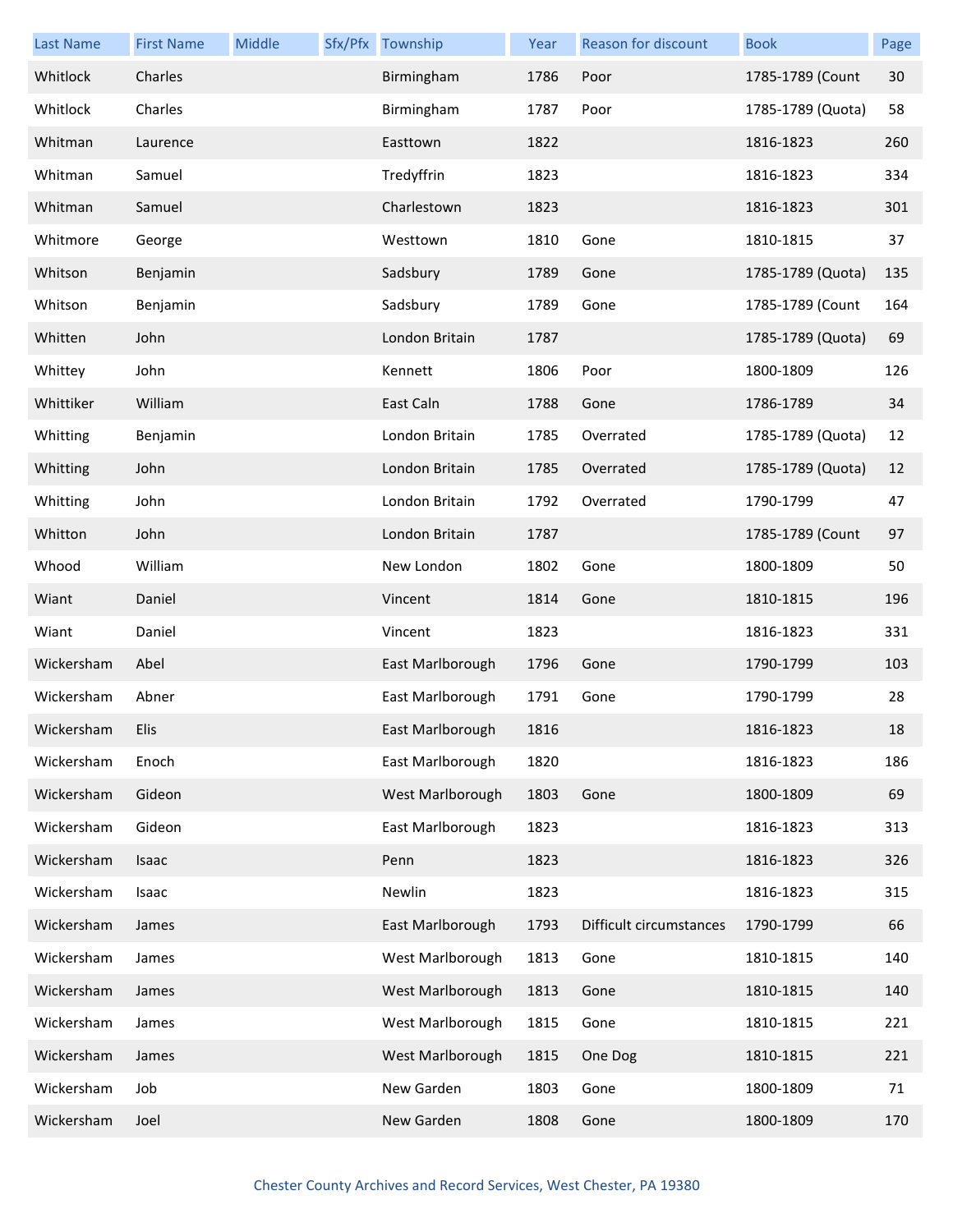| Last Name | First Name | Middle | Sfx/Pfx | Township | Year | Reason for discount | Book | Page |
|---|---|---|---|---|---|---|---|---|
| Whitlock | Charles | | | Birmingham | 1786 | Poor | 1785-1789 (Count | 30 |
| Whitlock | Charles | | | Birmingham | 1787 | Poor | 1785-1789 (Quota) | 58 |
| Whitman | Laurence | | | Easttown | 1822 | | 1816-1823 | 260 |
| Whitman | Samuel | | | Tredyffrin | 1823 | | 1816-1823 | 334 |
| Whitman | Samuel | | | Charlestown | 1823 | | 1816-1823 | 301 |
| Whitmore | George | | | Westtown | 1810 | Gone | 1810-1815 | 37 |
| Whitson | Benjamin | | | Sadsbury | 1789 | Gone | 1785-1789 (Quota) | 135 |
| Whitson | Benjamin | | | Sadsbury | 1789 | Gone | 1785-1789 (Count | 164 |
| Whitten | John | | | London Britain | 1787 | | 1785-1789 (Quota) | 69 |
| Whittey | John | | | Kennett | 1806 | Poor | 1800-1809 | 126 |
| Whittiker | William | | | East Caln | 1788 | Gone | 1786-1789 | 34 |
| Whitting | Benjamin | | | London Britain | 1785 | Overrated | 1785-1789 (Quota) | 12 |
| Whitting | John | | | London Britain | 1785 | Overrated | 1785-1789 (Quota) | 12 |
| Whitting | John | | | London Britain | 1792 | Overrated | 1790-1799 | 47 |
| Whitton | John | | | London Britain | 1787 | | 1785-1789 (Count | 97 |
| Whood | William | | | New London | 1802 | Gone | 1800-1809 | 50 |
| Wiant | Daniel | | | Vincent | 1814 | Gone | 1810-1815 | 196 |
| Wiant | Daniel | | | Vincent | 1823 | | 1816-1823 | 331 |
| Wickersham | Abel | | | East Marlborough | 1796 | Gone | 1790-1799 | 103 |
| Wickersham | Abner | | | East Marlborough | 1791 | Gone | 1790-1799 | 28 |
| Wickersham | Elis | | | East Marlborough | 1816 | | 1816-1823 | 18 |
| Wickersham | Enoch | | | East Marlborough | 1820 | | 1816-1823 | 186 |
| Wickersham | Gideon | | | West Marlborough | 1803 | Gone | 1800-1809 | 69 |
| Wickersham | Gideon | | | East Marlborough | 1823 | | 1816-1823 | 313 |
| Wickersham | Isaac | | | Penn | 1823 | | 1816-1823 | 326 |
| Wickersham | Isaac | | | Newlin | 1823 | | 1816-1823 | 315 |
| Wickersham | James | | | East Marlborough | 1793 | Difficult circumstances | 1790-1799 | 66 |
| Wickersham | James | | | West Marlborough | 1813 | Gone | 1810-1815 | 140 |
| Wickersham | James | | | West Marlborough | 1813 | Gone | 1810-1815 | 140 |
| Wickersham | James | | | West Marlborough | 1815 | Gone | 1810-1815 | 221 |
| Wickersham | James | | | West Marlborough | 1815 | One Dog | 1810-1815 | 221 |
| Wickersham | Job | | | New Garden | 1803 | Gone | 1800-1809 | 71 |
| Wickersham | Joel | | | New Garden | 1808 | Gone | 1800-1809 | 170 |

Chester County Archives and Record Services, West Chester, PA 19380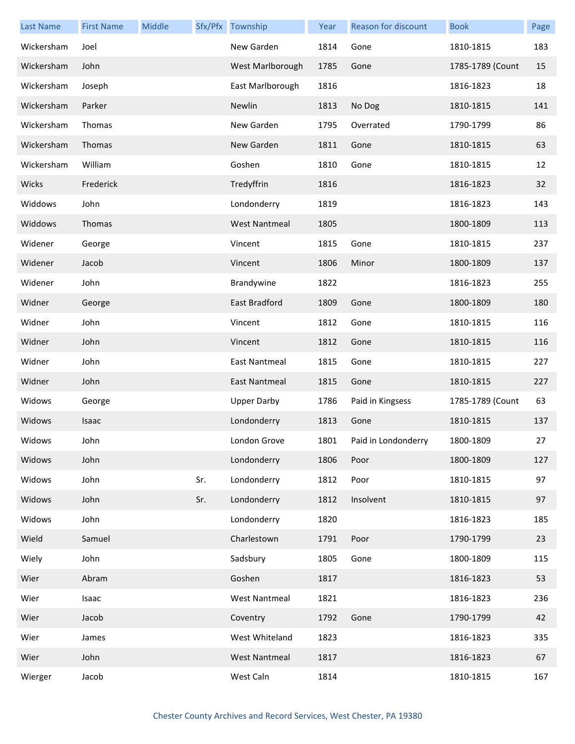| Last Name | First Name | Middle | Sfx/Pfx | Township | Year | Reason for discount | Book | Page |
|---|---|---|---|---|---|---|---|---|
| Wickersham | Joel | | | New Garden | 1814 | Gone | 1810-1815 | 183 |
| Wickersham | John | | | West Marlborough | 1785 | Gone | 1785-1789 (Count | 15 |
| Wickersham | Joseph | | | East Marlborough | 1816 | | 1816-1823 | 18 |
| Wickersham | Parker | | | Newlin | 1813 | No Dog | 1810-1815 | 141 |
| Wickersham | Thomas | | | New Garden | 1795 | Overrated | 1790-1799 | 86 |
| Wickersham | Thomas | | | New Garden | 1811 | Gone | 1810-1815 | 63 |
| Wickersham | William | | | Goshen | 1810 | Gone | 1810-1815 | 12 |
| Wicks | Frederick | | | Tredyffrin | 1816 | | 1816-1823 | 32 |
| Widdows | John | | | Londonderry | 1819 | | 1816-1823 | 143 |
| Widdows | Thomas | | | West Nantmeal | 1805 | | 1800-1809 | 113 |
| Widener | George | | | Vincent | 1815 | Gone | 1810-1815 | 237 |
| Widener | Jacob | | | Vincent | 1806 | Minor | 1800-1809 | 137 |
| Widener | John | | | Brandywine | 1822 | | 1816-1823 | 255 |
| Widner | George | | | East Bradford | 1809 | Gone | 1800-1809 | 180 |
| Widner | John | | | Vincent | 1812 | Gone | 1810-1815 | 116 |
| Widner | John | | | Vincent | 1812 | Gone | 1810-1815 | 116 |
| Widner | John | | | East Nantmeal | 1815 | Gone | 1810-1815 | 227 |
| Widner | John | | | East Nantmeal | 1815 | Gone | 1810-1815 | 227 |
| Widows | George | | | Upper Darby | 1786 | Paid in Kingsess | 1785-1789 (Count | 63 |
| Widows | Isaac | | | Londonderry | 1813 | Gone | 1810-1815 | 137 |
| Widows | John | | | London Grove | 1801 | Paid in Londonderry | 1800-1809 | 27 |
| Widows | John | | | Londonderry | 1806 | Poor | 1800-1809 | 127 |
| Widows | John | | Sr. | Londonderry | 1812 | Poor | 1810-1815 | 97 |
| Widows | John | | Sr. | Londonderry | 1812 | Insolvent | 1810-1815 | 97 |
| Widows | John | | | Londonderry | 1820 | | 1816-1823 | 185 |
| Wield | Samuel | | | Charlestown | 1791 | Poor | 1790-1799 | 23 |
| Wiely | John | | | Sadsbury | 1805 | Gone | 1800-1809 | 115 |
| Wier | Abram | | | Goshen | 1817 | | 1816-1823 | 53 |
| Wier | Isaac | | | West Nantmeal | 1821 | | 1816-1823 | 236 |
| Wier | Jacob | | | Coventry | 1792 | Gone | 1790-1799 | 42 |
| Wier | James | | | West Whiteland | 1823 | | 1816-1823 | 335 |
| Wier | John | | | West Nantmeal | 1817 | | 1816-1823 | 67 |
| Wierger | Jacob | | | West Caln | 1814 | | 1810-1815 | 167 |

Chester County Archives and Record Services, West Chester, PA 19380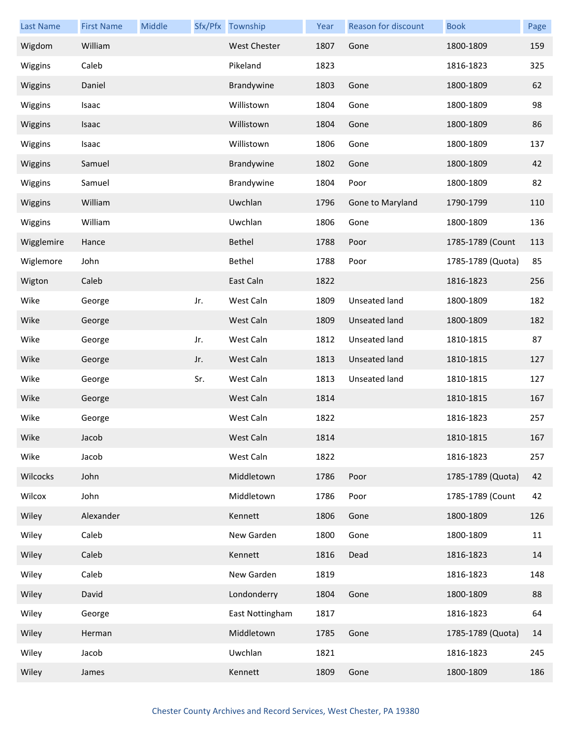| Last Name | First Name | Middle | Sfx/Pfx | Township | Year | Reason for discount | Book | Page |
|---|---|---|---|---|---|---|---|---|
| Wigdom | William | | | West Chester | 1807 | Gone | 1800-1809 | 159 |
| Wiggins | Caleb | | | Pikeland | 1823 | | 1816-1823 | 325 |
| Wiggins | Daniel | | | Brandywine | 1803 | Gone | 1800-1809 | 62 |
| Wiggins | Isaac | | | Willistown | 1804 | Gone | 1800-1809 | 98 |
| Wiggins | Isaac | | | Willistown | 1804 | Gone | 1800-1809 | 86 |
| Wiggins | Isaac | | | Willistown | 1806 | Gone | 1800-1809 | 137 |
| Wiggins | Samuel | | | Brandywine | 1802 | Gone | 1800-1809 | 42 |
| Wiggins | Samuel | | | Brandywine | 1804 | Poor | 1800-1809 | 82 |
| Wiggins | William | | | Uwchlan | 1796 | Gone to Maryland | 1790-1799 | 110 |
| Wiggins | William | | | Uwchlan | 1806 | Gone | 1800-1809 | 136 |
| Wigglemire | Hance | | | Bethel | 1788 | Poor | 1785-1789 (Count | 113 |
| Wiglemore | John | | | Bethel | 1788 | Poor | 1785-1789 (Quota) | 85 |
| Wigton | Caleb | | | East Caln | 1822 | | 1816-1823 | 256 |
| Wike | George | | Jr. | West Caln | 1809 | Unseated land | 1800-1809 | 182 |
| Wike | George | | | West Caln | 1809 | Unseated land | 1800-1809 | 182 |
| Wike | George | | Jr. | West Caln | 1812 | Unseated land | 1810-1815 | 87 |
| Wike | George | | Jr. | West Caln | 1813 | Unseated land | 1810-1815 | 127 |
| Wike | George | | Sr. | West Caln | 1813 | Unseated land | 1810-1815 | 127 |
| Wike | George | | | West Caln | 1814 | | 1810-1815 | 167 |
| Wike | George | | | West Caln | 1822 | | 1816-1823 | 257 |
| Wike | Jacob | | | West Caln | 1814 | | 1810-1815 | 167 |
| Wike | Jacob | | | West Caln | 1822 | | 1816-1823 | 257 |
| Wilcocks | John | | | Middletown | 1786 | Poor | 1785-1789 (Quota) | 42 |
| Wilcox | John | | | Middletown | 1786 | Poor | 1785-1789 (Count | 42 |
| Wiley | Alexander | | | Kennett | 1806 | Gone | 1800-1809 | 126 |
| Wiley | Caleb | | | New Garden | 1800 | Gone | 1800-1809 | 11 |
| Wiley | Caleb | | | Kennett | 1816 | Dead | 1816-1823 | 14 |
| Wiley | Caleb | | | New Garden | 1819 | | 1816-1823 | 148 |
| Wiley | David | | | Londonderry | 1804 | Gone | 1800-1809 | 88 |
| Wiley | George | | | East Nottingham | 1817 | | 1816-1823 | 64 |
| Wiley | Herman | | | Middletown | 1785 | Gone | 1785-1789 (Quota) | 14 |
| Wiley | Jacob | | | Uwchlan | 1821 | | 1816-1823 | 245 |
| Wiley | James | | | Kennett | 1809 | Gone | 1800-1809 | 186 |

Chester County Archives and Record Services, West Chester, PA 19380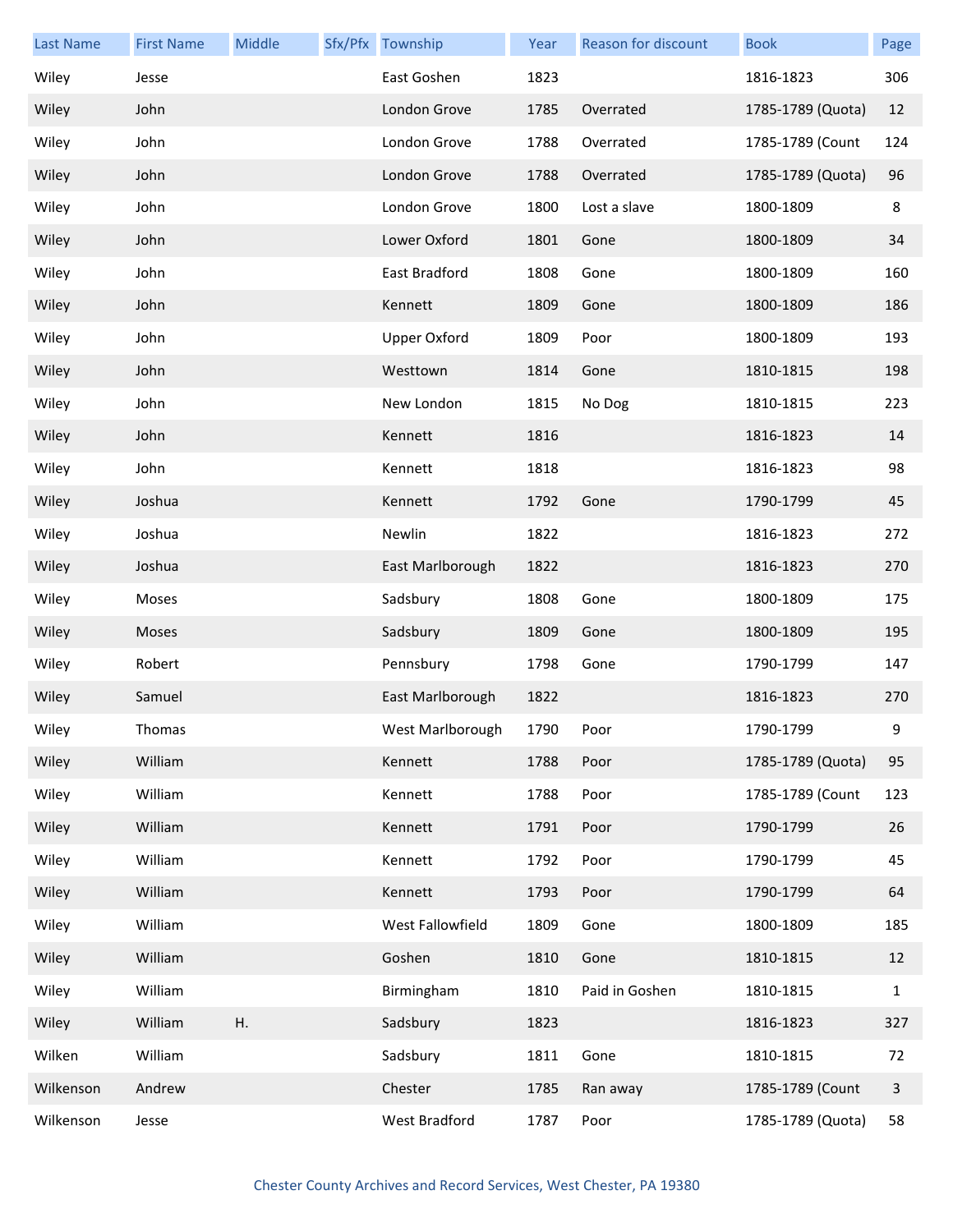| Last Name | First Name | Middle | Sfx/Pfx | Township | Year | Reason for discount | Book | Page |
| --- | --- | --- | --- | --- | --- | --- | --- | --- |
| Wiley | Jesse | | | East Goshen | 1823 | | 1816-1823 | 306 |
| Wiley | John | | | London Grove | 1785 | Overrated | 1785-1789 (Quota) | 12 |
| Wiley | John | | | London Grove | 1788 | Overrated | 1785-1789 (Count | 124 |
| Wiley | John | | | London Grove | 1788 | Overrated | 1785-1789 (Quota) | 96 |
| Wiley | John | | | London Grove | 1800 | Lost a slave | 1800-1809 | 8 |
| Wiley | John | | | Lower Oxford | 1801 | Gone | 1800-1809 | 34 |
| Wiley | John | | | East Bradford | 1808 | Gone | 1800-1809 | 160 |
| Wiley | John | | | Kennett | 1809 | Gone | 1800-1809 | 186 |
| Wiley | John | | | Upper Oxford | 1809 | Poor | 1800-1809 | 193 |
| Wiley | John | | | Westtown | 1814 | Gone | 1810-1815 | 198 |
| Wiley | John | | | New London | 1815 | No Dog | 1810-1815 | 223 |
| Wiley | John | | | Kennett | 1816 | | 1816-1823 | 14 |
| Wiley | John | | | Kennett | 1818 | | 1816-1823 | 98 |
| Wiley | Joshua | | | Kennett | 1792 | Gone | 1790-1799 | 45 |
| Wiley | Joshua | | | Newlin | 1822 | | 1816-1823 | 272 |
| Wiley | Joshua | | | East Marlborough | 1822 | | 1816-1823 | 270 |
| Wiley | Moses | | | Sadsbury | 1808 | Gone | 1800-1809 | 175 |
| Wiley | Moses | | | Sadsbury | 1809 | Gone | 1800-1809 | 195 |
| Wiley | Robert | | | Pennsbury | 1798 | Gone | 1790-1799 | 147 |
| Wiley | Samuel | | | East Marlborough | 1822 | | 1816-1823 | 270 |
| Wiley | Thomas | | | West Marlborough | 1790 | Poor | 1790-1799 | 9 |
| Wiley | William | | | Kennett | 1788 | Poor | 1785-1789 (Quota) | 95 |
| Wiley | William | | | Kennett | 1788 | Poor | 1785-1789 (Count | 123 |
| Wiley | William | | | Kennett | 1791 | Poor | 1790-1799 | 26 |
| Wiley | William | | | Kennett | 1792 | Poor | 1790-1799 | 45 |
| Wiley | William | | | Kennett | 1793 | Poor | 1790-1799 | 64 |
| Wiley | William | | | West Fallowfield | 1809 | Gone | 1800-1809 | 185 |
| Wiley | William | | | Goshen | 1810 | Gone | 1810-1815 | 12 |
| Wiley | William | | | Birmingham | 1810 | Paid in Goshen | 1810-1815 | 1 |
| Wiley | William | H. | | Sadsbury | 1823 | | 1816-1823 | 327 |
| Wilken | William | | | Sadsbury | 1811 | Gone | 1810-1815 | 72 |
| Wilkenson | Andrew | | | Chester | 1785 | Ran away | 1785-1789 (Count | 3 |
| Wilkenson | Jesse | | | West Bradford | 1787 | Poor | 1785-1789 (Quota) | 58 |

Chester County Archives and Record Services, West Chester, PA 19380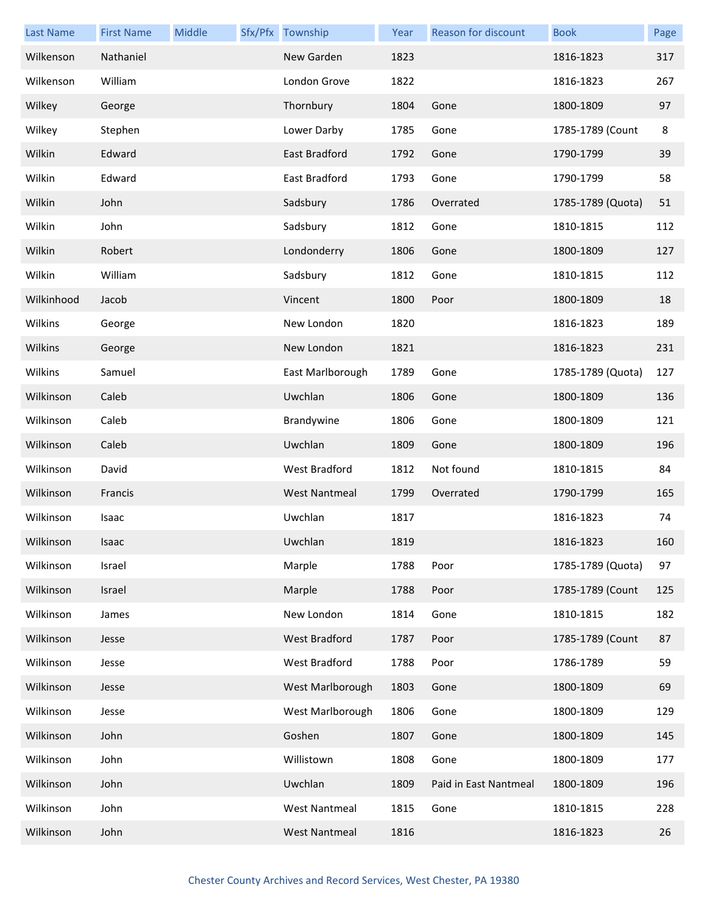| Last Name | First Name | Middle | Sfx/Pfx | Township | Year | Reason for discount | Book | Page |
|---|---|---|---|---|---|---|---|---|
| Wilkenson | Nathaniel | | | New Garden | 1823 | | 1816-1823 | 317 |
| Wilkenson | William | | | London Grove | 1822 | | 1816-1823 | 267 |
| Wilkey | George | | | Thornbury | 1804 | Gone | 1800-1809 | 97 |
| Wilkey | Stephen | | | Lower Darby | 1785 | Gone | 1785-1789 (Count | 8 |
| Wilkin | Edward | | | East Bradford | 1792 | Gone | 1790-1799 | 39 |
| Wilkin | Edward | | | East Bradford | 1793 | Gone | 1790-1799 | 58 |
| Wilkin | John | | | Sadsbury | 1786 | Overrated | 1785-1789 (Quota) | 51 |
| Wilkin | John | | | Sadsbury | 1812 | Gone | 1810-1815 | 112 |
| Wilkin | Robert | | | Londonderry | 1806 | Gone | 1800-1809 | 127 |
| Wilkin | William | | | Sadsbury | 1812 | Gone | 1810-1815 | 112 |
| Wilkinhood | Jacob | | | Vincent | 1800 | Poor | 1800-1809 | 18 |
| Wilkins | George | | | New London | 1820 | | 1816-1823 | 189 |
| Wilkins | George | | | New London | 1821 | | 1816-1823 | 231 |
| Wilkins | Samuel | | | East Marlborough | 1789 | Gone | 1785-1789 (Quota) | 127 |
| Wilkinson | Caleb | | | Uwchlan | 1806 | Gone | 1800-1809 | 136 |
| Wilkinson | Caleb | | | Brandywine | 1806 | Gone | 1800-1809 | 121 |
| Wilkinson | Caleb | | | Uwchlan | 1809 | Gone | 1800-1809 | 196 |
| Wilkinson | David | | | West Bradford | 1812 | Not found | 1810-1815 | 84 |
| Wilkinson | Francis | | | West Nantmeal | 1799 | Overrated | 1790-1799 | 165 |
| Wilkinson | Isaac | | | Uwchlan | 1817 | | 1816-1823 | 74 |
| Wilkinson | Isaac | | | Uwchlan | 1819 | | 1816-1823 | 160 |
| Wilkinson | Israel | | | Marple | 1788 | Poor | 1785-1789 (Quota) | 97 |
| Wilkinson | Israel | | | Marple | 1788 | Poor | 1785-1789 (Count | 125 |
| Wilkinson | James | | | New London | 1814 | Gone | 1810-1815 | 182 |
| Wilkinson | Jesse | | | West Bradford | 1787 | Poor | 1785-1789 (Count | 87 |
| Wilkinson | Jesse | | | West Bradford | 1788 | Poor | 1786-1789 | 59 |
| Wilkinson | Jesse | | | West Marlborough | 1803 | Gone | 1800-1809 | 69 |
| Wilkinson | Jesse | | | West Marlborough | 1806 | Gone | 1800-1809 | 129 |
| Wilkinson | John | | | Goshen | 1807 | Gone | 1800-1809 | 145 |
| Wilkinson | John | | | Willistown | 1808 | Gone | 1800-1809 | 177 |
| Wilkinson | John | | | Uwchlan | 1809 | Paid in East Nantmeal | 1800-1809 | 196 |
| Wilkinson | John | | | West Nantmeal | 1815 | Gone | 1810-1815 | 228 |
| Wilkinson | John | | | West Nantmeal | 1816 | | 1816-1823 | 26 |

Chester County Archives and Record Services, West Chester, PA 19380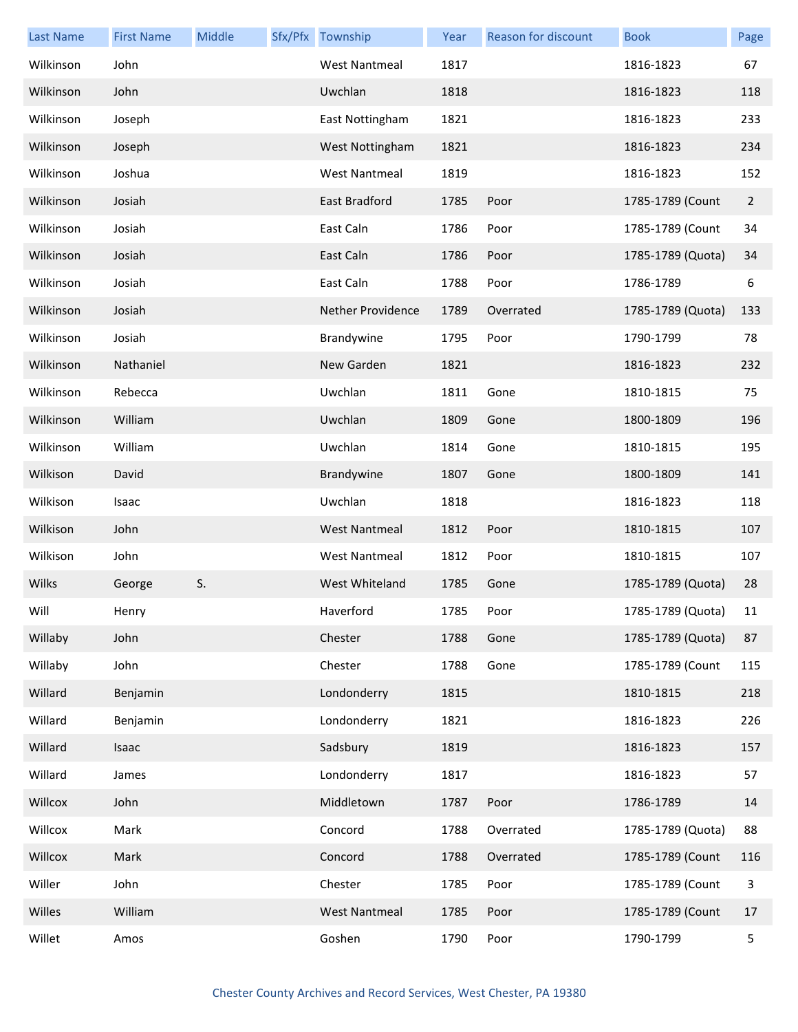| Last Name | First Name | Middle | Sfx/Pfx | Township | Year | Reason for discount | Book | Page |
|---|---|---|---|---|---|---|---|---|
| Wilkinson | John | | | West Nantmeal | 1817 | | 1816-1823 | 67 |
| Wilkinson | John | | | Uwchlan | 1818 | | 1816-1823 | 118 |
| Wilkinson | Joseph | | | East Nottingham | 1821 | | 1816-1823 | 233 |
| Wilkinson | Joseph | | | West Nottingham | 1821 | | 1816-1823 | 234 |
| Wilkinson | Joshua | | | West Nantmeal | 1819 | | 1816-1823 | 152 |
| Wilkinson | Josiah | | | East Bradford | 1785 | Poor | 1785-1789 (Count | 2 |
| Wilkinson | Josiah | | | East Caln | 1786 | Poor | 1785-1789 (Count | 34 |
| Wilkinson | Josiah | | | East Caln | 1786 | Poor | 1785-1789 (Quota) | 34 |
| Wilkinson | Josiah | | | East Caln | 1788 | Poor | 1786-1789 | 6 |
| Wilkinson | Josiah | | | Nether Providence | 1789 | Overrated | 1785-1789 (Quota) | 133 |
| Wilkinson | Josiah | | | Brandywine | 1795 | Poor | 1790-1799 | 78 |
| Wilkinson | Nathaniel | | | New Garden | 1821 | | 1816-1823 | 232 |
| Wilkinson | Rebecca | | | Uwchlan | 1811 | Gone | 1810-1815 | 75 |
| Wilkinson | William | | | Uwchlan | 1809 | Gone | 1800-1809 | 196 |
| Wilkinson | William | | | Uwchlan | 1814 | Gone | 1810-1815 | 195 |
| Wilkison | David | | | Brandywine | 1807 | Gone | 1800-1809 | 141 |
| Wilkison | Isaac | | | Uwchlan | 1818 | | 1816-1823 | 118 |
| Wilkison | John | | | West Nantmeal | 1812 | Poor | 1810-1815 | 107 |
| Wilkison | John | | | West Nantmeal | 1812 | Poor | 1810-1815 | 107 |
| Wilks | George | S. | | West Whiteland | 1785 | Gone | 1785-1789 (Quota) | 28 |
| Will | Henry | | | Haverford | 1785 | Poor | 1785-1789 (Quota) | 11 |
| Willaby | John | | | Chester | 1788 | Gone | 1785-1789 (Quota) | 87 |
| Willaby | John | | | Chester | 1788 | Gone | 1785-1789 (Count | 115 |
| Willard | Benjamin | | | Londonderry | 1815 | | 1810-1815 | 218 |
| Willard | Benjamin | | | Londonderry | 1821 | | 1816-1823 | 226 |
| Willard | Isaac | | | Sadsbury | 1819 | | 1816-1823 | 157 |
| Willard | James | | | Londonderry | 1817 | | 1816-1823 | 57 |
| Willcox | John | | | Middletown | 1787 | Poor | 1786-1789 | 14 |
| Willcox | Mark | | | Concord | 1788 | Overrated | 1785-1789 (Quota) | 88 |
| Willcox | Mark | | | Concord | 1788 | Overrated | 1785-1789 (Count | 116 |
| Willer | John | | | Chester | 1785 | Poor | 1785-1789 (Count | 3 |
| Willes | William | | | West Nantmeal | 1785 | Poor | 1785-1789 (Count | 17 |
| Willet | Amos | | | Goshen | 1790 | Poor | 1790-1799 | 5 |

Chester County Archives and Record Services, West Chester, PA 19380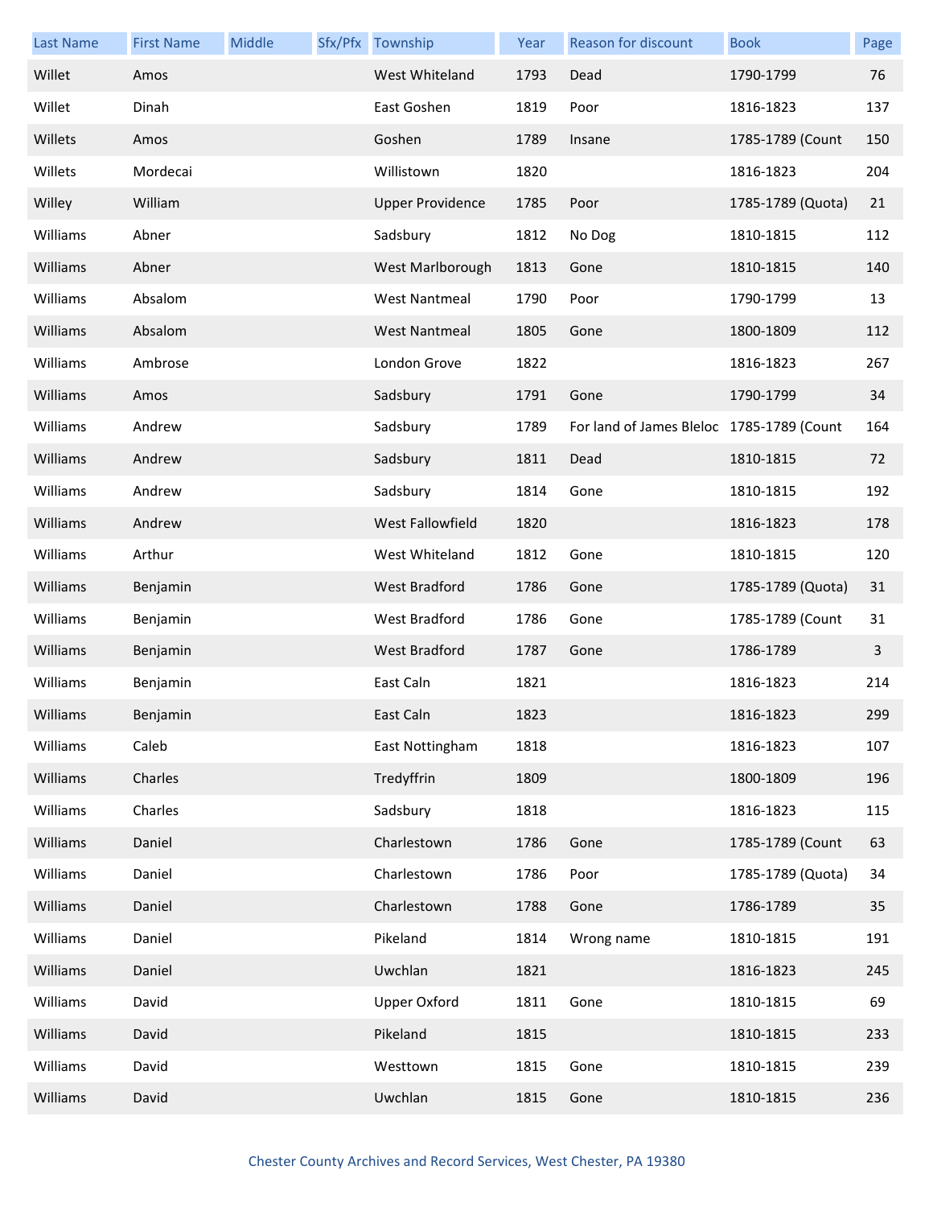| Last Name | First Name | Middle | Sfx/Pfx | Township | Year | Reason for discount | Book | Page |
| --- | --- | --- | --- | --- | --- | --- | --- | --- |
| Willet | Amos | | | West Whiteland | 1793 | Dead | 1790-1799 | 76 |
| Willet | Dinah | | | East Goshen | 1819 | Poor | 1816-1823 | 137 |
| Willets | Amos | | | Goshen | 1789 | Insane | 1785-1789 (Count | 150 |
| Willets | Mordecai | | | Willistown | 1820 | | 1816-1823 | 204 |
| Willey | William | | | Upper Providence | 1785 | Poor | 1785-1789 (Quota) | 21 |
| Williams | Abner | | | Sadsbury | 1812 | No Dog | 1810-1815 | 112 |
| Williams | Abner | | | West Marlborough | 1813 | Gone | 1810-1815 | 140 |
| Williams | Absalom | | | West Nantmeal | 1790 | Poor | 1790-1799 | 13 |
| Williams | Absalom | | | West Nantmeal | 1805 | Gone | 1800-1809 | 112 |
| Williams | Ambrose | | | London Grove | 1822 | | 1816-1823 | 267 |
| Williams | Amos | | | Sadsbury | 1791 | Gone | 1790-1799 | 34 |
| Williams | Andrew | | | Sadsbury | 1789 | For land of James Bleloc | 1785-1789 (Count | 164 |
| Williams | Andrew | | | Sadsbury | 1811 | Dead | 1810-1815 | 72 |
| Williams | Andrew | | | Sadsbury | 1814 | Gone | 1810-1815 | 192 |
| Williams | Andrew | | | West Fallowfield | 1820 | | 1816-1823 | 178 |
| Williams | Arthur | | | West Whiteland | 1812 | Gone | 1810-1815 | 120 |
| Williams | Benjamin | | | West Bradford | 1786 | Gone | 1785-1789 (Quota) | 31 |
| Williams | Benjamin | | | West Bradford | 1786 | Gone | 1785-1789 (Count | 31 |
| Williams | Benjamin | | | West Bradford | 1787 | Gone | 1786-1789 | 3 |
| Williams | Benjamin | | | East Caln | 1821 | | 1816-1823 | 214 |
| Williams | Benjamin | | | East Caln | 1823 | | 1816-1823 | 299 |
| Williams | Caleb | | | East Nottingham | 1818 | | 1816-1823 | 107 |
| Williams | Charles | | | Tredyffrin | 1809 | | 1800-1809 | 196 |
| Williams | Charles | | | Sadsbury | 1818 | | 1816-1823 | 115 |
| Williams | Daniel | | | Charlestown | 1786 | Gone | 1785-1789 (Count | 63 |
| Williams | Daniel | | | Charlestown | 1786 | Poor | 1785-1789 (Quota) | 34 |
| Williams | Daniel | | | Charlestown | 1788 | Gone | 1786-1789 | 35 |
| Williams | Daniel | | | Pikeland | 1814 | Wrong name | 1810-1815 | 191 |
| Williams | Daniel | | | Uwchlan | 1821 | | 1816-1823 | 245 |
| Williams | David | | | Upper Oxford | 1811 | Gone | 1810-1815 | 69 |
| Williams | David | | | Pikeland | 1815 | | 1810-1815 | 233 |
| Williams | David | | | Westtown | 1815 | Gone | 1810-1815 | 239 |
| Williams | David | | | Uwchlan | 1815 | Gone | 1810-1815 | 236 |

Chester County Archives and Record Services, West Chester, PA 19380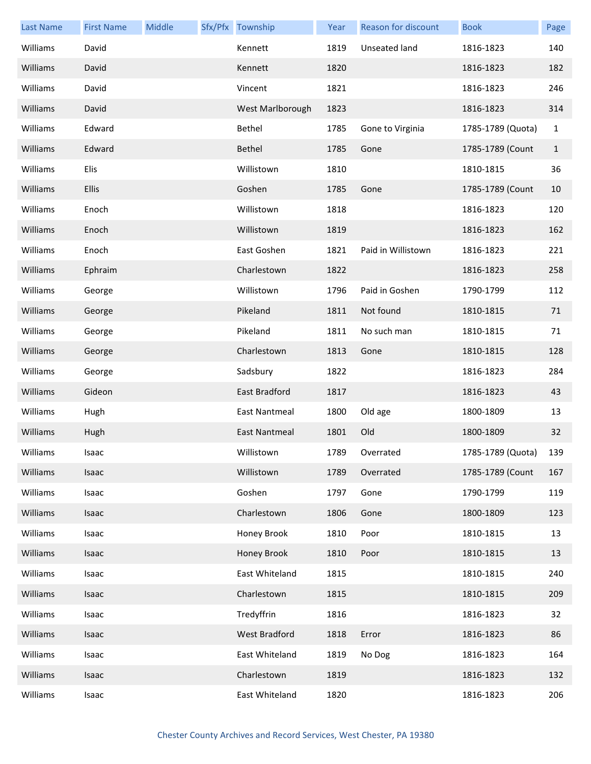| Last Name | First Name | Middle | Sfx/Pfx | Township | Year | Reason for discount | Book | Page |
|---|---|---|---|---|---|---|---|---|
| Williams | David | | | Kennett | 1819 | Unseated land | 1816-1823 | 140 |
| Williams | David | | | Kennett | 1820 | | 1816-1823 | 182 |
| Williams | David | | | Vincent | 1821 | | 1816-1823 | 246 |
| Williams | David | | | West Marlborough | 1823 | | 1816-1823 | 314 |
| Williams | Edward | | | Bethel | 1785 | Gone to Virginia | 1785-1789 (Quota) | 1 |
| Williams | Edward | | | Bethel | 1785 | Gone | 1785-1789 (Count | 1 |
| Williams | Elis | | | Willistown | 1810 | | 1810-1815 | 36 |
| Williams | Ellis | | | Goshen | 1785 | Gone | 1785-1789 (Count | 10 |
| Williams | Enoch | | | Willistown | 1818 | | 1816-1823 | 120 |
| Williams | Enoch | | | Willistown | 1819 | | 1816-1823 | 162 |
| Williams | Enoch | | | East Goshen | 1821 | Paid in Willistown | 1816-1823 | 221 |
| Williams | Ephraim | | | Charlestown | 1822 | | 1816-1823 | 258 |
| Williams | George | | | Willistown | 1796 | Paid in Goshen | 1790-1799 | 112 |
| Williams | George | | | Pikeland | 1811 | Not found | 1810-1815 | 71 |
| Williams | George | | | Pikeland | 1811 | No such man | 1810-1815 | 71 |
| Williams | George | | | Charlestown | 1813 | Gone | 1810-1815 | 128 |
| Williams | George | | | Sadsbury | 1822 | | 1816-1823 | 284 |
| Williams | Gideon | | | East Bradford | 1817 | | 1816-1823 | 43 |
| Williams | Hugh | | | East Nantmeal | 1800 | Old age | 1800-1809 | 13 |
| Williams | Hugh | | | East Nantmeal | 1801 | Old | 1800-1809 | 32 |
| Williams | Isaac | | | Willistown | 1789 | Overrated | 1785-1789 (Quota) | 139 |
| Williams | Isaac | | | Willistown | 1789 | Overrated | 1785-1789 (Count | 167 |
| Williams | Isaac | | | Goshen | 1797 | Gone | 1790-1799 | 119 |
| Williams | Isaac | | | Charlestown | 1806 | Gone | 1800-1809 | 123 |
| Williams | Isaac | | | Honey Brook | 1810 | Poor | 1810-1815 | 13 |
| Williams | Isaac | | | Honey Brook | 1810 | Poor | 1810-1815 | 13 |
| Williams | Isaac | | | East Whiteland | 1815 | | 1810-1815 | 240 |
| Williams | Isaac | | | Charlestown | 1815 | | 1810-1815 | 209 |
| Williams | Isaac | | | Tredyffrin | 1816 | | 1816-1823 | 32 |
| Williams | Isaac | | | West Bradford | 1818 | Error | 1816-1823 | 86 |
| Williams | Isaac | | | East Whiteland | 1819 | No Dog | 1816-1823 | 164 |
| Williams | Isaac | | | Charlestown | 1819 | | 1816-1823 | 132 |
| Williams | Isaac | | | East Whiteland | 1820 | | 1816-1823 | 206 |

Chester County Archives and Record Services, West Chester, PA 19380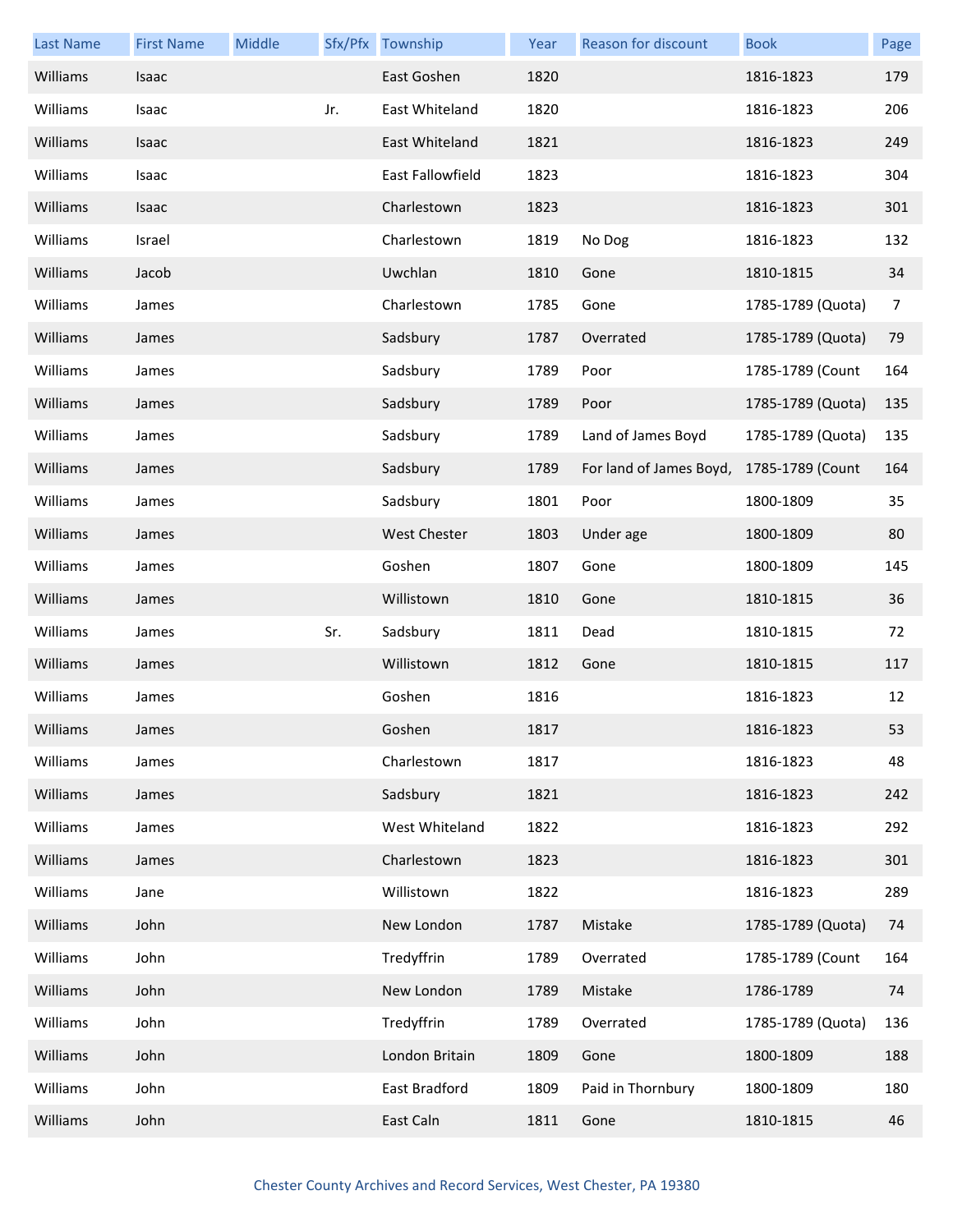| Last Name | First Name | Middle | Sfx/Pfx | Township | Year | Reason for discount | Book | Page |
|---|---|---|---|---|---|---|---|---|
| Williams | Isaac | | | East Goshen | 1820 | | 1816-1823 | 179 |
| Williams | Isaac | | Jr. | East Whiteland | 1820 | | 1816-1823 | 206 |
| Williams | Isaac | | | East Whiteland | 1821 | | 1816-1823 | 249 |
| Williams | Isaac | | | East Fallowfield | 1823 | | 1816-1823 | 304 |
| Williams | Isaac | | | Charlestown | 1823 | | 1816-1823 | 301 |
| Williams | Israel | | | Charlestown | 1819 | No Dog | 1816-1823 | 132 |
| Williams | Jacob | | | Uwchlan | 1810 | Gone | 1810-1815 | 34 |
| Williams | James | | | Charlestown | 1785 | Gone | 1785-1789 (Quota) | 7 |
| Williams | James | | | Sadsbury | 1787 | Overrated | 1785-1789 (Quota) | 79 |
| Williams | James | | | Sadsbury | 1789 | Poor | 1785-1789 (Count | 164 |
| Williams | James | | | Sadsbury | 1789 | Poor | 1785-1789 (Quota) | 135 |
| Williams | James | | | Sadsbury | 1789 | Land of James Boyd | 1785-1789 (Quota) | 135 |
| Williams | James | | | Sadsbury | 1789 | For land of James Boyd, | 1785-1789 (Count | 164 |
| Williams | James | | | Sadsbury | 1801 | Poor | 1800-1809 | 35 |
| Williams | James | | | West Chester | 1803 | Under age | 1800-1809 | 80 |
| Williams | James | | | Goshen | 1807 | Gone | 1800-1809 | 145 |
| Williams | James | | | Willistown | 1810 | Gone | 1810-1815 | 36 |
| Williams | James | | Sr. | Sadsbury | 1811 | Dead | 1810-1815 | 72 |
| Williams | James | | | Willistown | 1812 | Gone | 1810-1815 | 117 |
| Williams | James | | | Goshen | 1816 | | 1816-1823 | 12 |
| Williams | James | | | Goshen | 1817 | | 1816-1823 | 53 |
| Williams | James | | | Charlestown | 1817 | | 1816-1823 | 48 |
| Williams | James | | | Sadsbury | 1821 | | 1816-1823 | 242 |
| Williams | James | | | West Whiteland | 1822 | | 1816-1823 | 292 |
| Williams | James | | | Charlestown | 1823 | | 1816-1823 | 301 |
| Williams | Jane | | | Willistown | 1822 | | 1816-1823 | 289 |
| Williams | John | | | New London | 1787 | Mistake | 1785-1789 (Quota) | 74 |
| Williams | John | | | Tredyffrin | 1789 | Overrated | 1785-1789 (Count | 164 |
| Williams | John | | | New London | 1789 | Mistake | 1786-1789 | 74 |
| Williams | John | | | Tredyffrin | 1789 | Overrated | 1785-1789 (Quota) | 136 |
| Williams | John | | | London Britain | 1809 | Gone | 1800-1809 | 188 |
| Williams | John | | | East Bradford | 1809 | Paid in Thornbury | 1800-1809 | 180 |
| Williams | John | | | East Caln | 1811 | Gone | 1810-1815 | 46 |

Chester County Archives and Record Services, West Chester, PA 19380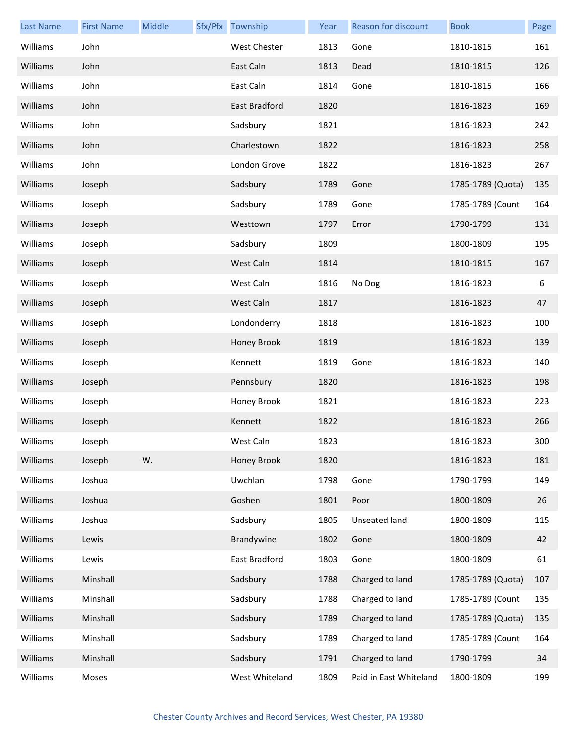| Last Name | First Name | Middle | Sfx/Pfx | Township | Year | Reason for discount | Book | Page |
|---|---|---|---|---|---|---|---|---|
| Williams | John | | | West Chester | 1813 | Gone | 1810-1815 | 161 |
| Williams | John | | | East Caln | 1813 | Dead | 1810-1815 | 126 |
| Williams | John | | | East Caln | 1814 | Gone | 1810-1815 | 166 |
| Williams | John | | | East Bradford | 1820 | | 1816-1823 | 169 |
| Williams | John | | | Sadsbury | 1821 | | 1816-1823 | 242 |
| Williams | John | | | Charlestown | 1822 | | 1816-1823 | 258 |
| Williams | John | | | London Grove | 1822 | | 1816-1823 | 267 |
| Williams | Joseph | | | Sadsbury | 1789 | Gone | 1785-1789 (Quota) | 135 |
| Williams | Joseph | | | Sadsbury | 1789 | Gone | 1785-1789 (Count | 164 |
| Williams | Joseph | | | Westtown | 1797 | Error | 1790-1799 | 131 |
| Williams | Joseph | | | Sadsbury | 1809 | | 1800-1809 | 195 |
| Williams | Joseph | | | West Caln | 1814 | | 1810-1815 | 167 |
| Williams | Joseph | | | West Caln | 1816 | No Dog | 1816-1823 | 6 |
| Williams | Joseph | | | West Caln | 1817 | | 1816-1823 | 47 |
| Williams | Joseph | | | Londonderry | 1818 | | 1816-1823 | 100 |
| Williams | Joseph | | | Honey Brook | 1819 | | 1816-1823 | 139 |
| Williams | Joseph | | | Kennett | 1819 | Gone | 1816-1823 | 140 |
| Williams | Joseph | | | Pennsbury | 1820 | | 1816-1823 | 198 |
| Williams | Joseph | | | Honey Brook | 1821 | | 1816-1823 | 223 |
| Williams | Joseph | | | Kennett | 1822 | | 1816-1823 | 266 |
| Williams | Joseph | | | West Caln | 1823 | | 1816-1823 | 300 |
| Williams | Joseph | W. | | Honey Brook | 1820 | | 1816-1823 | 181 |
| Williams | Joshua | | | Uwchlan | 1798 | Gone | 1790-1799 | 149 |
| Williams | Joshua | | | Goshen | 1801 | Poor | 1800-1809 | 26 |
| Williams | Joshua | | | Sadsbury | 1805 | Unseated land | 1800-1809 | 115 |
| Williams | Lewis | | | Brandywine | 1802 | Gone | 1800-1809 | 42 |
| Williams | Lewis | | | East Bradford | 1803 | Gone | 1800-1809 | 61 |
| Williams | Minshall | | | Sadsbury | 1788 | Charged to land | 1785-1789 (Quota) | 107 |
| Williams | Minshall | | | Sadsbury | 1788 | Charged to land | 1785-1789 (Count | 135 |
| Williams | Minshall | | | Sadsbury | 1789 | Charged to land | 1785-1789 (Quota) | 135 |
| Williams | Minshall | | | Sadsbury | 1789 | Charged to land | 1785-1789 (Count | 164 |
| Williams | Minshall | | | Sadsbury | 1791 | Charged to land | 1790-1799 | 34 |
| Williams | Moses | | | West Whiteland | 1809 | Paid in East Whiteland | 1800-1809 | 199 |

Chester County Archives and Record Services, West Chester, PA 19380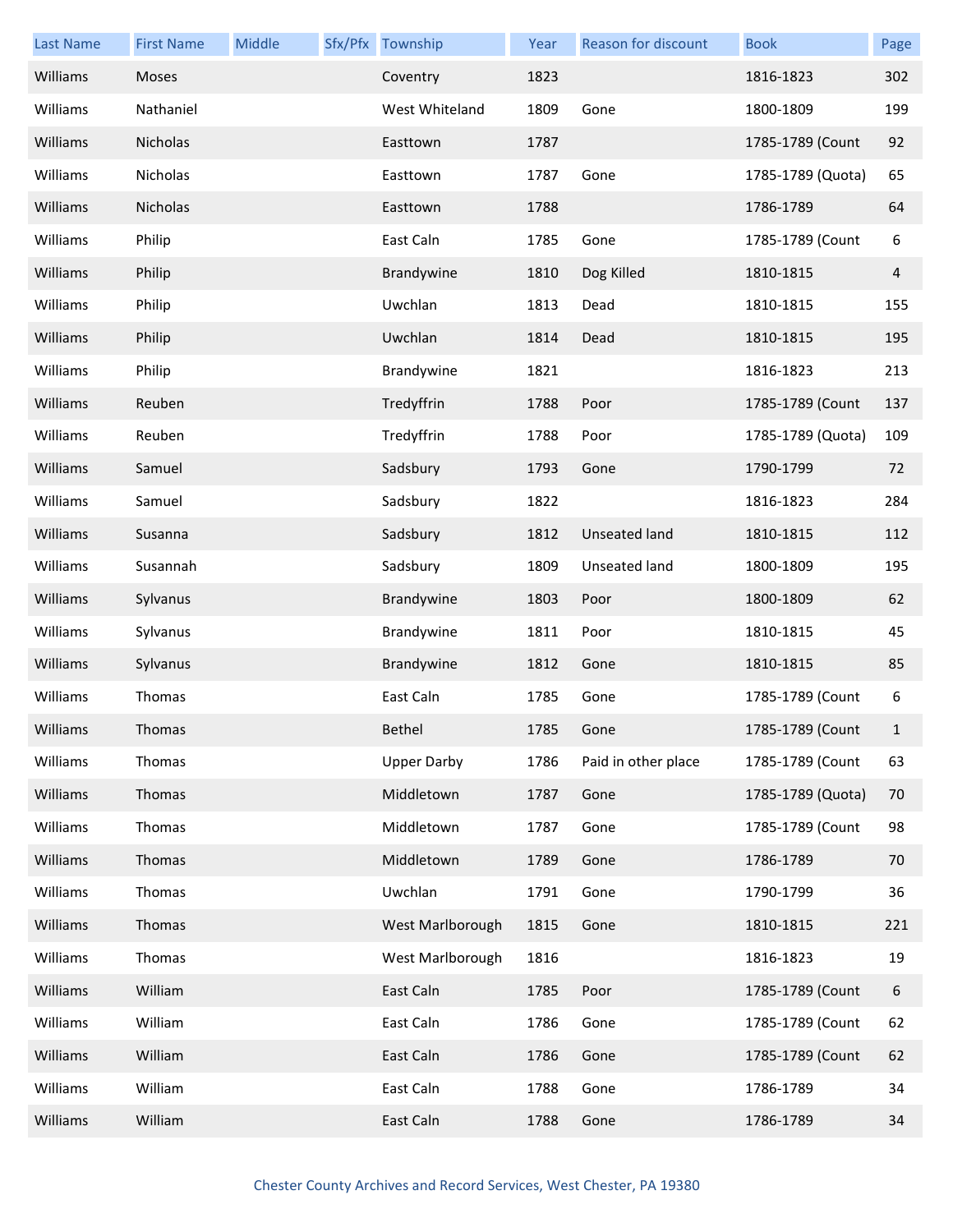| Last Name | First Name | Middle | Sfx/Pfx | Township | Year | Reason for discount | Book | Page |
|---|---|---|---|---|---|---|---|---|
| Williams | Moses | | | Coventry | 1823 | | 1816-1823 | 302 |
| Williams | Nathaniel | | | West Whiteland | 1809 | Gone | 1800-1809 | 199 |
| Williams | Nicholas | | | Easttown | 1787 | | 1785-1789 (Count | 92 |
| Williams | Nicholas | | | Easttown | 1787 | Gone | 1785-1789 (Quota) | 65 |
| Williams | Nicholas | | | Easttown | 1788 | | 1786-1789 | 64 |
| Williams | Philip | | | East Caln | 1785 | Gone | 1785-1789 (Count | 6 |
| Williams | Philip | | | Brandywine | 1810 | Dog Killed | 1810-1815 | 4 |
| Williams | Philip | | | Uwchlan | 1813 | Dead | 1810-1815 | 155 |
| Williams | Philip | | | Uwchlan | 1814 | Dead | 1810-1815 | 195 |
| Williams | Philip | | | Brandywine | 1821 | | 1816-1823 | 213 |
| Williams | Reuben | | | Tredyffrin | 1788 | Poor | 1785-1789 (Count | 137 |
| Williams | Reuben | | | Tredyffrin | 1788 | Poor | 1785-1789 (Quota) | 109 |
| Williams | Samuel | | | Sadsbury | 1793 | Gone | 1790-1799 | 72 |
| Williams | Samuel | | | Sadsbury | 1822 | | 1816-1823 | 284 |
| Williams | Susanna | | | Sadsbury | 1812 | Unseated land | 1810-1815 | 112 |
| Williams | Susannah | | | Sadsbury | 1809 | Unseated land | 1800-1809 | 195 |
| Williams | Sylvanus | | | Brandywine | 1803 | Poor | 1800-1809 | 62 |
| Williams | Sylvanus | | | Brandywine | 1811 | Poor | 1810-1815 | 45 |
| Williams | Sylvanus | | | Brandywine | 1812 | Gone | 1810-1815 | 85 |
| Williams | Thomas | | | East Caln | 1785 | Gone | 1785-1789 (Count | 6 |
| Williams | Thomas | | | Bethel | 1785 | Gone | 1785-1789 (Count | 1 |
| Williams | Thomas | | | Upper Darby | 1786 | Paid in other place | 1785-1789 (Count | 63 |
| Williams | Thomas | | | Middletown | 1787 | Gone | 1785-1789 (Quota) | 70 |
| Williams | Thomas | | | Middletown | 1787 | Gone | 1785-1789 (Count | 98 |
| Williams | Thomas | | | Middletown | 1789 | Gone | 1786-1789 | 70 |
| Williams | Thomas | | | Uwchlan | 1791 | Gone | 1790-1799 | 36 |
| Williams | Thomas | | | West Marlborough | 1815 | Gone | 1810-1815 | 221 |
| Williams | Thomas | | | West Marlborough | 1816 | | 1816-1823 | 19 |
| Williams | William | | | East Caln | 1785 | Poor | 1785-1789 (Count | 6 |
| Williams | William | | | East Caln | 1786 | Gone | 1785-1789 (Count | 62 |
| Williams | William | | | East Caln | 1786 | Gone | 1785-1789 (Count | 62 |
| Williams | William | | | East Caln | 1788 | Gone | 1786-1789 | 34 |
| Williams | William | | | East Caln | 1788 | Gone | 1786-1789 | 34 |

Chester County Archives and Record Services, West Chester, PA 19380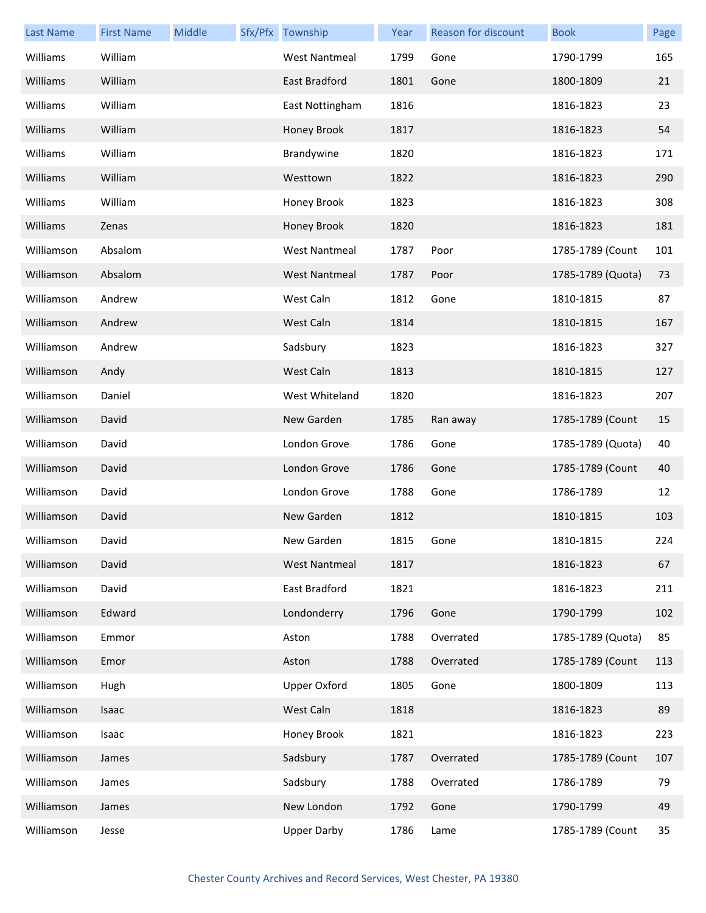| Last Name | First Name | Middle | Sfx/Pfx | Township | Year | Reason for discount | Book | Page |
|---|---|---|---|---|---|---|---|---|
| Williams | William | | | West Nantmeal | 1799 | Gone | 1790-1799 | 165 |
| Williams | William | | | East Bradford | 1801 | Gone | 1800-1809 | 21 |
| Williams | William | | | East Nottingham | 1816 | | 1816-1823 | 23 |
| Williams | William | | | Honey Brook | 1817 | | 1816-1823 | 54 |
| Williams | William | | | Brandywine | 1820 | | 1816-1823 | 171 |
| Williams | William | | | Westtown | 1822 | | 1816-1823 | 290 |
| Williams | William | | | Honey Brook | 1823 | | 1816-1823 | 308 |
| Williams | Zenas | | | Honey Brook | 1820 | | 1816-1823 | 181 |
| Williamson | Absalom | | | West Nantmeal | 1787 | Poor | 1785-1789 (Count | 101 |
| Williamson | Absalom | | | West Nantmeal | 1787 | Poor | 1785-1789 (Quota) | 73 |
| Williamson | Andrew | | | West Caln | 1812 | Gone | 1810-1815 | 87 |
| Williamson | Andrew | | | West Caln | 1814 | | 1810-1815 | 167 |
| Williamson | Andrew | | | Sadsbury | 1823 | | 1816-1823 | 327 |
| Williamson | Andy | | | West Caln | 1813 | | 1810-1815 | 127 |
| Williamson | Daniel | | | West Whiteland | 1820 | | 1816-1823 | 207 |
| Williamson | David | | | New Garden | 1785 | Ran away | 1785-1789 (Count | 15 |
| Williamson | David | | | London Grove | 1786 | Gone | 1785-1789 (Quota) | 40 |
| Williamson | David | | | London Grove | 1786 | Gone | 1785-1789 (Count | 40 |
| Williamson | David | | | London Grove | 1788 | Gone | 1786-1789 | 12 |
| Williamson | David | | | New Garden | 1812 | | 1810-1815 | 103 |
| Williamson | David | | | New Garden | 1815 | Gone | 1810-1815 | 224 |
| Williamson | David | | | West Nantmeal | 1817 | | 1816-1823 | 67 |
| Williamson | David | | | East Bradford | 1821 | | 1816-1823 | 211 |
| Williamson | Edward | | | Londonderry | 1796 | Gone | 1790-1799 | 102 |
| Williamson | Emmor | | | Aston | 1788 | Overrated | 1785-1789 (Quota) | 85 |
| Williamson | Emor | | | Aston | 1788 | Overrated | 1785-1789 (Count | 113 |
| Williamson | Hugh | | | Upper Oxford | 1805 | Gone | 1800-1809 | 113 |
| Williamson | Isaac | | | West Caln | 1818 | | 1816-1823 | 89 |
| Williamson | Isaac | | | Honey Brook | 1821 | | 1816-1823 | 223 |
| Williamson | James | | | Sadsbury | 1787 | Overrated | 1785-1789 (Count | 107 |
| Williamson | James | | | Sadsbury | 1788 | Overrated | 1786-1789 | 79 |
| Williamson | James | | | New London | 1792 | Gone | 1790-1799 | 49 |
| Williamson | Jesse | | | Upper Darby | 1786 | Lame | 1785-1789 (Count | 35 |

Chester County Archives and Record Services, West Chester, PA 19380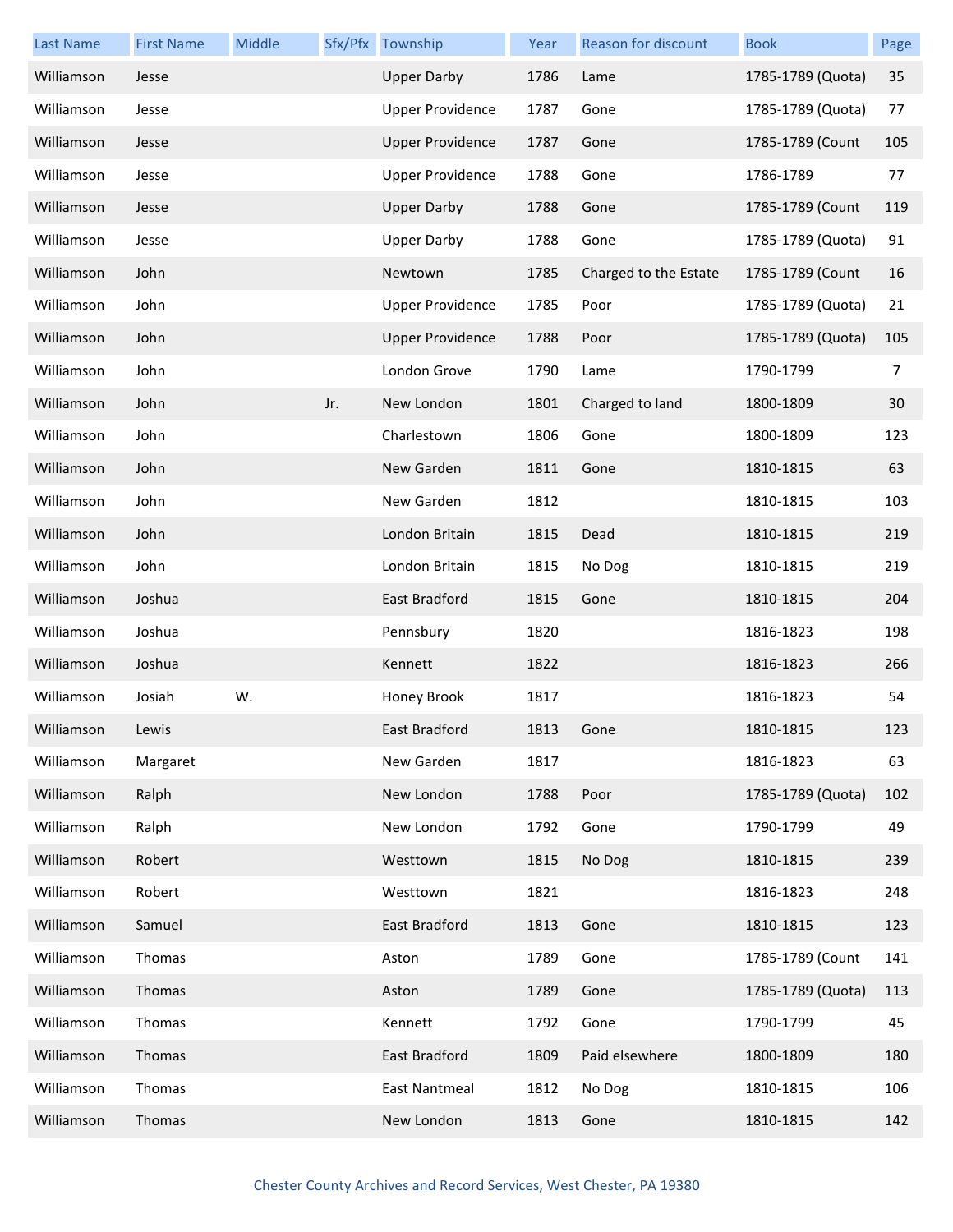| Last Name | First Name | Middle | Sfx/Pfx | Township | Year | Reason for discount | Book | Page |
|---|---|---|---|---|---|---|---|---|
| Williamson | Jesse | | | Upper Darby | 1786 | Lame | 1785-1789 (Quota) | 35 |
| Williamson | Jesse | | | Upper Providence | 1787 | Gone | 1785-1789 (Quota) | 77 |
| Williamson | Jesse | | | Upper Providence | 1787 | Gone | 1785-1789 (Count | 105 |
| Williamson | Jesse | | | Upper Providence | 1788 | Gone | 1786-1789 | 77 |
| Williamson | Jesse | | | Upper Darby | 1788 | Gone | 1785-1789 (Count | 119 |
| Williamson | Jesse | | | Upper Darby | 1788 | Gone | 1785-1789 (Quota) | 91 |
| Williamson | John | | | Newtown | 1785 | Charged to the Estate | 1785-1789 (Count | 16 |
| Williamson | John | | | Upper Providence | 1785 | Poor | 1785-1789 (Quota) | 21 |
| Williamson | John | | | Upper Providence | 1788 | Poor | 1785-1789 (Quota) | 105 |
| Williamson | John | | | London Grove | 1790 | Lame | 1790-1799 | 7 |
| Williamson | John | | Jr. | New London | 1801 | Charged to land | 1800-1809 | 30 |
| Williamson | John | | | Charlestown | 1806 | Gone | 1800-1809 | 123 |
| Williamson | John | | | New Garden | 1811 | Gone | 1810-1815 | 63 |
| Williamson | John | | | New Garden | 1812 | | 1810-1815 | 103 |
| Williamson | John | | | London Britain | 1815 | Dead | 1810-1815 | 219 |
| Williamson | John | | | London Britain | 1815 | No Dog | 1810-1815 | 219 |
| Williamson | Joshua | | | East Bradford | 1815 | Gone | 1810-1815 | 204 |
| Williamson | Joshua | | | Pennsbury | 1820 | | 1816-1823 | 198 |
| Williamson | Joshua | | | Kennett | 1822 | | 1816-1823 | 266 |
| Williamson | Josiah | W. | | Honey Brook | 1817 | | 1816-1823 | 54 |
| Williamson | Lewis | | | East Bradford | 1813 | Gone | 1810-1815 | 123 |
| Williamson | Margaret | | | New Garden | 1817 | | 1816-1823 | 63 |
| Williamson | Ralph | | | New London | 1788 | Poor | 1785-1789 (Quota) | 102 |
| Williamson | Ralph | | | New London | 1792 | Gone | 1790-1799 | 49 |
| Williamson | Robert | | | Westtown | 1815 | No Dog | 1810-1815 | 239 |
| Williamson | Robert | | | Westtown | 1821 | | 1816-1823 | 248 |
| Williamson | Samuel | | | East Bradford | 1813 | Gone | 1810-1815 | 123 |
| Williamson | Thomas | | | Aston | 1789 | Gone | 1785-1789 (Count | 141 |
| Williamson | Thomas | | | Aston | 1789 | Gone | 1785-1789 (Quota) | 113 |
| Williamson | Thomas | | | Kennett | 1792 | Gone | 1790-1799 | 45 |
| Williamson | Thomas | | | East Bradford | 1809 | Paid elsewhere | 1800-1809 | 180 |
| Williamson | Thomas | | | East Nantmeal | 1812 | No Dog | 1810-1815 | 106 |
| Williamson | Thomas | | | New London | 1813 | Gone | 1810-1815 | 142 |

Chester County Archives and Record Services, West Chester, PA 19380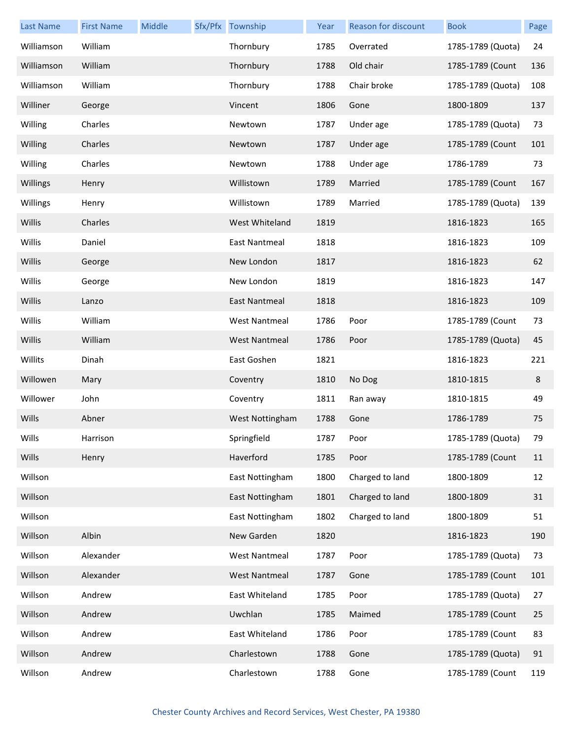| Last Name | First Name | Middle | Sfx/Pfx | Township | Year | Reason for discount | Book | Page |
|---|---|---|---|---|---|---|---|---|
| Williamson | William | | | Thornbury | 1785 | Overrated | 1785-1789 (Quota) | 24 |
| Williamson | William | | | Thornbury | 1788 | Old chair | 1785-1789 (Count | 136 |
| Williamson | William | | | Thornbury | 1788 | Chair broke | 1785-1789 (Quota) | 108 |
| Williner | George | | | Vincent | 1806 | Gone | 1800-1809 | 137 |
| Willing | Charles | | | Newtown | 1787 | Under age | 1785-1789 (Quota) | 73 |
| Willing | Charles | | | Newtown | 1787 | Under age | 1785-1789 (Count | 101 |
| Willing | Charles | | | Newtown | 1788 | Under age | 1786-1789 | 73 |
| Willings | Henry | | | Willistown | 1789 | Married | 1785-1789 (Count | 167 |
| Willings | Henry | | | Willistown | 1789 | Married | 1785-1789 (Quota) | 139 |
| Willis | Charles | | | West Whiteland | 1819 | | 1816-1823 | 165 |
| Willis | Daniel | | | East Nantmeal | 1818 | | 1816-1823 | 109 |
| Willis | George | | | New London | 1817 | | 1816-1823 | 62 |
| Willis | George | | | New London | 1819 | | 1816-1823 | 147 |
| Willis | Lanzo | | | East Nantmeal | 1818 | | 1816-1823 | 109 |
| Willis | William | | | West Nantmeal | 1786 | Poor | 1785-1789 (Count | 73 |
| Willis | William | | | West Nantmeal | 1786 | Poor | 1785-1789 (Quota) | 45 |
| Willits | Dinah | | | East Goshen | 1821 | | 1816-1823 | 221 |
| Willowen | Mary | | | Coventry | 1810 | No Dog | 1810-1815 | 8 |
| Willower | John | | | Coventry | 1811 | Ran away | 1810-1815 | 49 |
| Wills | Abner | | | West Nottingham | 1788 | Gone | 1786-1789 | 75 |
| Wills | Harrison | | | Springfield | 1787 | Poor | 1785-1789 (Quota) | 79 |
| Wills | Henry | | | Haverford | 1785 | Poor | 1785-1789 (Count | 11 |
| Willson | | | | East Nottingham | 1800 | Charged to land | 1800-1809 | 12 |
| Willson | | | | East Nottingham | 1801 | Charged to land | 1800-1809 | 31 |
| Willson | | | | East Nottingham | 1802 | Charged to land | 1800-1809 | 51 |
| Willson | Albin | | | New Garden | 1820 | | 1816-1823 | 190 |
| Willson | Alexander | | | West Nantmeal | 1787 | Poor | 1785-1789 (Quota) | 73 |
| Willson | Alexander | | | West Nantmeal | 1787 | Gone | 1785-1789 (Count | 101 |
| Willson | Andrew | | | East Whiteland | 1785 | Poor | 1785-1789 (Quota) | 27 |
| Willson | Andrew | | | Uwchlan | 1785 | Maimed | 1785-1789 (Count | 25 |
| Willson | Andrew | | | East Whiteland | 1786 | Poor | 1785-1789 (Count | 83 |
| Willson | Andrew | | | Charlestown | 1788 | Gone | 1785-1789 (Quota) | 91 |
| Willson | Andrew | | | Charlestown | 1788 | Gone | 1785-1789 (Count | 119 |

Chester County Archives and Record Services, West Chester, PA 19380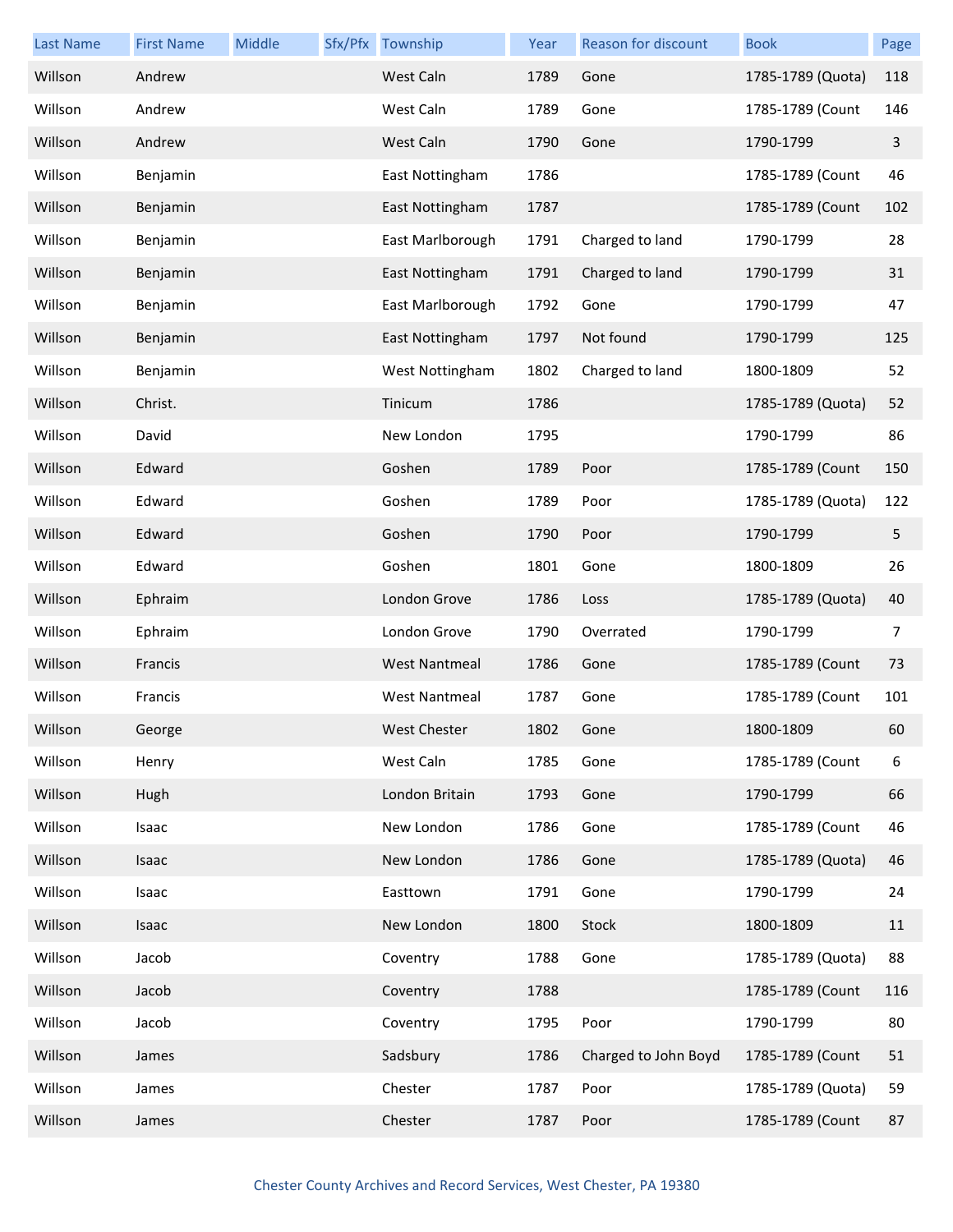| Last Name | First Name | Middle | Sfx/Pfx | Township | Year | Reason for discount | Book | Page |
|---|---|---|---|---|---|---|---|---|
| Willson | Andrew | | | West Caln | 1789 | Gone | 1785-1789 (Quota) | 118 |
| Willson | Andrew | | | West Caln | 1789 | Gone | 1785-1789 (Count | 146 |
| Willson | Andrew | | | West Caln | 1790 | Gone | 1790-1799 | 3 |
| Willson | Benjamin | | | East Nottingham | 1786 | | 1785-1789 (Count | 46 |
| Willson | Benjamin | | | East Nottingham | 1787 | | 1785-1789 (Count | 102 |
| Willson | Benjamin | | | East Marlborough | 1791 | Charged to land | 1790-1799 | 28 |
| Willson | Benjamin | | | East Nottingham | 1791 | Charged to land | 1790-1799 | 31 |
| Willson | Benjamin | | | East Marlborough | 1792 | Gone | 1790-1799 | 47 |
| Willson | Benjamin | | | East Nottingham | 1797 | Not found | 1790-1799 | 125 |
| Willson | Benjamin | | | West Nottingham | 1802 | Charged to land | 1800-1809 | 52 |
| Willson | Christ. | | | Tinicum | 1786 | | 1785-1789 (Quota) | 52 |
| Willson | David | | | New London | 1795 | | 1790-1799 | 86 |
| Willson | Edward | | | Goshen | 1789 | Poor | 1785-1789 (Count | 150 |
| Willson | Edward | | | Goshen | 1789 | Poor | 1785-1789 (Quota) | 122 |
| Willson | Edward | | | Goshen | 1790 | Poor | 1790-1799 | 5 |
| Willson | Edward | | | Goshen | 1801 | Gone | 1800-1809 | 26 |
| Willson | Ephraim | | | London Grove | 1786 | Loss | 1785-1789 (Quota) | 40 |
| Willson | Ephraim | | | London Grove | 1790 | Overrated | 1790-1799 | 7 |
| Willson | Francis | | | West Nantmeal | 1786 | Gone | 1785-1789 (Count | 73 |
| Willson | Francis | | | West Nantmeal | 1787 | Gone | 1785-1789 (Count | 101 |
| Willson | George | | | West Chester | 1802 | Gone | 1800-1809 | 60 |
| Willson | Henry | | | West Caln | 1785 | Gone | 1785-1789 (Count | 6 |
| Willson | Hugh | | | London Britain | 1793 | Gone | 1790-1799 | 66 |
| Willson | Isaac | | | New London | 1786 | Gone | 1785-1789 (Count | 46 |
| Willson | Isaac | | | New London | 1786 | Gone | 1785-1789 (Quota) | 46 |
| Willson | Isaac | | | Easttown | 1791 | Gone | 1790-1799 | 24 |
| Willson | Isaac | | | New London | 1800 | Stock | 1800-1809 | 11 |
| Willson | Jacob | | | Coventry | 1788 | Gone | 1785-1789 (Quota) | 88 |
| Willson | Jacob | | | Coventry | 1788 | | 1785-1789 (Count | 116 |
| Willson | Jacob | | | Coventry | 1795 | Poor | 1790-1799 | 80 |
| Willson | James | | | Sadsbury | 1786 | Charged to John Boyd | 1785-1789 (Count | 51 |
| Willson | James | | | Chester | 1787 | Poor | 1785-1789 (Quota) | 59 |
| Willson | James | | | Chester | 1787 | Poor | 1785-1789 (Count | 87 |

Chester County Archives and Record Services, West Chester, PA 19380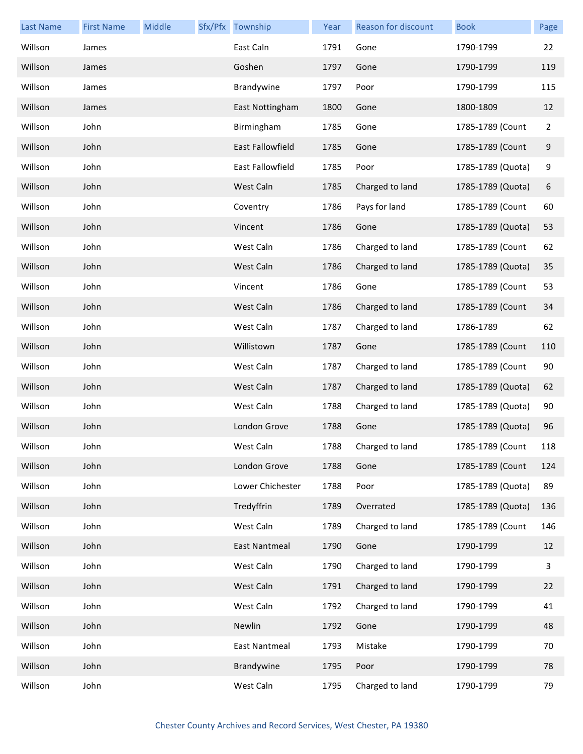| Last Name | First Name | Middle | Sfx/Pfx | Township | Year | Reason for discount | Book | Page |
|---|---|---|---|---|---|---|---|---|
| Willson | James | | | East Caln | 1791 | Gone | 1790-1799 | 22 |
| Willson | James | | | Goshen | 1797 | Gone | 1790-1799 | 119 |
| Willson | James | | | Brandywine | 1797 | Poor | 1790-1799 | 115 |
| Willson | James | | | East Nottingham | 1800 | Gone | 1800-1809 | 12 |
| Willson | John | | | Birmingham | 1785 | Gone | 1785-1789 (Count | 2 |
| Willson | John | | | East Fallowfield | 1785 | Gone | 1785-1789 (Count | 9 |
| Willson | John | | | East Fallowfield | 1785 | Poor | 1785-1789 (Quota) | 9 |
| Willson | John | | | West Caln | 1785 | Charged to land | 1785-1789 (Quota) | 6 |
| Willson | John | | | Coventry | 1786 | Pays for land | 1785-1789 (Count | 60 |
| Willson | John | | | Vincent | 1786 | Gone | 1785-1789 (Quota) | 53 |
| Willson | John | | | West Caln | 1786 | Charged to land | 1785-1789 (Count | 62 |
| Willson | John | | | West Caln | 1786 | Charged to land | 1785-1789 (Quota) | 35 |
| Willson | John | | | Vincent | 1786 | Gone | 1785-1789 (Count | 53 |
| Willson | John | | | West Caln | 1786 | Charged to land | 1785-1789 (Count | 34 |
| Willson | John | | | West Caln | 1787 | Charged to land | 1786-1789 | 62 |
| Willson | John | | | Willistown | 1787 | Gone | 1785-1789 (Count | 110 |
| Willson | John | | | West Caln | 1787 | Charged to land | 1785-1789 (Count | 90 |
| Willson | John | | | West Caln | 1787 | Charged to land | 1785-1789 (Quota) | 62 |
| Willson | John | | | West Caln | 1788 | Charged to land | 1785-1789 (Quota) | 90 |
| Willson | John | | | London Grove | 1788 | Gone | 1785-1789 (Quota) | 96 |
| Willson | John | | | West Caln | 1788 | Charged to land | 1785-1789 (Count | 118 |
| Willson | John | | | London Grove | 1788 | Gone | 1785-1789 (Count | 124 |
| Willson | John | | | Lower Chichester | 1788 | Poor | 1785-1789 (Quota) | 89 |
| Willson | John | | | Tredyffrin | 1789 | Overrated | 1785-1789 (Quota) | 136 |
| Willson | John | | | West Caln | 1789 | Charged to land | 1785-1789 (Count | 146 |
| Willson | John | | | East Nantmeal | 1790 | Gone | 1790-1799 | 12 |
| Willson | John | | | West Caln | 1790 | Charged to land | 1790-1799 | 3 |
| Willson | John | | | West Caln | 1791 | Charged to land | 1790-1799 | 22 |
| Willson | John | | | West Caln | 1792 | Charged to land | 1790-1799 | 41 |
| Willson | John | | | Newlin | 1792 | Gone | 1790-1799 | 48 |
| Willson | John | | | East Nantmeal | 1793 | Mistake | 1790-1799 | 70 |
| Willson | John | | | Brandywine | 1795 | Poor | 1790-1799 | 78 |
| Willson | John | | | West Caln | 1795 | Charged to land | 1790-1799 | 79 |

Chester County Archives and Record Services, West Chester, PA 19380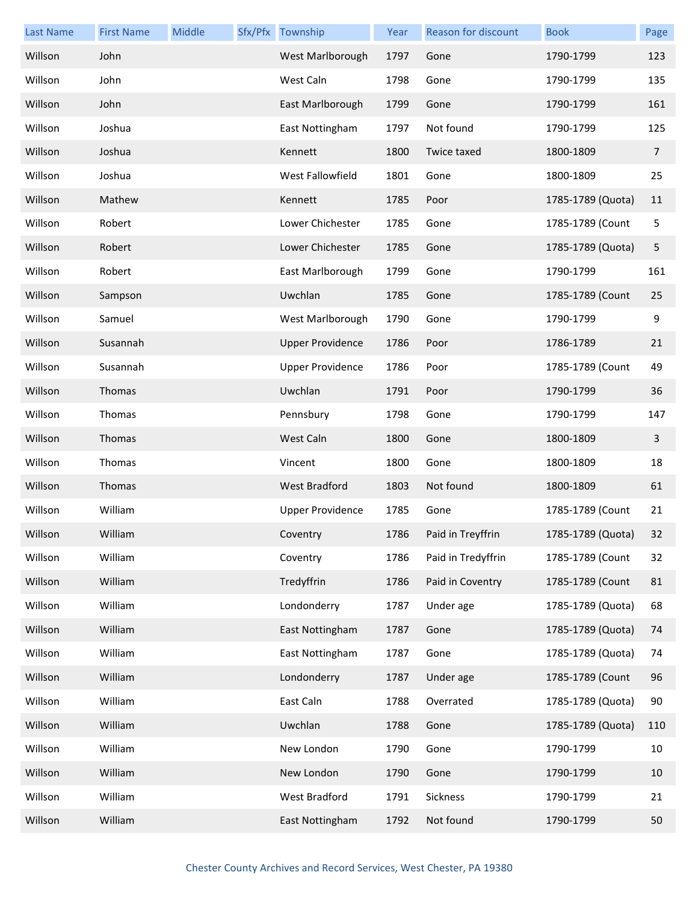| Last Name | First Name | Middle | Sfx/Pfx | Township | Year | Reason for discount | Book | Page |
|---|---|---|---|---|---|---|---|---|
| Willson | John | | | West Marlborough | 1797 | Gone | 1790-1799 | 123 |
| Willson | John | | | West Caln | 1798 | Gone | 1790-1799 | 135 |
| Willson | John | | | East Marlborough | 1799 | Gone | 1790-1799 | 161 |
| Willson | Joshua | | | East Nottingham | 1797 | Not found | 1790-1799 | 125 |
| Willson | Joshua | | | Kennett | 1800 | Twice taxed | 1800-1809 | 7 |
| Willson | Joshua | | | West Fallowfield | 1801 | Gone | 1800-1809 | 25 |
| Willson | Mathew | | | Kennett | 1785 | Poor | 1785-1789 (Quota) | 11 |
| Willson | Robert | | | Lower Chichester | 1785 | Gone | 1785-1789 (Count | 5 |
| Willson | Robert | | | Lower Chichester | 1785 | Gone | 1785-1789 (Quota) | 5 |
| Willson | Robert | | | East Marlborough | 1799 | Gone | 1790-1799 | 161 |
| Willson | Sampson | | | Uwchlan | 1785 | Gone | 1785-1789 (Count | 25 |
| Willson | Samuel | | | West Marlborough | 1790 | Gone | 1790-1799 | 9 |
| Willson | Susannah | | | Upper Providence | 1786 | Poor | 1786-1789 | 21 |
| Willson | Susannah | | | Upper Providence | 1786 | Poor | 1785-1789 (Count | 49 |
| Willson | Thomas | | | Uwchlan | 1791 | Poor | 1790-1799 | 36 |
| Willson | Thomas | | | Pennsbury | 1798 | Gone | 1790-1799 | 147 |
| Willson | Thomas | | | West Caln | 1800 | Gone | 1800-1809 | 3 |
| Willson | Thomas | | | Vincent | 1800 | Gone | 1800-1809 | 18 |
| Willson | Thomas | | | West Bradford | 1803 | Not found | 1800-1809 | 61 |
| Willson | William | | | Upper Providence | 1785 | Gone | 1785-1789 (Count | 21 |
| Willson | William | | | Coventry | 1786 | Paid in Treyffrin | 1785-1789 (Quota) | 32 |
| Willson | William | | | Coventry | 1786 | Paid in Tredyffrin | 1785-1789 (Count | 32 |
| Willson | William | | | Tredyffrin | 1786 | Paid in Coventry | 1785-1789 (Count | 81 |
| Willson | William | | | Londonderry | 1787 | Under age | 1785-1789 (Quota) | 68 |
| Willson | William | | | East Nottingham | 1787 | Gone | 1785-1789 (Quota) | 74 |
| Willson | William | | | East Nottingham | 1787 | Gone | 1785-1789 (Quota) | 74 |
| Willson | William | | | Londonderry | 1787 | Under age | 1785-1789 (Count | 96 |
| Willson | William | | | East Caln | 1788 | Overrated | 1785-1789 (Quota) | 90 |
| Willson | William | | | Uwchlan | 1788 | Gone | 1785-1789 (Quota) | 110 |
| Willson | William | | | New London | 1790 | Gone | 1790-1799 | 10 |
| Willson | William | | | New London | 1790 | Gone | 1790-1799 | 10 |
| Willson | William | | | West Bradford | 1791 | Sickness | 1790-1799 | 21 |
| Willson | William | | | East Nottingham | 1792 | Not found | 1790-1799 | 50 |

Chester County Archives and Record Services, West Chester, PA 19380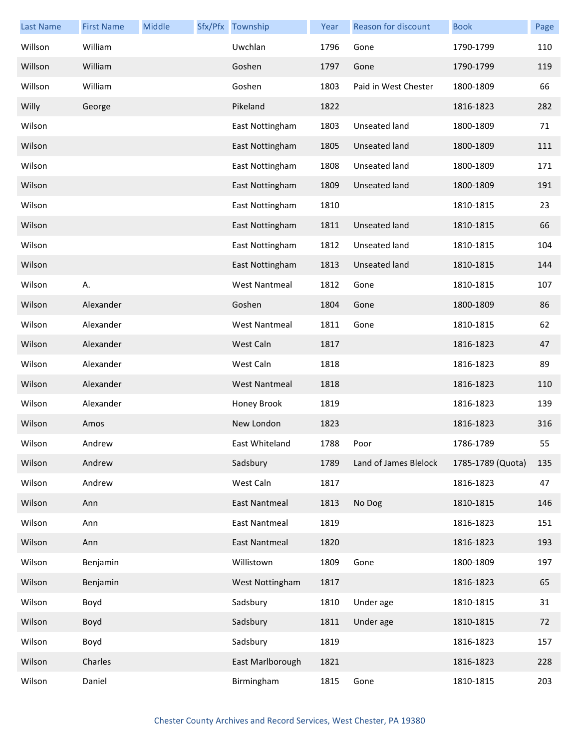| Last Name | First Name | Middle | Sfx/Pfx | Township | Year | Reason for discount | Book | Page |
|---|---|---|---|---|---|---|---|---|
| Willson | William | | | Uwchlan | 1796 | Gone | 1790-1799 | 110 |
| Willson | William | | | Goshen | 1797 | Gone | 1790-1799 | 119 |
| Willson | William | | | Goshen | 1803 | Paid in West Chester | 1800-1809 | 66 |
| Willy | George | | | Pikeland | 1822 | | 1816-1823 | 282 |
| Wilson | | | | East Nottingham | 1803 | Unseated land | 1800-1809 | 71 |
| Wilson | | | | East Nottingham | 1805 | Unseated land | 1800-1809 | 111 |
| Wilson | | | | East Nottingham | 1808 | Unseated land | 1800-1809 | 171 |
| Wilson | | | | East Nottingham | 1809 | Unseated land | 1800-1809 | 191 |
| Wilson | | | | East Nottingham | 1810 | | 1810-1815 | 23 |
| Wilson | | | | East Nottingham | 1811 | Unseated land | 1810-1815 | 66 |
| Wilson | | | | East Nottingham | 1812 | Unseated land | 1810-1815 | 104 |
| Wilson | | | | East Nottingham | 1813 | Unseated land | 1810-1815 | 144 |
| Wilson | A. | | | West Nantmeal | 1812 | Gone | 1810-1815 | 107 |
| Wilson | Alexander | | | Goshen | 1804 | Gone | 1800-1809 | 86 |
| Wilson | Alexander | | | West Nantmeal | 1811 | Gone | 1810-1815 | 62 |
| Wilson | Alexander | | | West Caln | 1817 | | 1816-1823 | 47 |
| Wilson | Alexander | | | West Caln | 1818 | | 1816-1823 | 89 |
| Wilson | Alexander | | | West Nantmeal | 1818 | | 1816-1823 | 110 |
| Wilson | Alexander | | | Honey Brook | 1819 | | 1816-1823 | 139 |
| Wilson | Amos | | | New London | 1823 | | 1816-1823 | 316 |
| Wilson | Andrew | | | East Whiteland | 1788 | Poor | 1786-1789 | 55 |
| Wilson | Andrew | | | Sadsbury | 1789 | Land of James Blelock | 1785-1789 (Quota) | 135 |
| Wilson | Andrew | | | West Caln | 1817 | | 1816-1823 | 47 |
| Wilson | Ann | | | East Nantmeal | 1813 | No Dog | 1810-1815 | 146 |
| Wilson | Ann | | | East Nantmeal | 1819 | | 1816-1823 | 151 |
| Wilson | Ann | | | East Nantmeal | 1820 | | 1816-1823 | 193 |
| Wilson | Benjamin | | | Willistown | 1809 | Gone | 1800-1809 | 197 |
| Wilson | Benjamin | | | West Nottingham | 1817 | | 1816-1823 | 65 |
| Wilson | Boyd | | | Sadsbury | 1810 | Under age | 1810-1815 | 31 |
| Wilson | Boyd | | | Sadsbury | 1811 | Under age | 1810-1815 | 72 |
| Wilson | Boyd | | | Sadsbury | 1819 | | 1816-1823 | 157 |
| Wilson | Charles | | | East Marlborough | 1821 | | 1816-1823 | 228 |
| Wilson | Daniel | | | Birmingham | 1815 | Gone | 1810-1815 | 203 |

Chester County Archives and Record Services, West Chester, PA 19380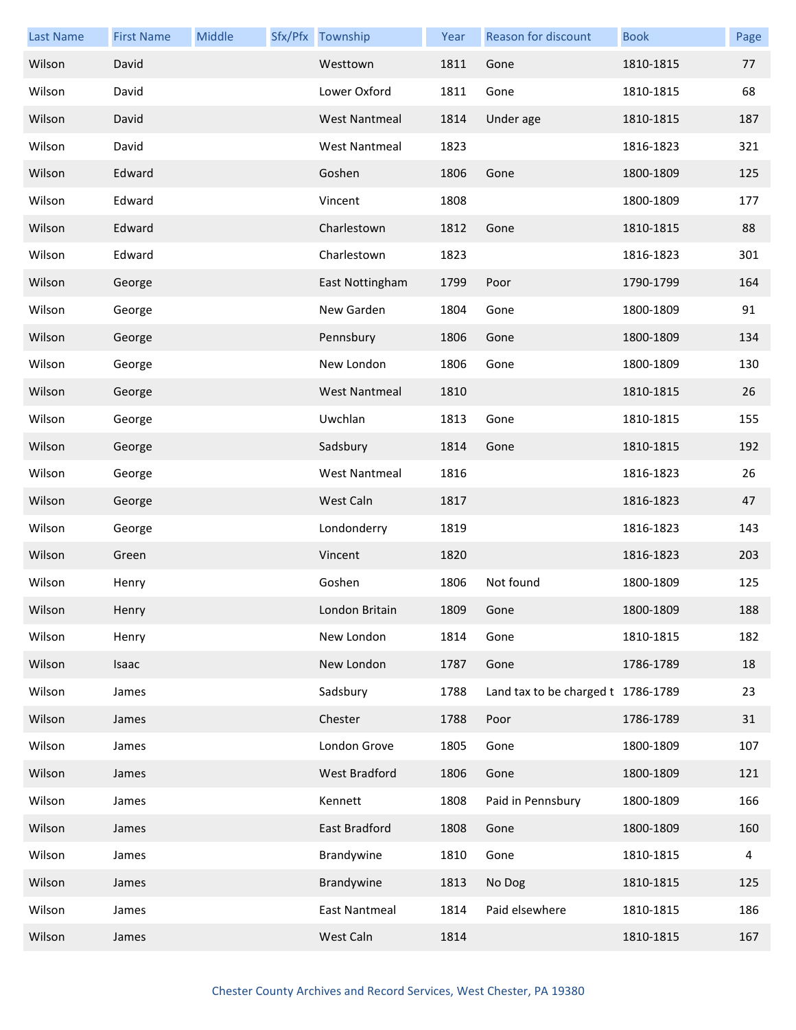| Last Name | First Name | Middle | Sfx/Pfx | Township | Year | Reason for discount | Book | Page |
|---|---|---|---|---|---|---|---|---|
| Wilson | David | | | Westtown | 1811 | Gone | 1810-1815 | 77 |
| Wilson | David | | | Lower Oxford | 1811 | Gone | 1810-1815 | 68 |
| Wilson | David | | | West Nantmeal | 1814 | Under age | 1810-1815 | 187 |
| Wilson | David | | | West Nantmeal | 1823 | | 1816-1823 | 321 |
| Wilson | Edward | | | Goshen | 1806 | Gone | 1800-1809 | 125 |
| Wilson | Edward | | | Vincent | 1808 | | 1800-1809 | 177 |
| Wilson | Edward | | | Charlestown | 1812 | Gone | 1810-1815 | 88 |
| Wilson | Edward | | | Charlestown | 1823 | | 1816-1823 | 301 |
| Wilson | George | | | East Nottingham | 1799 | Poor | 1790-1799 | 164 |
| Wilson | George | | | New Garden | 1804 | Gone | 1800-1809 | 91 |
| Wilson | George | | | Pennsbury | 1806 | Gone | 1800-1809 | 134 |
| Wilson | George | | | New London | 1806 | Gone | 1800-1809 | 130 |
| Wilson | George | | | West Nantmeal | 1810 | | 1810-1815 | 26 |
| Wilson | George | | | Uwchlan | 1813 | Gone | 1810-1815 | 155 |
| Wilson | George | | | Sadsbury | 1814 | Gone | 1810-1815 | 192 |
| Wilson | George | | | West Nantmeal | 1816 | | 1816-1823 | 26 |
| Wilson | George | | | West Caln | 1817 | | 1816-1823 | 47 |
| Wilson | George | | | Londonderry | 1819 | | 1816-1823 | 143 |
| Wilson | Green | | | Vincent | 1820 | | 1816-1823 | 203 |
| Wilson | Henry | | | Goshen | 1806 | Not found | 1800-1809 | 125 |
| Wilson | Henry | | | London Britain | 1809 | Gone | 1800-1809 | 188 |
| Wilson | Henry | | | New London | 1814 | Gone | 1810-1815 | 182 |
| Wilson | Isaac | | | New London | 1787 | Gone | 1786-1789 | 18 |
| Wilson | James | | | Sadsbury | 1788 | Land tax to be charged t | 1786-1789 | 23 |
| Wilson | James | | | Chester | 1788 | Poor | 1786-1789 | 31 |
| Wilson | James | | | London Grove | 1805 | Gone | 1800-1809 | 107 |
| Wilson | James | | | West Bradford | 1806 | Gone | 1800-1809 | 121 |
| Wilson | James | | | Kennett | 1808 | Paid in Pennsbury | 1800-1809 | 166 |
| Wilson | James | | | East Bradford | 1808 | Gone | 1800-1809 | 160 |
| Wilson | James | | | Brandywine | 1810 | Gone | 1810-1815 | 4 |
| Wilson | James | | | Brandywine | 1813 | No Dog | 1810-1815 | 125 |
| Wilson | James | | | East Nantmeal | 1814 | Paid elsewhere | 1810-1815 | 186 |
| Wilson | James | | | West Caln | 1814 | | 1810-1815 | 167 |

Chester County Archives and Record Services, West Chester, PA 19380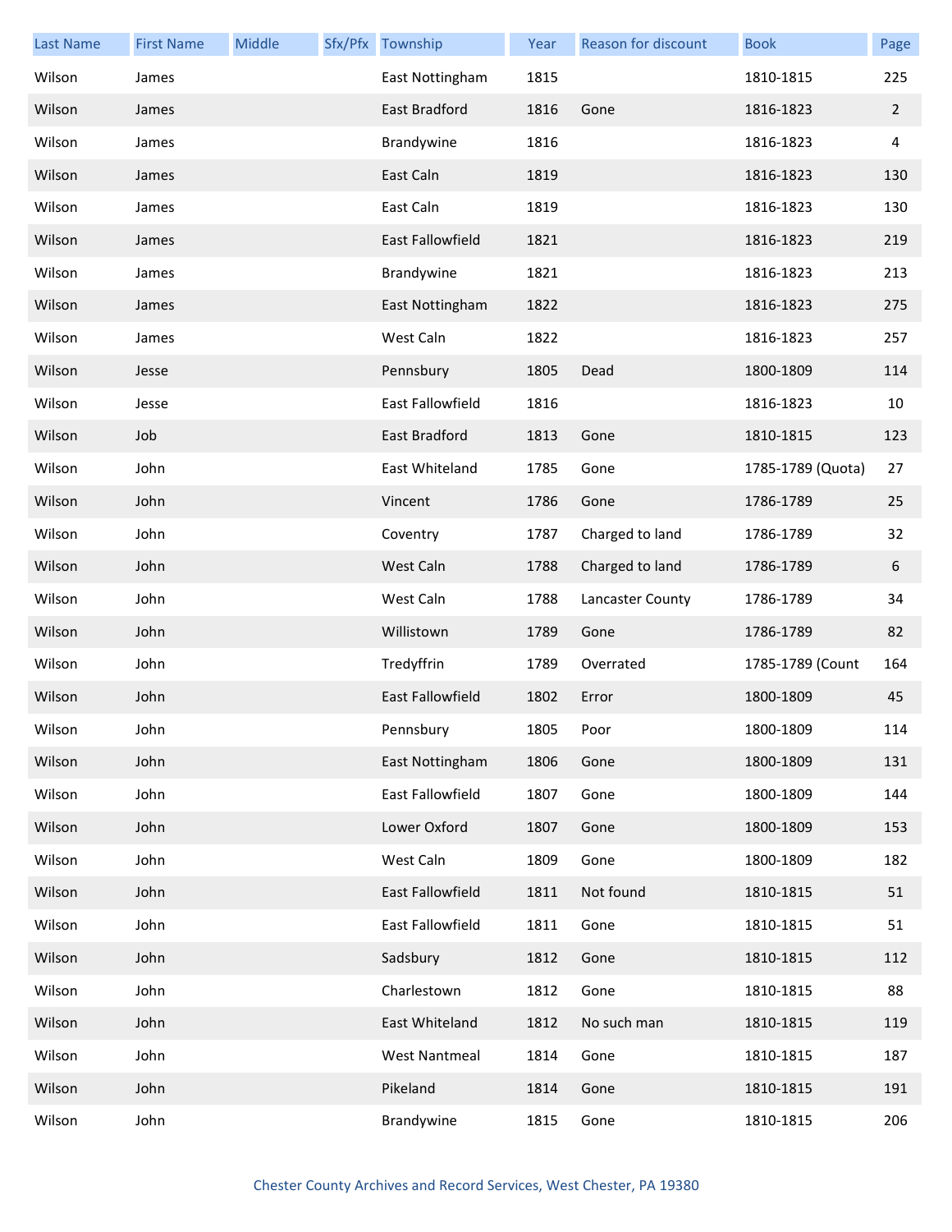| Last Name | First Name | Middle | Sfx/Pfx | Township | Year | Reason for discount | Book | Page |
|---|---|---|---|---|---|---|---|---|
| Wilson | James | | | East Nottingham | 1815 | | 1810-1815 | 225 |
| Wilson | James | | | East Bradford | 1816 | Gone | 1816-1823 | 2 |
| Wilson | James | | | Brandywine | 1816 | | 1816-1823 | 4 |
| Wilson | James | | | East Caln | 1819 | | 1816-1823 | 130 |
| Wilson | James | | | East Caln | 1819 | | 1816-1823 | 130 |
| Wilson | James | | | East Fallowfield | 1821 | | 1816-1823 | 219 |
| Wilson | James | | | Brandywine | 1821 | | 1816-1823 | 213 |
| Wilson | James | | | East Nottingham | 1822 | | 1816-1823 | 275 |
| Wilson | James | | | West Caln | 1822 | | 1816-1823 | 257 |
| Wilson | Jesse | | | Pennsbury | 1805 | Dead | 1800-1809 | 114 |
| Wilson | Jesse | | | East Fallowfield | 1816 | | 1816-1823 | 10 |
| Wilson | Job | | | East Bradford | 1813 | Gone | 1810-1815 | 123 |
| Wilson | John | | | East Whiteland | 1785 | Gone | 1785-1789 (Quota) | 27 |
| Wilson | John | | | Vincent | 1786 | Gone | 1786-1789 | 25 |
| Wilson | John | | | Coventry | 1787 | Charged to land | 1786-1789 | 32 |
| Wilson | John | | | West Caln | 1788 | Charged to land | 1786-1789 | 6 |
| Wilson | John | | | West Caln | 1788 | Lancaster County | 1786-1789 | 34 |
| Wilson | John | | | Willistown | 1789 | Gone | 1786-1789 | 82 |
| Wilson | John | | | Tredyffrin | 1789 | Overrated | 1785-1789 (Count | 164 |
| Wilson | John | | | East Fallowfield | 1802 | Error | 1800-1809 | 45 |
| Wilson | John | | | Pennsbury | 1805 | Poor | 1800-1809 | 114 |
| Wilson | John | | | East Nottingham | 1806 | Gone | 1800-1809 | 131 |
| Wilson | John | | | East Fallowfield | 1807 | Gone | 1800-1809 | 144 |
| Wilson | John | | | Lower Oxford | 1807 | Gone | 1800-1809 | 153 |
| Wilson | John | | | West Caln | 1809 | Gone | 1800-1809 | 182 |
| Wilson | John | | | East Fallowfield | 1811 | Not found | 1810-1815 | 51 |
| Wilson | John | | | East Fallowfield | 1811 | Gone | 1810-1815 | 51 |
| Wilson | John | | | Sadsbury | 1812 | Gone | 1810-1815 | 112 |
| Wilson | John | | | Charlestown | 1812 | Gone | 1810-1815 | 88 |
| Wilson | John | | | East Whiteland | 1812 | No such man | 1810-1815 | 119 |
| Wilson | John | | | West Nantmeal | 1814 | Gone | 1810-1815 | 187 |
| Wilson | John | | | Pikeland | 1814 | Gone | 1810-1815 | 191 |
| Wilson | John | | | Brandywine | 1815 | Gone | 1810-1815 | 206 |

Chester County Archives and Record Services, West Chester, PA 19380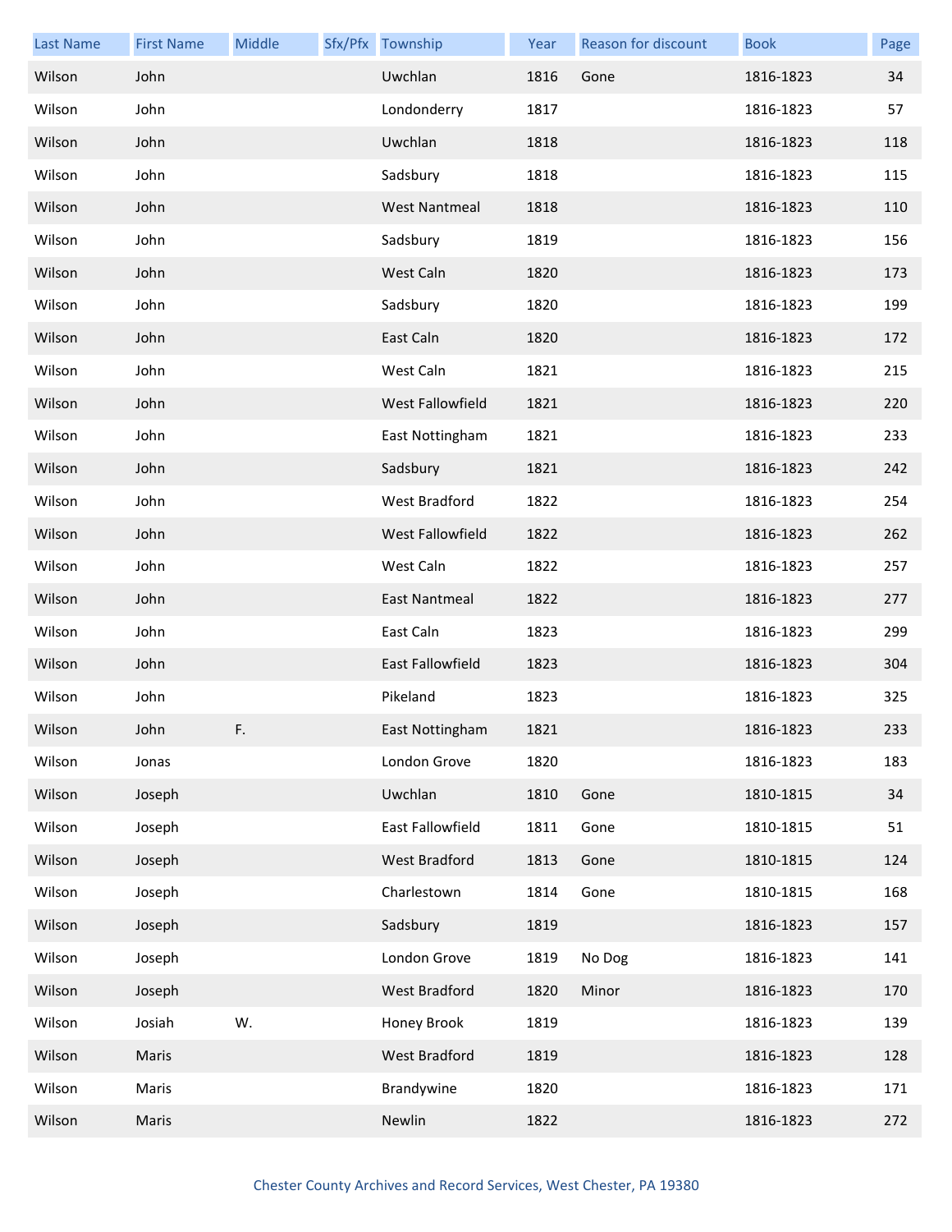| Last Name | First Name | Middle | Sfx/Pfx | Township | Year | Reason for discount | Book | Page |
|---|---|---|---|---|---|---|---|---|
| Wilson | John | | | Uwchlan | 1816 | Gone | 1816-1823 | 34 |
| Wilson | John | | | Londonderry | 1817 | | 1816-1823 | 57 |
| Wilson | John | | | Uwchlan | 1818 | | 1816-1823 | 118 |
| Wilson | John | | | Sadsbury | 1818 | | 1816-1823 | 115 |
| Wilson | John | | | West Nantmeal | 1818 | | 1816-1823 | 110 |
| Wilson | John | | | Sadsbury | 1819 | | 1816-1823 | 156 |
| Wilson | John | | | West Caln | 1820 | | 1816-1823 | 173 |
| Wilson | John | | | Sadsbury | 1820 | | 1816-1823 | 199 |
| Wilson | John | | | East Caln | 1820 | | 1816-1823 | 172 |
| Wilson | John | | | West Caln | 1821 | | 1816-1823 | 215 |
| Wilson | John | | | West Fallowfield | 1821 | | 1816-1823 | 220 |
| Wilson | John | | | East Nottingham | 1821 | | 1816-1823 | 233 |
| Wilson | John | | | Sadsbury | 1821 | | 1816-1823 | 242 |
| Wilson | John | | | West Bradford | 1822 | | 1816-1823 | 254 |
| Wilson | John | | | West Fallowfield | 1822 | | 1816-1823 | 262 |
| Wilson | John | | | West Caln | 1822 | | 1816-1823 | 257 |
| Wilson | John | | | East Nantmeal | 1822 | | 1816-1823 | 277 |
| Wilson | John | | | East Caln | 1823 | | 1816-1823 | 299 |
| Wilson | John | | | East Fallowfield | 1823 | | 1816-1823 | 304 |
| Wilson | John | | | Pikeland | 1823 | | 1816-1823 | 325 |
| Wilson | John | F. | | East Nottingham | 1821 | | 1816-1823 | 233 |
| Wilson | Jonas | | | London Grove | 1820 | | 1816-1823 | 183 |
| Wilson | Joseph | | | Uwchlan | 1810 | Gone | 1810-1815 | 34 |
| Wilson | Joseph | | | East Fallowfield | 1811 | Gone | 1810-1815 | 51 |
| Wilson | Joseph | | | West Bradford | 1813 | Gone | 1810-1815 | 124 |
| Wilson | Joseph | | | Charlestown | 1814 | Gone | 1810-1815 | 168 |
| Wilson | Joseph | | | Sadsbury | 1819 | | 1816-1823 | 157 |
| Wilson | Joseph | | | London Grove | 1819 | No Dog | 1816-1823 | 141 |
| Wilson | Joseph | | | West Bradford | 1820 | Minor | 1816-1823 | 170 |
| Wilson | Josiah | W. | | Honey Brook | 1819 | | 1816-1823 | 139 |
| Wilson | Maris | | | West Bradford | 1819 | | 1816-1823 | 128 |
| Wilson | Maris | | | Brandywine | 1820 | | 1816-1823 | 171 |
| Wilson | Maris | | | Newlin | 1822 | | 1816-1823 | 272 |

Chester County Archives and Record Services, West Chester, PA 19380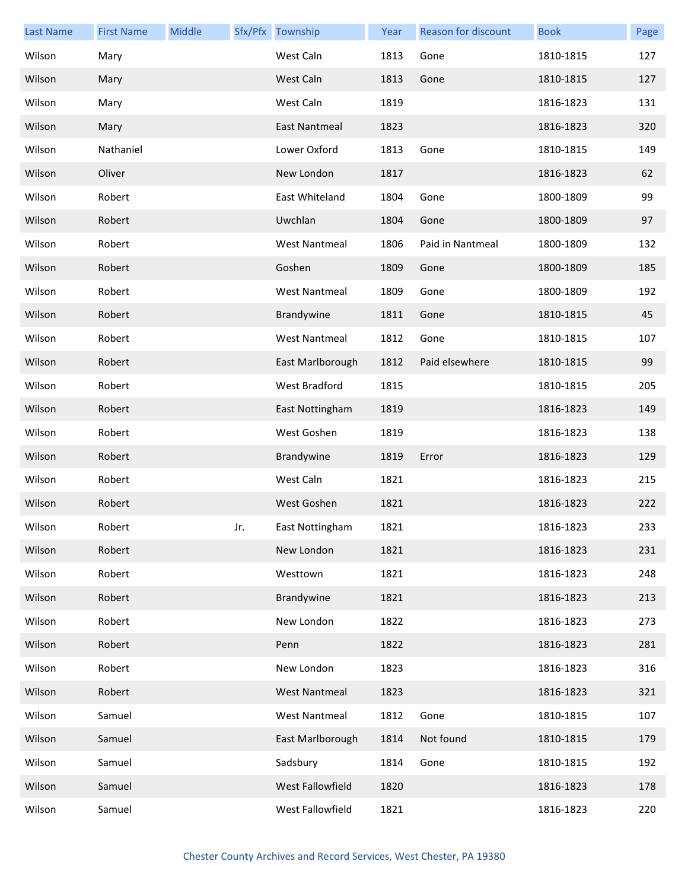| Last Name | First Name | Middle | Sfx/Pfx | Township | Year | Reason for discount | Book | Page |
|---|---|---|---|---|---|---|---|---|
| Wilson | Mary | | | West Caln | 1813 | Gone | 1810-1815 | 127 |
| Wilson | Mary | | | West Caln | 1813 | Gone | 1810-1815 | 127 |
| Wilson | Mary | | | West Caln | 1819 | | 1816-1823 | 131 |
| Wilson | Mary | | | East Nantmeal | 1823 | | 1816-1823 | 320 |
| Wilson | Nathaniel | | | Lower Oxford | 1813 | Gone | 1810-1815 | 149 |
| Wilson | Oliver | | | New London | 1817 | | 1816-1823 | 62 |
| Wilson | Robert | | | East Whiteland | 1804 | Gone | 1800-1809 | 99 |
| Wilson | Robert | | | Uwchlan | 1804 | Gone | 1800-1809 | 97 |
| Wilson | Robert | | | West Nantmeal | 1806 | Paid in Nantmeal | 1800-1809 | 132 |
| Wilson | Robert | | | Goshen | 1809 | Gone | 1800-1809 | 185 |
| Wilson | Robert | | | West Nantmeal | 1809 | Gone | 1800-1809 | 192 |
| Wilson | Robert | | | Brandywine | 1811 | Gone | 1810-1815 | 45 |
| Wilson | Robert | | | West Nantmeal | 1812 | Gone | 1810-1815 | 107 |
| Wilson | Robert | | | East Marlborough | 1812 | Paid elsewhere | 1810-1815 | 99 |
| Wilson | Robert | | | West Bradford | 1815 | | 1810-1815 | 205 |
| Wilson | Robert | | | East Nottingham | 1819 | | 1816-1823 | 149 |
| Wilson | Robert | | | West Goshen | 1819 | | 1816-1823 | 138 |
| Wilson | Robert | | | Brandywine | 1819 | Error | 1816-1823 | 129 |
| Wilson | Robert | | | West Caln | 1821 | | 1816-1823 | 215 |
| Wilson | Robert | | | West Goshen | 1821 | | 1816-1823 | 222 |
| Wilson | Robert | | Jr. | East Nottingham | 1821 | | 1816-1823 | 233 |
| Wilson | Robert | | | New London | 1821 | | 1816-1823 | 231 |
| Wilson | Robert | | | Westtown | 1821 | | 1816-1823 | 248 |
| Wilson | Robert | | | Brandywine | 1821 | | 1816-1823 | 213 |
| Wilson | Robert | | | New London | 1822 | | 1816-1823 | 273 |
| Wilson | Robert | | | Penn | 1822 | | 1816-1823 | 281 |
| Wilson | Robert | | | New London | 1823 | | 1816-1823 | 316 |
| Wilson | Robert | | | West Nantmeal | 1823 | | 1816-1823 | 321 |
| Wilson | Samuel | | | West Nantmeal | 1812 | Gone | 1810-1815 | 107 |
| Wilson | Samuel | | | East Marlborough | 1814 | Not found | 1810-1815 | 179 |
| Wilson | Samuel | | | Sadsbury | 1814 | Gone | 1810-1815 | 192 |
| Wilson | Samuel | | | West Fallowfield | 1820 | | 1816-1823 | 178 |
| Wilson | Samuel | | | West Fallowfield | 1821 | | 1816-1823 | 220 |

Chester County Archives and Record Services, West Chester, PA 19380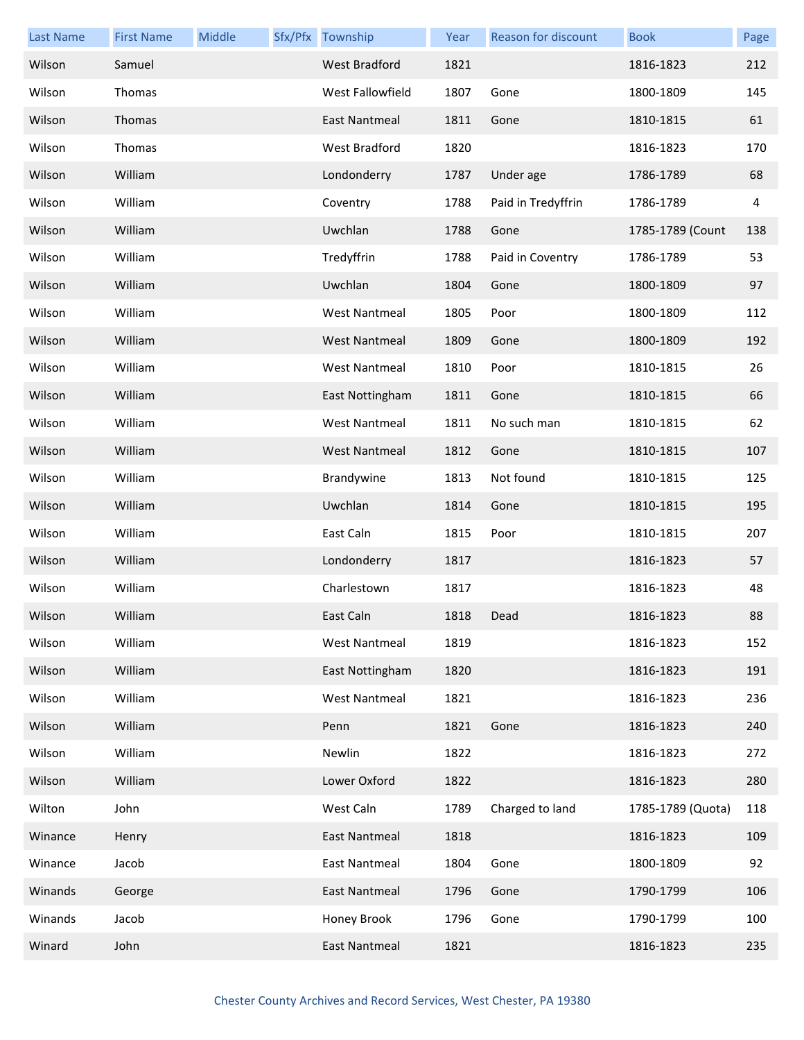| Last Name | First Name | Middle | Sfx/Pfx | Township | Year | Reason for discount | Book | Page |
|---|---|---|---|---|---|---|---|---|
| Wilson | Samuel | | | West Bradford | 1821 | | 1816-1823 | 212 |
| Wilson | Thomas | | | West Fallowfield | 1807 | Gone | 1800-1809 | 145 |
| Wilson | Thomas | | | East Nantmeal | 1811 | Gone | 1810-1815 | 61 |
| Wilson | Thomas | | | West Bradford | 1820 | | 1816-1823 | 170 |
| Wilson | William | | | Londonderry | 1787 | Under age | 1786-1789 | 68 |
| Wilson | William | | | Coventry | 1788 | Paid in Tredyffrin | 1786-1789 | 4 |
| Wilson | William | | | Uwchlan | 1788 | Gone | 1785-1789 (Count | 138 |
| Wilson | William | | | Tredyffrin | 1788 | Paid in Coventry | 1786-1789 | 53 |
| Wilson | William | | | Uwchlan | 1804 | Gone | 1800-1809 | 97 |
| Wilson | William | | | West Nantmeal | 1805 | Poor | 1800-1809 | 112 |
| Wilson | William | | | West Nantmeal | 1809 | Gone | 1800-1809 | 192 |
| Wilson | William | | | West Nantmeal | 1810 | Poor | 1810-1815 | 26 |
| Wilson | William | | | East Nottingham | 1811 | Gone | 1810-1815 | 66 |
| Wilson | William | | | West Nantmeal | 1811 | No such man | 1810-1815 | 62 |
| Wilson | William | | | West Nantmeal | 1812 | Gone | 1810-1815 | 107 |
| Wilson | William | | | Brandywine | 1813 | Not found | 1810-1815 | 125 |
| Wilson | William | | | Uwchlan | 1814 | Gone | 1810-1815 | 195 |
| Wilson | William | | | East Caln | 1815 | Poor | 1810-1815 | 207 |
| Wilson | William | | | Londonderry | 1817 | | 1816-1823 | 57 |
| Wilson | William | | | Charlestown | 1817 | | 1816-1823 | 48 |
| Wilson | William | | | East Caln | 1818 | Dead | 1816-1823 | 88 |
| Wilson | William | | | West Nantmeal | 1819 | | 1816-1823 | 152 |
| Wilson | William | | | East Nottingham | 1820 | | 1816-1823 | 191 |
| Wilson | William | | | West Nantmeal | 1821 | | 1816-1823 | 236 |
| Wilson | William | | | Penn | 1821 | Gone | 1816-1823 | 240 |
| Wilson | William | | | Newlin | 1822 | | 1816-1823 | 272 |
| Wilson | William | | | Lower Oxford | 1822 | | 1816-1823 | 280 |
| Wilton | John | | | West Caln | 1789 | Charged to land | 1785-1789 (Quota) | 118 |
| Winance | Henry | | | East Nantmeal | 1818 | | 1816-1823 | 109 |
| Winance | Jacob | | | East Nantmeal | 1804 | Gone | 1800-1809 | 92 |
| Winands | George | | | East Nantmeal | 1796 | Gone | 1790-1799 | 106 |
| Winands | Jacob | | | Honey Brook | 1796 | Gone | 1790-1799 | 100 |
| Winard | John | | | East Nantmeal | 1821 | | 1816-1823 | 235 |

Chester County Archives and Record Services, West Chester, PA 19380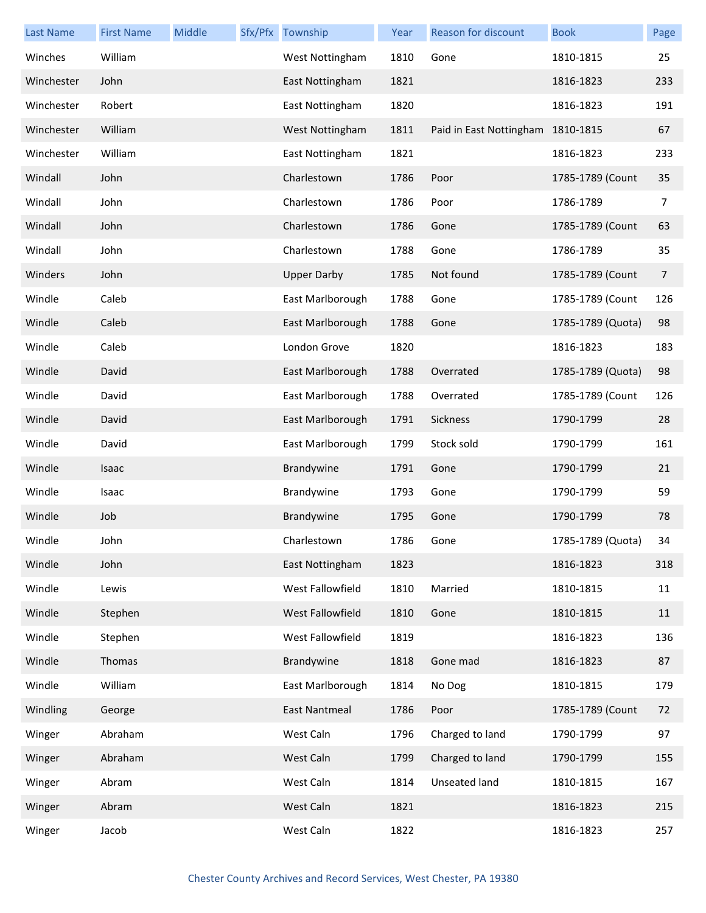| Last Name | First Name | Middle | Sfx/Pfx | Township | Year | Reason for discount | Book | Page |
|---|---|---|---|---|---|---|---|---|
| Winches | William | | | West Nottingham | 1810 | Gone | 1810-1815 | 25 |
| Winchester | John | | | East Nottingham | 1821 | | 1816-1823 | 233 |
| Winchester | Robert | | | East Nottingham | 1820 | | 1816-1823 | 191 |
| Winchester | William | | | West Nottingham | 1811 | Paid in East Nottingham | 1810-1815 | 67 |
| Winchester | William | | | East Nottingham | 1821 | | 1816-1823 | 233 |
| Windall | John | | | Charlestown | 1786 | Poor | 1785-1789 (Count | 35 |
| Windall | John | | | Charlestown | 1786 | Poor | 1786-1789 | 7 |
| Windall | John | | | Charlestown | 1786 | Gone | 1785-1789 (Count | 63 |
| Windall | John | | | Charlestown | 1788 | Gone | 1786-1789 | 35 |
| Winders | John | | | Upper Darby | 1785 | Not found | 1785-1789 (Count | 7 |
| Windle | Caleb | | | East Marlborough | 1788 | Gone | 1785-1789 (Count | 126 |
| Windle | Caleb | | | East Marlborough | 1788 | Gone | 1785-1789 (Quota) | 98 |
| Windle | Caleb | | | London Grove | 1820 | | 1816-1823 | 183 |
| Windle | David | | | East Marlborough | 1788 | Overrated | 1785-1789 (Quota) | 98 |
| Windle | David | | | East Marlborough | 1788 | Overrated | 1785-1789 (Count | 126 |
| Windle | David | | | East Marlborough | 1791 | Sickness | 1790-1799 | 28 |
| Windle | David | | | East Marlborough | 1799 | Stock sold | 1790-1799 | 161 |
| Windle | Isaac | | | Brandywine | 1791 | Gone | 1790-1799 | 21 |
| Windle | Isaac | | | Brandywine | 1793 | Gone | 1790-1799 | 59 |
| Windle | Job | | | Brandywine | 1795 | Gone | 1790-1799 | 78 |
| Windle | John | | | Charlestown | 1786 | Gone | 1785-1789 (Quota) | 34 |
| Windle | John | | | East Nottingham | 1823 | | 1816-1823 | 318 |
| Windle | Lewis | | | West Fallowfield | 1810 | Married | 1810-1815 | 11 |
| Windle | Stephen | | | West Fallowfield | 1810 | Gone | 1810-1815 | 11 |
| Windle | Stephen | | | West Fallowfield | 1819 | | 1816-1823 | 136 |
| Windle | Thomas | | | Brandywine | 1818 | Gone mad | 1816-1823 | 87 |
| Windle | William | | | East Marlborough | 1814 | No Dog | 1810-1815 | 179 |
| Windling | George | | | East Nantmeal | 1786 | Poor | 1785-1789 (Count | 72 |
| Winger | Abraham | | | West Caln | 1796 | Charged to land | 1790-1799 | 97 |
| Winger | Abraham | | | West Caln | 1799 | Charged to land | 1790-1799 | 155 |
| Winger | Abram | | | West Caln | 1814 | Unseated land | 1810-1815 | 167 |
| Winger | Abram | | | West Caln | 1821 | | 1816-1823 | 215 |
| Winger | Jacob | | | West Caln | 1822 | | 1816-1823 | 257 |

Chester County Archives and Record Services, West Chester, PA 19380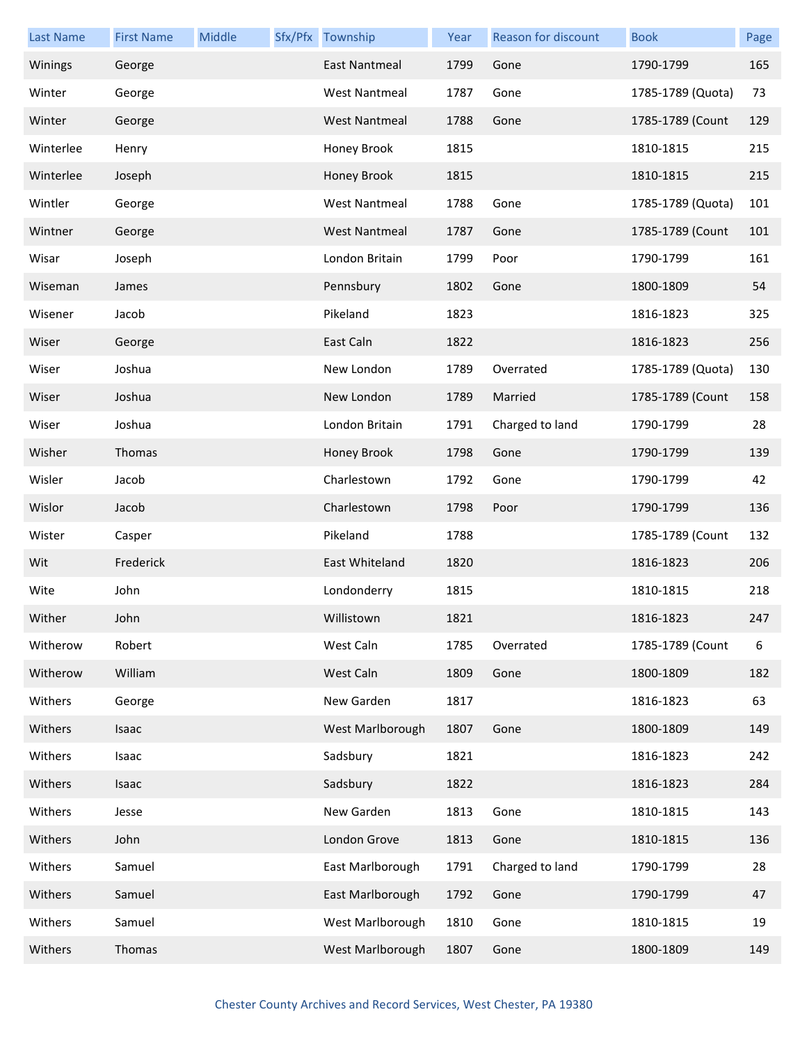| Last Name | First Name | Middle | Sfx/Pfx | Township | Year | Reason for discount | Book | Page |
|---|---|---|---|---|---|---|---|---|
| Winings | George | | | East Nantmeal | 1799 | Gone | 1790-1799 | 165 |
| Winter | George | | | West Nantmeal | 1787 | Gone | 1785-1789 (Quota) | 73 |
| Winter | George | | | West Nantmeal | 1788 | Gone | 1785-1789 (Count | 129 |
| Winterlee | Henry | | | Honey Brook | 1815 | | 1810-1815 | 215 |
| Winterlee | Joseph | | | Honey Brook | 1815 | | 1810-1815 | 215 |
| Wintler | George | | | West Nantmeal | 1788 | Gone | 1785-1789 (Quota) | 101 |
| Wintner | George | | | West Nantmeal | 1787 | Gone | 1785-1789 (Count | 101 |
| Wisar | Joseph | | | London Britain | 1799 | Poor | 1790-1799 | 161 |
| Wiseman | James | | | Pennsbury | 1802 | Gone | 1800-1809 | 54 |
| Wisener | Jacob | | | Pikeland | 1823 | | 1816-1823 | 325 |
| Wiser | George | | | East Caln | 1822 | | 1816-1823 | 256 |
| Wiser | Joshua | | | New London | 1789 | Overrated | 1785-1789 (Quota) | 130 |
| Wiser | Joshua | | | New London | 1789 | Married | 1785-1789 (Count | 158 |
| Wiser | Joshua | | | London Britain | 1791 | Charged to land | 1790-1799 | 28 |
| Wisher | Thomas | | | Honey Brook | 1798 | Gone | 1790-1799 | 139 |
| Wisler | Jacob | | | Charlestown | 1792 | Gone | 1790-1799 | 42 |
| Wislor | Jacob | | | Charlestown | 1798 | Poor | 1790-1799 | 136 |
| Wister | Casper | | | Pikeland | 1788 | | 1785-1789 (Count | 132 |
| Wit | Frederick | | | East Whiteland | 1820 | | 1816-1823 | 206 |
| Wite | John | | | Londonderry | 1815 | | 1810-1815 | 218 |
| Wither | John | | | Willistown | 1821 | | 1816-1823 | 247 |
| Witherow | Robert | | | West Caln | 1785 | Overrated | 1785-1789 (Count | 6 |
| Witherow | William | | | West Caln | 1809 | Gone | 1800-1809 | 182 |
| Withers | George | | | New Garden | 1817 | | 1816-1823 | 63 |
| Withers | Isaac | | | West Marlborough | 1807 | Gone | 1800-1809 | 149 |
| Withers | Isaac | | | Sadsbury | 1821 | | 1816-1823 | 242 |
| Withers | Isaac | | | Sadsbury | 1822 | | 1816-1823 | 284 |
| Withers | Jesse | | | New Garden | 1813 | Gone | 1810-1815 | 143 |
| Withers | John | | | London Grove | 1813 | Gone | 1810-1815 | 136 |
| Withers | Samuel | | | East Marlborough | 1791 | Charged to land | 1790-1799 | 28 |
| Withers | Samuel | | | East Marlborough | 1792 | Gone | 1790-1799 | 47 |
| Withers | Samuel | | | West Marlborough | 1810 | Gone | 1810-1815 | 19 |
| Withers | Thomas | | | West Marlborough | 1807 | Gone | 1800-1809 | 149 |

Chester County Archives and Record Services, West Chester, PA 19380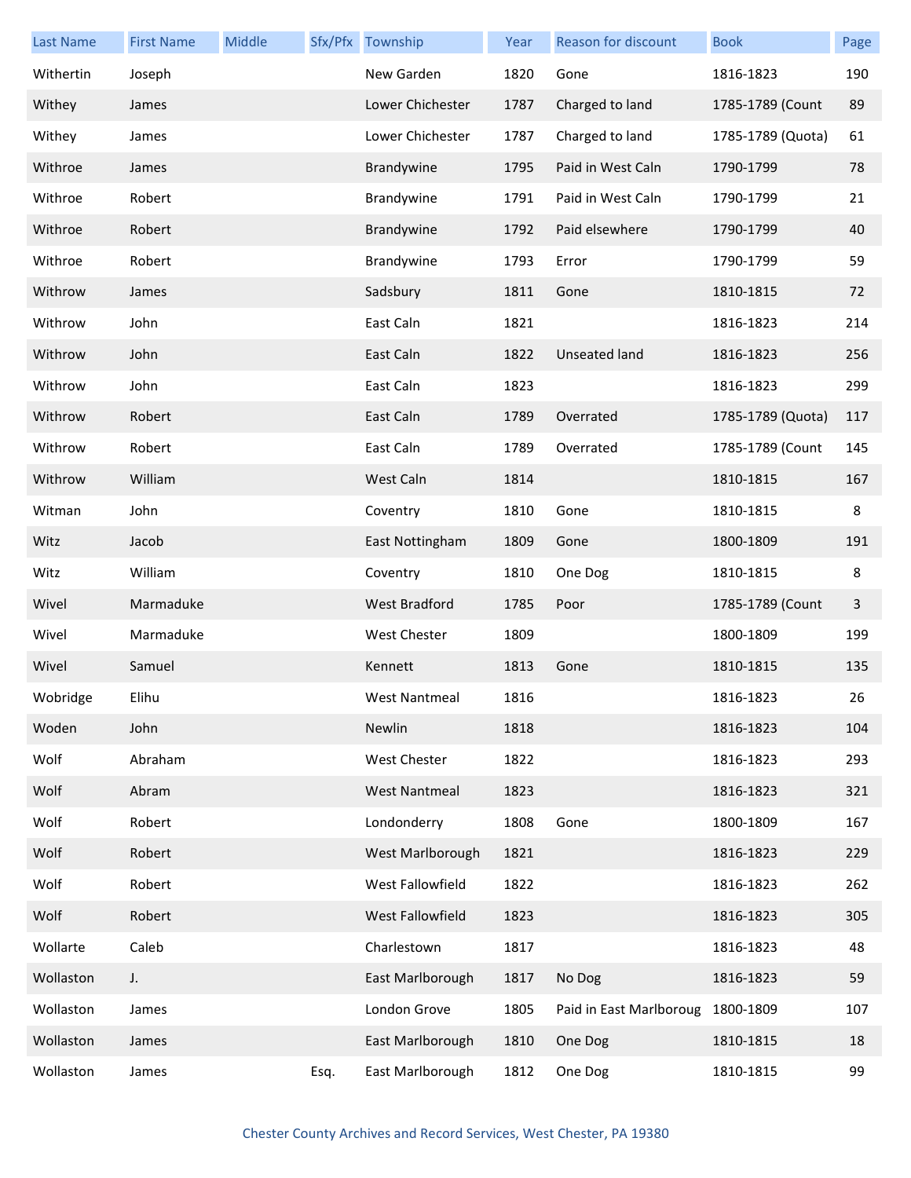| Last Name | First Name | Middle | Sfx/Pfx | Township | Year | Reason for discount | Book | Page |
|---|---|---|---|---|---|---|---|---|
| Withertin | Joseph | | | New Garden | 1820 | Gone | 1816-1823 | 190 |
| Withey | James | | | Lower Chichester | 1787 | Charged to land | 1785-1789 (Count | 89 |
| Withey | James | | | Lower Chichester | 1787 | Charged to land | 1785-1789 (Quota) | 61 |
| Withroe | James | | | Brandywine | 1795 | Paid in West Caln | 1790-1799 | 78 |
| Withroe | Robert | | | Brandywine | 1791 | Paid in West Caln | 1790-1799 | 21 |
| Withroe | Robert | | | Brandywine | 1792 | Paid elsewhere | 1790-1799 | 40 |
| Withroe | Robert | | | Brandywine | 1793 | Error | 1790-1799 | 59 |
| Withrow | James | | | Sadsbury | 1811 | Gone | 1810-1815 | 72 |
| Withrow | John | | | East Caln | 1821 | | 1816-1823 | 214 |
| Withrow | John | | | East Caln | 1822 | Unseated land | 1816-1823 | 256 |
| Withrow | John | | | East Caln | 1823 | | 1816-1823 | 299 |
| Withrow | Robert | | | East Caln | 1789 | Overrated | 1785-1789 (Quota) | 117 |
| Withrow | Robert | | | East Caln | 1789 | Overrated | 1785-1789 (Count | 145 |
| Withrow | William | | | West Caln | 1814 | | 1810-1815 | 167 |
| Witman | John | | | Coventry | 1810 | Gone | 1810-1815 | 8 |
| Witz | Jacob | | | East Nottingham | 1809 | Gone | 1800-1809 | 191 |
| Witz | William | | | Coventry | 1810 | One Dog | 1810-1815 | 8 |
| Wivel | Marmaduke | | | West Bradford | 1785 | Poor | 1785-1789 (Count | 3 |
| Wivel | Marmaduke | | | West Chester | 1809 | | 1800-1809 | 199 |
| Wivel | Samuel | | | Kennett | 1813 | Gone | 1810-1815 | 135 |
| Wobridge | Elihu | | | West Nantmeal | 1816 | | 1816-1823 | 26 |
| Woden | John | | | Newlin | 1818 | | 1816-1823 | 104 |
| Wolf | Abraham | | | West Chester | 1822 | | 1816-1823 | 293 |
| Wolf | Abram | | | West Nantmeal | 1823 | | 1816-1823 | 321 |
| Wolf | Robert | | | Londonderry | 1808 | Gone | 1800-1809 | 167 |
| Wolf | Robert | | | West Marlborough | 1821 | | 1816-1823 | 229 |
| Wolf | Robert | | | West Fallowfield | 1822 | | 1816-1823 | 262 |
| Wolf | Robert | | | West Fallowfield | 1823 | | 1816-1823 | 305 |
| Wollarte | Caleb | | | Charlestown | 1817 | | 1816-1823 | 48 |
| Wollaston | J. | | | East Marlborough | 1817 | No Dog | 1816-1823 | 59 |
| Wollaston | James | | | London Grove | 1805 | Paid in East Marlboroug | 1800-1809 | 107 |
| Wollaston | James | | | East Marlborough | 1810 | One Dog | 1810-1815 | 18 |
| Wollaston | James | | Esq. | East Marlborough | 1812 | One Dog | 1810-1815 | 99 |

Chester County Archives and Record Services, West Chester, PA 19380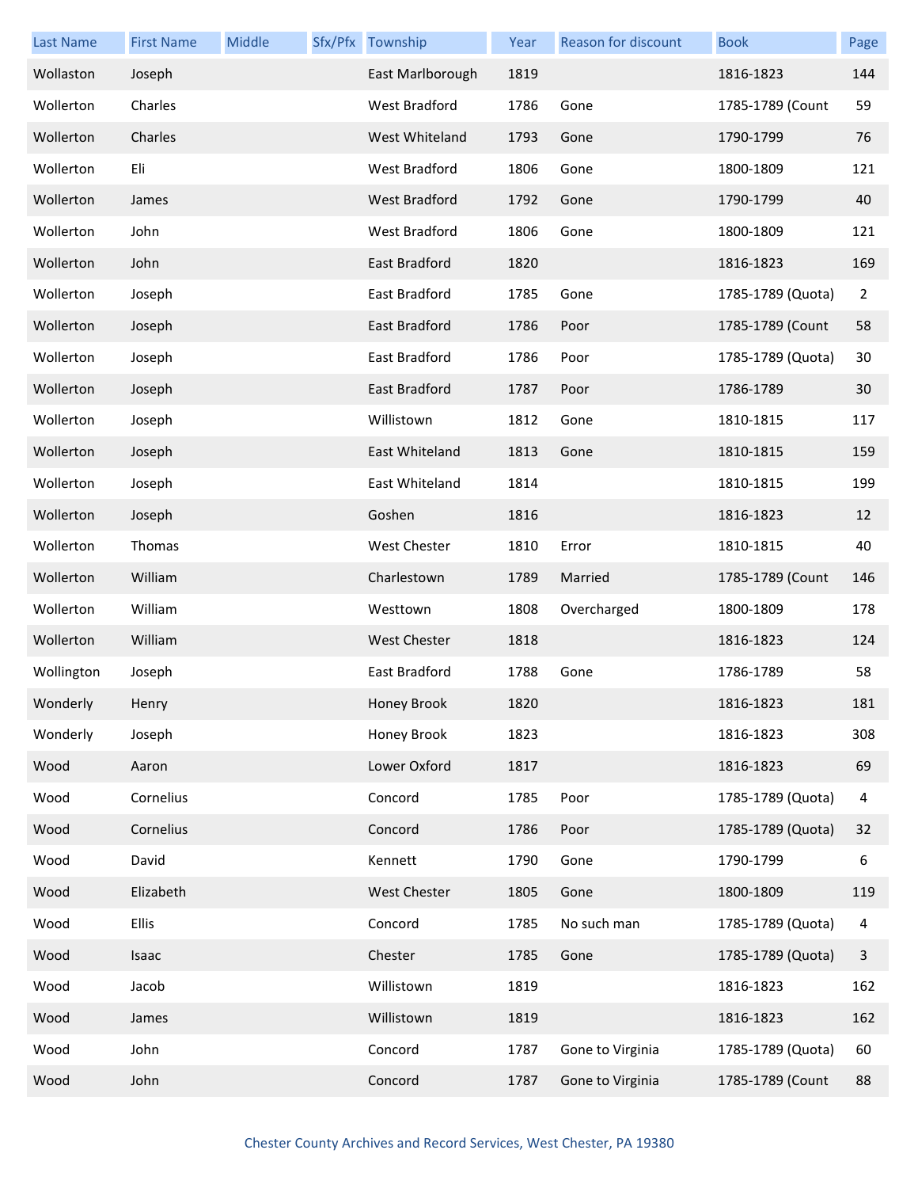| Last Name | First Name | Middle | Sfx/Pfx | Township | Year | Reason for discount | Book | Page |
|---|---|---|---|---|---|---|---|---|
| Wollaston | Joseph | | | East Marlborough | 1819 | | 1816-1823 | 144 |
| Wollerton | Charles | | | West Bradford | 1786 | Gone | 1785-1789 (Count | 59 |
| Wollerton | Charles | | | West Whiteland | 1793 | Gone | 1790-1799 | 76 |
| Wollerton | Eli | | | West Bradford | 1806 | Gone | 1800-1809 | 121 |
| Wollerton | James | | | West Bradford | 1792 | Gone | 1790-1799 | 40 |
| Wollerton | John | | | West Bradford | 1806 | Gone | 1800-1809 | 121 |
| Wollerton | John | | | East Bradford | 1820 | | 1816-1823 | 169 |
| Wollerton | Joseph | | | East Bradford | 1785 | Gone | 1785-1789 (Quota) | 2 |
| Wollerton | Joseph | | | East Bradford | 1786 | Poor | 1785-1789 (Count | 58 |
| Wollerton | Joseph | | | East Bradford | 1786 | Poor | 1785-1789 (Quota) | 30 |
| Wollerton | Joseph | | | East Bradford | 1787 | Poor | 1786-1789 | 30 |
| Wollerton | Joseph | | | Willistown | 1812 | Gone | 1810-1815 | 117 |
| Wollerton | Joseph | | | East Whiteland | 1813 | Gone | 1810-1815 | 159 |
| Wollerton | Joseph | | | East Whiteland | 1814 | | 1810-1815 | 199 |
| Wollerton | Joseph | | | Goshen | 1816 | | 1816-1823 | 12 |
| Wollerton | Thomas | | | West Chester | 1810 | Error | 1810-1815 | 40 |
| Wollerton | William | | | Charlestown | 1789 | Married | 1785-1789 (Count | 146 |
| Wollerton | William | | | Westtown | 1808 | Overcharged | 1800-1809 | 178 |
| Wollerton | William | | | West Chester | 1818 | | 1816-1823 | 124 |
| Wollington | Joseph | | | East Bradford | 1788 | Gone | 1786-1789 | 58 |
| Wonderly | Henry | | | Honey Brook | 1820 | | 1816-1823 | 181 |
| Wonderly | Joseph | | | Honey Brook | 1823 | | 1816-1823 | 308 |
| Wood | Aaron | | | Lower Oxford | 1817 | | 1816-1823 | 69 |
| Wood | Cornelius | | | Concord | 1785 | Poor | 1785-1789 (Quota) | 4 |
| Wood | Cornelius | | | Concord | 1786 | Poor | 1785-1789 (Quota) | 32 |
| Wood | David | | | Kennett | 1790 | Gone | 1790-1799 | 6 |
| Wood | Elizabeth | | | West Chester | 1805 | Gone | 1800-1809 | 119 |
| Wood | Ellis | | | Concord | 1785 | No such man | 1785-1789 (Quota) | 4 |
| Wood | Isaac | | | Chester | 1785 | Gone | 1785-1789 (Quota) | 3 |
| Wood | Jacob | | | Willistown | 1819 | | 1816-1823 | 162 |
| Wood | James | | | Willistown | 1819 | | 1816-1823 | 162 |
| Wood | John | | | Concord | 1787 | Gone to Virginia | 1785-1789 (Quota) | 60 |
| Wood | John | | | Concord | 1787 | Gone to Virginia | 1785-1789 (Count | 88 |

Chester County Archives and Record Services, West Chester, PA 19380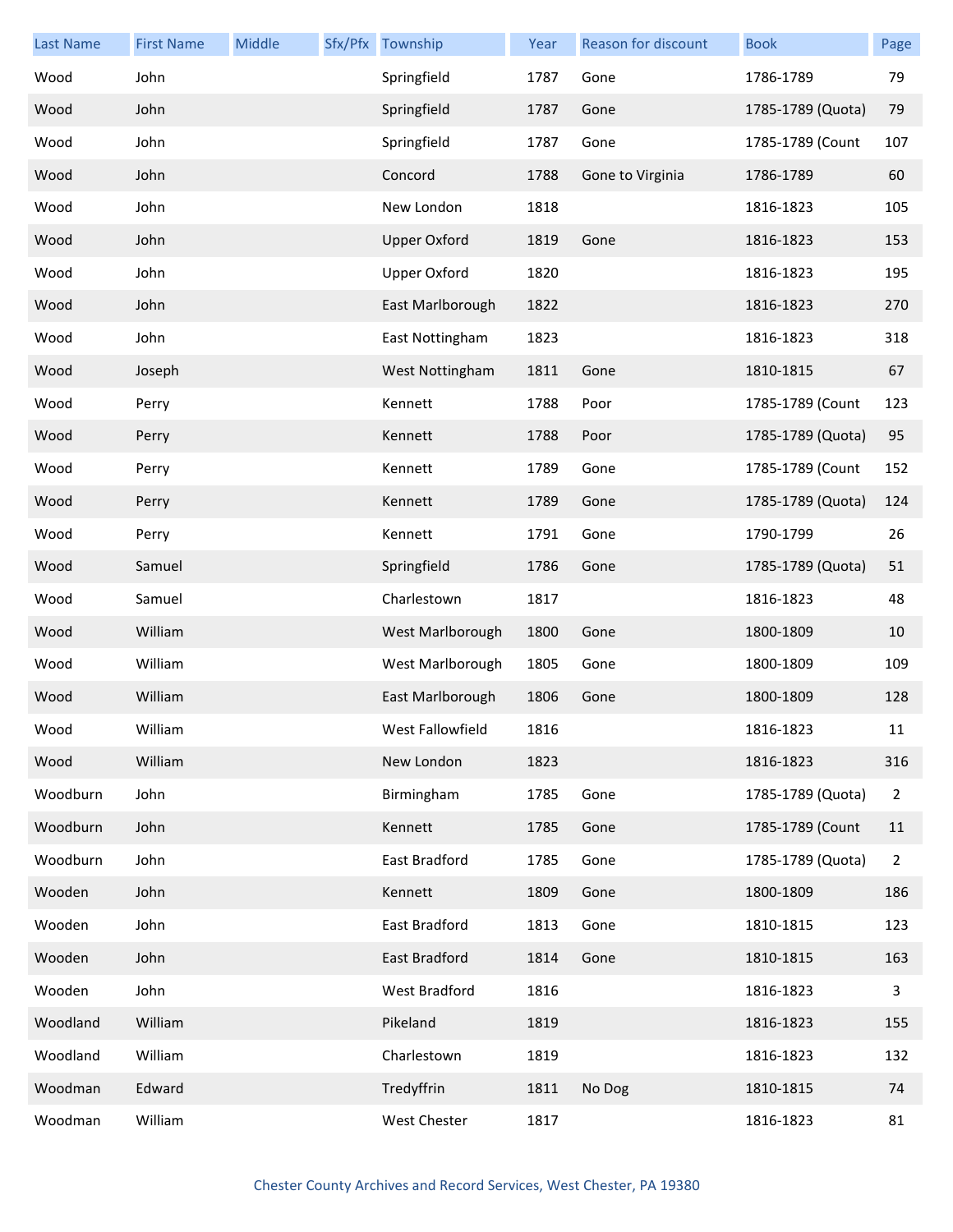| Last Name | First Name | Middle | Sfx/Pfx | Township | Year | Reason for discount | Book | Page |
|---|---|---|---|---|---|---|---|---|
| Wood | John | | | Springfield | 1787 | Gone | 1786-1789 | 79 |
| Wood | John | | | Springfield | 1787 | Gone | 1785-1789 (Quota) | 79 |
| Wood | John | | | Springfield | 1787 | Gone | 1785-1789 (Count | 107 |
| Wood | John | | | Concord | 1788 | Gone to Virginia | 1786-1789 | 60 |
| Wood | John | | | New London | 1818 | | 1816-1823 | 105 |
| Wood | John | | | Upper Oxford | 1819 | Gone | 1816-1823 | 153 |
| Wood | John | | | Upper Oxford | 1820 | | 1816-1823 | 195 |
| Wood | John | | | East Marlborough | 1822 | | 1816-1823 | 270 |
| Wood | John | | | East Nottingham | 1823 | | 1816-1823 | 318 |
| Wood | Joseph | | | West Nottingham | 1811 | Gone | 1810-1815 | 67 |
| Wood | Perry | | | Kennett | 1788 | Poor | 1785-1789 (Count | 123 |
| Wood | Perry | | | Kennett | 1788 | Poor | 1785-1789 (Quota) | 95 |
| Wood | Perry | | | Kennett | 1789 | Gone | 1785-1789 (Count | 152 |
| Wood | Perry | | | Kennett | 1789 | Gone | 1785-1789 (Quota) | 124 |
| Wood | Perry | | | Kennett | 1791 | Gone | 1790-1799 | 26 |
| Wood | Samuel | | | Springfield | 1786 | Gone | 1785-1789 (Quota) | 51 |
| Wood | Samuel | | | Charlestown | 1817 | | 1816-1823 | 48 |
| Wood | William | | | West Marlborough | 1800 | Gone | 1800-1809 | 10 |
| Wood | William | | | West Marlborough | 1805 | Gone | 1800-1809 | 109 |
| Wood | William | | | East Marlborough | 1806 | Gone | 1800-1809 | 128 |
| Wood | William | | | West Fallowfield | 1816 | | 1816-1823 | 11 |
| Wood | William | | | New London | 1823 | | 1816-1823 | 316 |
| Woodburn | John | | | Birmingham | 1785 | Gone | 1785-1789 (Quota) | 2 |
| Woodburn | John | | | Kennett | 1785 | Gone | 1785-1789 (Count | 11 |
| Woodburn | John | | | East Bradford | 1785 | Gone | 1785-1789 (Quota) | 2 |
| Wooden | John | | | Kennett | 1809 | Gone | 1800-1809 | 186 |
| Wooden | John | | | East Bradford | 1813 | Gone | 1810-1815 | 123 |
| Wooden | John | | | East Bradford | 1814 | Gone | 1810-1815 | 163 |
| Wooden | John | | | West Bradford | 1816 | | 1816-1823 | 3 |
| Woodland | William | | | Pikeland | 1819 | | 1816-1823 | 155 |
| Woodland | William | | | Charlestown | 1819 | | 1816-1823 | 132 |
| Woodman | Edward | | | Tredyffrin | 1811 | No Dog | 1810-1815 | 74 |
| Woodman | William | | | West Chester | 1817 | | 1816-1823 | 81 |

Chester County Archives and Record Services, West Chester, PA 19380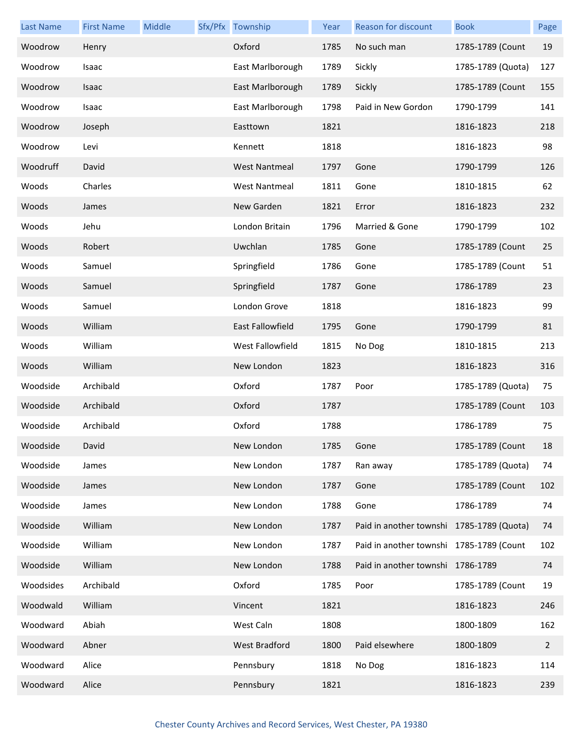| Last Name | First Name | Middle | Sfx/Pfx | Township | Year | Reason for discount | Book | Page |
|---|---|---|---|---|---|---|---|---|
| Woodrow | Henry | | | Oxford | 1785 | No such man | 1785-1789 (Count | 19 |
| Woodrow | Isaac | | | East Marlborough | 1789 | Sickly | 1785-1789 (Quota) | 127 |
| Woodrow | Isaac | | | East Marlborough | 1789 | Sickly | 1785-1789 (Count | 155 |
| Woodrow | Isaac | | | East Marlborough | 1798 | Paid in New Gordon | 1790-1799 | 141 |
| Woodrow | Joseph | | | Easttown | 1821 | | 1816-1823 | 218 |
| Woodrow | Levi | | | Kennett | 1818 | | 1816-1823 | 98 |
| Woodruff | David | | | West Nantmeal | 1797 | Gone | 1790-1799 | 126 |
| Woods | Charles | | | West Nantmeal | 1811 | Gone | 1810-1815 | 62 |
| Woods | James | | | New Garden | 1821 | Error | 1816-1823 | 232 |
| Woods | Jehu | | | London Britain | 1796 | Married & Gone | 1790-1799 | 102 |
| Woods | Robert | | | Uwchlan | 1785 | Gone | 1785-1789 (Count | 25 |
| Woods | Samuel | | | Springfield | 1786 | Gone | 1785-1789 (Count | 51 |
| Woods | Samuel | | | Springfield | 1787 | Gone | 1786-1789 | 23 |
| Woods | Samuel | | | London Grove | 1818 | | 1816-1823 | 99 |
| Woods | William | | | East Fallowfield | 1795 | Gone | 1790-1799 | 81 |
| Woods | William | | | West Fallowfield | 1815 | No Dog | 1810-1815 | 213 |
| Woods | William | | | New London | 1823 | | 1816-1823 | 316 |
| Woodside | Archibald | | | Oxford | 1787 | Poor | 1785-1789 (Quota) | 75 |
| Woodside | Archibald | | | Oxford | 1787 | | 1785-1789 (Count | 103 |
| Woodside | Archibald | | | Oxford | 1788 | | 1786-1789 | 75 |
| Woodside | David | | | New London | 1785 | Gone | 1785-1789 (Count | 18 |
| Woodside | James | | | New London | 1787 | Ran away | 1785-1789 (Quota) | 74 |
| Woodside | James | | | New London | 1787 | Gone | 1785-1789 (Count | 102 |
| Woodside | James | | | New London | 1788 | Gone | 1786-1789 | 74 |
| Woodside | William | | | New London | 1787 | Paid in another townshi | 1785-1789 (Quota) | 74 |
| Woodside | William | | | New London | 1787 | Paid in another townshi | 1785-1789 (Count | 102 |
| Woodside | William | | | New London | 1788 | Paid in another townshi | 1786-1789 | 74 |
| Woodsides | Archibald | | | Oxford | 1785 | Poor | 1785-1789 (Count | 19 |
| Woodwald | William | | | Vincent | 1821 | | 1816-1823 | 246 |
| Woodward | Abiah | | | West Caln | 1808 | | 1800-1809 | 162 |
| Woodward | Abner | | | West Bradford | 1800 | Paid elsewhere | 1800-1809 | 2 |
| Woodward | Alice | | | Pennsbury | 1818 | No Dog | 1816-1823 | 114 |
| Woodward | Alice | | | Pennsbury | 1821 | | 1816-1823 | 239 |

Chester County Archives and Record Services, West Chester, PA 19380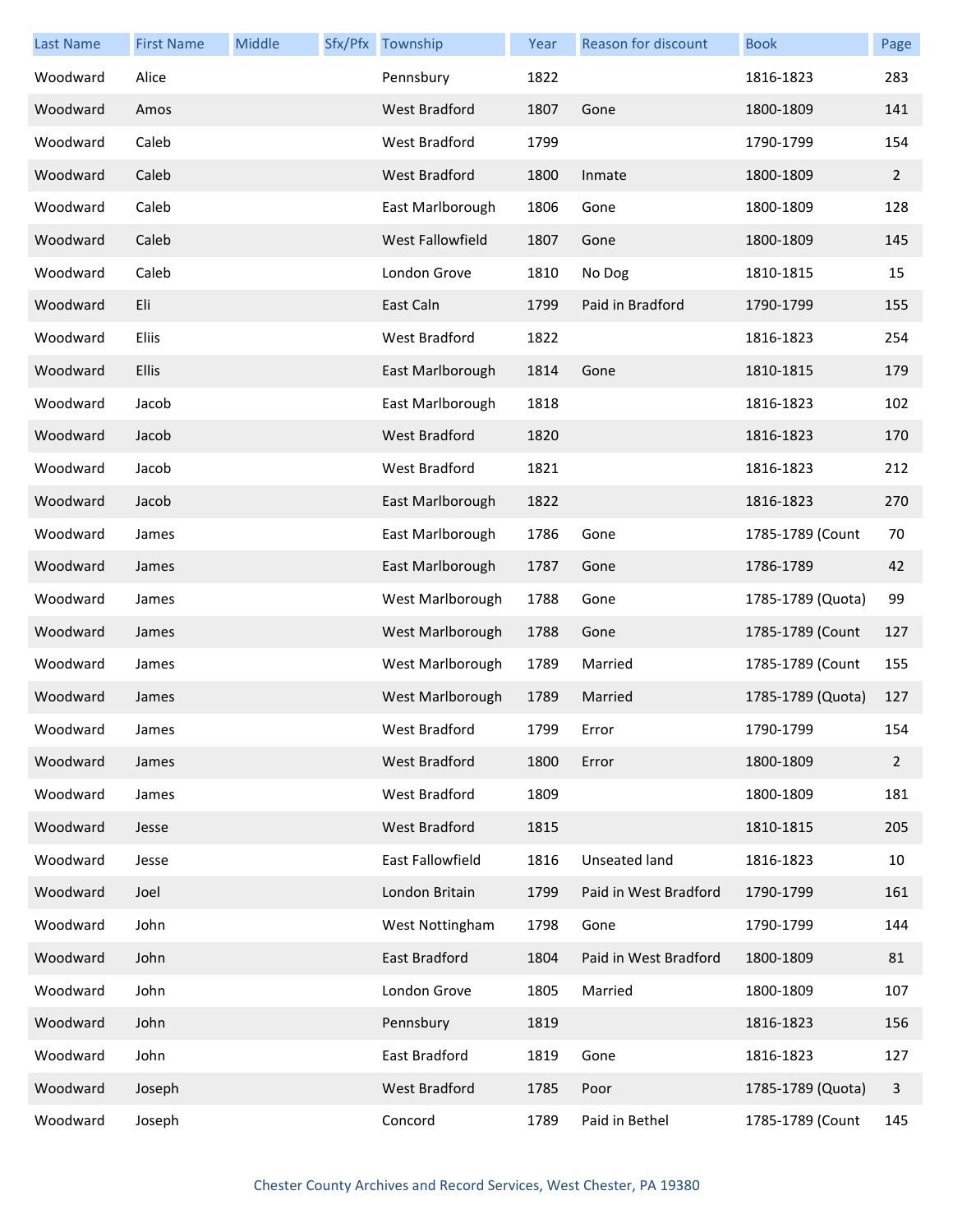| Last Name | First Name | Middle | Sfx/Pfx | Township | Year | Reason for discount | Book | Page |
|---|---|---|---|---|---|---|---|---|
| Woodward | Alice | | | Pennsbury | 1822 | | 1816-1823 | 283 |
| Woodward | Amos | | | West Bradford | 1807 | Gone | 1800-1809 | 141 |
| Woodward | Caleb | | | West Bradford | 1799 | | 1790-1799 | 154 |
| Woodward | Caleb | | | West Bradford | 1800 | Inmate | 1800-1809 | 2 |
| Woodward | Caleb | | | East Marlborough | 1806 | Gone | 1800-1809 | 128 |
| Woodward | Caleb | | | West Fallowfield | 1807 | Gone | 1800-1809 | 145 |
| Woodward | Caleb | | | London Grove | 1810 | No Dog | 1810-1815 | 15 |
| Woodward | Eli | | | East Caln | 1799 | Paid in Bradford | 1790-1799 | 155 |
| Woodward | Eliis | | | West Bradford | 1822 | | 1816-1823 | 254 |
| Woodward | Ellis | | | East Marlborough | 1814 | Gone | 1810-1815 | 179 |
| Woodward | Jacob | | | East Marlborough | 1818 | | 1816-1823 | 102 |
| Woodward | Jacob | | | West Bradford | 1820 | | 1816-1823 | 170 |
| Woodward | Jacob | | | West Bradford | 1821 | | 1816-1823 | 212 |
| Woodward | Jacob | | | East Marlborough | 1822 | | 1816-1823 | 270 |
| Woodward | James | | | East Marlborough | 1786 | Gone | 1785-1789 (Count | 70 |
| Woodward | James | | | East Marlborough | 1787 | Gone | 1786-1789 | 42 |
| Woodward | James | | | West Marlborough | 1788 | Gone | 1785-1789 (Quota) | 99 |
| Woodward | James | | | West Marlborough | 1788 | Gone | 1785-1789 (Count | 127 |
| Woodward | James | | | West Marlborough | 1789 | Married | 1785-1789 (Count | 155 |
| Woodward | James | | | West Marlborough | 1789 | Married | 1785-1789 (Quota) | 127 |
| Woodward | James | | | West Bradford | 1799 | Error | 1790-1799 | 154 |
| Woodward | James | | | West Bradford | 1800 | Error | 1800-1809 | 2 |
| Woodward | James | | | West Bradford | 1809 | | 1800-1809 | 181 |
| Woodward | Jesse | | | West Bradford | 1815 | | 1810-1815 | 205 |
| Woodward | Jesse | | | East Fallowfield | 1816 | Unseated land | 1816-1823 | 10 |
| Woodward | Joel | | | London Britain | 1799 | Paid in West Bradford | 1790-1799 | 161 |
| Woodward | John | | | West Nottingham | 1798 | Gone | 1790-1799 | 144 |
| Woodward | John | | | East Bradford | 1804 | Paid in West Bradford | 1800-1809 | 81 |
| Woodward | John | | | London Grove | 1805 | Married | 1800-1809 | 107 |
| Woodward | John | | | Pennsbury | 1819 | | 1816-1823 | 156 |
| Woodward | John | | | East Bradford | 1819 | Gone | 1816-1823 | 127 |
| Woodward | Joseph | | | West Bradford | 1785 | Poor | 1785-1789 (Quota) | 3 |
| Woodward | Joseph | | | Concord | 1789 | Paid in Bethel | 1785-1789 (Count | 145 |

Chester County Archives and Record Services, West Chester, PA 19380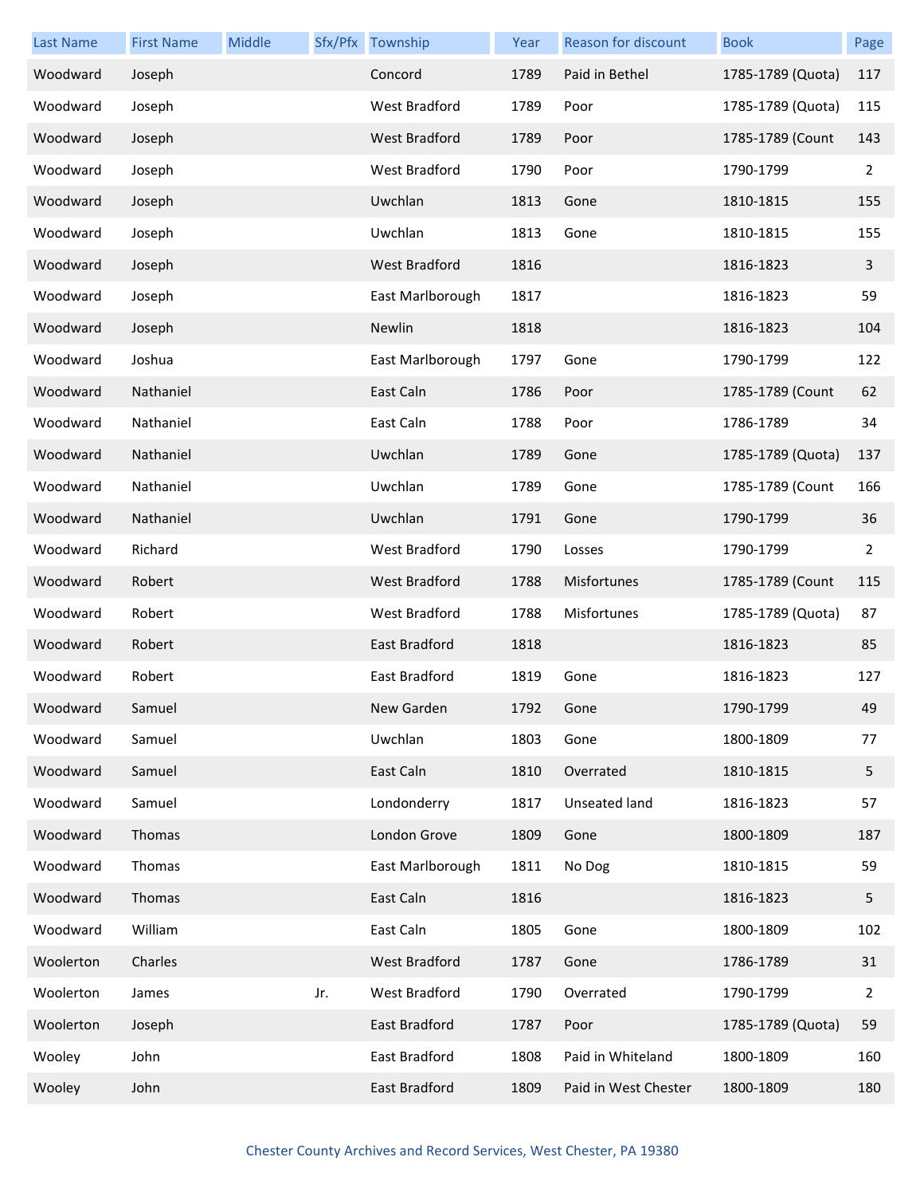| Last Name | First Name | Middle | Sfx/Pfx | Township | Year | Reason for discount | Book | Page |
|---|---|---|---|---|---|---|---|---|
| Woodward | Joseph | | | Concord | 1789 | Paid in Bethel | 1785-1789 (Quota) | 117 |
| Woodward | Joseph | | | West Bradford | 1789 | Poor | 1785-1789 (Quota) | 115 |
| Woodward | Joseph | | | West Bradford | 1789 | Poor | 1785-1789 (Count | 143 |
| Woodward | Joseph | | | West Bradford | 1790 | Poor | 1790-1799 | 2 |
| Woodward | Joseph | | | Uwchlan | 1813 | Gone | 1810-1815 | 155 |
| Woodward | Joseph | | | Uwchlan | 1813 | Gone | 1810-1815 | 155 |
| Woodward | Joseph | | | West Bradford | 1816 | | 1816-1823 | 3 |
| Woodward | Joseph | | | East Marlborough | 1817 | | 1816-1823 | 59 |
| Woodward | Joseph | | | Newlin | 1818 | | 1816-1823 | 104 |
| Woodward | Joshua | | | East Marlborough | 1797 | Gone | 1790-1799 | 122 |
| Woodward | Nathaniel | | | East Caln | 1786 | Poor | 1785-1789 (Count | 62 |
| Woodward | Nathaniel | | | East Caln | 1788 | Poor | 1786-1789 | 34 |
| Woodward | Nathaniel | | | Uwchlan | 1789 | Gone | 1785-1789 (Quota) | 137 |
| Woodward | Nathaniel | | | Uwchlan | 1789 | Gone | 1785-1789 (Count | 166 |
| Woodward | Nathaniel | | | Uwchlan | 1791 | Gone | 1790-1799 | 36 |
| Woodward | Richard | | | West Bradford | 1790 | Losses | 1790-1799 | 2 |
| Woodward | Robert | | | West Bradford | 1788 | Misfortunes | 1785-1789 (Count | 115 |
| Woodward | Robert | | | West Bradford | 1788 | Misfortunes | 1785-1789 (Quota) | 87 |
| Woodward | Robert | | | East Bradford | 1818 | | 1816-1823 | 85 |
| Woodward | Robert | | | East Bradford | 1819 | Gone | 1816-1823 | 127 |
| Woodward | Samuel | | | New Garden | 1792 | Gone | 1790-1799 | 49 |
| Woodward | Samuel | | | Uwchlan | 1803 | Gone | 1800-1809 | 77 |
| Woodward | Samuel | | | East Caln | 1810 | Overrated | 1810-1815 | 5 |
| Woodward | Samuel | | | Londonderry | 1817 | Unseated land | 1816-1823 | 57 |
| Woodward | Thomas | | | London Grove | 1809 | Gone | 1800-1809 | 187 |
| Woodward | Thomas | | | East Marlborough | 1811 | No Dog | 1810-1815 | 59 |
| Woodward | Thomas | | | East Caln | 1816 | | 1816-1823 | 5 |
| Woodward | William | | | East Caln | 1805 | Gone | 1800-1809 | 102 |
| Woolerton | Charles | | | West Bradford | 1787 | Gone | 1786-1789 | 31 |
| Woolerton | James | | Jr. | West Bradford | 1790 | Overrated | 1790-1799 | 2 |
| Woolerton | Joseph | | | East Bradford | 1787 | Poor | 1785-1789 (Quota) | 59 |
| Wooley | John | | | East Bradford | 1808 | Paid in Whiteland | 1800-1809 | 160 |
| Wooley | John | | | East Bradford | 1809 | Paid in West Chester | 1800-1809 | 180 |

Chester County Archives and Record Services, West Chester, PA 19380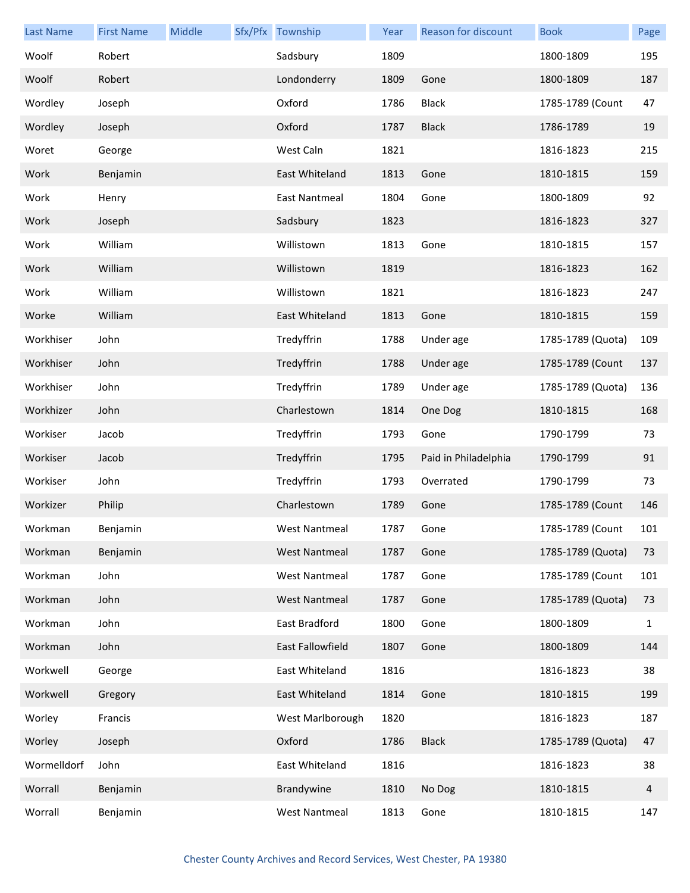| Last Name | First Name | Middle | Sfx/Pfx | Township | Year | Reason for discount | Book | Page |
|---|---|---|---|---|---|---|---|---|
| Woolf | Robert | | | Sadsbury | 1809 | | 1800-1809 | 195 |
| Woolf | Robert | | | Londonderry | 1809 | Gone | 1800-1809 | 187 |
| Wordley | Joseph | | | Oxford | 1786 | Black | 1785-1789 (Count | 47 |
| Wordley | Joseph | | | Oxford | 1787 | Black | 1786-1789 | 19 |
| Woret | George | | | West Caln | 1821 | | 1816-1823 | 215 |
| Work | Benjamin | | | East Whiteland | 1813 | Gone | 1810-1815 | 159 |
| Work | Henry | | | East Nantmeal | 1804 | Gone | 1800-1809 | 92 |
| Work | Joseph | | | Sadsbury | 1823 | | 1816-1823 | 327 |
| Work | William | | | Willistown | 1813 | Gone | 1810-1815 | 157 |
| Work | William | | | Willistown | 1819 | | 1816-1823 | 162 |
| Work | William | | | Willistown | 1821 | | 1816-1823 | 247 |
| Worke | William | | | East Whiteland | 1813 | Gone | 1810-1815 | 159 |
| Workhiser | John | | | Tredyffrin | 1788 | Under age | 1785-1789 (Quota) | 109 |
| Workhiser | John | | | Tredyffrin | 1788 | Under age | 1785-1789 (Count | 137 |
| Workhiser | John | | | Tredyffrin | 1789 | Under age | 1785-1789 (Quota) | 136 |
| Workhizer | John | | | Charlestown | 1814 | One Dog | 1810-1815 | 168 |
| Workiser | Jacob | | | Tredyffrin | 1793 | Gone | 1790-1799 | 73 |
| Workiser | Jacob | | | Tredyffrin | 1795 | Paid in Philadelphia | 1790-1799 | 91 |
| Workiser | John | | | Tredyffrin | 1793 | Overrated | 1790-1799 | 73 |
| Workizer | Philip | | | Charlestown | 1789 | Gone | 1785-1789 (Count | 146 |
| Workman | Benjamin | | | West Nantmeal | 1787 | Gone | 1785-1789 (Count | 101 |
| Workman | Benjamin | | | West Nantmeal | 1787 | Gone | 1785-1789 (Quota) | 73 |
| Workman | John | | | West Nantmeal | 1787 | Gone | 1785-1789 (Count | 101 |
| Workman | John | | | West Nantmeal | 1787 | Gone | 1785-1789 (Quota) | 73 |
| Workman | John | | | East Bradford | 1800 | Gone | 1800-1809 | 1 |
| Workman | John | | | East Fallowfield | 1807 | Gone | 1800-1809 | 144 |
| Workwell | George | | | East Whiteland | 1816 | | 1816-1823 | 38 |
| Workwell | Gregory | | | East Whiteland | 1814 | Gone | 1810-1815 | 199 |
| Worley | Francis | | | West Marlborough | 1820 | | 1816-1823 | 187 |
| Worley | Joseph | | | Oxford | 1786 | Black | 1785-1789 (Quota) | 47 |
| Wormelldorf | John | | | East Whiteland | 1816 | | 1816-1823 | 38 |
| Worrall | Benjamin | | | Brandywine | 1810 | No Dog | 1810-1815 | 4 |
| Worrall | Benjamin | | | West Nantmeal | 1813 | Gone | 1810-1815 | 147 |

Chester County Archives and Record Services, West Chester, PA 19380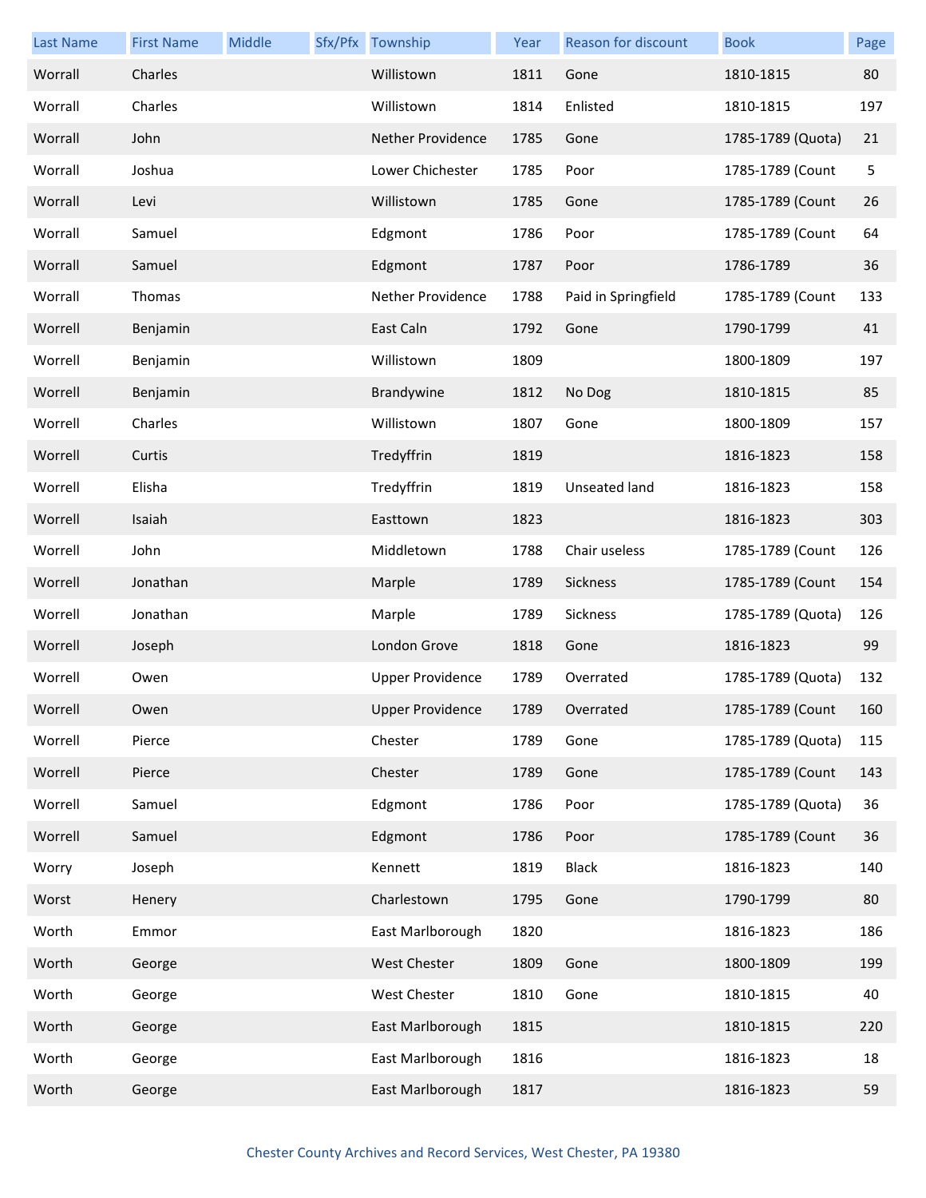| Last Name | First Name | Middle | Sfx/Pfx | Township | Year | Reason for discount | Book | Page |
|---|---|---|---|---|---|---|---|---|
| Worrall | Charles | | | Willistown | 1811 | Gone | 1810-1815 | 80 |
| Worrall | Charles | | | Willistown | 1814 | Enlisted | 1810-1815 | 197 |
| Worrall | John | | | Nether Providence | 1785 | Gone | 1785-1789 (Quota) | 21 |
| Worrall | Joshua | | | Lower Chichester | 1785 | Poor | 1785-1789 (Count | 5 |
| Worrall | Levi | | | Willistown | 1785 | Gone | 1785-1789 (Count | 26 |
| Worrall | Samuel | | | Edgmont | 1786 | Poor | 1785-1789 (Count | 64 |
| Worrall | Samuel | | | Edgmont | 1787 | Poor | 1786-1789 | 36 |
| Worrall | Thomas | | | Nether Providence | 1788 | Paid in Springfield | 1785-1789 (Count | 133 |
| Worrell | Benjamin | | | East Caln | 1792 | Gone | 1790-1799 | 41 |
| Worrell | Benjamin | | | Willistown | 1809 | | 1800-1809 | 197 |
| Worrell | Benjamin | | | Brandywine | 1812 | No Dog | 1810-1815 | 85 |
| Worrell | Charles | | | Willistown | 1807 | Gone | 1800-1809 | 157 |
| Worrell | Curtis | | | Tredyffrin | 1819 | | 1816-1823 | 158 |
| Worrell | Elisha | | | Tredyffrin | 1819 | Unseated land | 1816-1823 | 158 |
| Worrell | Isaiah | | | Easttown | 1823 | | 1816-1823 | 303 |
| Worrell | John | | | Middletown | 1788 | Chair useless | 1785-1789 (Count | 126 |
| Worrell | Jonathan | | | Marple | 1789 | Sickness | 1785-1789 (Count | 154 |
| Worrell | Jonathan | | | Marple | 1789 | Sickness | 1785-1789 (Quota) | 126 |
| Worrell | Joseph | | | London Grove | 1818 | Gone | 1816-1823 | 99 |
| Worrell | Owen | | | Upper Providence | 1789 | Overrated | 1785-1789 (Quota) | 132 |
| Worrell | Owen | | | Upper Providence | 1789 | Overrated | 1785-1789 (Count | 160 |
| Worrell | Pierce | | | Chester | 1789 | Gone | 1785-1789 (Quota) | 115 |
| Worrell | Pierce | | | Chester | 1789 | Gone | 1785-1789 (Count | 143 |
| Worrell | Samuel | | | Edgmont | 1786 | Poor | 1785-1789 (Quota) | 36 |
| Worrell | Samuel | | | Edgmont | 1786 | Poor | 1785-1789 (Count | 36 |
| Worry | Joseph | | | Kennett | 1819 | Black | 1816-1823 | 140 |
| Worst | Henery | | | Charlestown | 1795 | Gone | 1790-1799 | 80 |
| Worth | Emmor | | | East Marlborough | 1820 | | 1816-1823 | 186 |
| Worth | George | | | West Chester | 1809 | Gone | 1800-1809 | 199 |
| Worth | George | | | West Chester | 1810 | Gone | 1810-1815 | 40 |
| Worth | George | | | East Marlborough | 1815 | | 1810-1815 | 220 |
| Worth | George | | | East Marlborough | 1816 | | 1816-1823 | 18 |
| Worth | George | | | East Marlborough | 1817 | | 1816-1823 | 59 |

Chester County Archives and Record Services, West Chester, PA 19380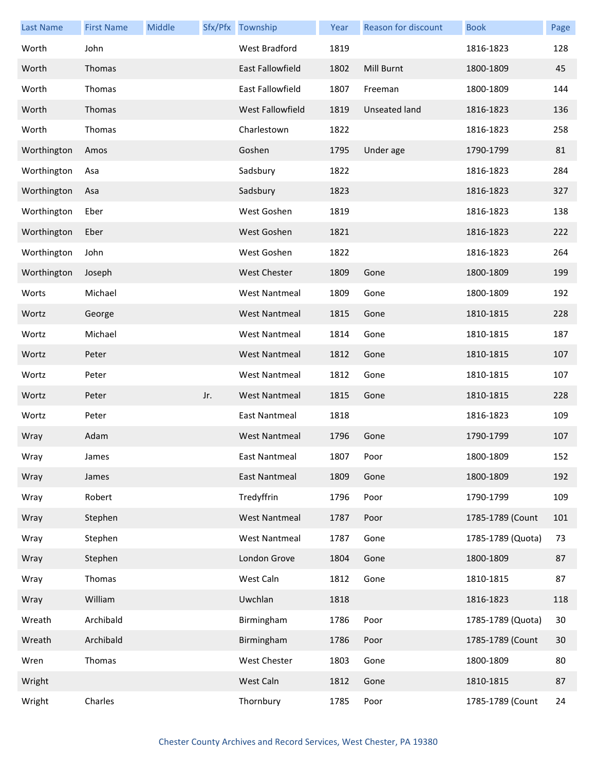| Last Name | First Name | Middle | Sfx/Pfx | Township | Year | Reason for discount | Book | Page |
|---|---|---|---|---|---|---|---|---|
| Worth | John | | | West Bradford | 1819 | | 1816-1823 | 128 |
| Worth | Thomas | | | East Fallowfield | 1802 | Mill Burnt | 1800-1809 | 45 |
| Worth | Thomas | | | East Fallowfield | 1807 | Freeman | 1800-1809 | 144 |
| Worth | Thomas | | | West Fallowfield | 1819 | Unseated land | 1816-1823 | 136 |
| Worth | Thomas | | | Charlestown | 1822 | | 1816-1823 | 258 |
| Worthington | Amos | | | Goshen | 1795 | Under age | 1790-1799 | 81 |
| Worthington | Asa | | | Sadsbury | 1822 | | 1816-1823 | 284 |
| Worthington | Asa | | | Sadsbury | 1823 | | 1816-1823 | 327 |
| Worthington | Eber | | | West Goshen | 1819 | | 1816-1823 | 138 |
| Worthington | Eber | | | West Goshen | 1821 | | 1816-1823 | 222 |
| Worthington | John | | | West Goshen | 1822 | | 1816-1823 | 264 |
| Worthington | Joseph | | | West Chester | 1809 | Gone | 1800-1809 | 199 |
| Worts | Michael | | | West Nantmeal | 1809 | Gone | 1800-1809 | 192 |
| Wortz | George | | | West Nantmeal | 1815 | Gone | 1810-1815 | 228 |
| Wortz | Michael | | | West Nantmeal | 1814 | Gone | 1810-1815 | 187 |
| Wortz | Peter | | | West Nantmeal | 1812 | Gone | 1810-1815 | 107 |
| Wortz | Peter | | | West Nantmeal | 1812 | Gone | 1810-1815 | 107 |
| Wortz | Peter | | Jr. | West Nantmeal | 1815 | Gone | 1810-1815 | 228 |
| Wortz | Peter | | | East Nantmeal | 1818 | | 1816-1823 | 109 |
| Wray | Adam | | | West Nantmeal | 1796 | Gone | 1790-1799 | 107 |
| Wray | James | | | East Nantmeal | 1807 | Poor | 1800-1809 | 152 |
| Wray | James | | | East Nantmeal | 1809 | Gone | 1800-1809 | 192 |
| Wray | Robert | | | Tredyffrin | 1796 | Poor | 1790-1799 | 109 |
| Wray | Stephen | | | West Nantmeal | 1787 | Poor | 1785-1789 (Count | 101 |
| Wray | Stephen | | | West Nantmeal | 1787 | Gone | 1785-1789 (Quota) | 73 |
| Wray | Stephen | | | London Grove | 1804 | Gone | 1800-1809 | 87 |
| Wray | Thomas | | | West Caln | 1812 | Gone | 1810-1815 | 87 |
| Wray | William | | | Uwchlan | 1818 | | 1816-1823 | 118 |
| Wreath | Archibald | | | Birmingham | 1786 | Poor | 1785-1789 (Quota) | 30 |
| Wreath | Archibald | | | Birmingham | 1786 | Poor | 1785-1789 (Count | 30 |
| Wren | Thomas | | | West Chester | 1803 | Gone | 1800-1809 | 80 |
| Wright | | | | West Caln | 1812 | Gone | 1810-1815 | 87 |
| Wright | Charles | | | Thornbury | 1785 | Poor | 1785-1789 (Count | 24 |

Chester County Archives and Record Services, West Chester, PA 19380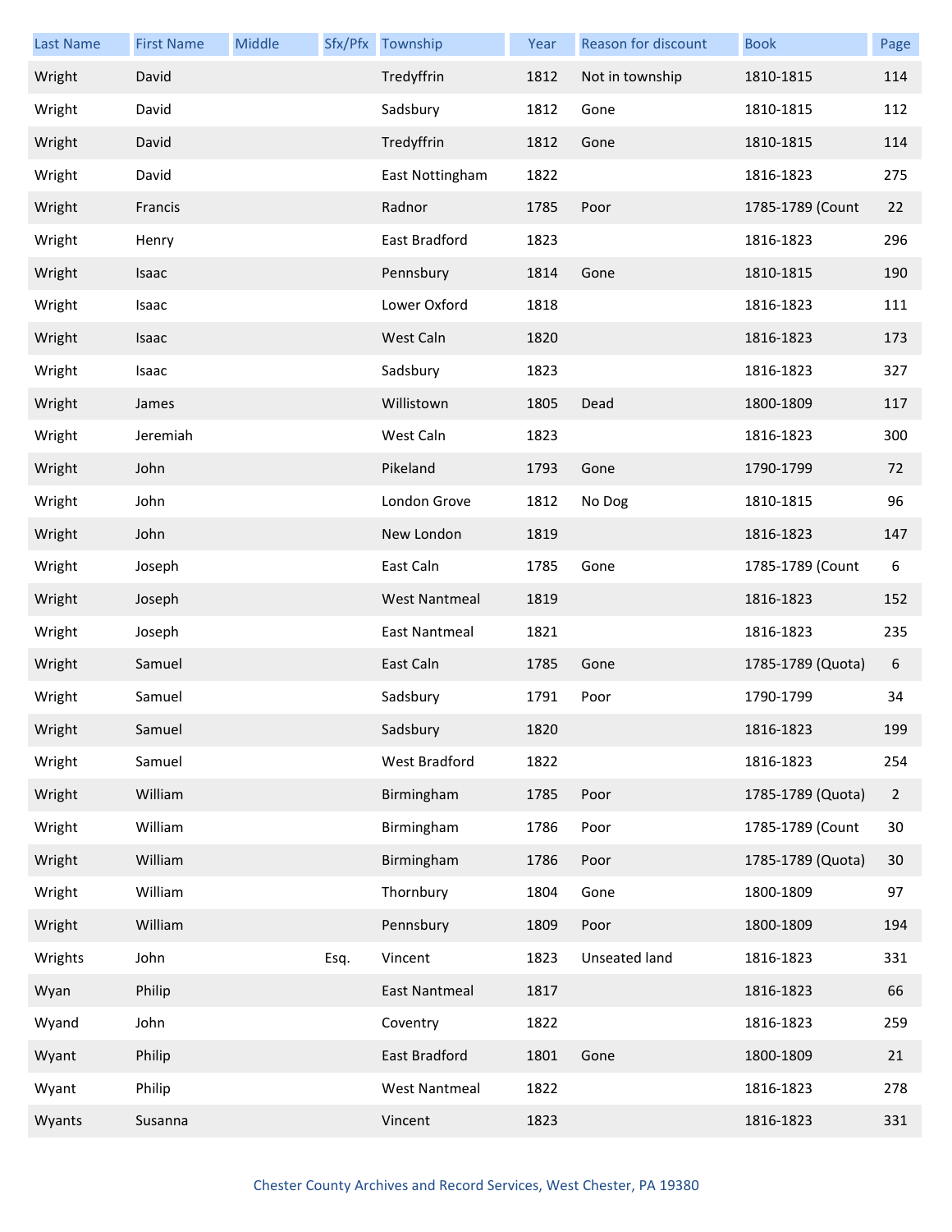| Last Name | First Name | Middle | Sfx/Pfx | Township | Year | Reason for discount | Book | Page |
|---|---|---|---|---|---|---|---|---|
| Wright | David | | | Tredyffrin | 1812 | Not in township | 1810-1815 | 114 |
| Wright | David | | | Sadsbury | 1812 | Gone | 1810-1815 | 112 |
| Wright | David | | | Tredyffrin | 1812 | Gone | 1810-1815 | 114 |
| Wright | David | | | East Nottingham | 1822 | | 1816-1823 | 275 |
| Wright | Francis | | | Radnor | 1785 | Poor | 1785-1789 (Count | 22 |
| Wright | Henry | | | East Bradford | 1823 | | 1816-1823 | 296 |
| Wright | Isaac | | | Pennsbury | 1814 | Gone | 1810-1815 | 190 |
| Wright | Isaac | | | Lower Oxford | 1818 | | 1816-1823 | 111 |
| Wright | Isaac | | | West Caln | 1820 | | 1816-1823 | 173 |
| Wright | Isaac | | | Sadsbury | 1823 | | 1816-1823 | 327 |
| Wright | James | | | Willistown | 1805 | Dead | 1800-1809 | 117 |
| Wright | Jeremiah | | | West Caln | 1823 | | 1816-1823 | 300 |
| Wright | John | | | Pikeland | 1793 | Gone | 1790-1799 | 72 |
| Wright | John | | | London Grove | 1812 | No Dog | 1810-1815 | 96 |
| Wright | John | | | New London | 1819 | | 1816-1823 | 147 |
| Wright | Joseph | | | East Caln | 1785 | Gone | 1785-1789 (Count | 6 |
| Wright | Joseph | | | West Nantmeal | 1819 | | 1816-1823 | 152 |
| Wright | Joseph | | | East Nantmeal | 1821 | | 1816-1823 | 235 |
| Wright | Samuel | | | East Caln | 1785 | Gone | 1785-1789 (Quota) | 6 |
| Wright | Samuel | | | Sadsbury | 1791 | Poor | 1790-1799 | 34 |
| Wright | Samuel | | | Sadsbury | 1820 | | 1816-1823 | 199 |
| Wright | Samuel | | | West Bradford | 1822 | | 1816-1823 | 254 |
| Wright | William | | | Birmingham | 1785 | Poor | 1785-1789 (Quota) | 2 |
| Wright | William | | | Birmingham | 1786 | Poor | 1785-1789 (Count | 30 |
| Wright | William | | | Birmingham | 1786 | Poor | 1785-1789 (Quota) | 30 |
| Wright | William | | | Thornbury | 1804 | Gone | 1800-1809 | 97 |
| Wright | William | | | Pennsbury | 1809 | Poor | 1800-1809 | 194 |
| Wrights | John | | Esq. | Vincent | 1823 | Unseated land | 1816-1823 | 331 |
| Wyan | Philip | | | East Nantmeal | 1817 | | 1816-1823 | 66 |
| Wyand | John | | | Coventry | 1822 | | 1816-1823 | 259 |
| Wyant | Philip | | | East Bradford | 1801 | Gone | 1800-1809 | 21 |
| Wyant | Philip | | | West Nantmeal | 1822 | | 1816-1823 | 278 |
| Wyants | Susanna | | | Vincent | 1823 | | 1816-1823 | 331 |

Chester County Archives and Record Services, West Chester, PA 19380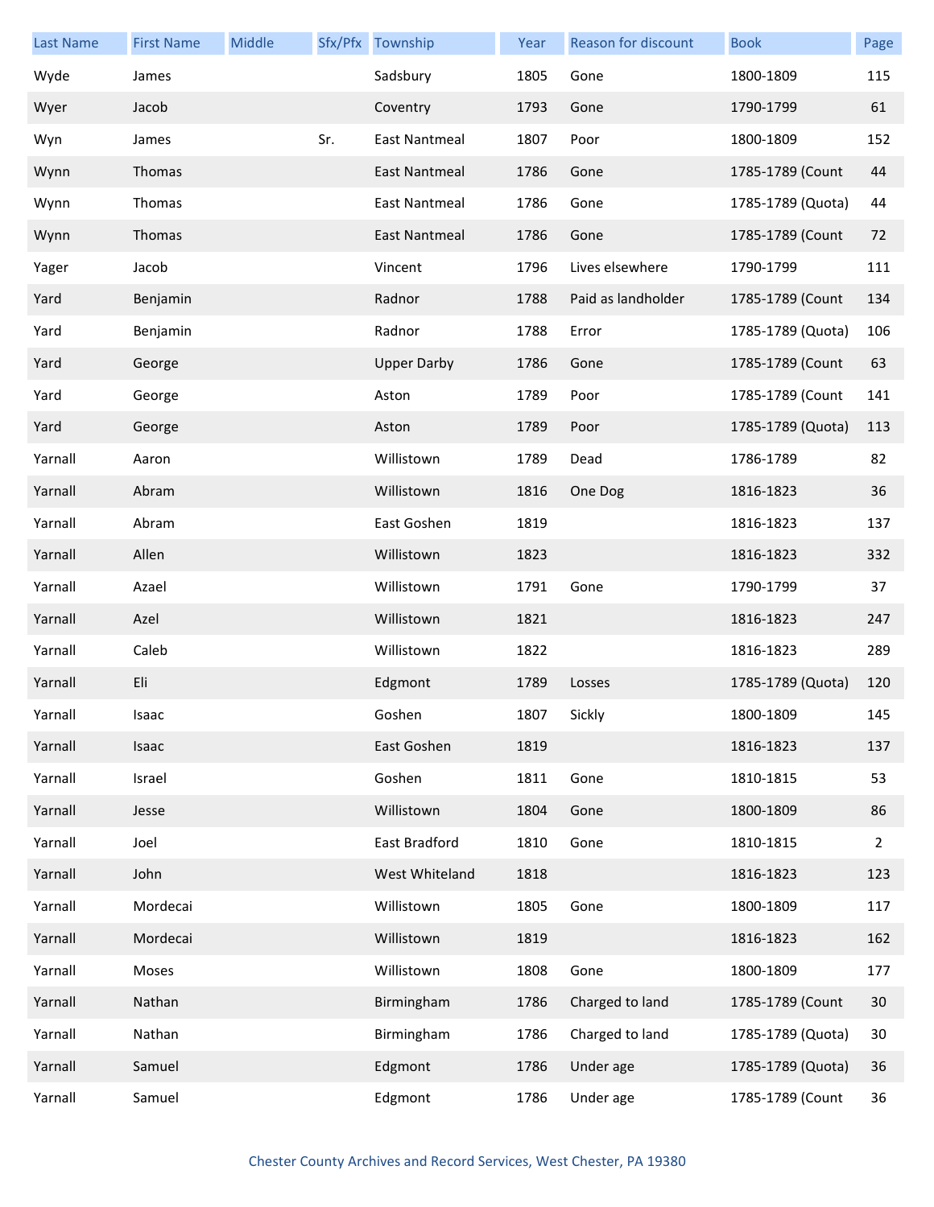| Last Name | First Name | Middle | Sfx/Pfx | Township | Year | Reason for discount | Book | Page |
|---|---|---|---|---|---|---|---|---|
| Wyde | James | | | Sadsbury | 1805 | Gone | 1800-1809 | 115 |
| Wyer | Jacob | | | Coventry | 1793 | Gone | 1790-1799 | 61 |
| Wyn | James | | Sr. | East Nantmeal | 1807 | Poor | 1800-1809 | 152 |
| Wynn | Thomas | | | East Nantmeal | 1786 | Gone | 1785-1789 (Count | 44 |
| Wynn | Thomas | | | East Nantmeal | 1786 | Gone | 1785-1789 (Quota) | 44 |
| Wynn | Thomas | | | East Nantmeal | 1786 | Gone | 1785-1789 (Count | 72 |
| Yager | Jacob | | | Vincent | 1796 | Lives elsewhere | 1790-1799 | 111 |
| Yard | Benjamin | | | Radnor | 1788 | Paid as landholder | 1785-1789 (Count | 134 |
| Yard | Benjamin | | | Radnor | 1788 | Error | 1785-1789 (Quota) | 106 |
| Yard | George | | | Upper Darby | 1786 | Gone | 1785-1789 (Count | 63 |
| Yard | George | | | Aston | 1789 | Poor | 1785-1789 (Count | 141 |
| Yard | George | | | Aston | 1789 | Poor | 1785-1789 (Quota) | 113 |
| Yarnall | Aaron | | | Willistown | 1789 | Dead | 1786-1789 | 82 |
| Yarnall | Abram | | | Willistown | 1816 | One Dog | 1816-1823 | 36 |
| Yarnall | Abram | | | East Goshen | 1819 | | 1816-1823 | 137 |
| Yarnall | Allen | | | Willistown | 1823 | | 1816-1823 | 332 |
| Yarnall | Azael | | | Willistown | 1791 | Gone | 1790-1799 | 37 |
| Yarnall | Azel | | | Willistown | 1821 | | 1816-1823 | 247 |
| Yarnall | Caleb | | | Willistown | 1822 | | 1816-1823 | 289 |
| Yarnall | Eli | | | Edgmont | 1789 | Losses | 1785-1789 (Quota) | 120 |
| Yarnall | Isaac | | | Goshen | 1807 | Sickly | 1800-1809 | 145 |
| Yarnall | Isaac | | | East Goshen | 1819 | | 1816-1823 | 137 |
| Yarnall | Israel | | | Goshen | 1811 | Gone | 1810-1815 | 53 |
| Yarnall | Jesse | | | Willistown | 1804 | Gone | 1800-1809 | 86 |
| Yarnall | Joel | | | East Bradford | 1810 | Gone | 1810-1815 | 2 |
| Yarnall | John | | | West Whiteland | 1818 | | 1816-1823 | 123 |
| Yarnall | Mordecai | | | Willistown | 1805 | Gone | 1800-1809 | 117 |
| Yarnall | Mordecai | | | Willistown | 1819 | | 1816-1823 | 162 |
| Yarnall | Moses | | | Willistown | 1808 | Gone | 1800-1809 | 177 |
| Yarnall | Nathan | | | Birmingham | 1786 | Charged to land | 1785-1789 (Count | 30 |
| Yarnall | Nathan | | | Birmingham | 1786 | Charged to land | 1785-1789 (Quota) | 30 |
| Yarnall | Samuel | | | Edgmont | 1786 | Under age | 1785-1789 (Quota) | 36 |
| Yarnall | Samuel | | | Edgmont | 1786 | Under age | 1785-1789 (Count | 36 |

Chester County Archives and Record Services, West Chester, PA 19380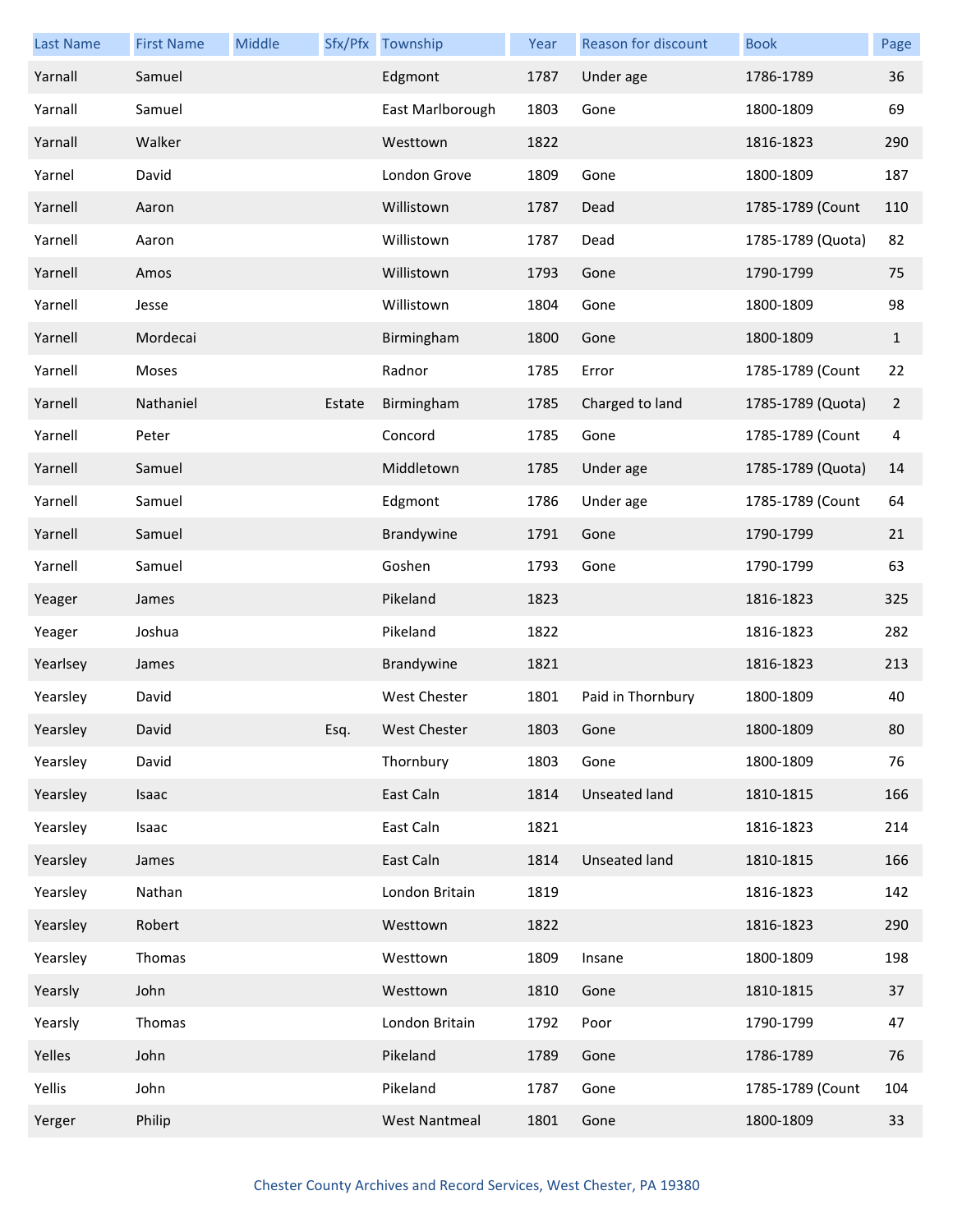| Last Name | First Name | Middle | Sfx/Pfx | Township | Year | Reason for discount | Book | Page |
|---|---|---|---|---|---|---|---|---|
| Yarnall | Samuel | | | Edgmont | 1787 | Under age | 1786-1789 | 36 |
| Yarnall | Samuel | | | East Marlborough | 1803 | Gone | 1800-1809 | 69 |
| Yarnall | Walker | | | Westtown | 1822 | | 1816-1823 | 290 |
| Yarnel | David | | | London Grove | 1809 | Gone | 1800-1809 | 187 |
| Yarnell | Aaron | | | Willistown | 1787 | Dead | 1785-1789 (Count | 110 |
| Yarnell | Aaron | | | Willistown | 1787 | Dead | 1785-1789 (Quota) | 82 |
| Yarnell | Amos | | | Willistown | 1793 | Gone | 1790-1799 | 75 |
| Yarnell | Jesse | | | Willistown | 1804 | Gone | 1800-1809 | 98 |
| Yarnell | Mordecai | | | Birmingham | 1800 | Gone | 1800-1809 | 1 |
| Yarnell | Moses | | | Radnor | 1785 | Error | 1785-1789 (Count | 22 |
| Yarnell | Nathaniel | | Estate | Birmingham | 1785 | Charged to land | 1785-1789 (Quota) | 2 |
| Yarnell | Peter | | | Concord | 1785 | Gone | 1785-1789 (Count | 4 |
| Yarnell | Samuel | | | Middletown | 1785 | Under age | 1785-1789 (Quota) | 14 |
| Yarnell | Samuel | | | Edgmont | 1786 | Under age | 1785-1789 (Count | 64 |
| Yarnell | Samuel | | | Brandywine | 1791 | Gone | 1790-1799 | 21 |
| Yarnell | Samuel | | | Goshen | 1793 | Gone | 1790-1799 | 63 |
| Yeager | James | | | Pikeland | 1823 | | 1816-1823 | 325 |
| Yeager | Joshua | | | Pikeland | 1822 | | 1816-1823 | 282 |
| Yearlsey | James | | | Brandywine | 1821 | | 1816-1823 | 213 |
| Yearsley | David | | | West Chester | 1801 | Paid in Thornbury | 1800-1809 | 40 |
| Yearsley | David | | Esq. | West Chester | 1803 | Gone | 1800-1809 | 80 |
| Yearsley | David | | | Thornbury | 1803 | Gone | 1800-1809 | 76 |
| Yearsley | Isaac | | | East Caln | 1814 | Unseated land | 1810-1815 | 166 |
| Yearsley | Isaac | | | East Caln | 1821 | | 1816-1823 | 214 |
| Yearsley | James | | | East Caln | 1814 | Unseated land | 1810-1815 | 166 |
| Yearsley | Nathan | | | London Britain | 1819 | | 1816-1823 | 142 |
| Yearsley | Robert | | | Westtown | 1822 | | 1816-1823 | 290 |
| Yearsley | Thomas | | | Westtown | 1809 | Insane | 1800-1809 | 198 |
| Yearsly | John | | | Westtown | 1810 | Gone | 1810-1815 | 37 |
| Yearsly | Thomas | | | London Britain | 1792 | Poor | 1790-1799 | 47 |
| Yelles | John | | | Pikeland | 1789 | Gone | 1786-1789 | 76 |
| Yellis | John | | | Pikeland | 1787 | Gone | 1785-1789 (Count | 104 |
| Yerger | Philip | | | West Nantmeal | 1801 | Gone | 1800-1809 | 33 |

Chester County Archives and Record Services, West Chester, PA 19380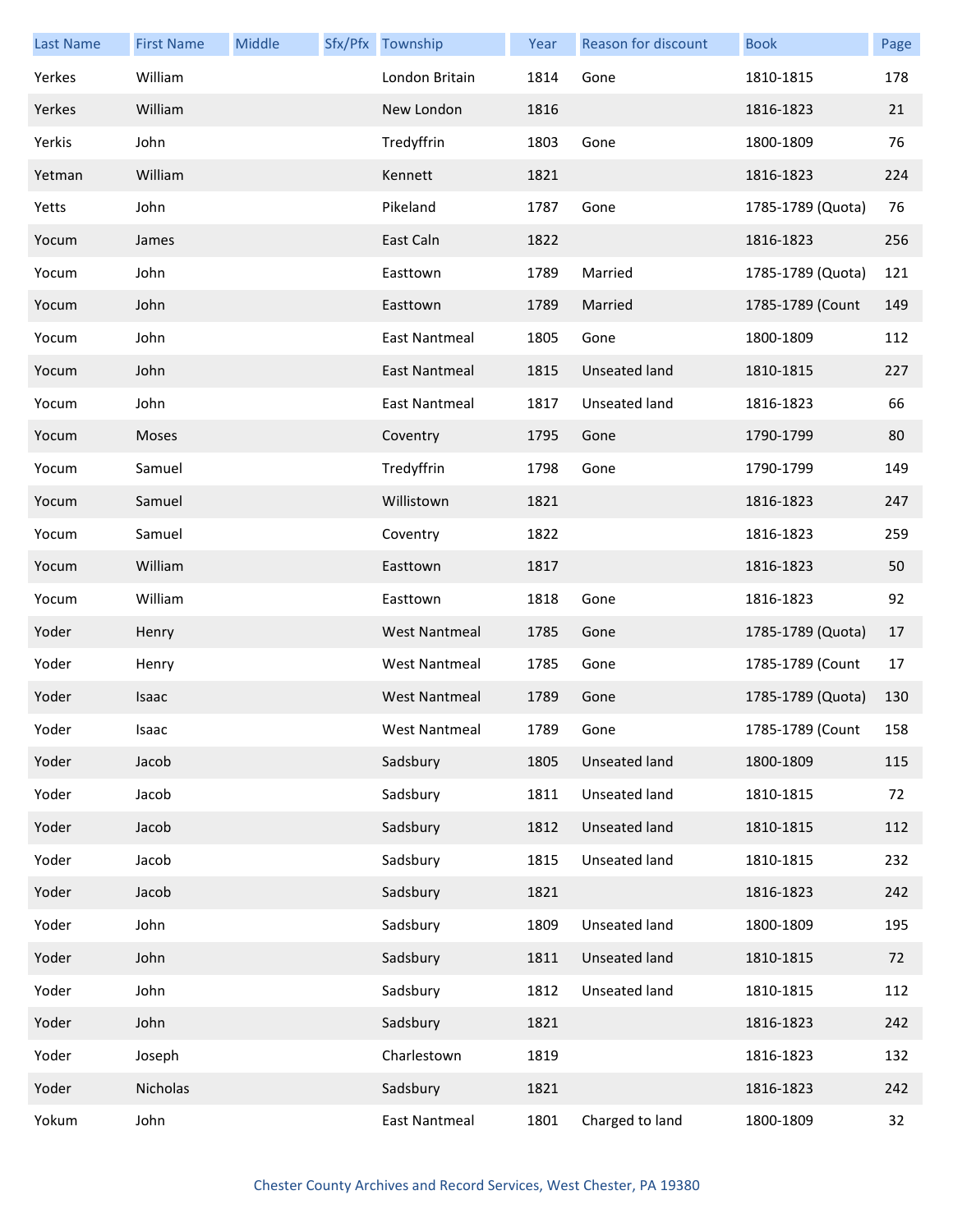| Last Name | First Name | Middle | Sfx/Pfx | Township | Year | Reason for discount | Book | Page |
|---|---|---|---|---|---|---|---|---|
| Yerkes | William | | | London Britain | 1814 | Gone | 1810-1815 | 178 |
| Yerkes | William | | | New London | 1816 | | 1816-1823 | 21 |
| Yerkis | John | | | Tredyffrin | 1803 | Gone | 1800-1809 | 76 |
| Yetman | William | | | Kennett | 1821 | | 1816-1823 | 224 |
| Yetts | John | | | Pikeland | 1787 | Gone | 1785-1789 (Quota) | 76 |
| Yocum | James | | | East Caln | 1822 | | 1816-1823 | 256 |
| Yocum | John | | | Easttown | 1789 | Married | 1785-1789 (Quota) | 121 |
| Yocum | John | | | Easttown | 1789 | Married | 1785-1789 (Count | 149 |
| Yocum | John | | | East Nantmeal | 1805 | Gone | 1800-1809 | 112 |
| Yocum | John | | | East Nantmeal | 1815 | Unseated land | 1810-1815 | 227 |
| Yocum | John | | | East Nantmeal | 1817 | Unseated land | 1816-1823 | 66 |
| Yocum | Moses | | | Coventry | 1795 | Gone | 1790-1799 | 80 |
| Yocum | Samuel | | | Tredyffrin | 1798 | Gone | 1790-1799 | 149 |
| Yocum | Samuel | | | Willistown | 1821 | | 1816-1823 | 247 |
| Yocum | Samuel | | | Coventry | 1822 | | 1816-1823 | 259 |
| Yocum | William | | | Easttown | 1817 | | 1816-1823 | 50 |
| Yocum | William | | | Easttown | 1818 | Gone | 1816-1823 | 92 |
| Yoder | Henry | | | West Nantmeal | 1785 | Gone | 1785-1789 (Quota) | 17 |
| Yoder | Henry | | | West Nantmeal | 1785 | Gone | 1785-1789 (Count | 17 |
| Yoder | Isaac | | | West Nantmeal | 1789 | Gone | 1785-1789 (Quota) | 130 |
| Yoder | Isaac | | | West Nantmeal | 1789 | Gone | 1785-1789 (Count | 158 |
| Yoder | Jacob | | | Sadsbury | 1805 | Unseated land | 1800-1809 | 115 |
| Yoder | Jacob | | | Sadsbury | 1811 | Unseated land | 1810-1815 | 72 |
| Yoder | Jacob | | | Sadsbury | 1812 | Unseated land | 1810-1815 | 112 |
| Yoder | Jacob | | | Sadsbury | 1815 | Unseated land | 1810-1815 | 232 |
| Yoder | Jacob | | | Sadsbury | 1821 | | 1816-1823 | 242 |
| Yoder | John | | | Sadsbury | 1809 | Unseated land | 1800-1809 | 195 |
| Yoder | John | | | Sadsbury | 1811 | Unseated land | 1810-1815 | 72 |
| Yoder | John | | | Sadsbury | 1812 | Unseated land | 1810-1815 | 112 |
| Yoder | John | | | Sadsbury | 1821 | | 1816-1823 | 242 |
| Yoder | Joseph | | | Charlestown | 1819 | | 1816-1823 | 132 |
| Yoder | Nicholas | | | Sadsbury | 1821 | | 1816-1823 | 242 |
| Yokum | John | | | East Nantmeal | 1801 | Charged to land | 1800-1809 | 32 |

Chester County Archives and Record Services, West Chester, PA 19380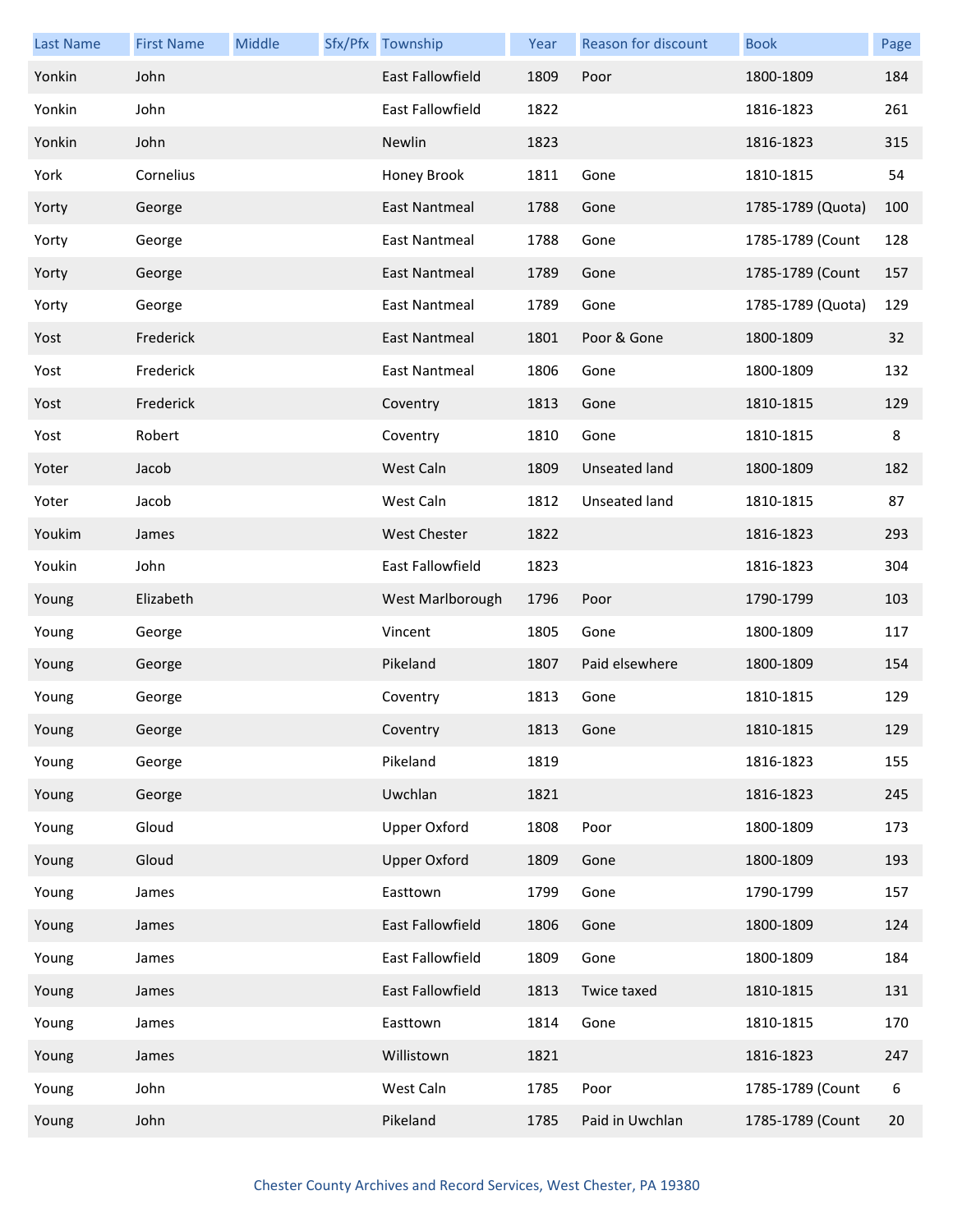| Last Name | First Name | Middle | Sfx/Pfx | Township | Year | Reason for discount | Book | Page |
|---|---|---|---|---|---|---|---|---|
| Yonkin | John | | | East Fallowfield | 1809 | Poor | 1800-1809 | 184 |
| Yonkin | John | | | East Fallowfield | 1822 | | 1816-1823 | 261 |
| Yonkin | John | | | Newlin | 1823 | | 1816-1823 | 315 |
| York | Cornelius | | | Honey Brook | 1811 | Gone | 1810-1815 | 54 |
| Yorty | George | | | East Nantmeal | 1788 | Gone | 1785-1789 (Quota) | 100 |
| Yorty | George | | | East Nantmeal | 1788 | Gone | 1785-1789 (Count | 128 |
| Yorty | George | | | East Nantmeal | 1789 | Gone | 1785-1789 (Count | 157 |
| Yorty | George | | | East Nantmeal | 1789 | Gone | 1785-1789 (Quota) | 129 |
| Yost | Frederick | | | East Nantmeal | 1801 | Poor & Gone | 1800-1809 | 32 |
| Yost | Frederick | | | East Nantmeal | 1806 | Gone | 1800-1809 | 132 |
| Yost | Frederick | | | Coventry | 1813 | Gone | 1810-1815 | 129 |
| Yost | Robert | | | Coventry | 1810 | Gone | 1810-1815 | 8 |
| Yoter | Jacob | | | West Caln | 1809 | Unseated land | 1800-1809 | 182 |
| Yoter | Jacob | | | West Caln | 1812 | Unseated land | 1810-1815 | 87 |
| Youkim | James | | | West Chester | 1822 | | 1816-1823 | 293 |
| Youkin | John | | | East Fallowfield | 1823 | | 1816-1823 | 304 |
| Young | Elizabeth | | | West Marlborough | 1796 | Poor | 1790-1799 | 103 |
| Young | George | | | Vincent | 1805 | Gone | 1800-1809 | 117 |
| Young | George | | | Pikeland | 1807 | Paid elsewhere | 1800-1809 | 154 |
| Young | George | | | Coventry | 1813 | Gone | 1810-1815 | 129 |
| Young | George | | | Coventry | 1813 | Gone | 1810-1815 | 129 |
| Young | George | | | Pikeland | 1819 | | 1816-1823 | 155 |
| Young | George | | | Uwchlan | 1821 | | 1816-1823 | 245 |
| Young | Gloud | | | Upper Oxford | 1808 | Poor | 1800-1809 | 173 |
| Young | Gloud | | | Upper Oxford | 1809 | Gone | 1800-1809 | 193 |
| Young | James | | | Easttown | 1799 | Gone | 1790-1799 | 157 |
| Young | James | | | East Fallowfield | 1806 | Gone | 1800-1809 | 124 |
| Young | James | | | East Fallowfield | 1809 | Gone | 1800-1809 | 184 |
| Young | James | | | East Fallowfield | 1813 | Twice taxed | 1810-1815 | 131 |
| Young | James | | | Easttown | 1814 | Gone | 1810-1815 | 170 |
| Young | James | | | Willistown | 1821 | | 1816-1823 | 247 |
| Young | John | | | West Caln | 1785 | Poor | 1785-1789 (Count | 6 |
| Young | John | | | Pikeland | 1785 | Paid in Uwchlan | 1785-1789 (Count | 20 |

Chester County Archives and Record Services, West Chester, PA 19380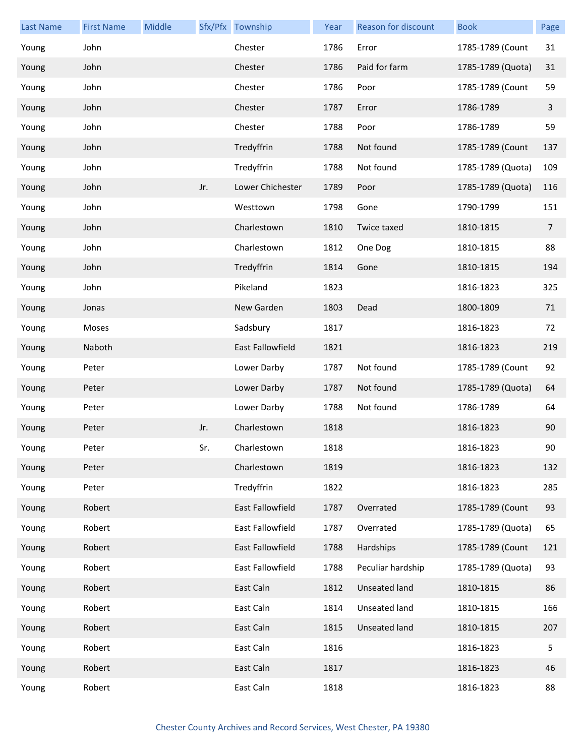| Last Name | First Name | Middle | Sfx/Pfx | Township | Year | Reason for discount | Book | Page |
|---|---|---|---|---|---|---|---|---|
| Young | John | | | Chester | 1786 | Error | 1785-1789 (Count | 31 |
| Young | John | | | Chester | 1786 | Paid for farm | 1785-1789 (Quota) | 31 |
| Young | John | | | Chester | 1786 | Poor | 1785-1789 (Count | 59 |
| Young | John | | | Chester | 1787 | Error | 1786-1789 | 3 |
| Young | John | | | Chester | 1788 | Poor | 1786-1789 | 59 |
| Young | John | | | Tredyffrin | 1788 | Not found | 1785-1789 (Count | 137 |
| Young | John | | | Tredyffrin | 1788 | Not found | 1785-1789 (Quota) | 109 |
| Young | John | | Jr. | Lower Chichester | 1789 | Poor | 1785-1789 (Quota) | 116 |
| Young | John | | | Westtown | 1798 | Gone | 1790-1799 | 151 |
| Young | John | | | Charlestown | 1810 | Twice taxed | 1810-1815 | 7 |
| Young | John | | | Charlestown | 1812 | One Dog | 1810-1815 | 88 |
| Young | John | | | Tredyffrin | 1814 | Gone | 1810-1815 | 194 |
| Young | John | | | Pikeland | 1823 | | 1816-1823 | 325 |
| Young | Jonas | | | New Garden | 1803 | Dead | 1800-1809 | 71 |
| Young | Moses | | | Sadsbury | 1817 | | 1816-1823 | 72 |
| Young | Naboth | | | East Fallowfield | 1821 | | 1816-1823 | 219 |
| Young | Peter | | | Lower Darby | 1787 | Not found | 1785-1789 (Count | 92 |
| Young | Peter | | | Lower Darby | 1787 | Not found | 1785-1789 (Quota) | 64 |
| Young | Peter | | | Lower Darby | 1788 | Not found | 1786-1789 | 64 |
| Young | Peter | | Jr. | Charlestown | 1818 | | 1816-1823 | 90 |
| Young | Peter | | Sr. | Charlestown | 1818 | | 1816-1823 | 90 |
| Young | Peter | | | Charlestown | 1819 | | 1816-1823 | 132 |
| Young | Peter | | | Tredyffrin | 1822 | | 1816-1823 | 285 |
| Young | Robert | | | East Fallowfield | 1787 | Overrated | 1785-1789 (Count | 93 |
| Young | Robert | | | East Fallowfield | 1787 | Overrated | 1785-1789 (Quota) | 65 |
| Young | Robert | | | East Fallowfield | 1788 | Hardships | 1785-1789 (Count | 121 |
| Young | Robert | | | East Fallowfield | 1788 | Peculiar hardship | 1785-1789 (Quota) | 93 |
| Young | Robert | | | East Caln | 1812 | Unseated land | 1810-1815 | 86 |
| Young | Robert | | | East Caln | 1814 | Unseated land | 1810-1815 | 166 |
| Young | Robert | | | East Caln | 1815 | Unseated land | 1810-1815 | 207 |
| Young | Robert | | | East Caln | 1816 | | 1816-1823 | 5 |
| Young | Robert | | | East Caln | 1817 | | 1816-1823 | 46 |
| Young | Robert | | | East Caln | 1818 | | 1816-1823 | 88 |

Chester County Archives and Record Services, West Chester, PA 19380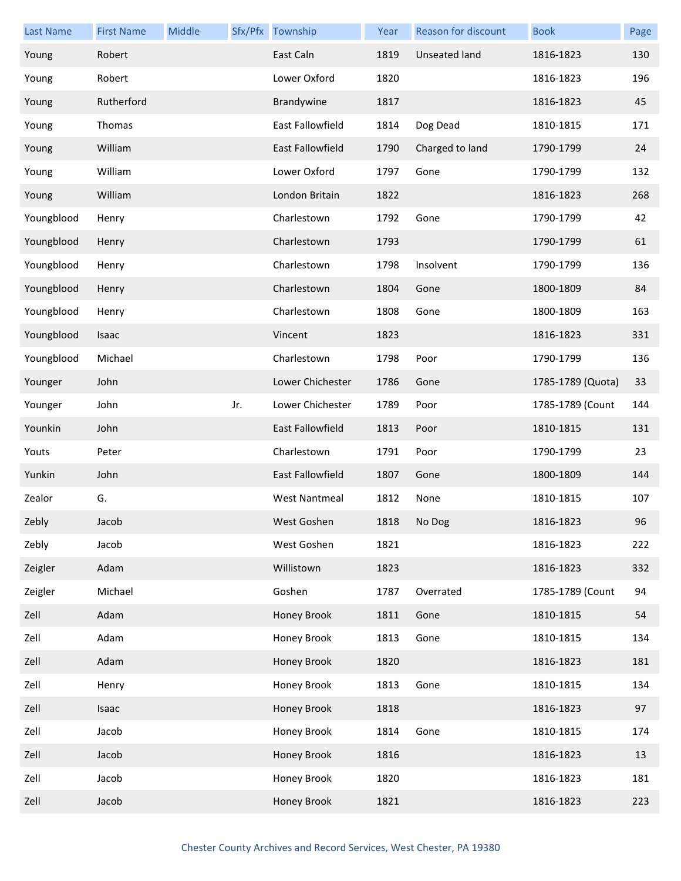| Last Name | First Name | Middle | Sfx/Pfx | Township | Year | Reason for discount | Book | Page |
|---|---|---|---|---|---|---|---|---|
| Young | Robert | | | East Caln | 1819 | Unseated land | 1816-1823 | 130 |
| Young | Robert | | | Lower Oxford | 1820 | | 1816-1823 | 196 |
| Young | Rutherford | | | Brandywine | 1817 | | 1816-1823 | 45 |
| Young | Thomas | | | East Fallowfield | 1814 | Dog Dead | 1810-1815 | 171 |
| Young | William | | | East Fallowfield | 1790 | Charged to land | 1790-1799 | 24 |
| Young | William | | | Lower Oxford | 1797 | Gone | 1790-1799 | 132 |
| Young | William | | | London Britain | 1822 | | 1816-1823 | 268 |
| Youngblood | Henry | | | Charlestown | 1792 | Gone | 1790-1799 | 42 |
| Youngblood | Henry | | | Charlestown | 1793 | | 1790-1799 | 61 |
| Youngblood | Henry | | | Charlestown | 1798 | Insolvent | 1790-1799 | 136 |
| Youngblood | Henry | | | Charlestown | 1804 | Gone | 1800-1809 | 84 |
| Youngblood | Henry | | | Charlestown | 1808 | Gone | 1800-1809 | 163 |
| Youngblood | Isaac | | | Vincent | 1823 | | 1816-1823 | 331 |
| Youngblood | Michael | | | Charlestown | 1798 | Poor | 1790-1799 | 136 |
| Younger | John | | | Lower Chichester | 1786 | Gone | 1785-1789 (Quota) | 33 |
| Younger | John | | Jr. | Lower Chichester | 1789 | Poor | 1785-1789 (Count | 144 |
| Younkin | John | | | East Fallowfield | 1813 | Poor | 1810-1815 | 131 |
| Youts | Peter | | | Charlestown | 1791 | Poor | 1790-1799 | 23 |
| Yunkin | John | | | East Fallowfield | 1807 | Gone | 1800-1809 | 144 |
| Zealor | G. | | | West Nantmeal | 1812 | None | 1810-1815 | 107 |
| Zebly | Jacob | | | West Goshen | 1818 | No Dog | 1816-1823 | 96 |
| Zebly | Jacob | | | West Goshen | 1821 | | 1816-1823 | 222 |
| Zeigler | Adam | | | Willistown | 1823 | | 1816-1823 | 332 |
| Zeigler | Michael | | | Goshen | 1787 | Overrated | 1785-1789 (Count | 94 |
| Zell | Adam | | | Honey Brook | 1811 | Gone | 1810-1815 | 54 |
| Zell | Adam | | | Honey Brook | 1813 | Gone | 1810-1815 | 134 |
| Zell | Adam | | | Honey Brook | 1820 | | 1816-1823 | 181 |
| Zell | Henry | | | Honey Brook | 1813 | Gone | 1810-1815 | 134 |
| Zell | Isaac | | | Honey Brook | 1818 | | 1816-1823 | 97 |
| Zell | Jacob | | | Honey Brook | 1814 | Gone | 1810-1815 | 174 |
| Zell | Jacob | | | Honey Brook | 1816 | | 1816-1823 | 13 |
| Zell | Jacob | | | Honey Brook | 1820 | | 1816-1823 | 181 |
| Zell | Jacob | | | Honey Brook | 1821 | | 1816-1823 | 223 |

Chester County Archives and Record Services, West Chester, PA 19380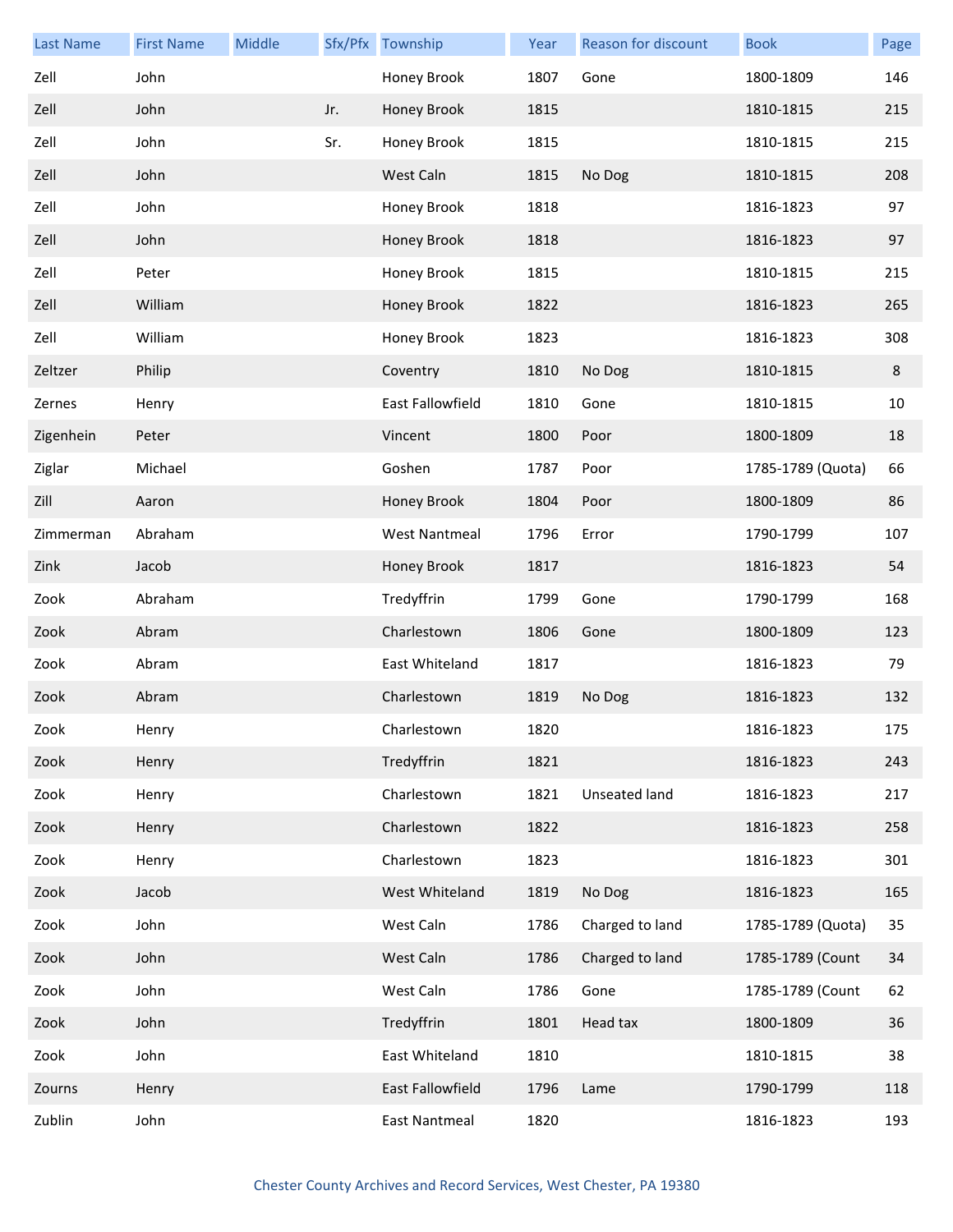| Last Name | First Name | Middle | Sfx/Pfx | Township | Year | Reason for discount | Book | Page |
|---|---|---|---|---|---|---|---|---|
| Zell | John | | | Honey Brook | 1807 | Gone | 1800-1809 | 146 |
| Zell | John | | Jr. | Honey Brook | 1815 | | 1810-1815 | 215 |
| Zell | John | | Sr. | Honey Brook | 1815 | | 1810-1815 | 215 |
| Zell | John | | | West Caln | 1815 | No Dog | 1810-1815 | 208 |
| Zell | John | | | Honey Brook | 1818 | | 1816-1823 | 97 |
| Zell | John | | | Honey Brook | 1818 | | 1816-1823 | 97 |
| Zell | Peter | | | Honey Brook | 1815 | | 1810-1815 | 215 |
| Zell | William | | | Honey Brook | 1822 | | 1816-1823 | 265 |
| Zell | William | | | Honey Brook | 1823 | | 1816-1823 | 308 |
| Zeltzer | Philip | | | Coventry | 1810 | No Dog | 1810-1815 | 8 |
| Zernes | Henry | | | East Fallowfield | 1810 | Gone | 1810-1815 | 10 |
| Zigenhein | Peter | | | Vincent | 1800 | Poor | 1800-1809 | 18 |
| Ziglar | Michael | | | Goshen | 1787 | Poor | 1785-1789 (Quota) | 66 |
| Zill | Aaron | | | Honey Brook | 1804 | Poor | 1800-1809 | 86 |
| Zimmerman | Abraham | | | West Nantmeal | 1796 | Error | 1790-1799 | 107 |
| Zink | Jacob | | | Honey Brook | 1817 | | 1816-1823 | 54 |
| Zook | Abraham | | | Tredyffrin | 1799 | Gone | 1790-1799 | 168 |
| Zook | Abram | | | Charlestown | 1806 | Gone | 1800-1809 | 123 |
| Zook | Abram | | | East Whiteland | 1817 | | 1816-1823 | 79 |
| Zook | Abram | | | Charlestown | 1819 | No Dog | 1816-1823 | 132 |
| Zook | Henry | | | Charlestown | 1820 | | 1816-1823 | 175 |
| Zook | Henry | | | Tredyffrin | 1821 | | 1816-1823 | 243 |
| Zook | Henry | | | Charlestown | 1821 | Unseated land | 1816-1823 | 217 |
| Zook | Henry | | | Charlestown | 1822 | | 1816-1823 | 258 |
| Zook | Henry | | | Charlestown | 1823 | | 1816-1823 | 301 |
| Zook | Jacob | | | West Whiteland | 1819 | No Dog | 1816-1823 | 165 |
| Zook | John | | | West Caln | 1786 | Charged to land | 1785-1789 (Quota) | 35 |
| Zook | John | | | West Caln | 1786 | Charged to land | 1785-1789 (Count | 34 |
| Zook | John | | | West Caln | 1786 | Gone | 1785-1789 (Count | 62 |
| Zook | John | | | Tredyffrin | 1801 | Head tax | 1800-1809 | 36 |
| Zook | John | | | East Whiteland | 1810 | | 1810-1815 | 38 |
| Zourns | Henry | | | East Fallowfield | 1796 | Lame | 1790-1799 | 118 |
| Zublin | John | | | East Nantmeal | 1820 | | 1816-1823 | 193 |

Chester County Archives and Record Services, West Chester, PA 19380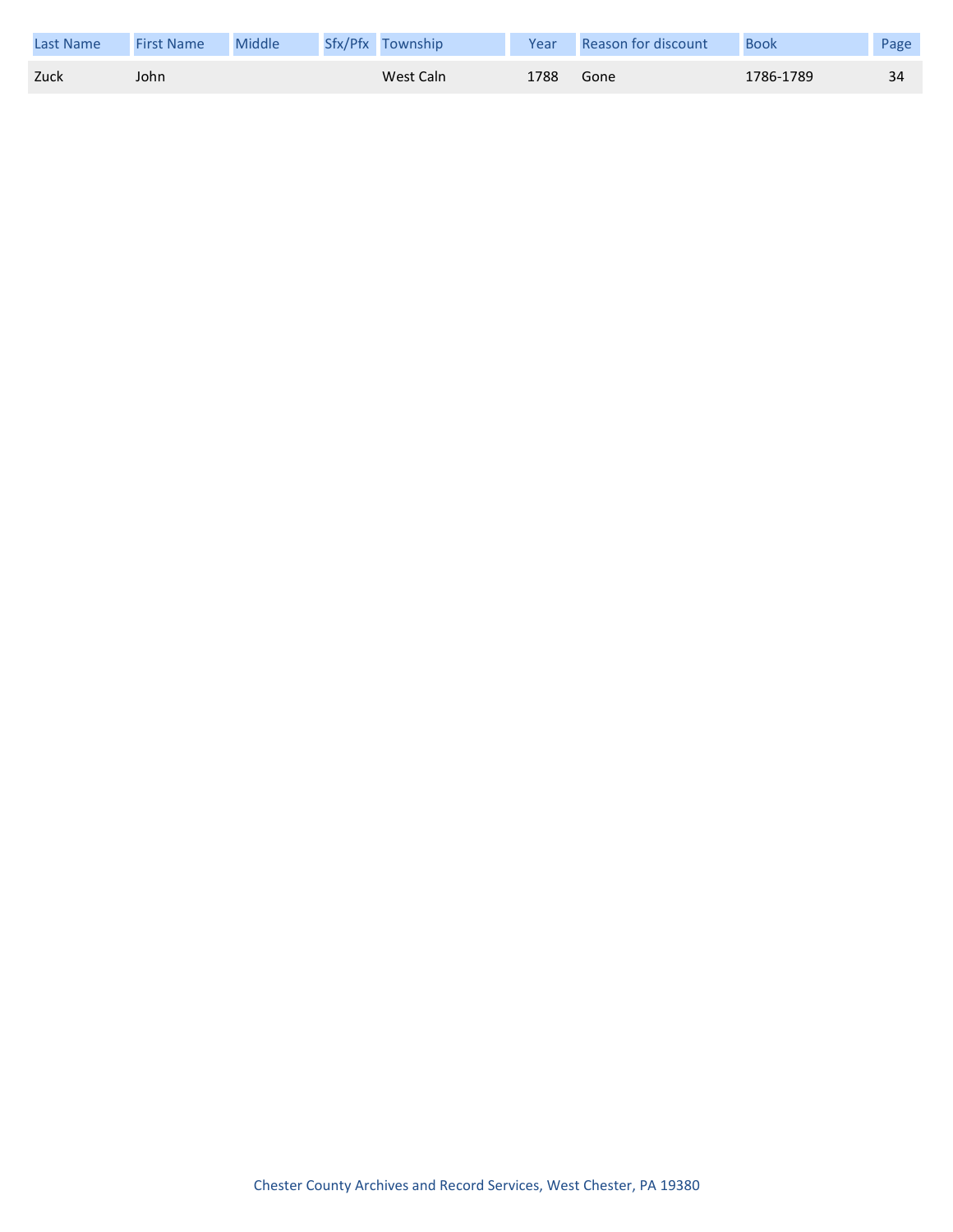| Last Name | First Name | Middle | Sfx/Pfx | Township | Year | Reason for discount | Book | Page |
|---|---|---|---|---|---|---|---|---|
| Zuck | John | | | West Caln | 1788 | Gone | 1786-1789 | 34 |

Chester County Archives and Record Services, West Chester, PA 19380